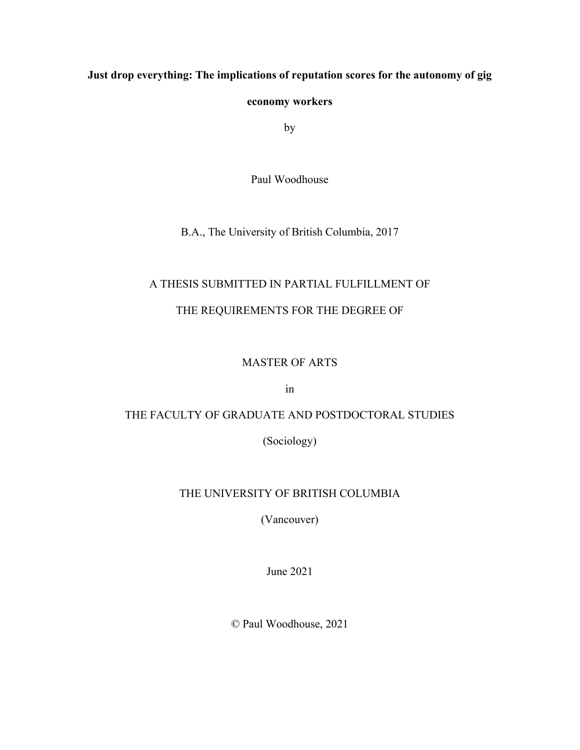**Just drop everything: The implications of reputation scores for the autonomy of gig economy workers**

by

Paul Woodhouse

B.A., The University of British Columbia, 2017

A THESIS SUBMITTED IN PARTIAL FULFILLMENT OF

THE REQUIREMENTS FOR THE DEGREE OF

MASTER OF ARTS

in

THE FACULTY OF GRADUATE AND POSTDOCTORAL STUDIES

(Sociology)

THE UNIVERSITY OF BRITISH COLUMBIA

(Vancouver)

June 2021

© Paul Woodhouse, 2021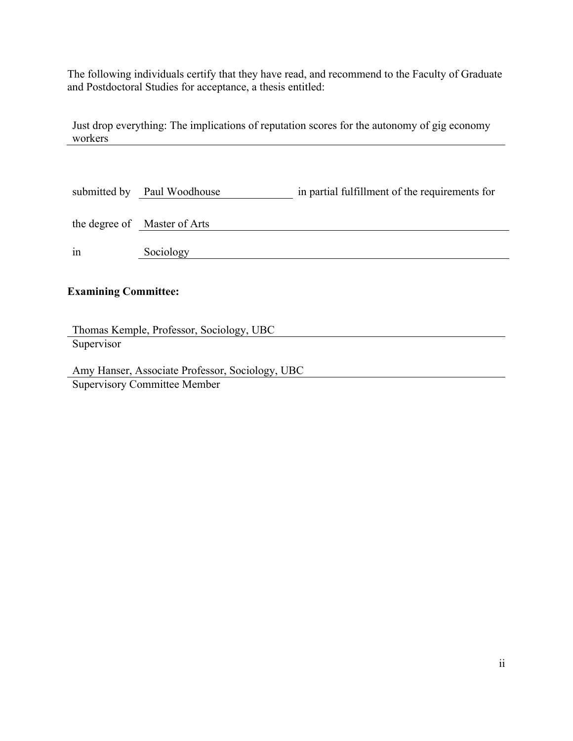The following individuals certify that they have read, and recommend to the Faculty of Graduate and Postdoctoral Studies for acceptance, a thesis entitled:

Just drop everything: The implications of reputation scores for the autonomy of gig economy workers

submitted by Paul Woodhouse in partial fulfillment of the requirements for

the degree of Master of Arts

in Sociology

**Examining Committee:**

Thomas Kemple, Professor, Sociology, UBC
Supervisor

Amy Hanser, Associate Professor, Sociology, UBC
Supervisory Committee Member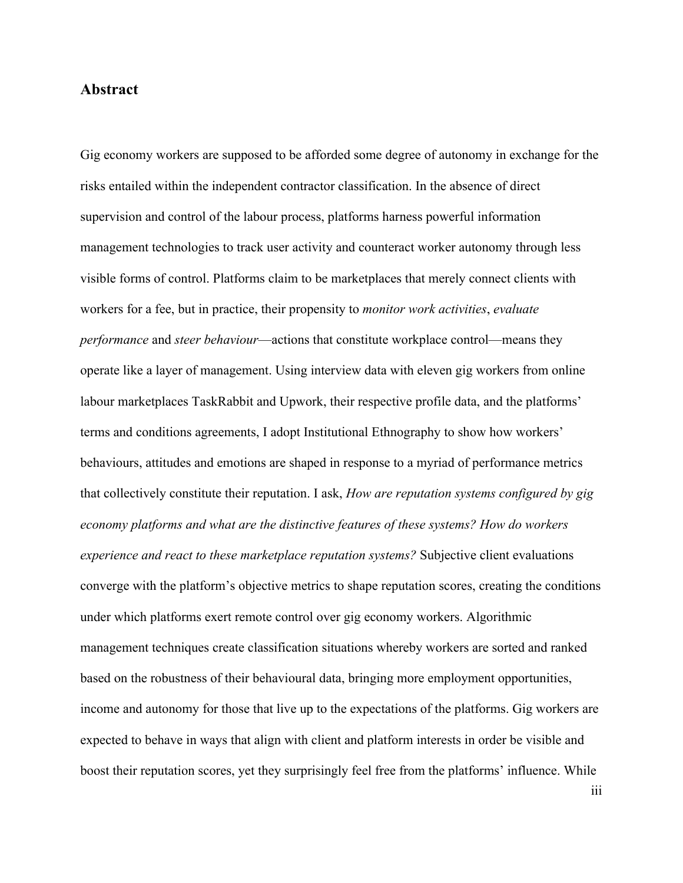## Abstract

Gig economy workers are supposed to be afforded some degree of autonomy in exchange for the risks entailed within the independent contractor classification. In the absence of direct supervision and control of the labour process, platforms harness powerful information management technologies to track user activity and counteract worker autonomy through less visible forms of control. Platforms claim to be marketplaces that merely connect clients with workers for a fee, but in practice, their propensity to *monitor work activities*, *evaluate performance* and *steer behaviour*—actions that constitute workplace control—means they operate like a layer of management. Using interview data with eleven gig workers from online labour marketplaces TaskRabbit and Upwork, their respective profile data, and the platforms' terms and conditions agreements, I adopt Institutional Ethnography to show how workers' behaviours, attitudes and emotions are shaped in response to a myriad of performance metrics that collectively constitute their reputation. I ask, *How are reputation systems configured by gig economy platforms and what are the distinctive features of these systems? How do workers experience and react to these marketplace reputation systems?* Subjective client evaluations converge with the platform's objective metrics to shape reputation scores, creating the conditions under which platforms exert remote control over gig economy workers. Algorithmic management techniques create classification situations whereby workers are sorted and ranked based on the robustness of their behavioural data, bringing more employment opportunities, income and autonomy for those that live up to the expectations of the platforms. Gig workers are expected to behave in ways that align with client and platform interests in order be visible and boost their reputation scores, yet they surprisingly feel free from the platforms' influence. While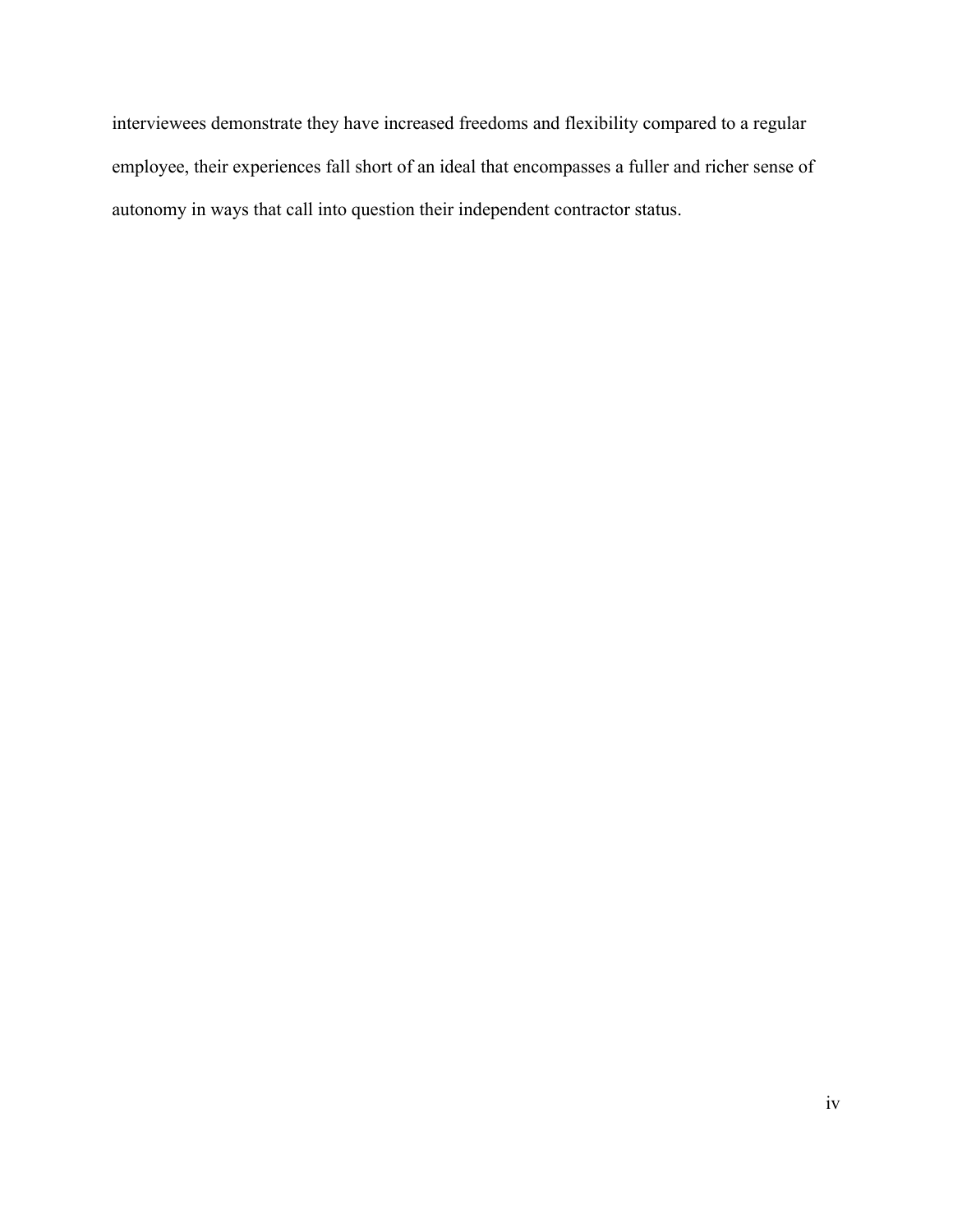interviewees demonstrate they have increased freedoms and flexibility compared to a regular employee, their experiences fall short of an ideal that encompasses a fuller and richer sense of autonomy in ways that call into question their independent contractor status.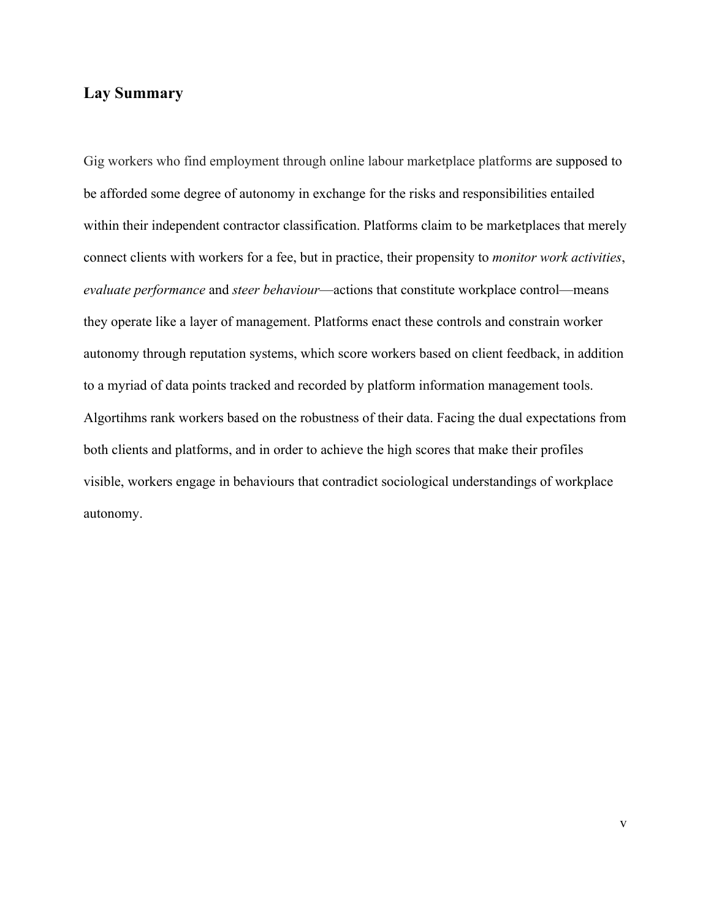## Lay Summary

Gig workers who find employment through online labour marketplace platforms are supposed to be afforded some degree of autonomy in exchange for the risks and responsibilities entailed within their independent contractor classification. Platforms claim to be marketplaces that merely connect clients with workers for a fee, but in practice, their propensity to *monitor work activities*, *evaluate performance* and *steer behaviour*—actions that constitute workplace control—means they operate like a layer of management. Platforms enact these controls and constrain worker autonomy through reputation systems, which score workers based on client feedback, in addition to a myriad of data points tracked and recorded by platform information management tools. Algortihms rank workers based on the robustness of their data. Facing the dual expectations from both clients and platforms, and in order to achieve the high scores that make their profiles visible, workers engage in behaviours that contradict sociological understandings of workplace autonomy.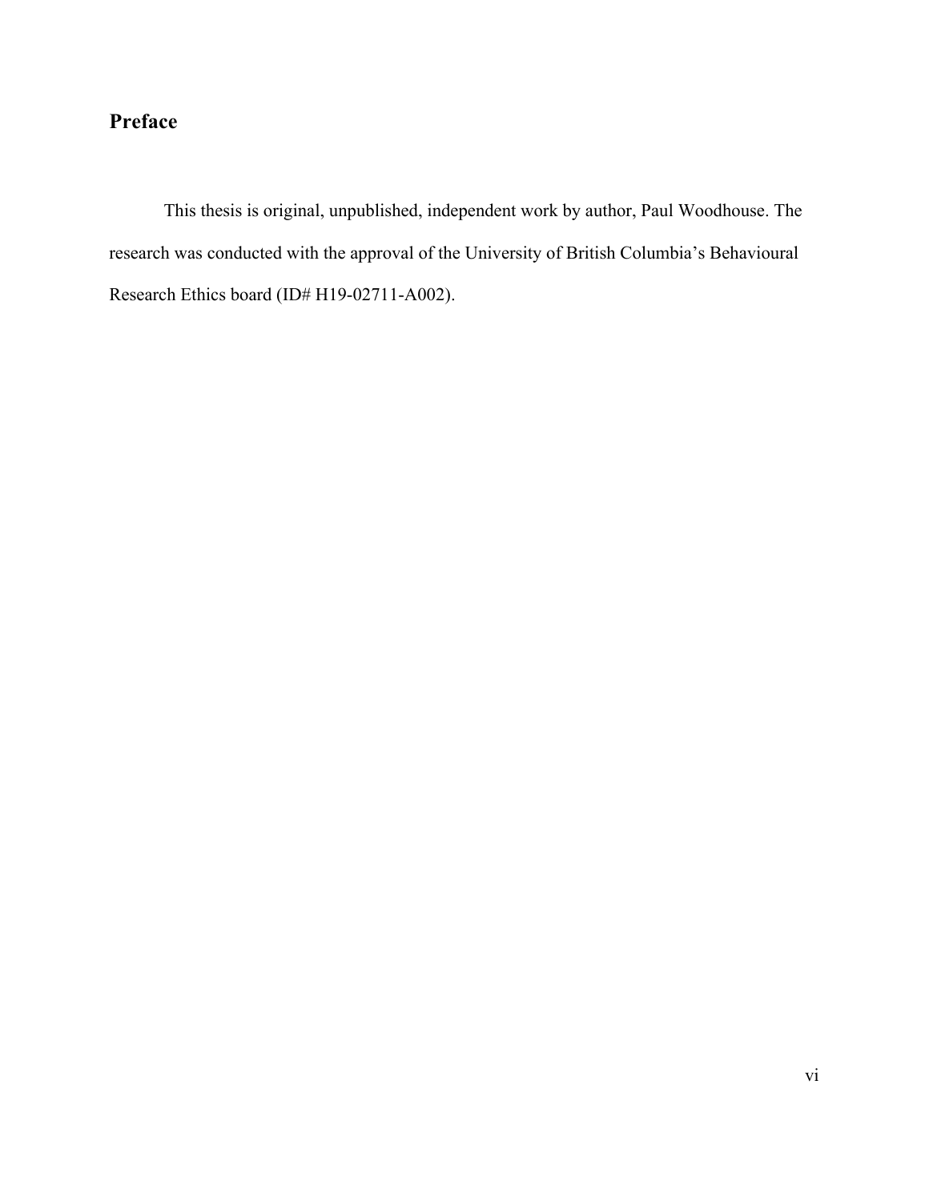## Preface

This thesis is original, unpublished, independent work by author, Paul Woodhouse. The research was conducted with the approval of the University of British Columbia's Behavioural Research Ethics board (ID# H19-02711-A002).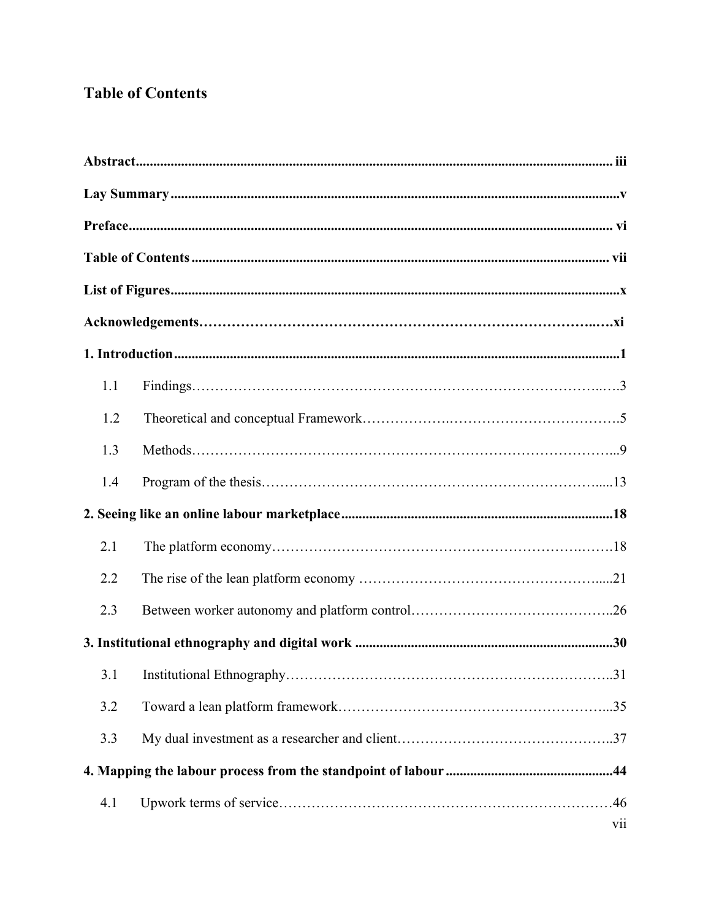# Table of Contents

**Abstract** ........................................................................................................................ iii

**Lay Summary** ......................................................................................................................v

**Preface** ......................................................................................................................... vi

**Table of Contents** ....................................................................................................... vii

**List of Figures** ..................................................................................................................x

**Acknowledgements** ………………………………………………………………………..…xi

**1. Introduction** .................................................................................................................1

1.1 Findings……………………………………………………………………………..….3

1.2 Theoretical and conceptual Framework……………….……………………………….5

1.3 Methods……………………………………………………………………………...9

1.4 Program of the thesis………………………………………………………………....13

**2. Seeing like an online labour marketplace** ..............................................................................18

2.1 The platform economy……………………………………………………….…….18

2.2 The rise of the lean platform economy …………………………………………….....21

2.3 Between worker autonomy and platform control……………………………………..26

**3. Institutional ethnography and digital work** ..........................................................................30

3.1 Institutional Ethnography…………………………………………………………..31

3.2 Toward a lean platform framework…………………………………………………...35

3.3 My dual investment as a researcher and client……………………………………….37

**4. Mapping the labour process from the standpoint of labour** .................................................44

4.1 Upwork terms of service………………………………………………………………46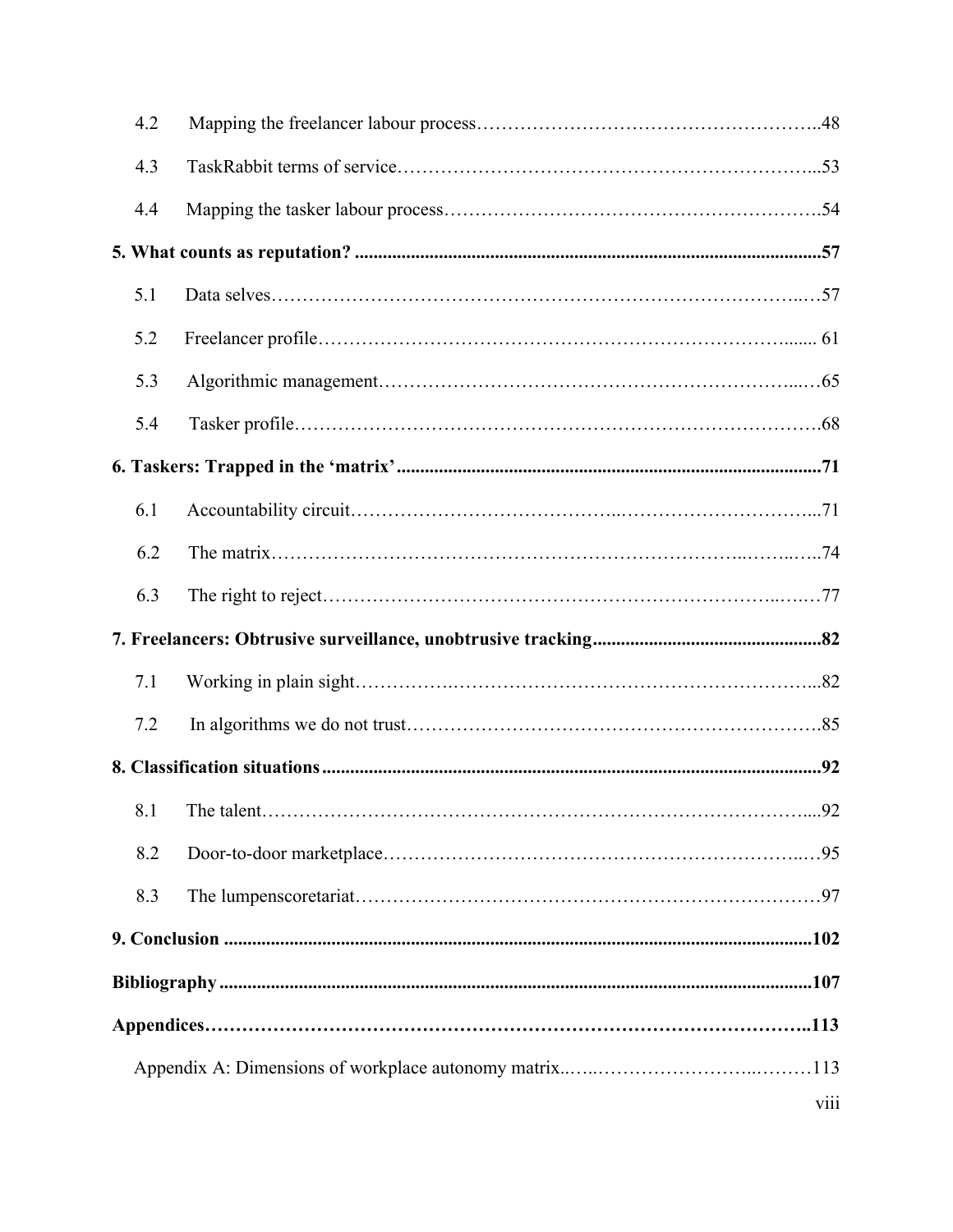4.2 Mapping the freelancer labour process……………………………………………..48

4.3 TaskRabbit terms of service………………………………………………………...53

4.4 Mapping the tasker labour process………………………………………………….54

**5. What counts as reputation? ..........................................................................................57**

5.1 Data selves……………………………………………………………………..…57

5.2 Freelancer profile…………………………………………………………........ 61

5.3 Algorithmic management…………………………………………………...…65

5.4 Tasker profile…………………………………………………………………….68

**6. Taskers: Trapped in the 'matrix' ..................................................................................71**

6.1 Accountability circuit…………………………………..…………………………...71

6.2 The matrix…………………………………………………………..……..…..74

6.3 The right to reject………………………………………………………….…..…77

**7. Freelancers: Obtrusive surveillance, unobtrusive tracking ........................................82**

7.1 Working in plain sight…………….……………………………………………...82

7.2 In algorithms we do not trust……………………………………………………….85

**8. Classification situations ..................................................................................................92**

8.1 The talent…………………………………………………………………………....92

8.2 Door-to-door marketplace……………………….…………………………..…95

8.3 The lumpenscoretariat…………………………………………………………………97

**9. Conclusion .....................................................................................................................102**

**Bibliography ......................................................................................................................107**

**Appendices……………………………………………………………………………..113**

Appendix A: Dimensions of workplace autonomy matrix..…..………………………..………113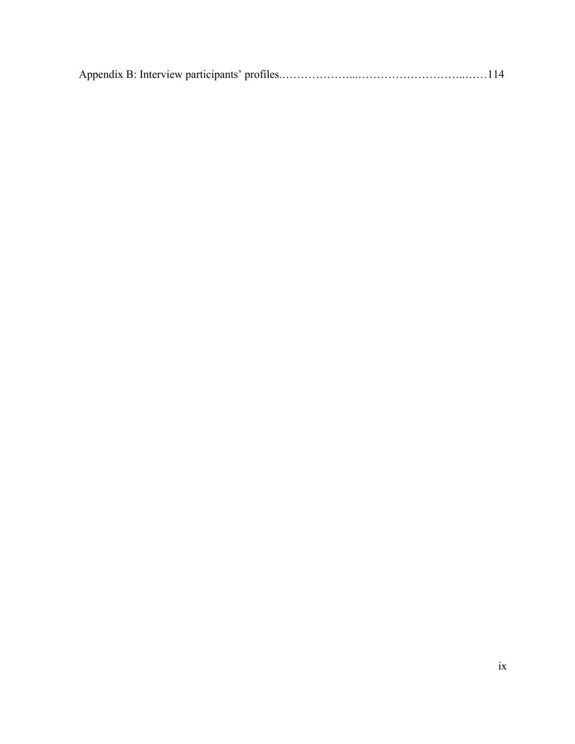Appendix B: Interview participants' profiles.………………...…………………………..……114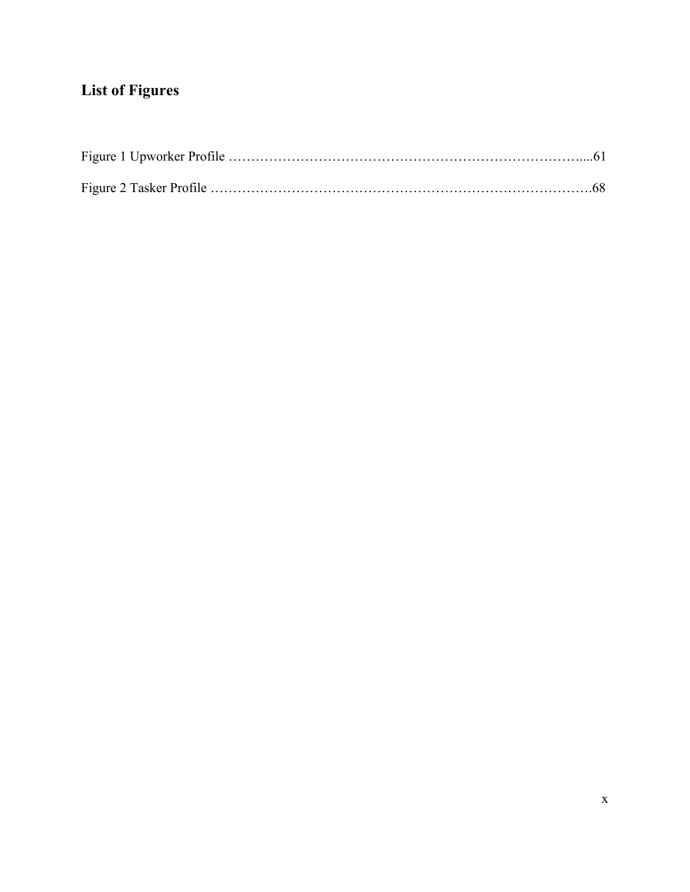## List of Figures

Figure 1 Upworker Profile ……………………………………………………………………....61

Figure 2 Tasker Profile ……………………………………………………………………….68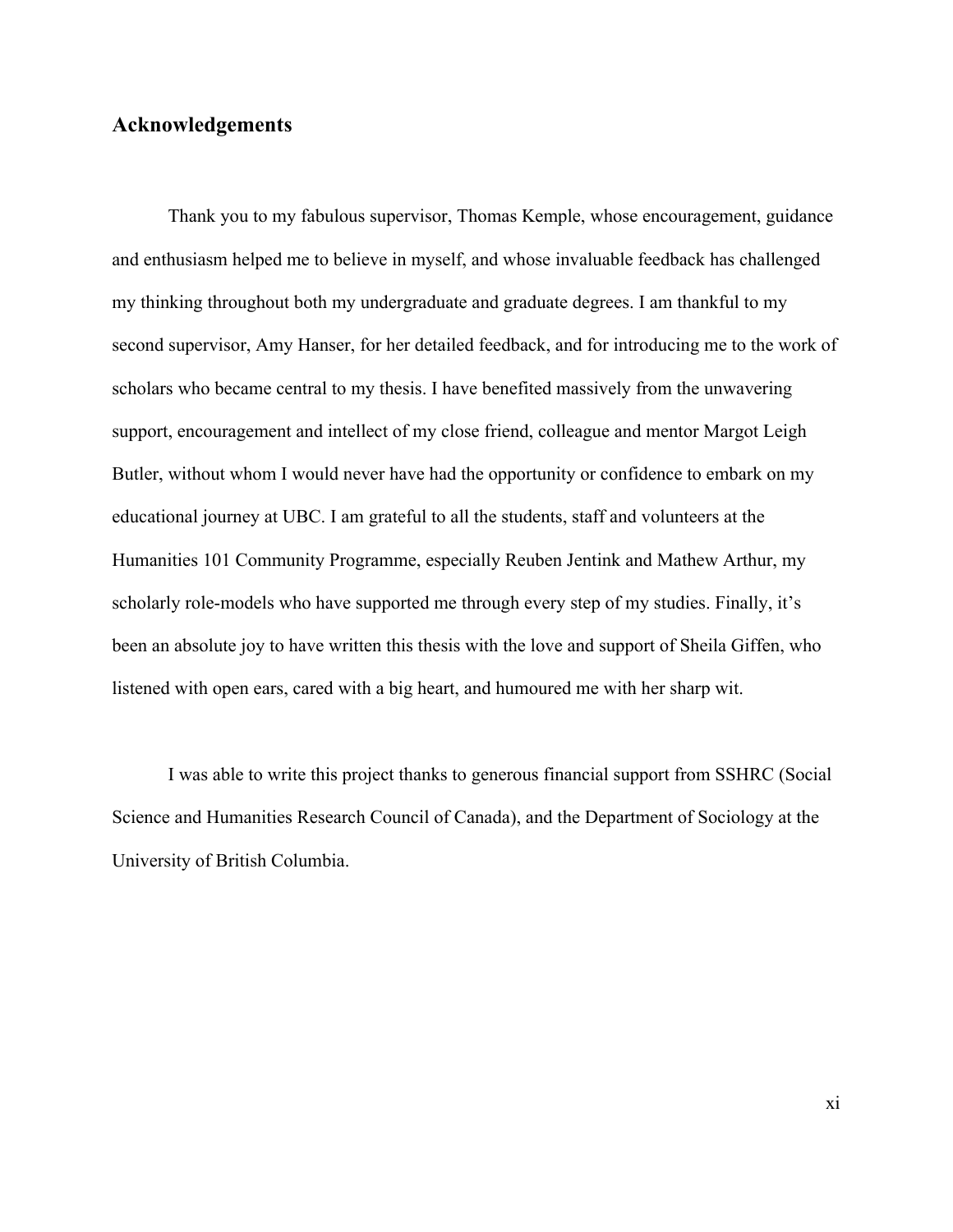## Acknowledgements

Thank you to my fabulous supervisor, Thomas Kemple, whose encouragement, guidance and enthusiasm helped me to believe in myself, and whose invaluable feedback has challenged my thinking throughout both my undergraduate and graduate degrees. I am thankful to my second supervisor, Amy Hanser, for her detailed feedback, and for introducing me to the work of scholars who became central to my thesis. I have benefited massively from the unwavering support, encouragement and intellect of my close friend, colleague and mentor Margot Leigh Butler, without whom I would never have had the opportunity or confidence to embark on my educational journey at UBC. I am grateful to all the students, staff and volunteers at the Humanities 101 Community Programme, especially Reuben Jentink and Mathew Arthur, my scholarly role-models who have supported me through every step of my studies. Finally, it's been an absolute joy to have written this thesis with the love and support of Sheila Giffen, who listened with open ears, cared with a big heart, and humoured me with her sharp wit.

I was able to write this project thanks to generous financial support from SSHRC (Social Science and Humanities Research Council of Canada), and the Department of Sociology at the University of British Columbia.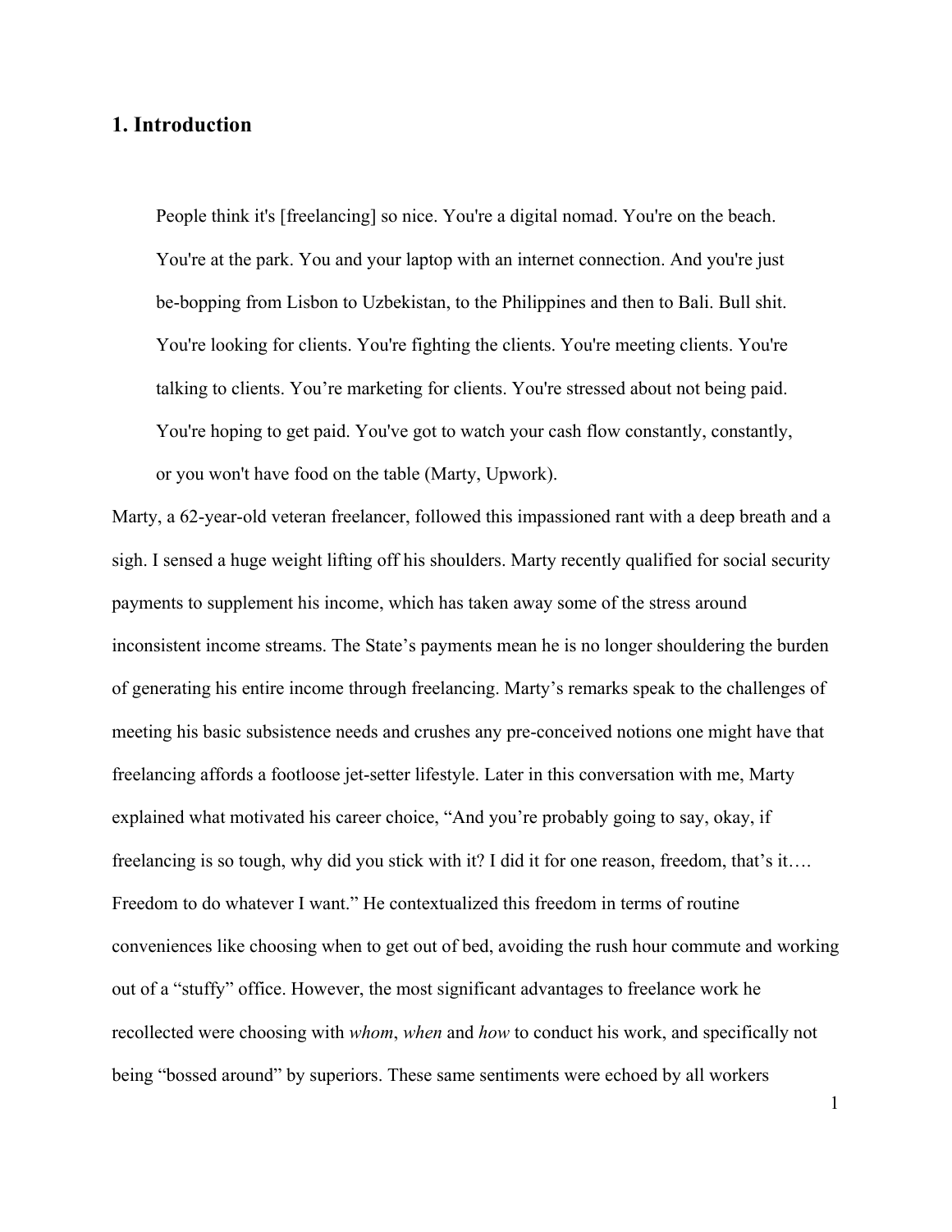## 1. Introduction

> People think it's [freelancing] so nice. You're a digital nomad. You're on the beach. You're at the park. You and your laptop with an internet connection. And you're just be-bopping from Lisbon to Uzbekistan, to the Philippines and then to Bali. Bull shit. You're looking for clients. You're fighting the clients. You're meeting clients. You're talking to clients. You're marketing for clients. You're stressed about not being paid. You're hoping to get paid. You've got to watch your cash flow constantly, constantly, or you won't have food on the table (Marty, Upwork).

Marty, a 62-year-old veteran freelancer, followed this impassioned rant with a deep breath and a sigh. I sensed a huge weight lifting off his shoulders. Marty recently qualified for social security payments to supplement his income, which has taken away some of the stress around inconsistent income streams. The State's payments mean he is no longer shouldering the burden of generating his entire income through freelancing. Marty's remarks speak to the challenges of meeting his basic subsistence needs and crushes any pre-conceived notions one might have that freelancing affords a footloose jet-setter lifestyle. Later in this conversation with me, Marty explained what motivated his career choice, "And you're probably going to say, okay, if freelancing is so tough, why did you stick with it? I did it for one reason, freedom, that's it…. Freedom to do whatever I want." He contextualized this freedom in terms of routine conveniences like choosing when to get out of bed, avoiding the rush hour commute and working out of a "stuffy" office. However, the most significant advantages to freelance work he recollected were choosing with *whom*, *when* and *how* to conduct his work, and specifically not being "bossed around" by superiors. These same sentiments were echoed by all workers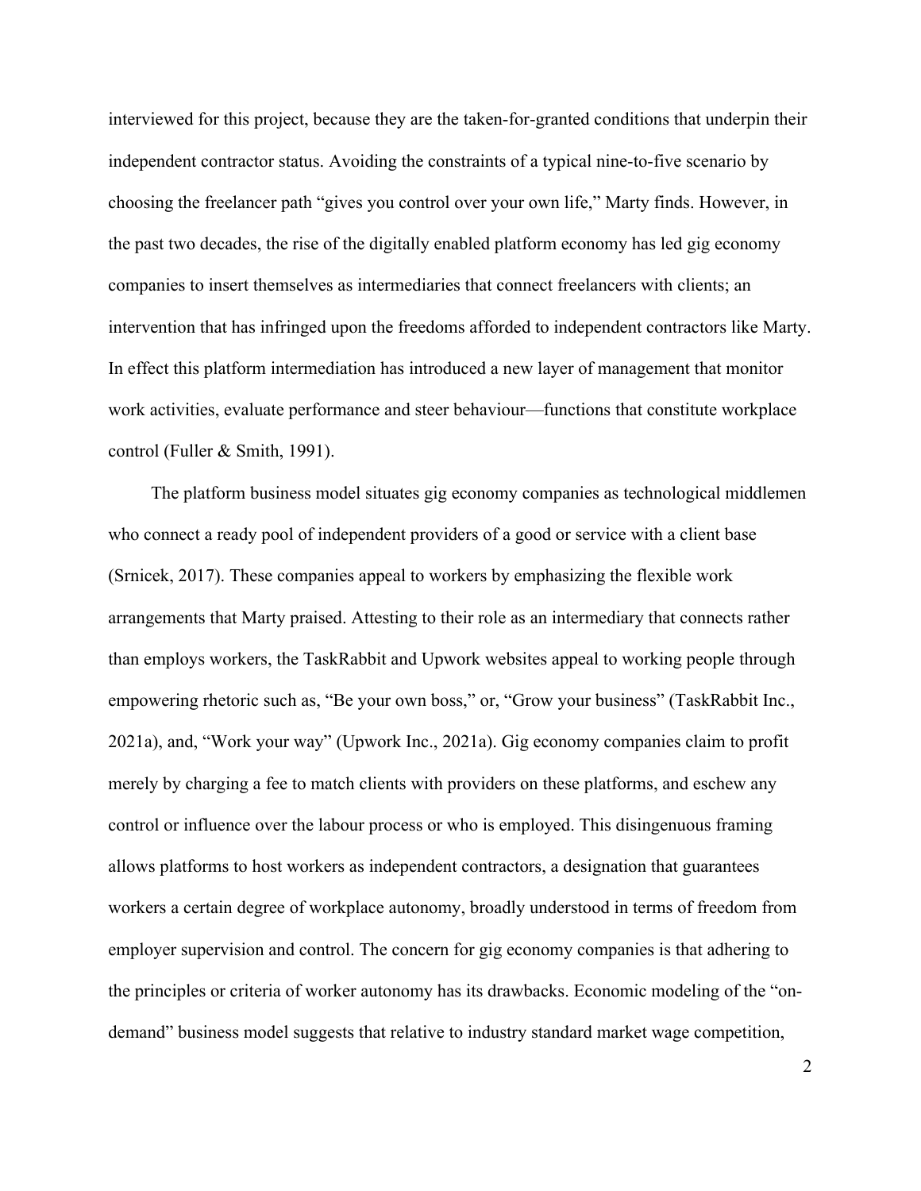interviewed for this project, because they are the taken-for-granted conditions that underpin their independent contractor status. Avoiding the constraints of a typical nine-to-five scenario by choosing the freelancer path "gives you control over your own life," Marty finds. However, in the past two decades, the rise of the digitally enabled platform economy has led gig economy companies to insert themselves as intermediaries that connect freelancers with clients; an intervention that has infringed upon the freedoms afforded to independent contractors like Marty. In effect this platform intermediation has introduced a new layer of management that monitor work activities, evaluate performance and steer behaviour—functions that constitute workplace control (Fuller & Smith, 1991).

The platform business model situates gig economy companies as technological middlemen who connect a ready pool of independent providers of a good or service with a client base (Srnicek, 2017). These companies appeal to workers by emphasizing the flexible work arrangements that Marty praised. Attesting to their role as an intermediary that connects rather than employs workers, the TaskRabbit and Upwork websites appeal to working people through empowering rhetoric such as, "Be your own boss," or, "Grow your business" (TaskRabbit Inc., 2021a), and, "Work your way" (Upwork Inc., 2021a). Gig economy companies claim to profit merely by charging a fee to match clients with providers on these platforms, and eschew any control or influence over the labour process or who is employed. This disingenuous framing allows platforms to host workers as independent contractors, a designation that guarantees workers a certain degree of workplace autonomy, broadly understood in terms of freedom from employer supervision and control. The concern for gig economy companies is that adhering to the principles or criteria of worker autonomy has its drawbacks. Economic modeling of the "on-demand" business model suggests that relative to industry standard market wage competition,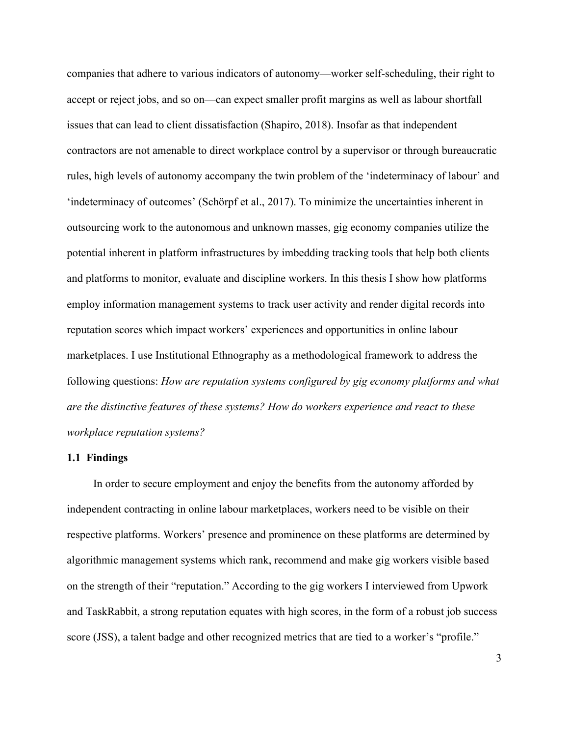companies that adhere to various indicators of autonomy—worker self-scheduling, their right to accept or reject jobs, and so on—can expect smaller profit margins as well as labour shortfall issues that can lead to client dissatisfaction (Shapiro, 2018). Insofar as that independent contractors are not amenable to direct workplace control by a supervisor or through bureaucratic rules, high levels of autonomy accompany the twin problem of the 'indeterminacy of labour' and 'indeterminacy of outcomes' (Schörpf et al., 2017). To minimize the uncertainties inherent in outsourcing work to the autonomous and unknown masses, gig economy companies utilize the potential inherent in platform infrastructures by imbedding tracking tools that help both clients and platforms to monitor, evaluate and discipline workers. In this thesis I show how platforms employ information management systems to track user activity and render digital records into reputation scores which impact workers' experiences and opportunities in online labour marketplaces. I use Institutional Ethnography as a methodological framework to address the following questions: *How are reputation systems configured by gig economy platforms and what are the distinctive features of these systems? How do workers experience and react to these workplace reputation systems?*

### 1.1 Findings

In order to secure employment and enjoy the benefits from the autonomy afforded by independent contracting in online labour marketplaces, workers need to be visible on their respective platforms. Workers' presence and prominence on these platforms are determined by algorithmic management systems which rank, recommend and make gig workers visible based on the strength of their "reputation." According to the gig workers I interviewed from Upwork and TaskRabbit, a strong reputation equates with high scores, in the form of a robust job success score (JSS), a talent badge and other recognized metrics that are tied to a worker's "profile."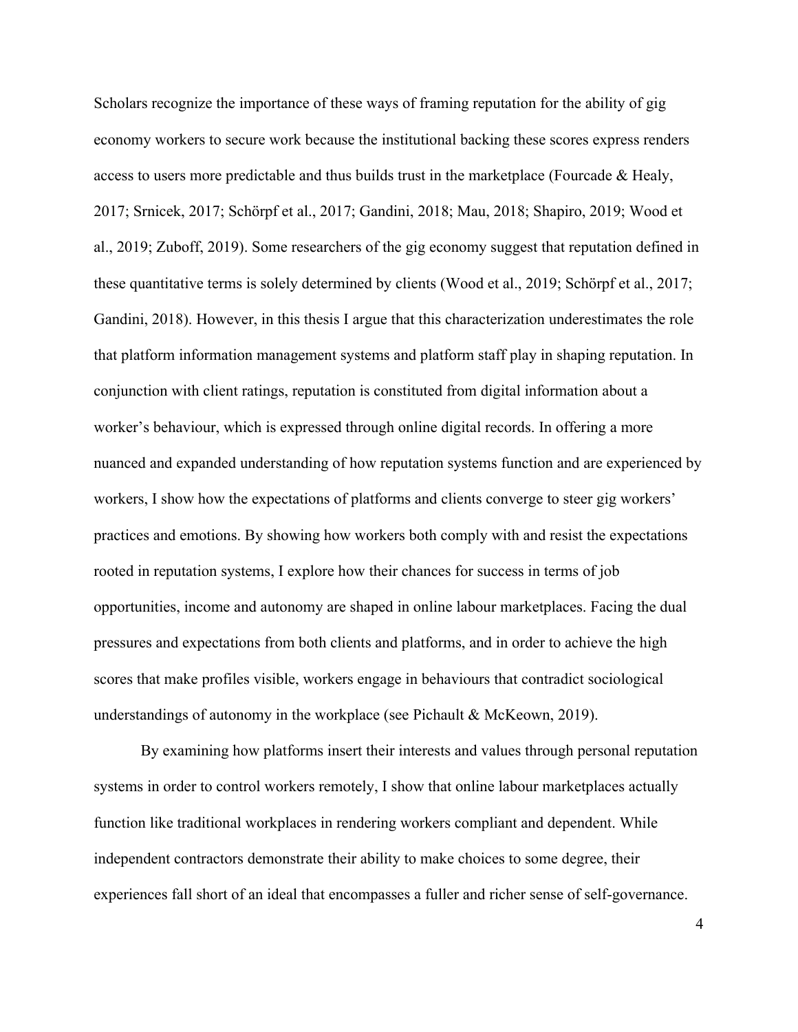Scholars recognize the importance of these ways of framing reputation for the ability of gig economy workers to secure work because the institutional backing these scores express renders access to users more predictable and thus builds trust in the marketplace (Fourcade & Healy, 2017; Srnicek, 2017; Schörpf et al., 2017; Gandini, 2018; Mau, 2018; Shapiro, 2019; Wood et al., 2019; Zuboff, 2019). Some researchers of the gig economy suggest that reputation defined in these quantitative terms is solely determined by clients (Wood et al., 2019; Schörpf et al., 2017; Gandini, 2018). However, in this thesis I argue that this characterization underestimates the role that platform information management systems and platform staff play in shaping reputation. In conjunction with client ratings, reputation is constituted from digital information about a worker's behaviour, which is expressed through online digital records. In offering a more nuanced and expanded understanding of how reputation systems function and are experienced by workers, I show how the expectations of platforms and clients converge to steer gig workers' practices and emotions. By showing how workers both comply with and resist the expectations rooted in reputation systems, I explore how their chances for success in terms of job opportunities, income and autonomy are shaped in online labour marketplaces. Facing the dual pressures and expectations from both clients and platforms, and in order to achieve the high scores that make profiles visible, workers engage in behaviours that contradict sociological understandings of autonomy in the workplace (see Pichault & McKeown, 2019).

By examining how platforms insert their interests and values through personal reputation systems in order to control workers remotely, I show that online labour marketplaces actually function like traditional workplaces in rendering workers compliant and dependent. While independent contractors demonstrate their ability to make choices to some degree, their experiences fall short of an ideal that encompasses a fuller and richer sense of self-governance.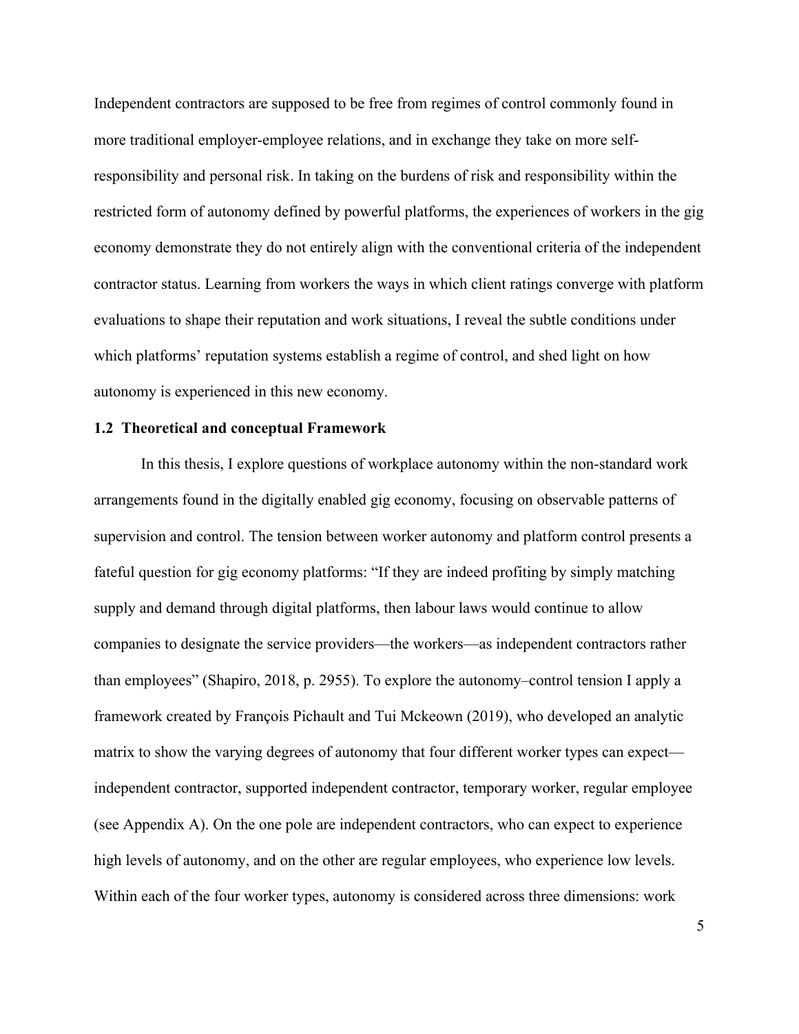Independent contractors are supposed to be free from regimes of control commonly found in more traditional employer-employee relations, and in exchange they take on more self-responsibility and personal risk. In taking on the burdens of risk and responsibility within the restricted form of autonomy defined by powerful platforms, the experiences of workers in the gig economy demonstrate they do not entirely align with the conventional criteria of the independent contractor status. Learning from workers the ways in which client ratings converge with platform evaluations to shape their reputation and work situations, I reveal the subtle conditions under which platforms' reputation systems establish a regime of control, and shed light on how autonomy is experienced in this new economy.

### 1.2 Theoretical and conceptual Framework

In this thesis, I explore questions of workplace autonomy within the non-standard work arrangements found in the digitally enabled gig economy, focusing on observable patterns of supervision and control. The tension between worker autonomy and platform control presents a fateful question for gig economy platforms: "If they are indeed profiting by simply matching supply and demand through digital platforms, then labour laws would continue to allow companies to designate the service providers—the workers—as independent contractors rather than employees" (Shapiro, 2018, p. 2955). To explore the autonomy–control tension I apply a framework created by François Pichault and Tui Mckeown (2019), who developed an analytic matrix to show the varying degrees of autonomy that four different worker types can expect—independent contractor, supported independent contractor, temporary worker, regular employee (see Appendix A). On the one pole are independent contractors, who can expect to experience high levels of autonomy, and on the other are regular employees, who experience low levels. Within each of the four worker types, autonomy is considered across three dimensions: work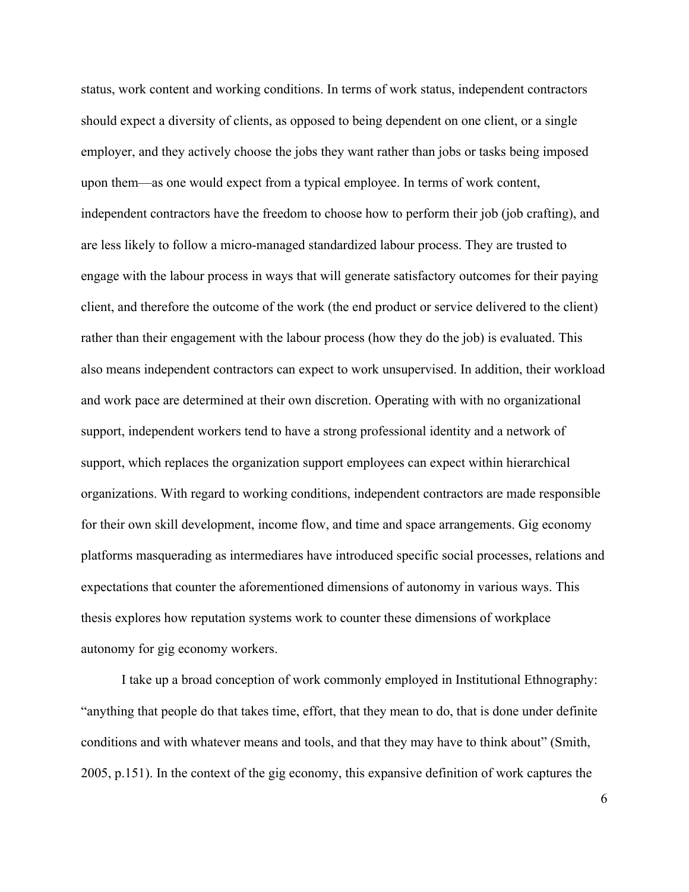status, work content and working conditions. In terms of work status, independent contractors should expect a diversity of clients, as opposed to being dependent on one client, or a single employer, and they actively choose the jobs they want rather than jobs or tasks being imposed upon them—as one would expect from a typical employee. In terms of work content, independent contractors have the freedom to choose how to perform their job (job crafting), and are less likely to follow a micro-managed standardized labour process. They are trusted to engage with the labour process in ways that will generate satisfactory outcomes for their paying client, and therefore the outcome of the work (the end product or service delivered to the client) rather than their engagement with the labour process (how they do the job) is evaluated. This also means independent contractors can expect to work unsupervised. In addition, their workload and work pace are determined at their own discretion. Operating with with no organizational support, independent workers tend to have a strong professional identity and a network of support, which replaces the organization support employees can expect within hierarchical organizations. With regard to working conditions, independent contractors are made responsible for their own skill development, income flow, and time and space arrangements. Gig economy platforms masquerading as intermediares have introduced specific social processes, relations and expectations that counter the aforementioned dimensions of autonomy in various ways. This thesis explores how reputation systems work to counter these dimensions of workplace autonomy for gig economy workers.

I take up a broad conception of work commonly employed in Institutional Ethnography: "anything that people do that takes time, effort, that they mean to do, that is done under definite conditions and with whatever means and tools, and that they may have to think about" (Smith, 2005, p.151). In the context of the gig economy, this expansive definition of work captures the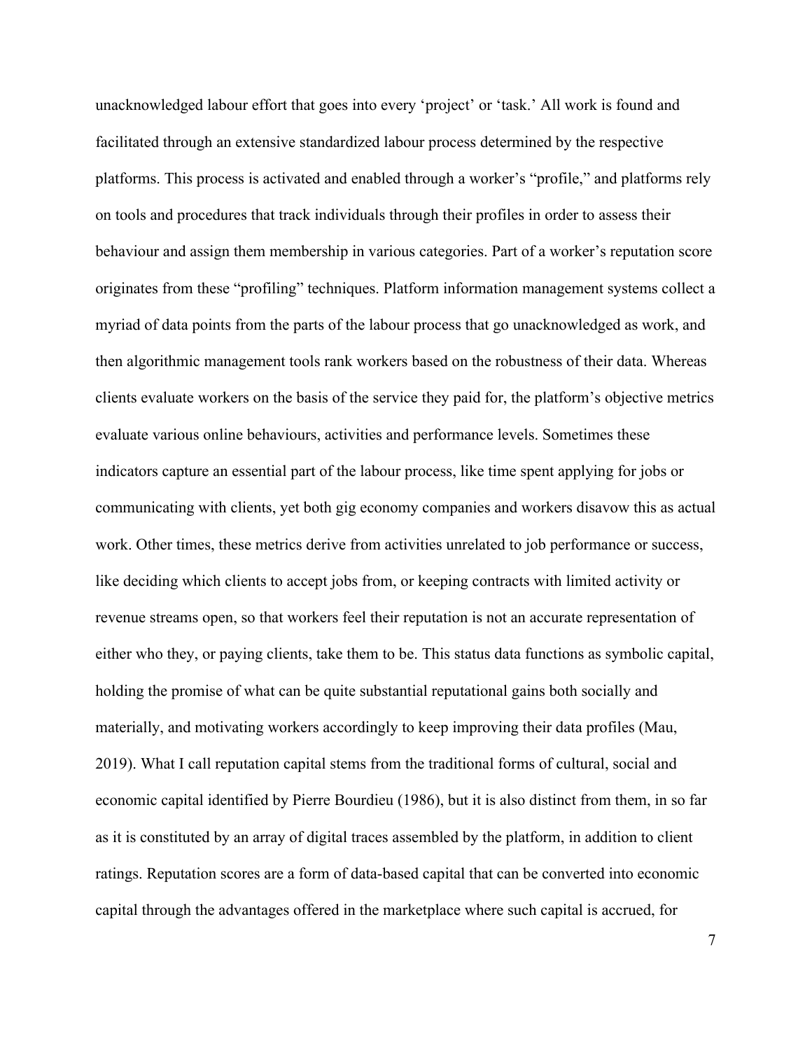unacknowledged labour effort that goes into every 'project' or 'task.' All work is found and facilitated through an extensive standardized labour process determined by the respective platforms. This process is activated and enabled through a worker's "profile," and platforms rely on tools and procedures that track individuals through their profiles in order to assess their behaviour and assign them membership in various categories. Part of a worker's reputation score originates from these "profiling" techniques. Platform information management systems collect a myriad of data points from the parts of the labour process that go unacknowledged as work, and then algorithmic management tools rank workers based on the robustness of their data. Whereas clients evaluate workers on the basis of the service they paid for, the platform's objective metrics evaluate various online behaviours, activities and performance levels. Sometimes these indicators capture an essential part of the labour process, like time spent applying for jobs or communicating with clients, yet both gig economy companies and workers disavow this as actual work. Other times, these metrics derive from activities unrelated to job performance or success, like deciding which clients to accept jobs from, or keeping contracts with limited activity or revenue streams open, so that workers feel their reputation is not an accurate representation of either who they, or paying clients, take them to be. This status data functions as symbolic capital, holding the promise of what can be quite substantial reputational gains both socially and materially, and motivating workers accordingly to keep improving their data profiles (Mau, 2019). What I call reputation capital stems from the traditional forms of cultural, social and economic capital identified by Pierre Bourdieu (1986), but it is also distinct from them, in so far as it is constituted by an array of digital traces assembled by the platform, in addition to client ratings. Reputation scores are a form of data-based capital that can be converted into economic capital through the advantages offered in the marketplace where such capital is accrued, for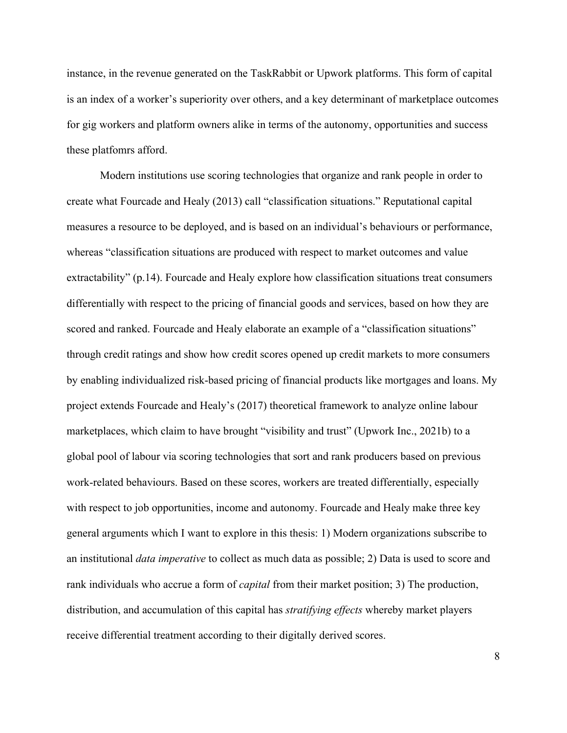instance, in the revenue generated on the TaskRabbit or Upwork platforms. This form of capital is an index of a worker's superiority over others, and a key determinant of marketplace outcomes for gig workers and platform owners alike in terms of the autonomy, opportunities and success these platfomrs afford.

Modern institutions use scoring technologies that organize and rank people in order to create what Fourcade and Healy (2013) call "classification situations." Reputational capital measures a resource to be deployed, and is based on an individual's behaviours or performance, whereas "classification situations are produced with respect to market outcomes and value extractability" (p.14). Fourcade and Healy explore how classification situations treat consumers differentially with respect to the pricing of financial goods and services, based on how they are scored and ranked. Fourcade and Healy elaborate an example of a "classification situations" through credit ratings and show how credit scores opened up credit markets to more consumers by enabling individualized risk-based pricing of financial products like mortgages and loans. My project extends Fourcade and Healy's (2017) theoretical framework to analyze online labour marketplaces, which claim to have brought "visibility and trust" (Upwork Inc., 2021b) to a global pool of labour via scoring technologies that sort and rank producers based on previous work-related behaviours. Based on these scores, workers are treated differentially, especially with respect to job opportunities, income and autonomy. Fourcade and Healy make three key general arguments which I want to explore in this thesis: 1) Modern organizations subscribe to an institutional *data imperative* to collect as much data as possible; 2) Data is used to score and rank individuals who accrue a form of *capital* from their market position; 3) The production, distribution, and accumulation of this capital has *stratifying effects* whereby market players receive differential treatment according to their digitally derived scores.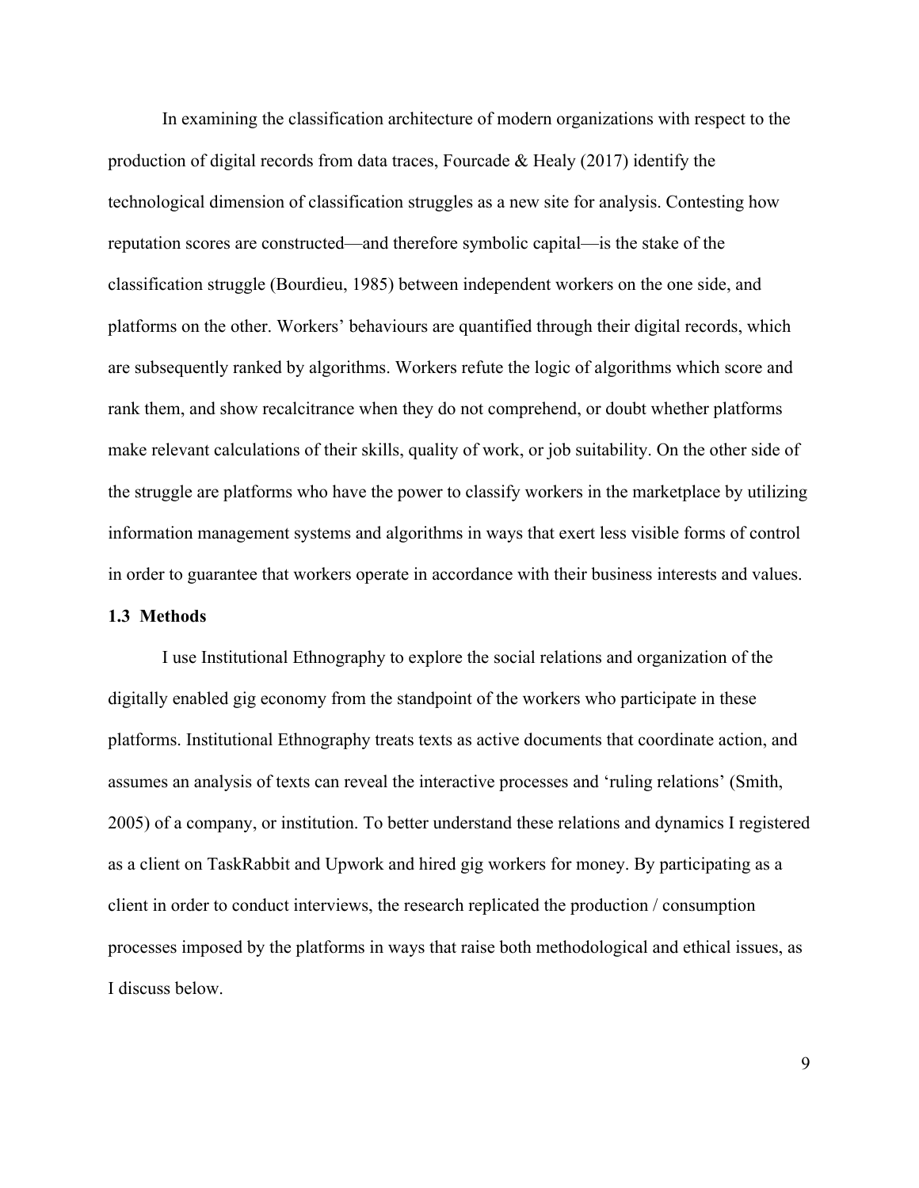In examining the classification architecture of modern organizations with respect to the production of digital records from data traces, Fourcade & Healy (2017) identify the technological dimension of classification struggles as a new site for analysis. Contesting how reputation scores are constructed—and therefore symbolic capital—is the stake of the classification struggle (Bourdieu, 1985) between independent workers on the one side, and platforms on the other. Workers' behaviours are quantified through their digital records, which are subsequently ranked by algorithms. Workers refute the logic of algorithms which score and rank them, and show recalcitrance when they do not comprehend, or doubt whether platforms make relevant calculations of their skills, quality of work, or job suitability. On the other side of the struggle are platforms who have the power to classify workers in the marketplace by utilizing information management systems and algorithms in ways that exert less visible forms of control in order to guarantee that workers operate in accordance with their business interests and values.

### 1.3 Methods

I use Institutional Ethnography to explore the social relations and organization of the digitally enabled gig economy from the standpoint of the workers who participate in these platforms. Institutional Ethnography treats texts as active documents that coordinate action, and assumes an analysis of texts can reveal the interactive processes and 'ruling relations' (Smith, 2005) of a company, or institution. To better understand these relations and dynamics I registered as a client on TaskRabbit and Upwork and hired gig workers for money. By participating as a client in order to conduct interviews, the research replicated the production / consumption processes imposed by the platforms in ways that raise both methodological and ethical issues, as I discuss below.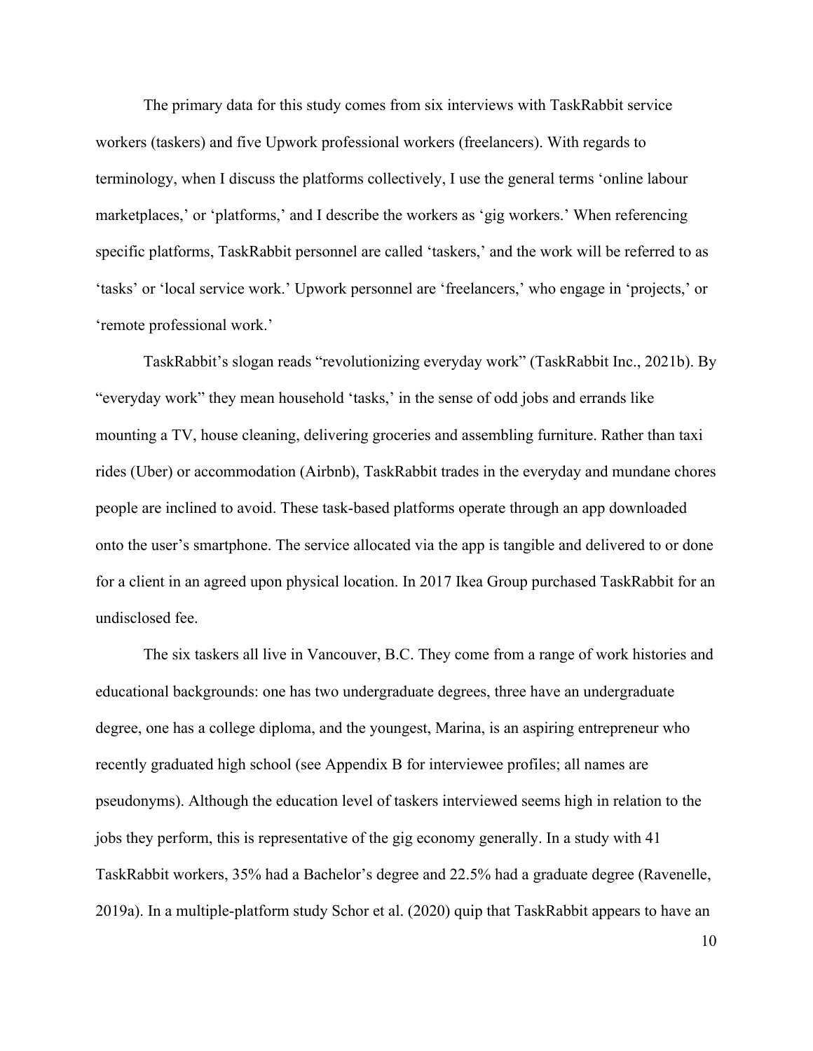The primary data for this study comes from six interviews with TaskRabbit service workers (taskers) and five Upwork professional workers (freelancers). With regards to terminology, when I discuss the platforms collectively, I use the general terms 'online labour marketplaces,' or 'platforms,' and I describe the workers as 'gig workers.' When referencing specific platforms, TaskRabbit personnel are called 'taskers,' and the work will be referred to as 'tasks' or 'local service work.' Upwork personnel are 'freelancers,' who engage in 'projects,' or 'remote professional work.'

TaskRabbit's slogan reads "revolutionizing everyday work" (TaskRabbit Inc., 2021b). By "everyday work" they mean household 'tasks,' in the sense of odd jobs and errands like mounting a TV, house cleaning, delivering groceries and assembling furniture. Rather than taxi rides (Uber) or accommodation (Airbnb), TaskRabbit trades in the everyday and mundane chores people are inclined to avoid. These task-based platforms operate through an app downloaded onto the user's smartphone. The service allocated via the app is tangible and delivered to or done for a client in an agreed upon physical location. In 2017 Ikea Group purchased TaskRabbit for an undisclosed fee.

The six taskers all live in Vancouver, B.C. They come from a range of work histories and educational backgrounds: one has two undergraduate degrees, three have an undergraduate degree, one has a college diploma, and the youngest, Marina, is an aspiring entrepreneur who recently graduated high school (see Appendix B for interviewee profiles; all names are pseudonyms). Although the education level of taskers interviewed seems high in relation to the jobs they perform, this is representative of the gig economy generally. In a study with 41 TaskRabbit workers, 35% had a Bachelor's degree and 22.5% had a graduate degree (Ravenelle, 2019a). In a multiple-platform study Schor et al. (2020) quip that TaskRabbit appears to have an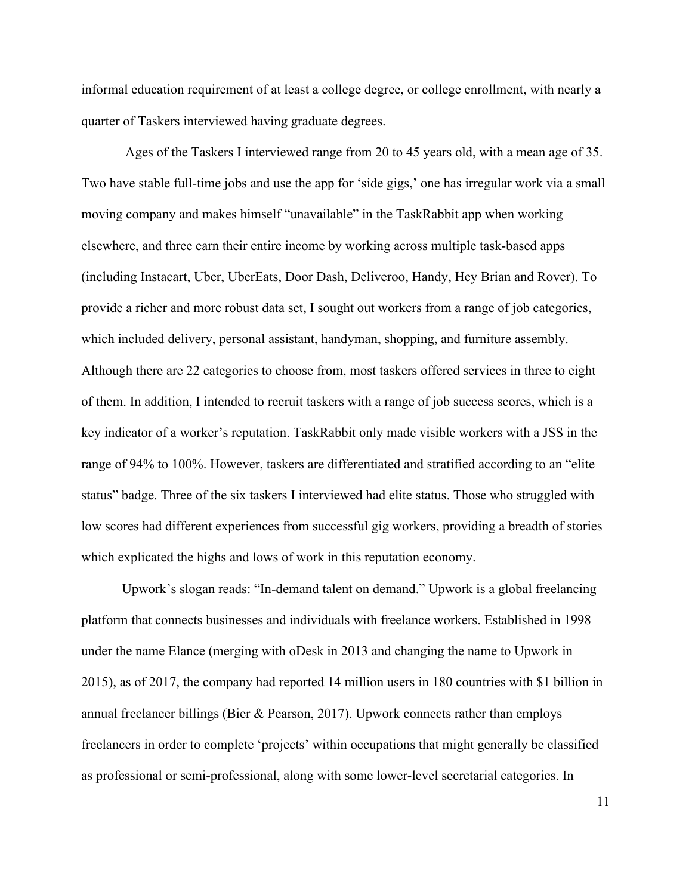informal education requirement of at least a college degree, or college enrollment, with nearly a quarter of Taskers interviewed having graduate degrees.

Ages of the Taskers I interviewed range from 20 to 45 years old, with a mean age of 35. Two have stable full-time jobs and use the app for 'side gigs,' one has irregular work via a small moving company and makes himself "unavailable" in the TaskRabbit app when working elsewhere, and three earn their entire income by working across multiple task-based apps (including Instacart, Uber, UberEats, Door Dash, Deliveroo, Handy, Hey Brian and Rover). To provide a richer and more robust data set, I sought out workers from a range of job categories, which included delivery, personal assistant, handyman, shopping, and furniture assembly. Although there are 22 categories to choose from, most taskers offered services in three to eight of them. In addition, I intended to recruit taskers with a range of job success scores, which is a key indicator of a worker's reputation. TaskRabbit only made visible workers with a JSS in the range of 94% to 100%. However, taskers are differentiated and stratified according to an "elite status" badge. Three of the six taskers I interviewed had elite status. Those who struggled with low scores had different experiences from successful gig workers, providing a breadth of stories which explicated the highs and lows of work in this reputation economy.

Upwork's slogan reads: "In-demand talent on demand." Upwork is a global freelancing platform that connects businesses and individuals with freelance workers. Established in 1998 under the name Elance (merging with oDesk in 2013 and changing the name to Upwork in 2015), as of 2017, the company had reported 14 million users in 180 countries with $1 billion in annual freelancer billings (Bier & Pearson, 2017). Upwork connects rather than employs freelancers in order to complete 'projects' within occupations that might generally be classified as professional or semi-professional, along with some lower-level secretarial categories. In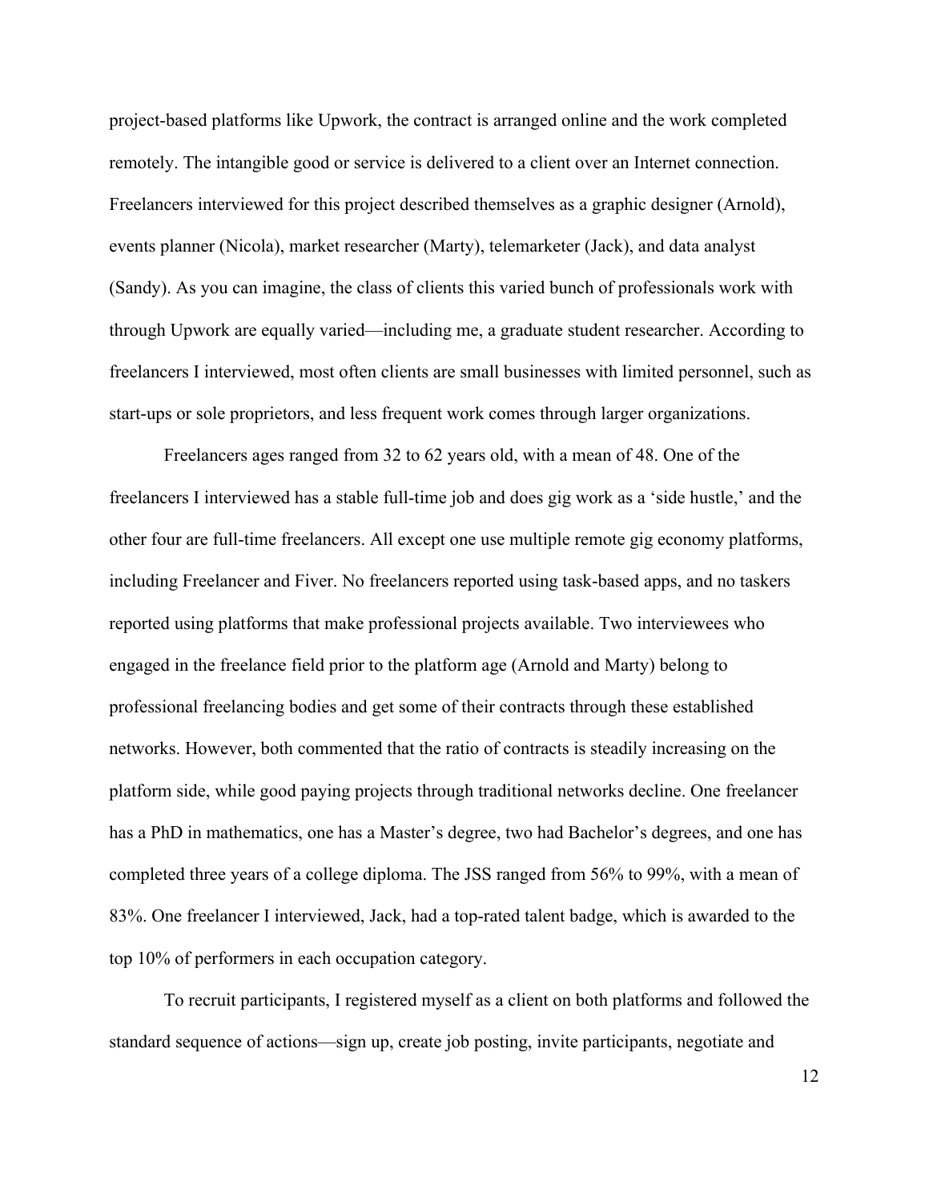project-based platforms like Upwork, the contract is arranged online and the work completed remotely. The intangible good or service is delivered to a client over an Internet connection. Freelancers interviewed for this project described themselves as a graphic designer (Arnold), events planner (Nicola), market researcher (Marty), telemarketer (Jack), and data analyst (Sandy). As you can imagine, the class of clients this varied bunch of professionals work with through Upwork are equally varied—including me, a graduate student researcher. According to freelancers I interviewed, most often clients are small businesses with limited personnel, such as start-ups or sole proprietors, and less frequent work comes through larger organizations.

Freelancers ages ranged from 32 to 62 years old, with a mean of 48. One of the freelancers I interviewed has a stable full-time job and does gig work as a 'side hustle,' and the other four are full-time freelancers. All except one use multiple remote gig economy platforms, including Freelancer and Fiver. No freelancers reported using task-based apps, and no taskers reported using platforms that make professional projects available. Two interviewees who engaged in the freelance field prior to the platform age (Arnold and Marty) belong to professional freelancing bodies and get some of their contracts through these established networks. However, both commented that the ratio of contracts is steadily increasing on the platform side, while good paying projects through traditional networks decline. One freelancer has a PhD in mathematics, one has a Master's degree, two had Bachelor's degrees, and one has completed three years of a college diploma. The JSS ranged from 56% to 99%, with a mean of 83%. One freelancer I interviewed, Jack, had a top-rated talent badge, which is awarded to the top 10% of performers in each occupation category.

To recruit participants, I registered myself as a client on both platforms and followed the standard sequence of actions—sign up, create job posting, invite participants, negotiate and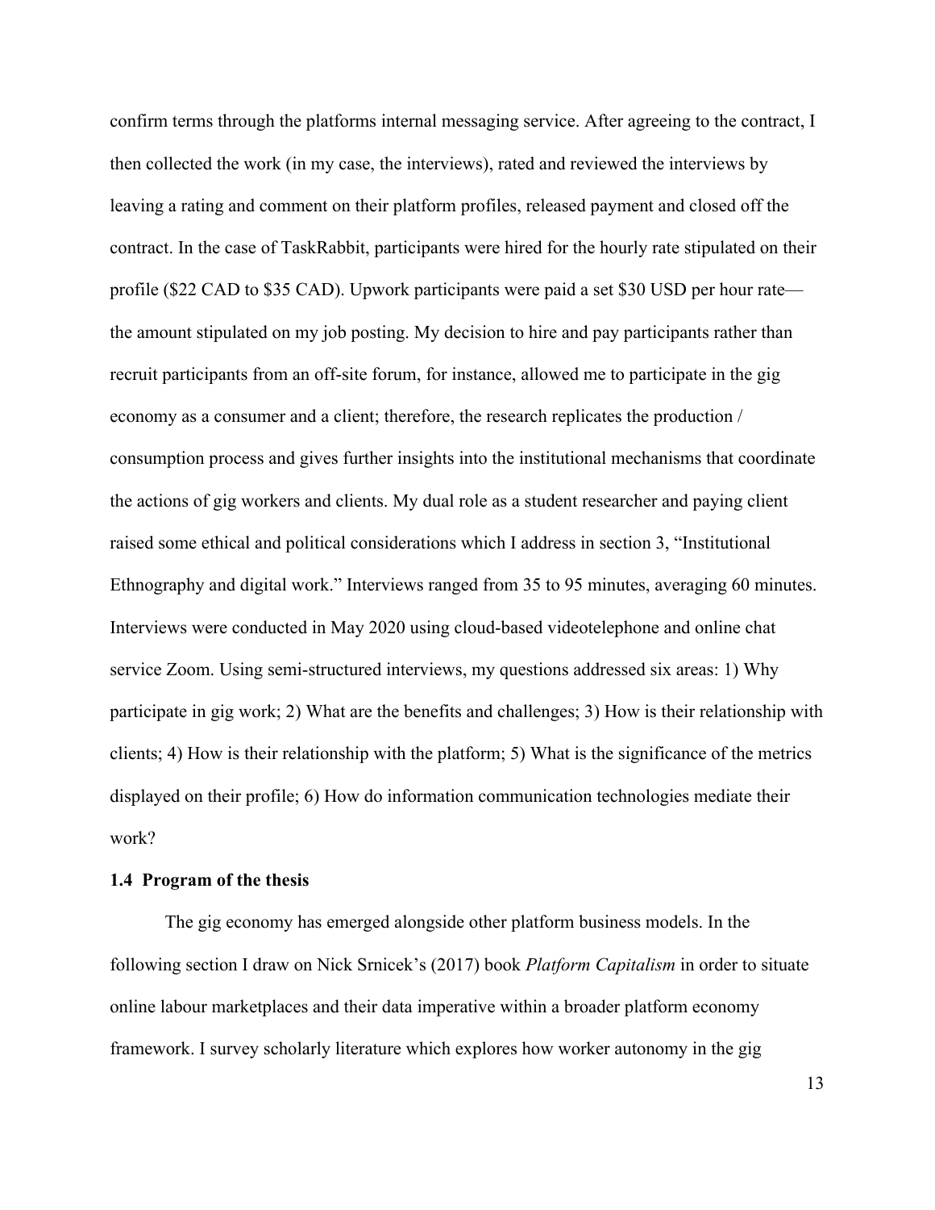confirm terms through the platforms internal messaging service. After agreeing to the contract, I then collected the work (in my case, the interviews), rated and reviewed the interviews by leaving a rating and comment on their platform profiles, released payment and closed off the contract. In the case of TaskRabbit, participants were hired for the hourly rate stipulated on their profile ($22 CAD to $35 CAD). Upwork participants were paid a set $30 USD per hour rate—the amount stipulated on my job posting. My decision to hire and pay participants rather than recruit participants from an off-site forum, for instance, allowed me to participate in the gig economy as a consumer and a client; therefore, the research replicates the production / consumption process and gives further insights into the institutional mechanisms that coordinate the actions of gig workers and clients. My dual role as a student researcher and paying client raised some ethical and political considerations which I address in section 3, "Institutional Ethnography and digital work." Interviews ranged from 35 to 95 minutes, averaging 60 minutes. Interviews were conducted in May 2020 using cloud-based videotelephone and online chat service Zoom. Using semi-structured interviews, my questions addressed six areas: 1) Why participate in gig work; 2) What are the benefits and challenges; 3) How is their relationship with clients; 4) How is their relationship with the platform; 5) What is the significance of the metrics displayed on their profile; 6) How do information communication technologies mediate their work?

### 1.4 Program of the thesis

The gig economy has emerged alongside other platform business models. In the following section I draw on Nick Srnicek's (2017) book *Platform Capitalism* in order to situate online labour marketplaces and their data imperative within a broader platform economy framework. I survey scholarly literature which explores how worker autonomy in the gig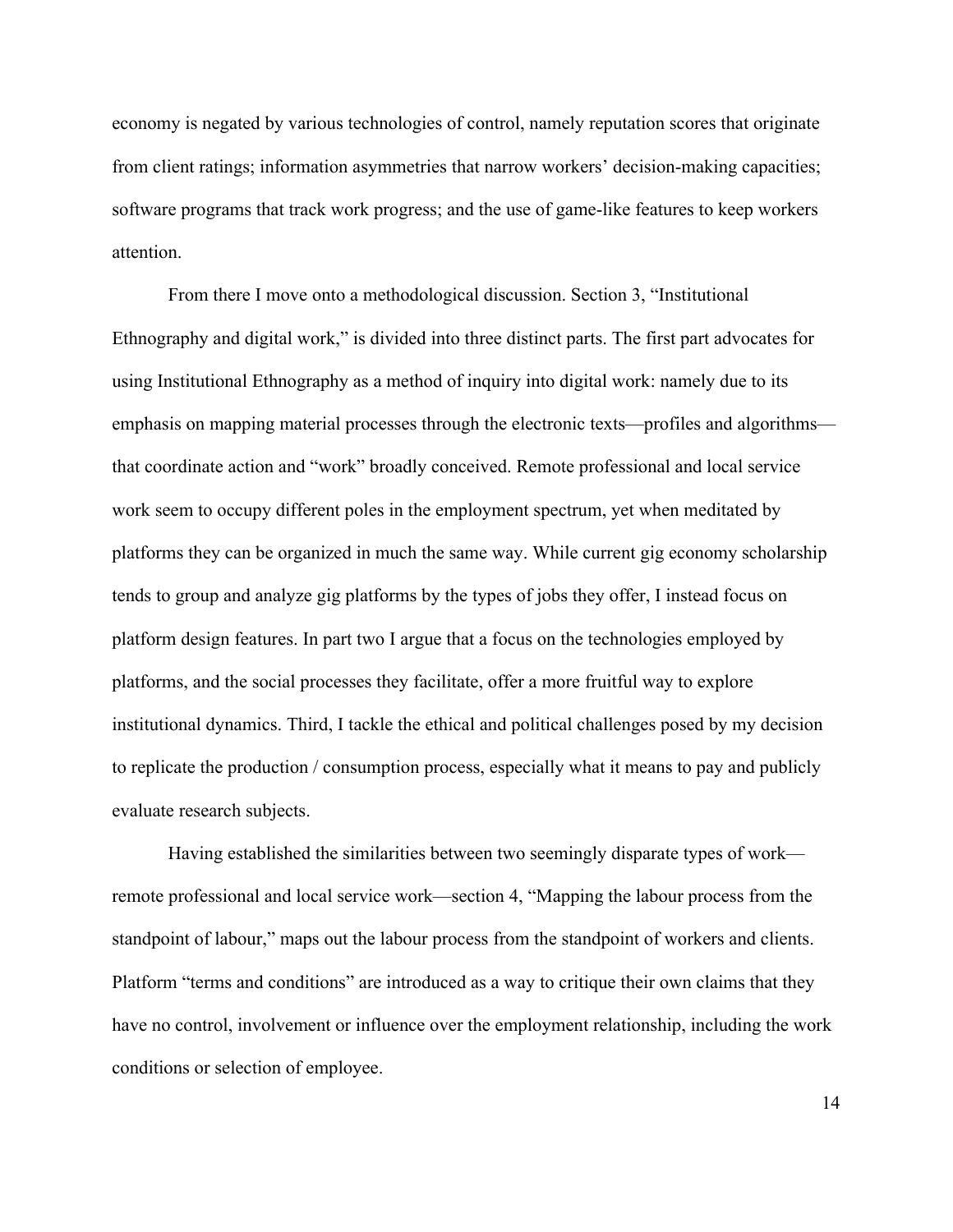economy is negated by various technologies of control, namely reputation scores that originate from client ratings; information asymmetries that narrow workers' decision-making capacities; software programs that track work progress; and the use of game-like features to keep workers attention.

From there I move onto a methodological discussion. Section 3, "Institutional Ethnography and digital work," is divided into three distinct parts. The first part advocates for using Institutional Ethnography as a method of inquiry into digital work: namely due to its emphasis on mapping material processes through the electronic texts—profiles and algorithms—that coordinate action and "work" broadly conceived. Remote professional and local service work seem to occupy different poles in the employment spectrum, yet when meditated by platforms they can be organized in much the same way. While current gig economy scholarship tends to group and analyze gig platforms by the types of jobs they offer, I instead focus on platform design features. In part two I argue that a focus on the technologies employed by platforms, and the social processes they facilitate, offer a more fruitful way to explore institutional dynamics. Third, I tackle the ethical and political challenges posed by my decision to replicate the production / consumption process, especially what it means to pay and publicly evaluate research subjects.

Having established the similarities between two seemingly disparate types of work—remote professional and local service work—section 4, "Mapping the labour process from the standpoint of labour," maps out the labour process from the standpoint of workers and clients. Platform "terms and conditions" are introduced as a way to critique their own claims that they have no control, involvement or influence over the employment relationship, including the work conditions or selection of employee.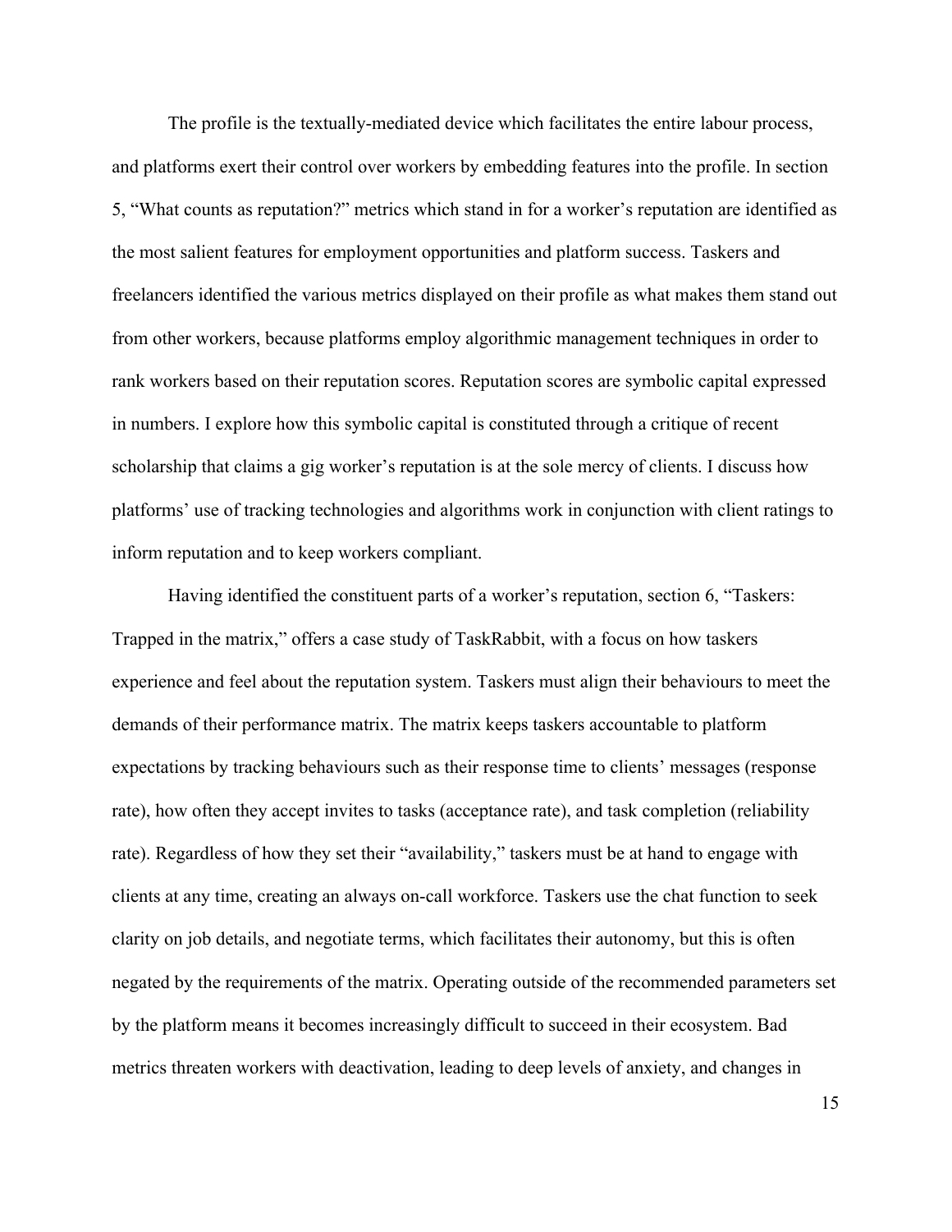The profile is the textually-mediated device which facilitates the entire labour process, and platforms exert their control over workers by embedding features into the profile. In section 5, "What counts as reputation?" metrics which stand in for a worker's reputation are identified as the most salient features for employment opportunities and platform success. Taskers and freelancers identified the various metrics displayed on their profile as what makes them stand out from other workers, because platforms employ algorithmic management techniques in order to rank workers based on their reputation scores. Reputation scores are symbolic capital expressed in numbers. I explore how this symbolic capital is constituted through a critique of recent scholarship that claims a gig worker's reputation is at the sole mercy of clients. I discuss how platforms' use of tracking technologies and algorithms work in conjunction with client ratings to inform reputation and to keep workers compliant.

Having identified the constituent parts of a worker's reputation, section 6, "Taskers: Trapped in the matrix," offers a case study of TaskRabbit, with a focus on how taskers experience and feel about the reputation system. Taskers must align their behaviours to meet the demands of their performance matrix. The matrix keeps taskers accountable to platform expectations by tracking behaviours such as their response time to clients' messages (response rate), how often they accept invites to tasks (acceptance rate), and task completion (reliability rate). Regardless of how they set their "availability," taskers must be at hand to engage with clients at any time, creating an always on-call workforce. Taskers use the chat function to seek clarity on job details, and negotiate terms, which facilitates their autonomy, but this is often negated by the requirements of the matrix. Operating outside of the recommended parameters set by the platform means it becomes increasingly difficult to succeed in their ecosystem. Bad metrics threaten workers with deactivation, leading to deep levels of anxiety, and changes in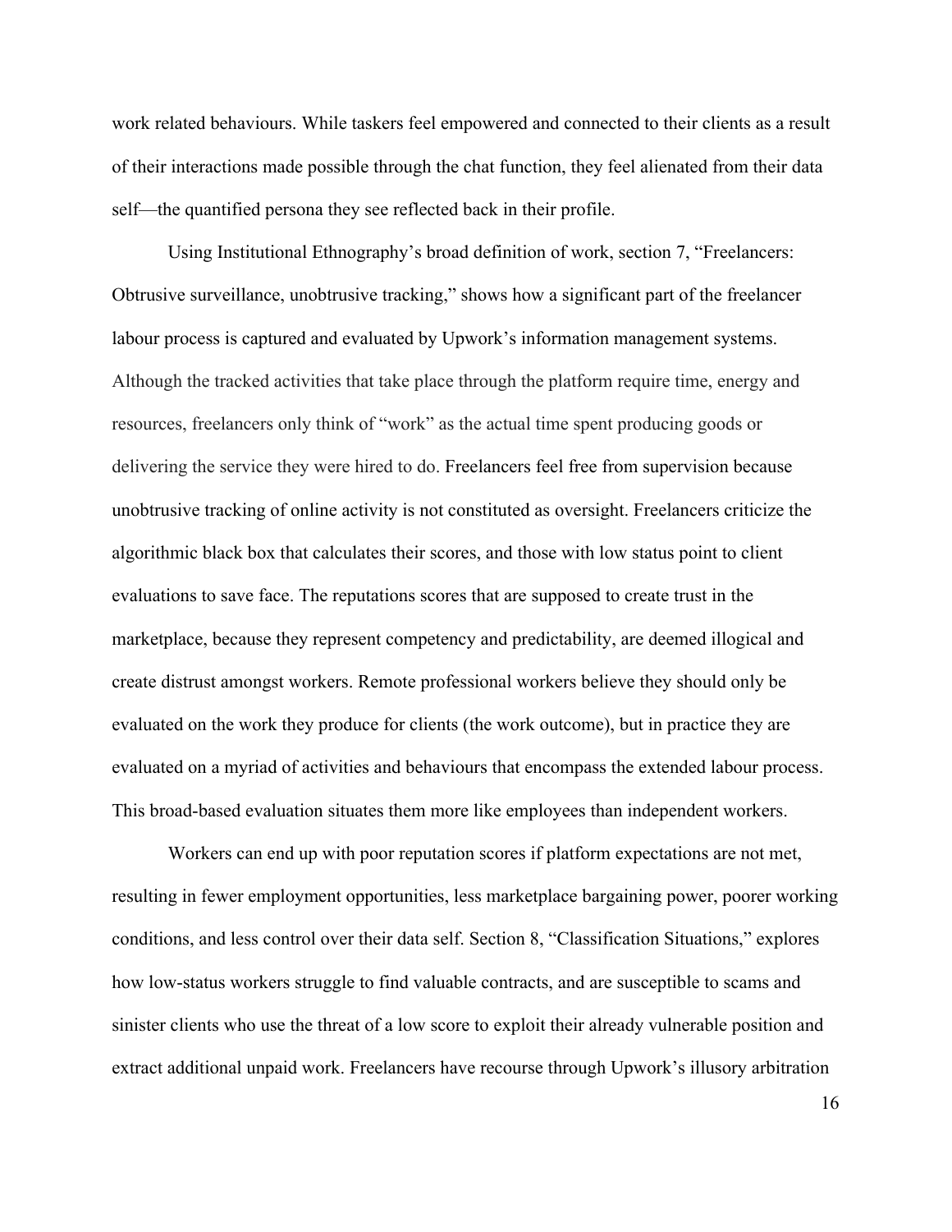work related behaviours. While taskers feel empowered and connected to their clients as a result of their interactions made possible through the chat function, they feel alienated from their data self—the quantified persona they see reflected back in their profile.

Using Institutional Ethnography's broad definition of work, section 7, "Freelancers: Obtrusive surveillance, unobtrusive tracking," shows how a significant part of the freelancer labour process is captured and evaluated by Upwork's information management systems. Although the tracked activities that take place through the platform require time, energy and resources, freelancers only think of "work" as the actual time spent producing goods or delivering the service they were hired to do. Freelancers feel free from supervision because unobtrusive tracking of online activity is not constituted as oversight. Freelancers criticize the algorithmic black box that calculates their scores, and those with low status point to client evaluations to save face. The reputations scores that are supposed to create trust in the marketplace, because they represent competency and predictability, are deemed illogical and create distrust amongst workers. Remote professional workers believe they should only be evaluated on the work they produce for clients (the work outcome), but in practice they are evaluated on a myriad of activities and behaviours that encompass the extended labour process. This broad-based evaluation situates them more like employees than independent workers.

Workers can end up with poor reputation scores if platform expectations are not met, resulting in fewer employment opportunities, less marketplace bargaining power, poorer working conditions, and less control over their data self. Section 8, "Classification Situations," explores how low-status workers struggle to find valuable contracts, and are susceptible to scams and sinister clients who use the threat of a low score to exploit their already vulnerable position and extract additional unpaid work. Freelancers have recourse through Upwork's illusory arbitration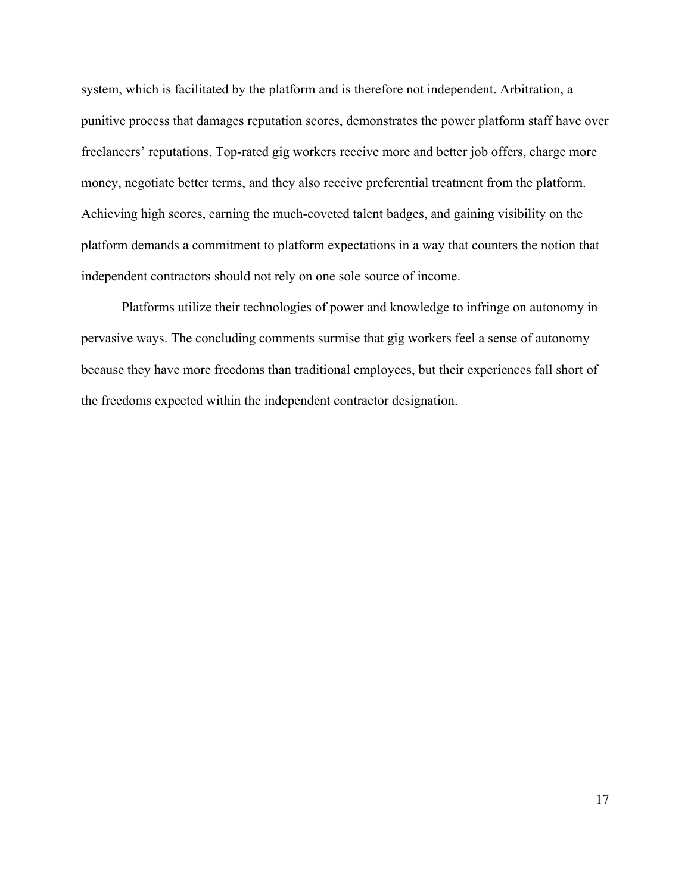system, which is facilitated by the platform and is therefore not independent. Arbitration, a punitive process that damages reputation scores, demonstrates the power platform staff have over freelancers' reputations. Top-rated gig workers receive more and better job offers, charge more money, negotiate better terms, and they also receive preferential treatment from the platform. Achieving high scores, earning the much-coveted talent badges, and gaining visibility on the platform demands a commitment to platform expectations in a way that counters the notion that independent contractors should not rely on one sole source of income.

Platforms utilize their technologies of power and knowledge to infringe on autonomy in pervasive ways. The concluding comments surmise that gig workers feel a sense of autonomy because they have more freedoms than traditional employees, but their experiences fall short of the freedoms expected within the independent contractor designation.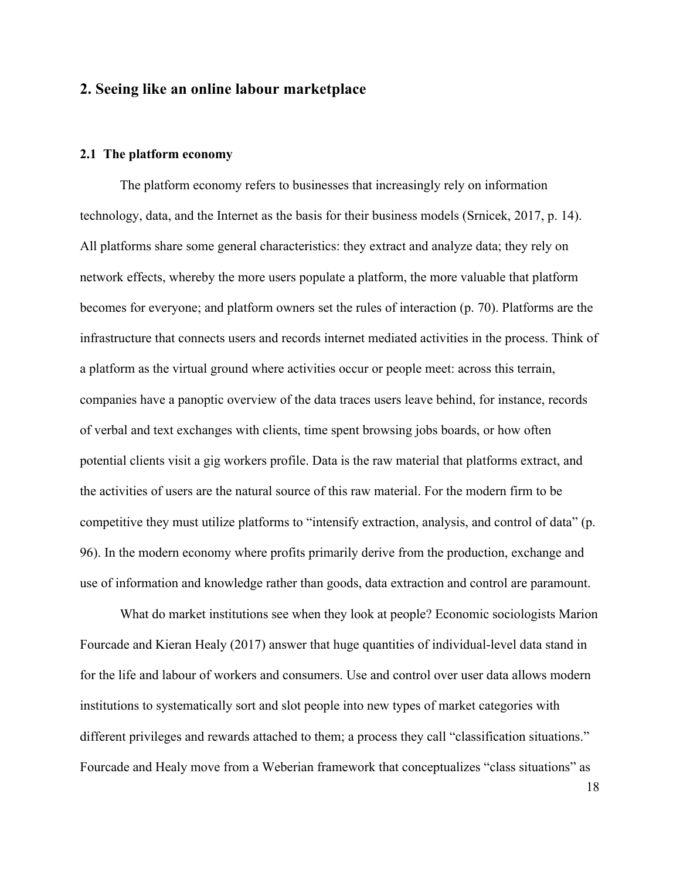## 2. Seeing like an online labour marketplace

### 2.1 The platform economy

The platform economy refers to businesses that increasingly rely on information technology, data, and the Internet as the basis for their business models (Srnicek, 2017, p. 14). All platforms share some general characteristics: they extract and analyze data; they rely on network effects, whereby the more users populate a platform, the more valuable that platform becomes for everyone; and platform owners set the rules of interaction (p. 70). Platforms are the infrastructure that connects users and records internet mediated activities in the process. Think of a platform as the virtual ground where activities occur or people meet: across this terrain, companies have a panoptic overview of the data traces users leave behind, for instance, records of verbal and text exchanges with clients, time spent browsing jobs boards, or how often potential clients visit a gig workers profile. Data is the raw material that platforms extract, and the activities of users are the natural source of this raw material. For the modern firm to be competitive they must utilize platforms to "intensify extraction, analysis, and control of data" (p. 96). In the modern economy where profits primarily derive from the production, exchange and use of information and knowledge rather than goods, data extraction and control are paramount.

What do market institutions see when they look at people? Economic sociologists Marion Fourcade and Kieran Healy (2017) answer that huge quantities of individual-level data stand in for the life and labour of workers and consumers. Use and control over user data allows modern institutions to systematically sort and slot people into new types of market categories with different privileges and rewards attached to them; a process they call "classification situations." Fourcade and Healy move from a Weberian framework that conceptualizes "class situations" as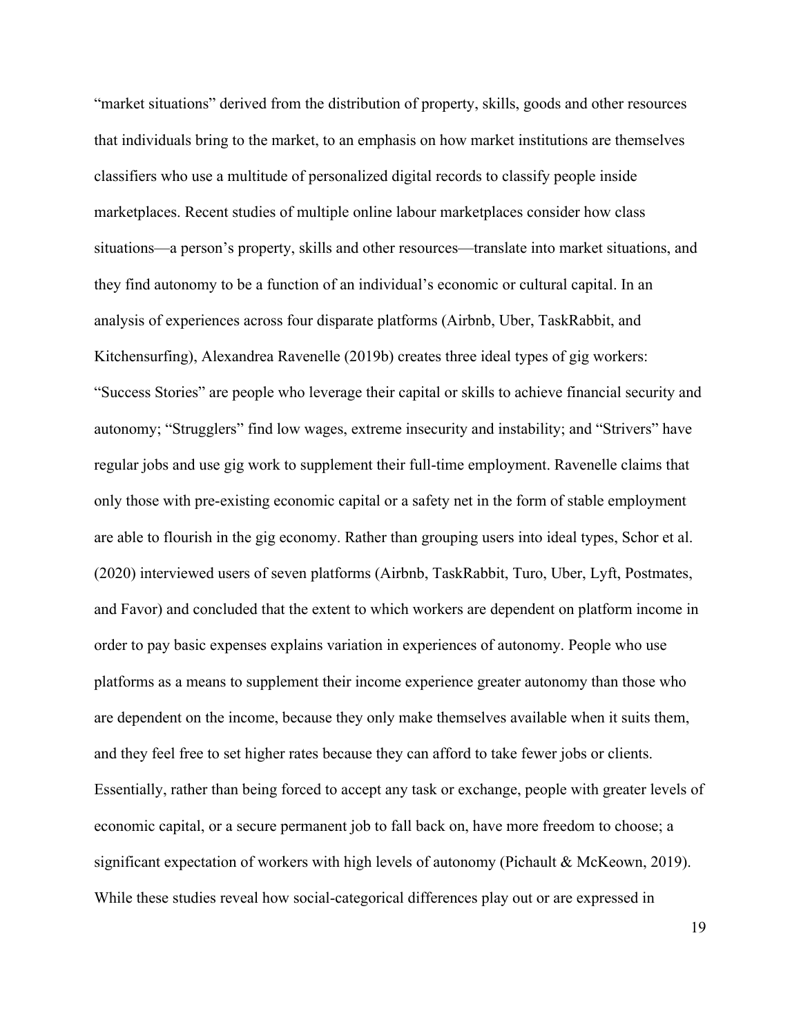"market situations" derived from the distribution of property, skills, goods and other resources that individuals bring to the market, to an emphasis on how market institutions are themselves classifiers who use a multitude of personalized digital records to classify people inside marketplaces. Recent studies of multiple online labour marketplaces consider how class situations—a person's property, skills and other resources—translate into market situations, and they find autonomy to be a function of an individual's economic or cultural capital. In an analysis of experiences across four disparate platforms (Airbnb, Uber, TaskRabbit, and Kitchensurfing), Alexandrea Ravenelle (2019b) creates three ideal types of gig workers: "Success Stories" are people who leverage their capital or skills to achieve financial security and autonomy; "Strugglers" find low wages, extreme insecurity and instability; and "Strivers" have regular jobs and use gig work to supplement their full-time employment. Ravenelle claims that only those with pre-existing economic capital or a safety net in the form of stable employment are able to flourish in the gig economy. Rather than grouping users into ideal types, Schor et al. (2020) interviewed users of seven platforms (Airbnb, TaskRabbit, Turo, Uber, Lyft, Postmates, and Favor) and concluded that the extent to which workers are dependent on platform income in order to pay basic expenses explains variation in experiences of autonomy. People who use platforms as a means to supplement their income experience greater autonomy than those who are dependent on the income, because they only make themselves available when it suits them, and they feel free to set higher rates because they can afford to take fewer jobs or clients. Essentially, rather than being forced to accept any task or exchange, people with greater levels of economic capital, or a secure permanent job to fall back on, have more freedom to choose; a significant expectation of workers with high levels of autonomy (Pichault & McKeown, 2019). While these studies reveal how social-categorical differences play out or are expressed in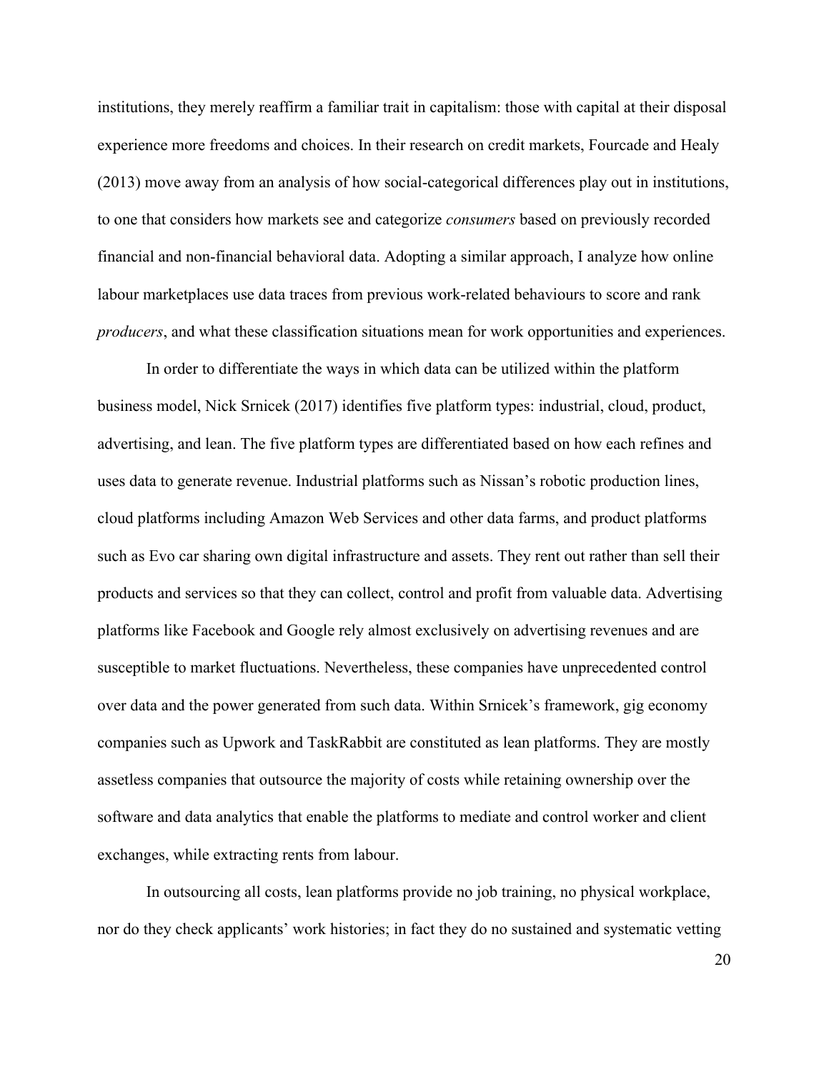institutions, they merely reaffirm a familiar trait in capitalism: those with capital at their disposal experience more freedoms and choices. In their research on credit markets, Fourcade and Healy (2013) move away from an analysis of how social-categorical differences play out in institutions, to one that considers how markets see and categorize *consumers* based on previously recorded financial and non-financial behavioral data. Adopting a similar approach, I analyze how online labour marketplaces use data traces from previous work-related behaviours to score and rank *producers*, and what these classification situations mean for work opportunities and experiences.

In order to differentiate the ways in which data can be utilized within the platform business model, Nick Srnicek (2017) identifies five platform types: industrial, cloud, product, advertising, and lean. The five platform types are differentiated based on how each refines and uses data to generate revenue. Industrial platforms such as Nissan's robotic production lines, cloud platforms including Amazon Web Services and other data farms, and product platforms such as Evo car sharing own digital infrastructure and assets. They rent out rather than sell their products and services so that they can collect, control and profit from valuable data. Advertising platforms like Facebook and Google rely almost exclusively on advertising revenues and are susceptible to market fluctuations. Nevertheless, these companies have unprecedented control over data and the power generated from such data. Within Srnicek's framework, gig economy companies such as Upwork and TaskRabbit are constituted as lean platforms. They are mostly assetless companies that outsource the majority of costs while retaining ownership over the software and data analytics that enable the platforms to mediate and control worker and client exchanges, while extracting rents from labour.

In outsourcing all costs, lean platforms provide no job training, no physical workplace, nor do they check applicants' work histories; in fact they do no sustained and systematic vetting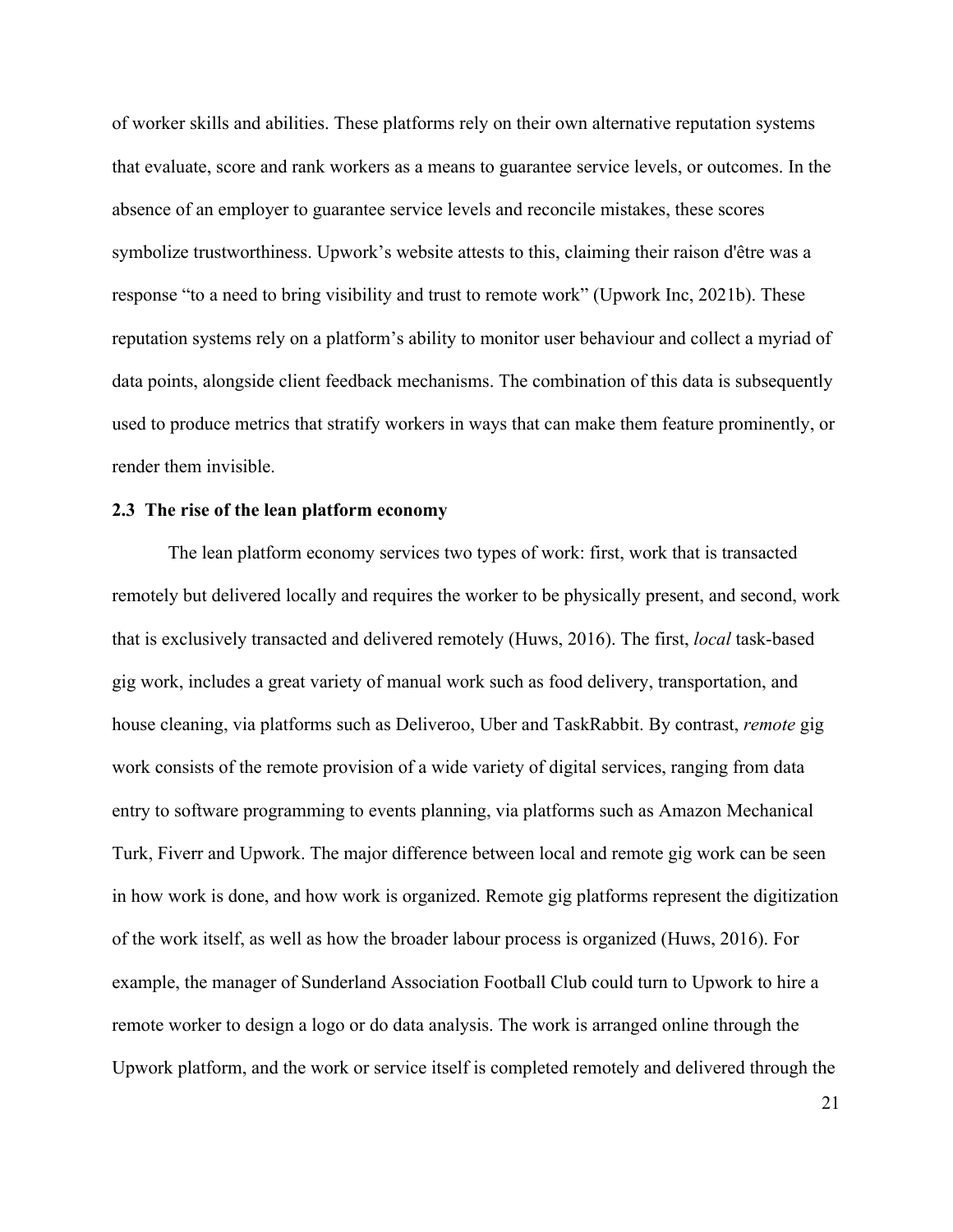of worker skills and abilities. These platforms rely on their own alternative reputation systems that evaluate, score and rank workers as a means to guarantee service levels, or outcomes. In the absence of an employer to guarantee service levels and reconcile mistakes, these scores symbolize trustworthiness. Upwork's website attests to this, claiming their raison d'être was a response "to a need to bring visibility and trust to remote work" (Upwork Inc, 2021b). These reputation systems rely on a platform's ability to monitor user behaviour and collect a myriad of data points, alongside client feedback mechanisms. The combination of this data is subsequently used to produce metrics that stratify workers in ways that can make them feature prominently, or render them invisible.

### 2.3 The rise of the lean platform economy

The lean platform economy services two types of work: first, work that is transacted remotely but delivered locally and requires the worker to be physically present, and second, work that is exclusively transacted and delivered remotely (Huws, 2016). The first, *local* task-based gig work, includes a great variety of manual work such as food delivery, transportation, and house cleaning, via platforms such as Deliveroo, Uber and TaskRabbit. By contrast, *remote* gig work consists of the remote provision of a wide variety of digital services, ranging from data entry to software programming to events planning, via platforms such as Amazon Mechanical Turk, Fiverr and Upwork. The major difference between local and remote gig work can be seen in how work is done, and how work is organized. Remote gig platforms represent the digitization of the work itself, as well as how the broader labour process is organized (Huws, 2016). For example, the manager of Sunderland Association Football Club could turn to Upwork to hire a remote worker to design a logo or do data analysis. The work is arranged online through the Upwork platform, and the work or service itself is completed remotely and delivered through the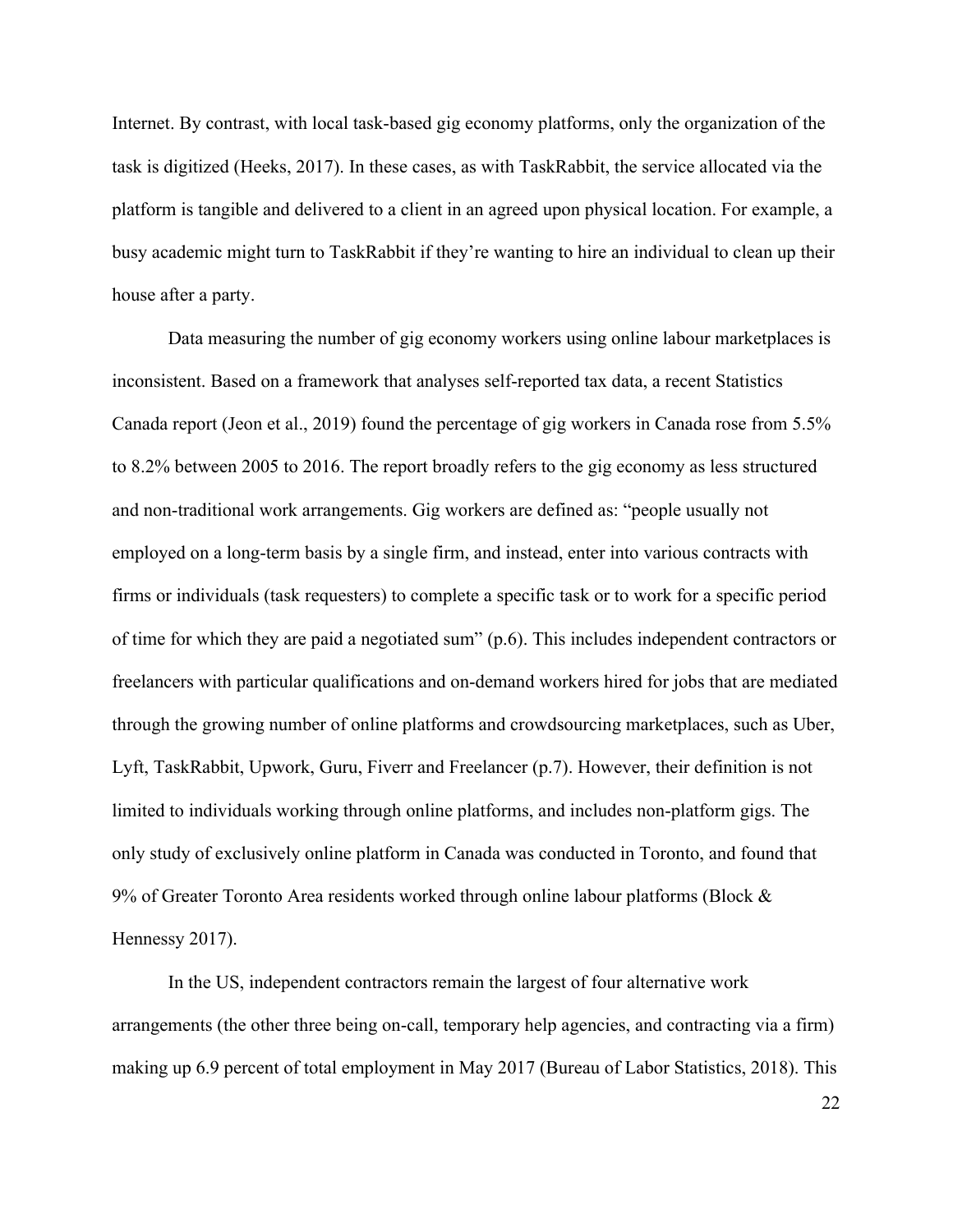Internet. By contrast, with local task-based gig economy platforms, only the organization of the task is digitized (Heeks, 2017). In these cases, as with TaskRabbit, the service allocated via the platform is tangible and delivered to a client in an agreed upon physical location. For example, a busy academic might turn to TaskRabbit if they're wanting to hire an individual to clean up their house after a party.

Data measuring the number of gig economy workers using online labour marketplaces is inconsistent. Based on a framework that analyses self-reported tax data, a recent Statistics Canada report (Jeon et al., 2019) found the percentage of gig workers in Canada rose from 5.5% to 8.2% between 2005 to 2016. The report broadly refers to the gig economy as less structured and non-traditional work arrangements. Gig workers are defined as: "people usually not employed on a long-term basis by a single firm, and instead, enter into various contracts with firms or individuals (task requesters) to complete a specific task or to work for a specific period of time for which they are paid a negotiated sum" (p.6). This includes independent contractors or freelancers with particular qualifications and on-demand workers hired for jobs that are mediated through the growing number of online platforms and crowdsourcing marketplaces, such as Uber, Lyft, TaskRabbit, Upwork, Guru, Fiverr and Freelancer (p.7). However, their definition is not limited to individuals working through online platforms, and includes non-platform gigs. The only study of exclusively online platform in Canada was conducted in Toronto, and found that 9% of Greater Toronto Area residents worked through online labour platforms (Block & Hennessy 2017).

In the US, independent contractors remain the largest of four alternative work arrangements (the other three being on-call, temporary help agencies, and contracting via a firm) making up 6.9 percent of total employment in May 2017 (Bureau of Labor Statistics, 2018). This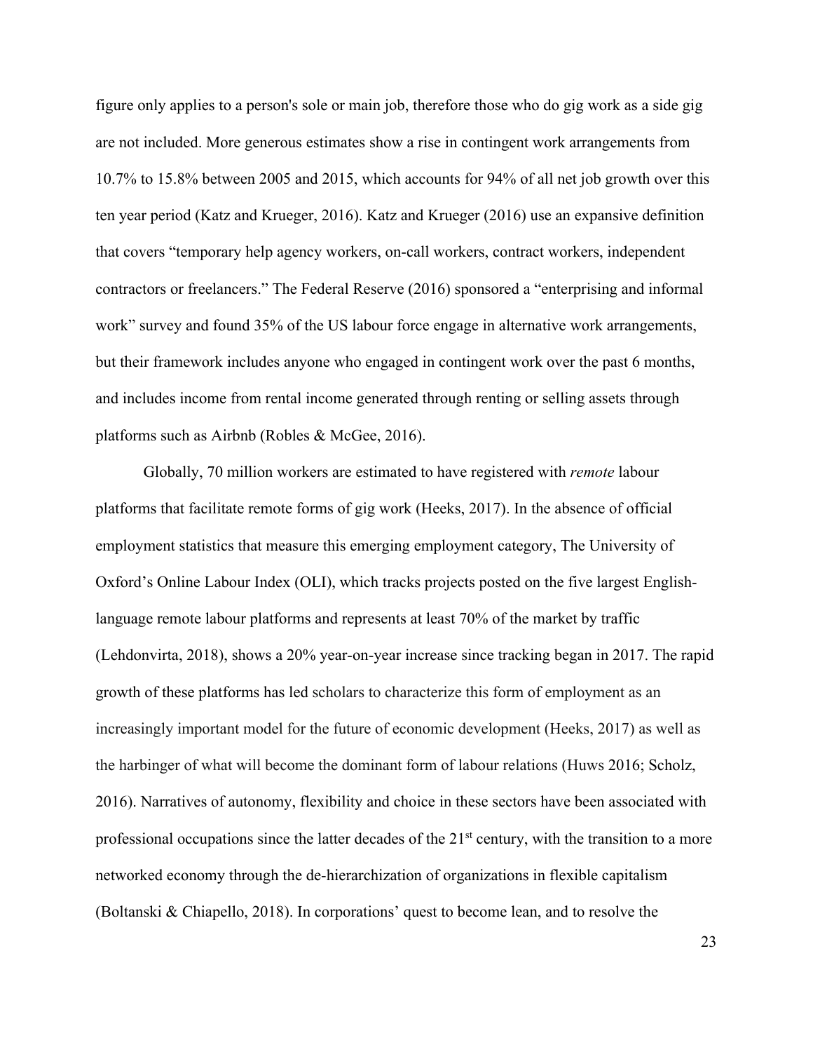figure only applies to a person's sole or main job, therefore those who do gig work as a side gig are not included. More generous estimates show a rise in contingent work arrangements from 10.7% to 15.8% between 2005 and 2015, which accounts for 94% of all net job growth over this ten year period (Katz and Krueger, 2016). Katz and Krueger (2016) use an expansive definition that covers "temporary help agency workers, on-call workers, contract workers, independent contractors or freelancers." The Federal Reserve (2016) sponsored a "enterprising and informal work" survey and found 35% of the US labour force engage in alternative work arrangements, but their framework includes anyone who engaged in contingent work over the past 6 months, and includes income from rental income generated through renting or selling assets through platforms such as Airbnb (Robles & McGee, 2016).

Globally, 70 million workers are estimated to have registered with *remote* labour platforms that facilitate remote forms of gig work (Heeks, 2017). In the absence of official employment statistics that measure this emerging employment category, The University of Oxford's Online Labour Index (OLI), which tracks projects posted on the five largest English-language remote labour platforms and represents at least 70% of the market by traffic (Lehdonvirta, 2018), shows a 20% year-on-year increase since tracking began in 2017. The rapid growth of these platforms has led scholars to characterize this form of employment as an increasingly important model for the future of economic development (Heeks, 2017) as well as the harbinger of what will become the dominant form of labour relations (Huws 2016; Scholz, 2016). Narratives of autonomy, flexibility and choice in these sectors have been associated with professional occupations since the latter decades of the 21st century, with the transition to a more networked economy through the de-hierarchization of organizations in flexible capitalism (Boltanski & Chiapello, 2018). In corporations' quest to become lean, and to resolve the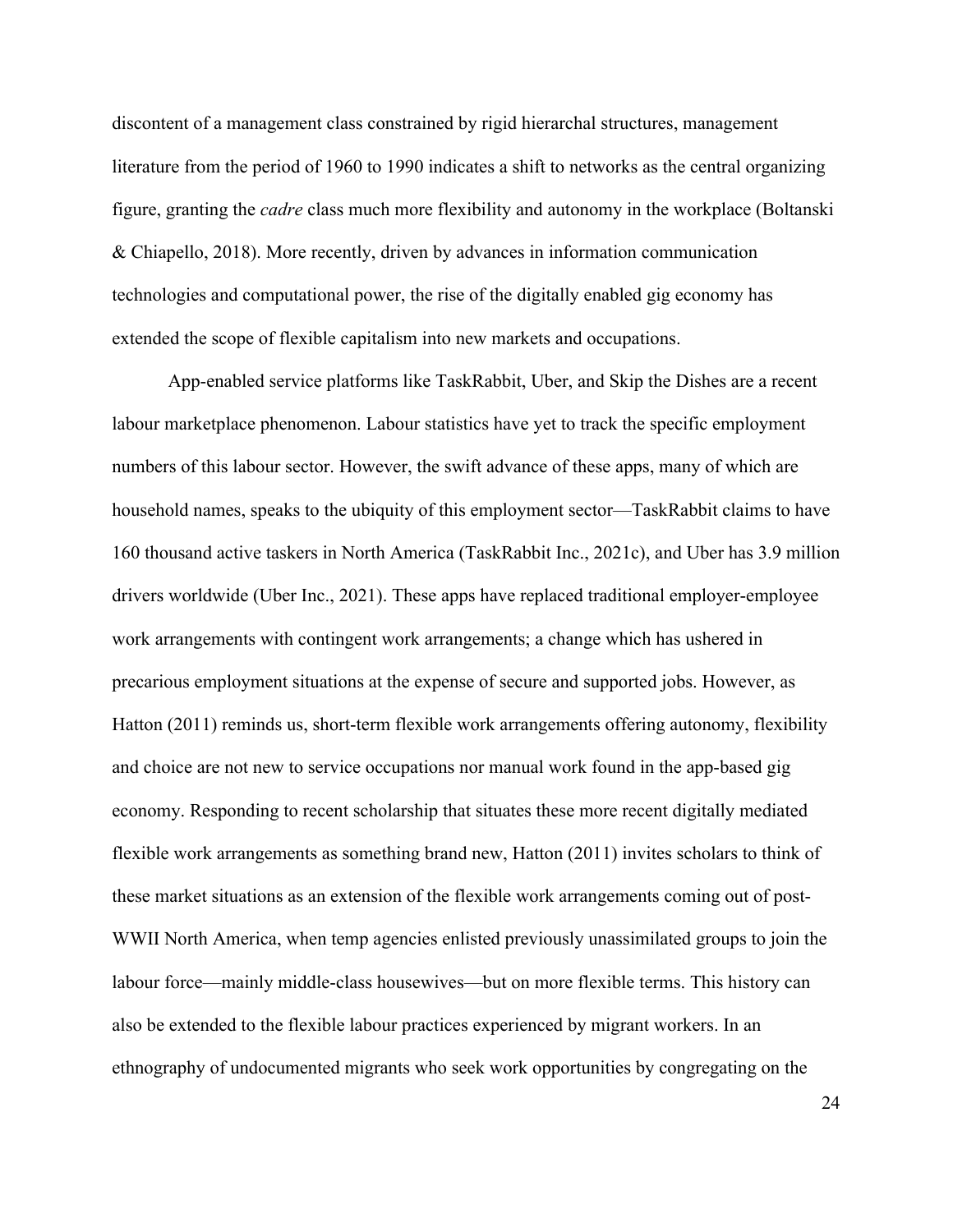discontent of a management class constrained by rigid hierarchal structures, management literature from the period of 1960 to 1990 indicates a shift to networks as the central organizing figure, granting the *cadre* class much more flexibility and autonomy in the workplace (Boltanski & Chiapello, 2018). More recently, driven by advances in information communication technologies and computational power, the rise of the digitally enabled gig economy has extended the scope of flexible capitalism into new markets and occupations.

App-enabled service platforms like TaskRabbit, Uber, and Skip the Dishes are a recent labour marketplace phenomenon. Labour statistics have yet to track the specific employment numbers of this labour sector. However, the swift advance of these apps, many of which are household names, speaks to the ubiquity of this employment sector—TaskRabbit claims to have 160 thousand active taskers in North America (TaskRabbit Inc., 2021c), and Uber has 3.9 million drivers worldwide (Uber Inc., 2021). These apps have replaced traditional employer-employee work arrangements with contingent work arrangements; a change which has ushered in precarious employment situations at the expense of secure and supported jobs. However, as Hatton (2011) reminds us, short-term flexible work arrangements offering autonomy, flexibility and choice are not new to service occupations nor manual work found in the app-based gig economy. Responding to recent scholarship that situates these more recent digitally mediated flexible work arrangements as something brand new, Hatton (2011) invites scholars to think of these market situations as an extension of the flexible work arrangements coming out of post-WWII North America, when temp agencies enlisted previously unassimilated groups to join the labour force—mainly middle-class housewives—but on more flexible terms. This history can also be extended to the flexible labour practices experienced by migrant workers. In an ethnography of undocumented migrants who seek work opportunities by congregating on the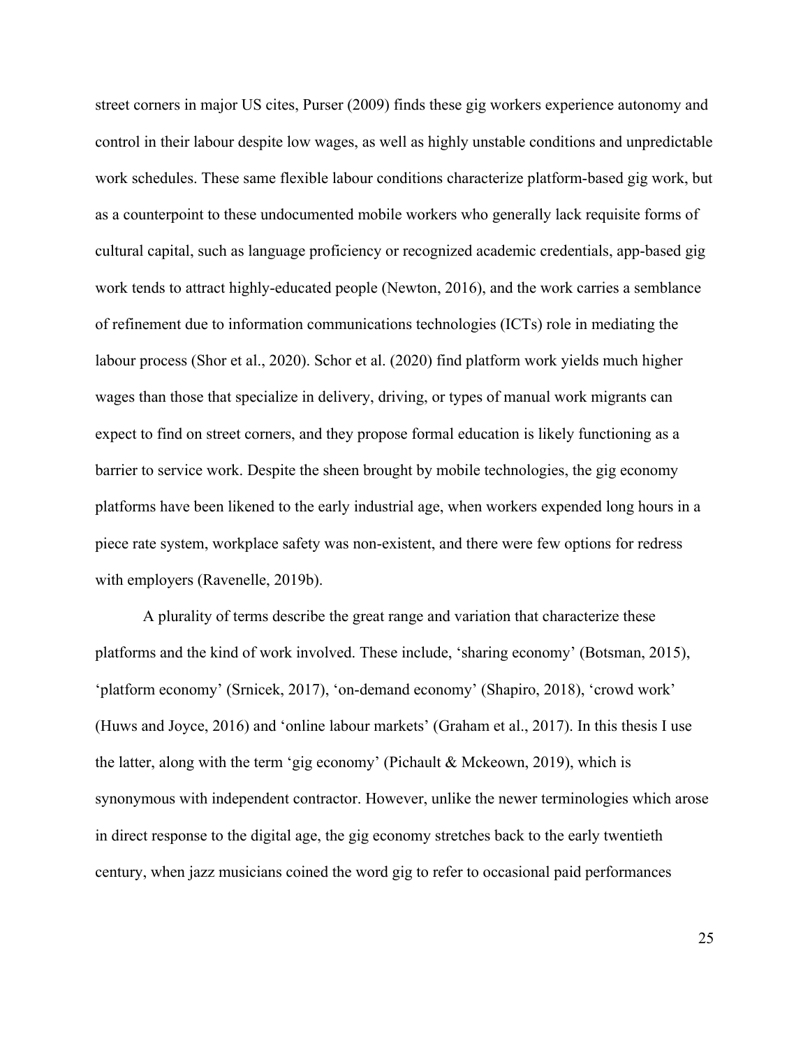street corners in major US cites, Purser (2009) finds these gig workers experience autonomy and control in their labour despite low wages, as well as highly unstable conditions and unpredictable work schedules. These same flexible labour conditions characterize platform-based gig work, but as a counterpoint to these undocumented mobile workers who generally lack requisite forms of cultural capital, such as language proficiency or recognized academic credentials, app-based gig work tends to attract highly-educated people (Newton, 2016), and the work carries a semblance of refinement due to information communications technologies (ICTs) role in mediating the labour process (Shor et al., 2020). Schor et al. (2020) find platform work yields much higher wages than those that specialize in delivery, driving, or types of manual work migrants can expect to find on street corners, and they propose formal education is likely functioning as a barrier to service work. Despite the sheen brought by mobile technologies, the gig economy platforms have been likened to the early industrial age, when workers expended long hours in a piece rate system, workplace safety was non-existent, and there were few options for redress with employers (Ravenelle, 2019b).

A plurality of terms describe the great range and variation that characterize these platforms and the kind of work involved. These include, 'sharing economy' (Botsman, 2015), 'platform economy' (Srnicek, 2017), 'on-demand economy' (Shapiro, 2018), 'crowd work' (Huws and Joyce, 2016) and 'online labour markets' (Graham et al., 2017). In this thesis I use the latter, along with the term 'gig economy' (Pichault & Mckeown, 2019), which is synonymous with independent contractor. However, unlike the newer terminologies which arose in direct response to the digital age, the gig economy stretches back to the early twentieth century, when jazz musicians coined the word gig to refer to occasional paid performances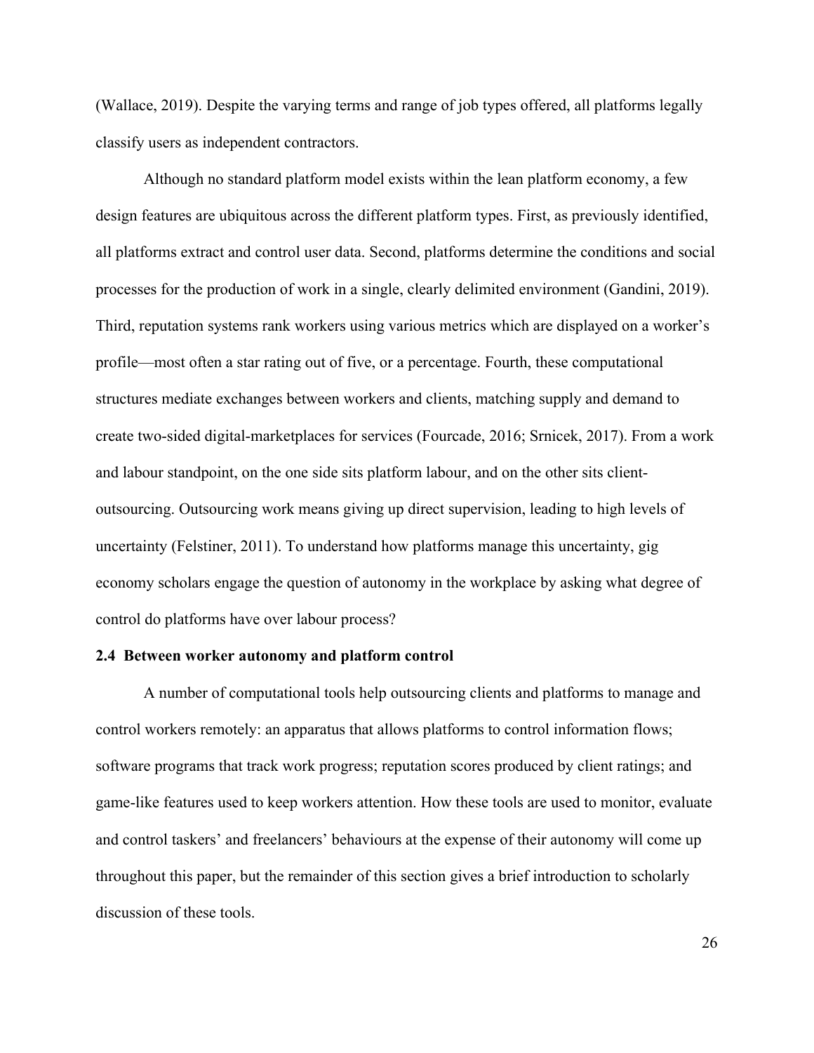(Wallace, 2019). Despite the varying terms and range of job types offered, all platforms legally classify users as independent contractors.

Although no standard platform model exists within the lean platform economy, a few design features are ubiquitous across the different platform types. First, as previously identified, all platforms extract and control user data. Second, platforms determine the conditions and social processes for the production of work in a single, clearly delimited environment (Gandini, 2019). Third, reputation systems rank workers using various metrics which are displayed on a worker's profile—most often a star rating out of five, or a percentage. Fourth, these computational structures mediate exchanges between workers and clients, matching supply and demand to create two-sided digital-marketplaces for services (Fourcade, 2016; Srnicek, 2017). From a work and labour standpoint, on the one side sits platform labour, and on the other sits client-outsourcing. Outsourcing work means giving up direct supervision, leading to high levels of uncertainty (Felstiner, 2011). To understand how platforms manage this uncertainty, gig economy scholars engage the question of autonomy in the workplace by asking what degree of control do platforms have over labour process?

### 2.4 Between worker autonomy and platform control

A number of computational tools help outsourcing clients and platforms to manage and control workers remotely: an apparatus that allows platforms to control information flows; software programs that track work progress; reputation scores produced by client ratings; and game-like features used to keep workers attention. How these tools are used to monitor, evaluate and control taskers' and freelancers' behaviours at the expense of their autonomy will come up throughout this paper, but the remainder of this section gives a brief introduction to scholarly discussion of these tools.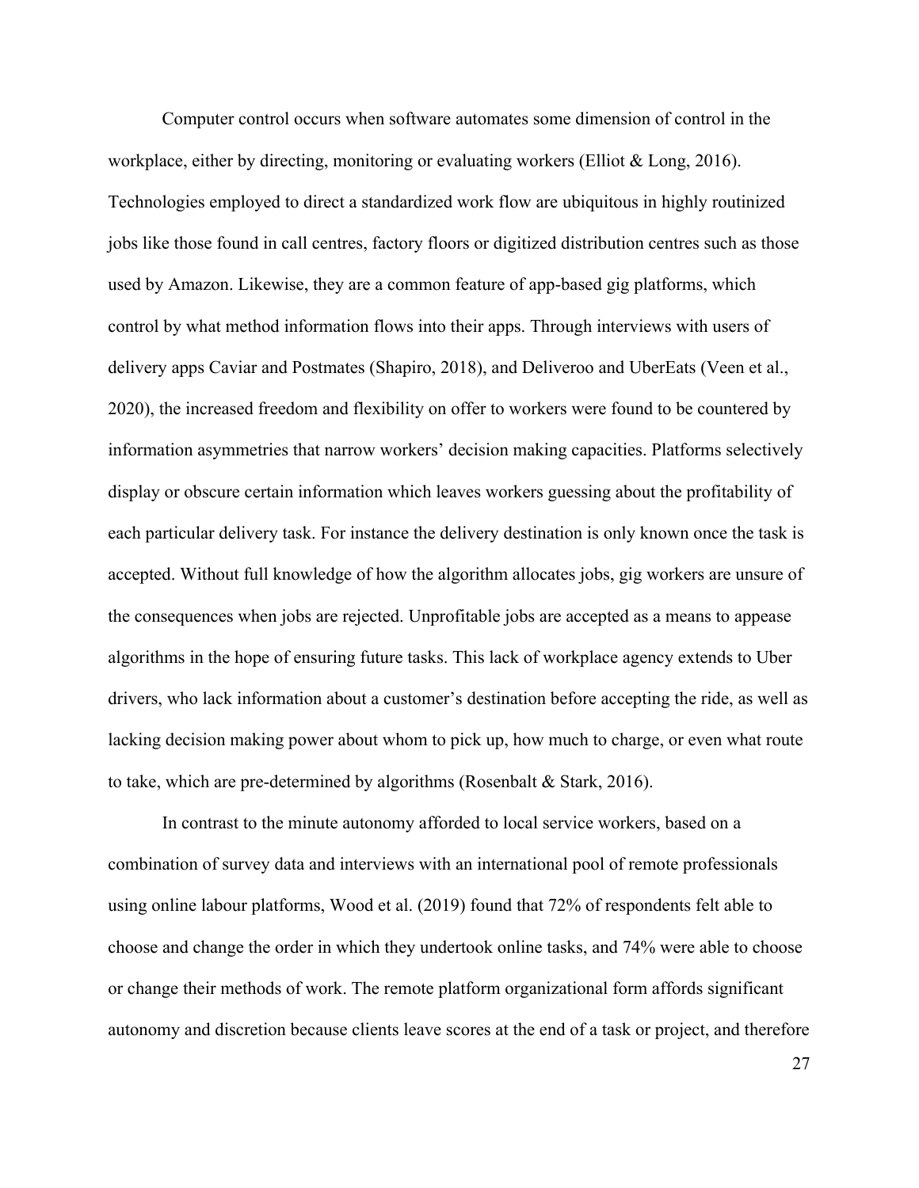Computer control occurs when software automates some dimension of control in the workplace, either by directing, monitoring or evaluating workers (Elliot & Long, 2016). Technologies employed to direct a standardized work flow are ubiquitous in highly routinized jobs like those found in call centres, factory floors or digitized distribution centres such as those used by Amazon. Likewise, they are a common feature of app-based gig platforms, which control by what method information flows into their apps. Through interviews with users of delivery apps Caviar and Postmates (Shapiro, 2018), and Deliveroo and UberEats (Veen et al., 2020), the increased freedom and flexibility on offer to workers were found to be countered by information asymmetries that narrow workers' decision making capacities. Platforms selectively display or obscure certain information which leaves workers guessing about the profitability of each particular delivery task. For instance the delivery destination is only known once the task is accepted. Without full knowledge of how the algorithm allocates jobs, gig workers are unsure of the consequences when jobs are rejected. Unprofitable jobs are accepted as a means to appease algorithms in the hope of ensuring future tasks. This lack of workplace agency extends to Uber drivers, who lack information about a customer's destination before accepting the ride, as well as lacking decision making power about whom to pick up, how much to charge, or even what route to take, which are pre-determined by algorithms (Rosenbalt & Stark, 2016).

In contrast to the minute autonomy afforded to local service workers, based on a combination of survey data and interviews with an international pool of remote professionals using online labour platforms, Wood et al. (2019) found that 72% of respondents felt able to choose and change the order in which they undertook online tasks, and 74% were able to choose or change their methods of work. The remote platform organizational form affords significant autonomy and discretion because clients leave scores at the end of a task or project, and therefore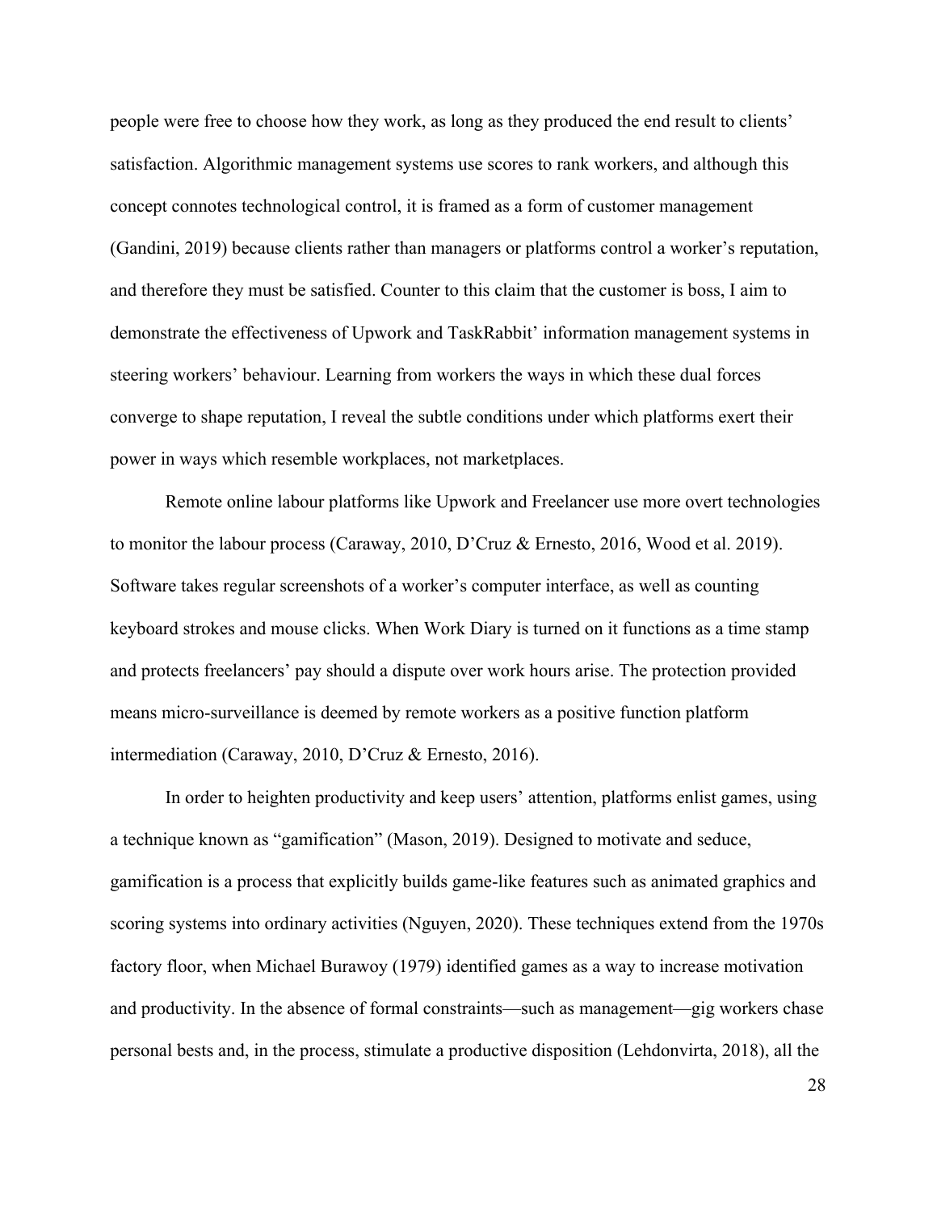people were free to choose how they work, as long as they produced the end result to clients' satisfaction. Algorithmic management systems use scores to rank workers, and although this concept connotes technological control, it is framed as a form of customer management (Gandini, 2019) because clients rather than managers or platforms control a worker's reputation, and therefore they must be satisfied. Counter to this claim that the customer is boss, I aim to demonstrate the effectiveness of Upwork and TaskRabbit' information management systems in steering workers' behaviour. Learning from workers the ways in which these dual forces converge to shape reputation, I reveal the subtle conditions under which platforms exert their power in ways which resemble workplaces, not marketplaces.

Remote online labour platforms like Upwork and Freelancer use more overt technologies to monitor the labour process (Caraway, 2010, D'Cruz & Ernesto, 2016, Wood et al. 2019). Software takes regular screenshots of a worker's computer interface, as well as counting keyboard strokes and mouse clicks. When Work Diary is turned on it functions as a time stamp and protects freelancers' pay should a dispute over work hours arise. The protection provided means micro-surveillance is deemed by remote workers as a positive function platform intermediation (Caraway, 2010, D'Cruz & Ernesto, 2016).

In order to heighten productivity and keep users' attention, platforms enlist games, using a technique known as "gamification" (Mason, 2019). Designed to motivate and seduce, gamification is a process that explicitly builds game-like features such as animated graphics and scoring systems into ordinary activities (Nguyen, 2020). These techniques extend from the 1970s factory floor, when Michael Burawoy (1979) identified games as a way to increase motivation and productivity. In the absence of formal constraints—such as management—gig workers chase personal bests and, in the process, stimulate a productive disposition (Lehdonvirta, 2018), all the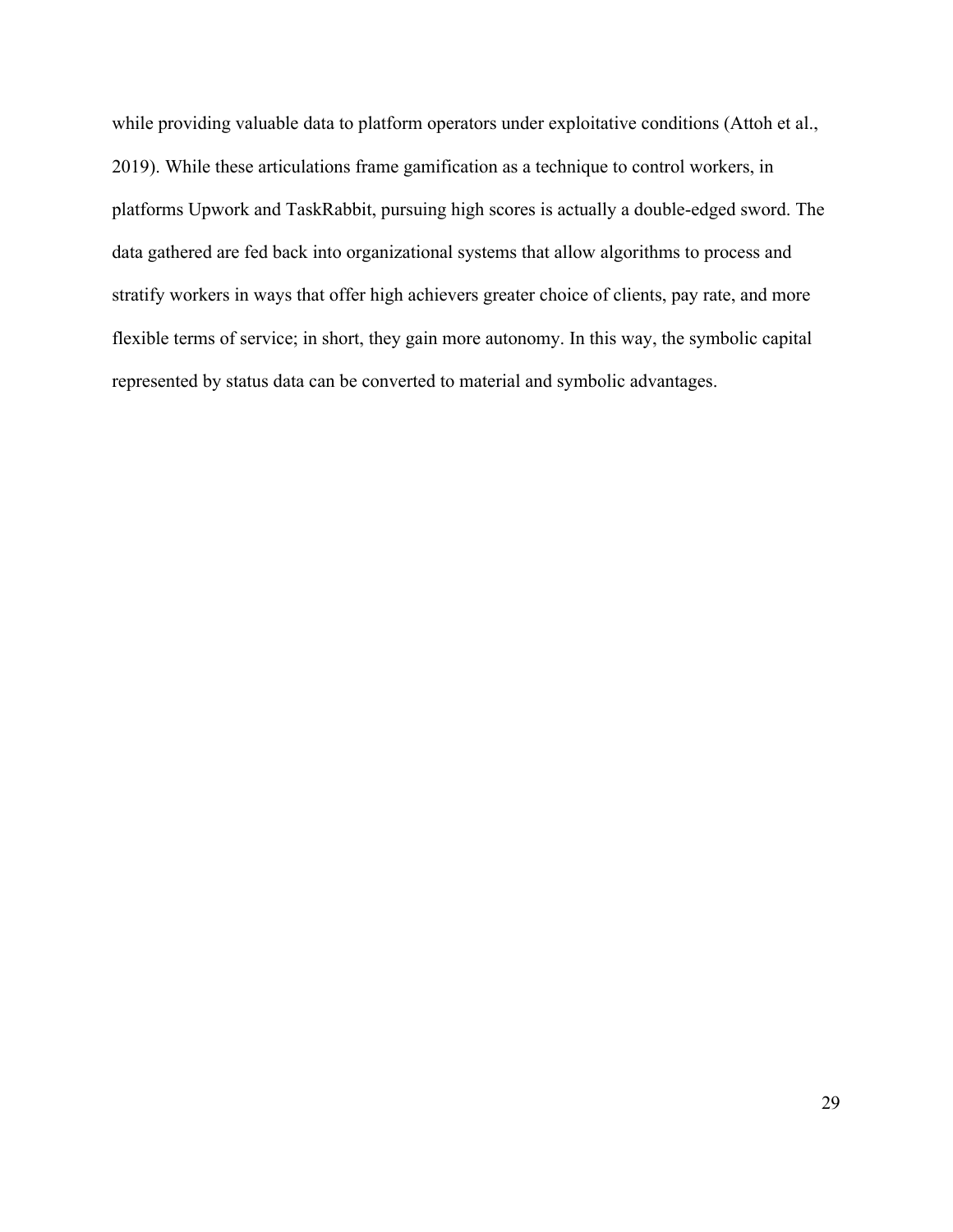while providing valuable data to platform operators under exploitative conditions (Attoh et al., 2019). While these articulations frame gamification as a technique to control workers, in platforms Upwork and TaskRabbit, pursuing high scores is actually a double-edged sword. The data gathered are fed back into organizational systems that allow algorithms to process and stratify workers in ways that offer high achievers greater choice of clients, pay rate, and more flexible terms of service; in short, they gain more autonomy. In this way, the symbolic capital represented by status data can be converted to material and symbolic advantages.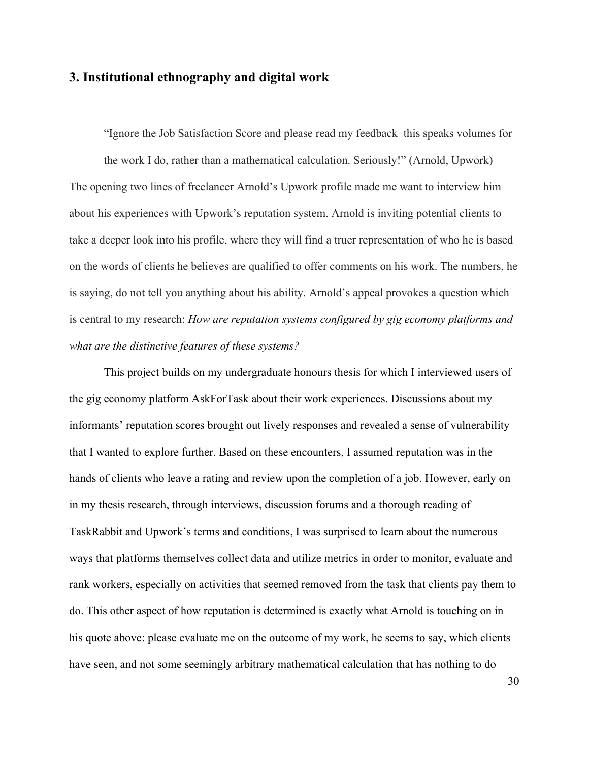## 3. Institutional ethnography and digital work

> "Ignore the Job Satisfaction Score and please read my feedback–this speaks volumes for the work I do, rather than a mathematical calculation. Seriously!" (Arnold, Upwork)

The opening two lines of freelancer Arnold's Upwork profile made me want to interview him about his experiences with Upwork's reputation system. Arnold is inviting potential clients to take a deeper look into his profile, where they will find a truer representation of who he is based on the words of clients he believes are qualified to offer comments on his work. The numbers, he is saying, do not tell you anything about his ability. Arnold's appeal provokes a question which is central to my research: *How are reputation systems configured by gig economy platforms and what are the distinctive features of these systems?*

This project builds on my undergraduate honours thesis for which I interviewed users of the gig economy platform AskForTask about their work experiences. Discussions about my informants' reputation scores brought out lively responses and revealed a sense of vulnerability that I wanted to explore further. Based on these encounters, I assumed reputation was in the hands of clients who leave a rating and review upon the completion of a job. However, early on in my thesis research, through interviews, discussion forums and a thorough reading of TaskRabbit and Upwork's terms and conditions, I was surprised to learn about the numerous ways that platforms themselves collect data and utilize metrics in order to monitor, evaluate and rank workers, especially on activities that seemed removed from the task that clients pay them to do. This other aspect of how reputation is determined is exactly what Arnold is touching on in his quote above: please evaluate me on the outcome of my work, he seems to say, which clients have seen, and not some seemingly arbitrary mathematical calculation that has nothing to do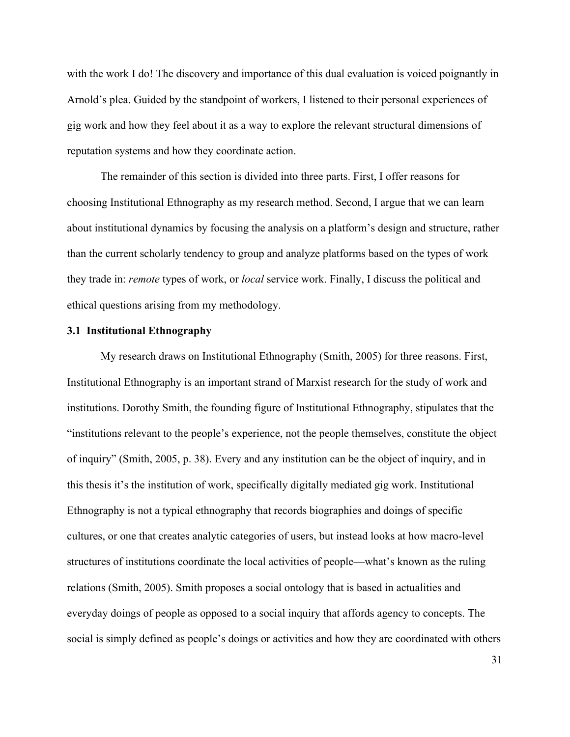with the work I do! The discovery and importance of this dual evaluation is voiced poignantly in Arnold's plea. Guided by the standpoint of workers, I listened to their personal experiences of gig work and how they feel about it as a way to explore the relevant structural dimensions of reputation systems and how they coordinate action.

The remainder of this section is divided into three parts. First, I offer reasons for choosing Institutional Ethnography as my research method. Second, I argue that we can learn about institutional dynamics by focusing the analysis on a platform's design and structure, rather than the current scholarly tendency to group and analyze platforms based on the types of work they trade in: *remote* types of work, or *local* service work. Finally, I discuss the political and ethical questions arising from my methodology.

### 3.1 Institutional Ethnography

My research draws on Institutional Ethnography (Smith, 2005) for three reasons. First, Institutional Ethnography is an important strand of Marxist research for the study of work and institutions. Dorothy Smith, the founding figure of Institutional Ethnography, stipulates that the "institutions relevant to the people's experience, not the people themselves, constitute the object of inquiry" (Smith, 2005, p. 38). Every and any institution can be the object of inquiry, and in this thesis it's the institution of work, specifically digitally mediated gig work. Institutional Ethnography is not a typical ethnography that records biographies and doings of specific cultures, or one that creates analytic categories of users, but instead looks at how macro-level structures of institutions coordinate the local activities of people—what's known as the ruling relations (Smith, 2005). Smith proposes a social ontology that is based in actualities and everyday doings of people as opposed to a social inquiry that affords agency to concepts. The social is simply defined as people's doings or activities and how they are coordinated with others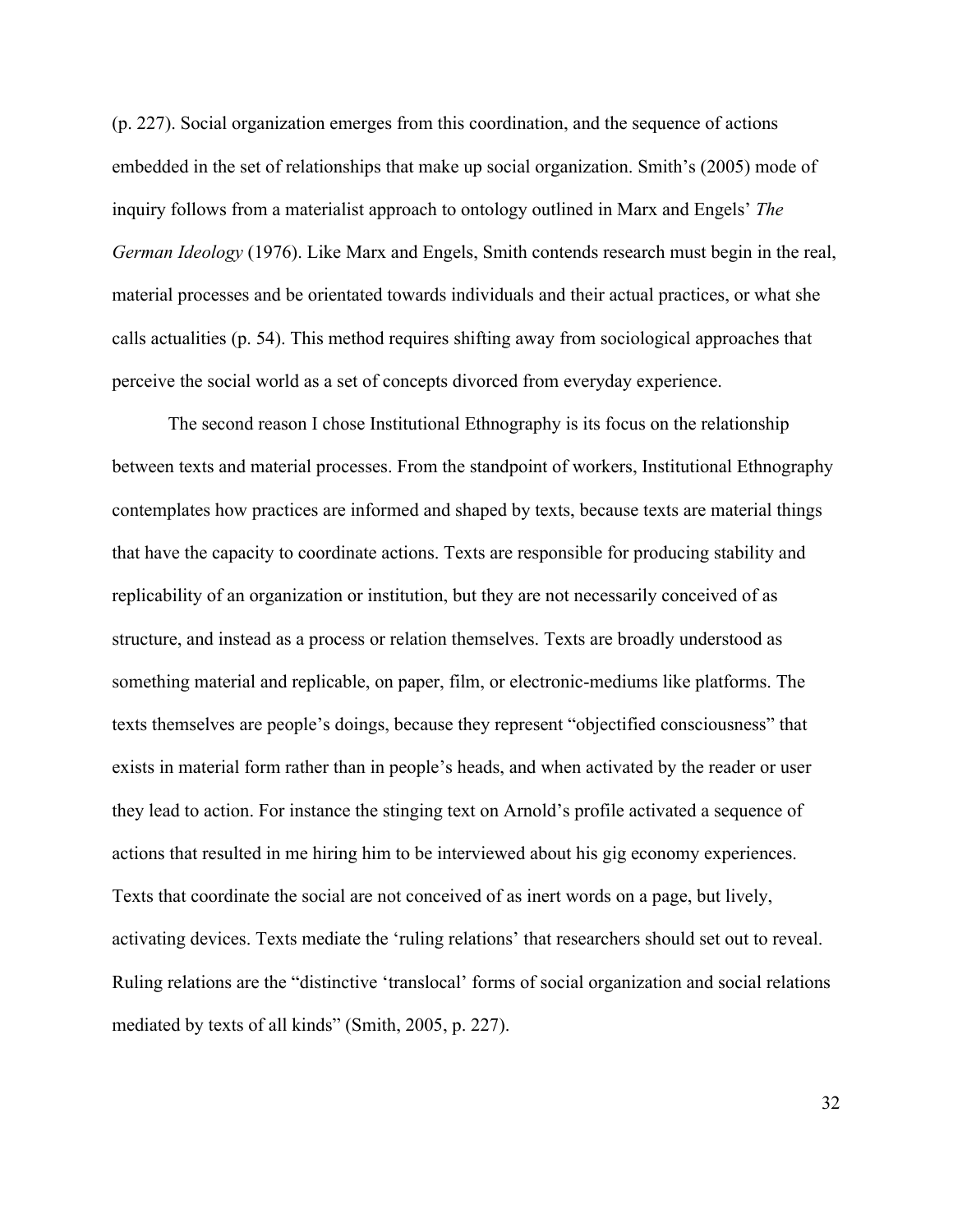(p. 227). Social organization emerges from this coordination, and the sequence of actions embedded in the set of relationships that make up social organization. Smith's (2005) mode of inquiry follows from a materialist approach to ontology outlined in Marx and Engels' *The German Ideology* (1976). Like Marx and Engels, Smith contends research must begin in the real, material processes and be orientated towards individuals and their actual practices, or what she calls actualities (p. 54). This method requires shifting away from sociological approaches that perceive the social world as a set of concepts divorced from everyday experience.

The second reason I chose Institutional Ethnography is its focus on the relationship between texts and material processes. From the standpoint of workers, Institutional Ethnography contemplates how practices are informed and shaped by texts, because texts are material things that have the capacity to coordinate actions. Texts are responsible for producing stability and replicability of an organization or institution, but they are not necessarily conceived of as structure, and instead as a process or relation themselves. Texts are broadly understood as something material and replicable, on paper, film, or electronic-mediums like platforms. The texts themselves are people's doings, because they represent "objectified consciousness" that exists in material form rather than in people's heads, and when activated by the reader or user they lead to action. For instance the stinging text on Arnold's profile activated a sequence of actions that resulted in me hiring him to be interviewed about his gig economy experiences. Texts that coordinate the social are not conceived of as inert words on a page, but lively, activating devices. Texts mediate the 'ruling relations' that researchers should set out to reveal. Ruling relations are the "distinctive 'translocal' forms of social organization and social relations mediated by texts of all kinds" (Smith, 2005, p. 227).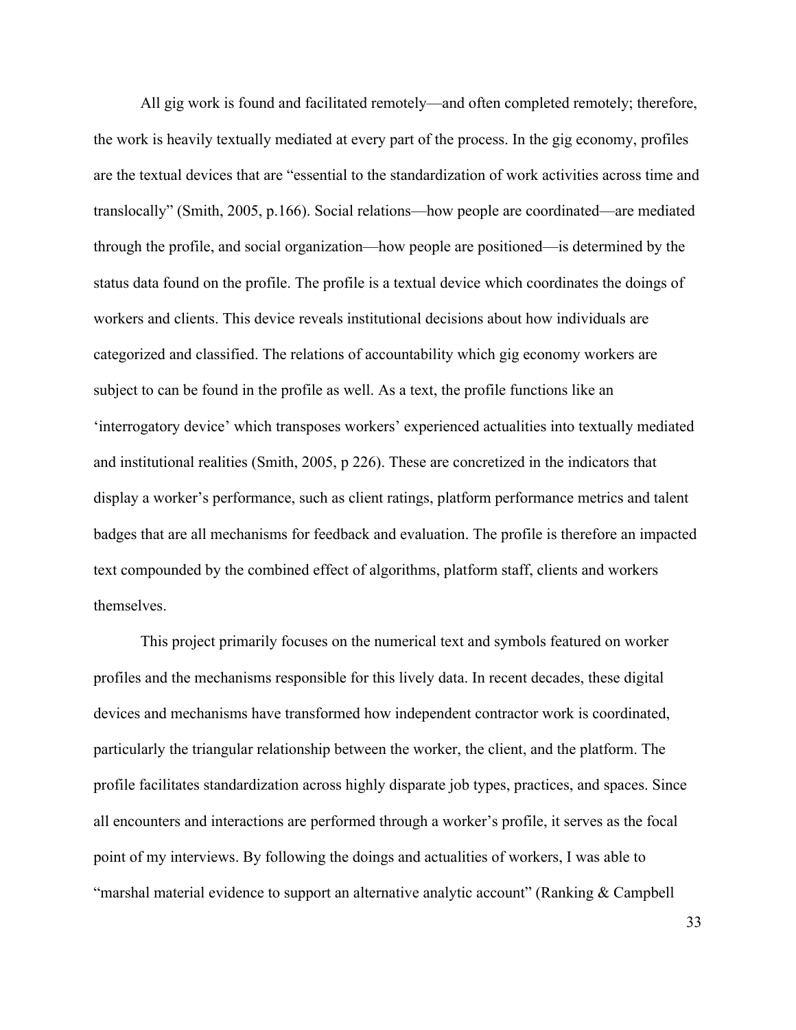All gig work is found and facilitated remotely—and often completed remotely; therefore, the work is heavily textually mediated at every part of the process. In the gig economy, profiles are the textual devices that are "essential to the standardization of work activities across time and translocally" (Smith, 2005, p.166). Social relations—how people are coordinated—are mediated through the profile, and social organization—how people are positioned—is determined by the status data found on the profile. The profile is a textual device which coordinates the doings of workers and clients. This device reveals institutional decisions about how individuals are categorized and classified. The relations of accountability which gig economy workers are subject to can be found in the profile as well. As a text, the profile functions like an 'interrogatory device' which transposes workers' experienced actualities into textually mediated and institutional realities (Smith, 2005, p 226). These are concretized in the indicators that display a worker's performance, such as client ratings, platform performance metrics and talent badges that are all mechanisms for feedback and evaluation. The profile is therefore an impacted text compounded by the combined effect of algorithms, platform staff, clients and workers themselves.

This project primarily focuses on the numerical text and symbols featured on worker profiles and the mechanisms responsible for this lively data. In recent decades, these digital devices and mechanisms have transformed how independent contractor work is coordinated, particularly the triangular relationship between the worker, the client, and the platform. The profile facilitates standardization across highly disparate job types, practices, and spaces. Since all encounters and interactions are performed through a worker's profile, it serves as the focal point of my interviews. By following the doings and actualities of workers, I was able to "marshal material evidence to support an alternative analytic account" (Ranking & Campbell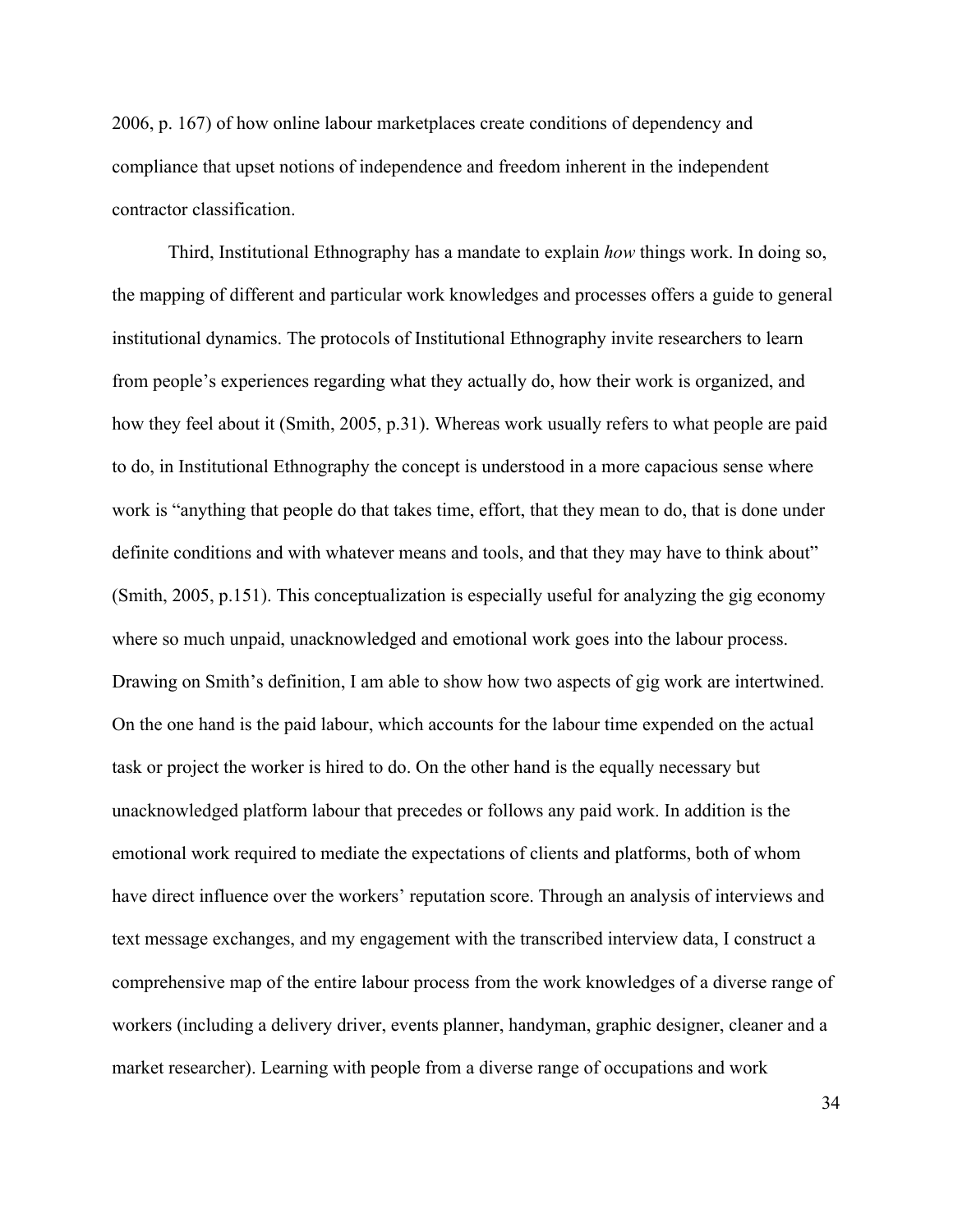2006, p. 167) of how online labour marketplaces create conditions of dependency and compliance that upset notions of independence and freedom inherent in the independent contractor classification.

Third, Institutional Ethnography has a mandate to explain *how* things work. In doing so, the mapping of different and particular work knowledges and processes offers a guide to general institutional dynamics. The protocols of Institutional Ethnography invite researchers to learn from people's experiences regarding what they actually do, how their work is organized, and how they feel about it (Smith, 2005, p.31). Whereas work usually refers to what people are paid to do, in Institutional Ethnography the concept is understood in a more capacious sense where work is "anything that people do that takes time, effort, that they mean to do, that is done under definite conditions and with whatever means and tools, and that they may have to think about" (Smith, 2005, p.151). This conceptualization is especially useful for analyzing the gig economy where so much unpaid, unacknowledged and emotional work goes into the labour process. Drawing on Smith's definition, I am able to show how two aspects of gig work are intertwined. On the one hand is the paid labour, which accounts for the labour time expended on the actual task or project the worker is hired to do. On the other hand is the equally necessary but unacknowledged platform labour that precedes or follows any paid work. In addition is the emotional work required to mediate the expectations of clients and platforms, both of whom have direct influence over the workers' reputation score. Through an analysis of interviews and text message exchanges, and my engagement with the transcribed interview data, I construct a comprehensive map of the entire labour process from the work knowledges of a diverse range of workers (including a delivery driver, events planner, handyman, graphic designer, cleaner and a market researcher). Learning with people from a diverse range of occupations and work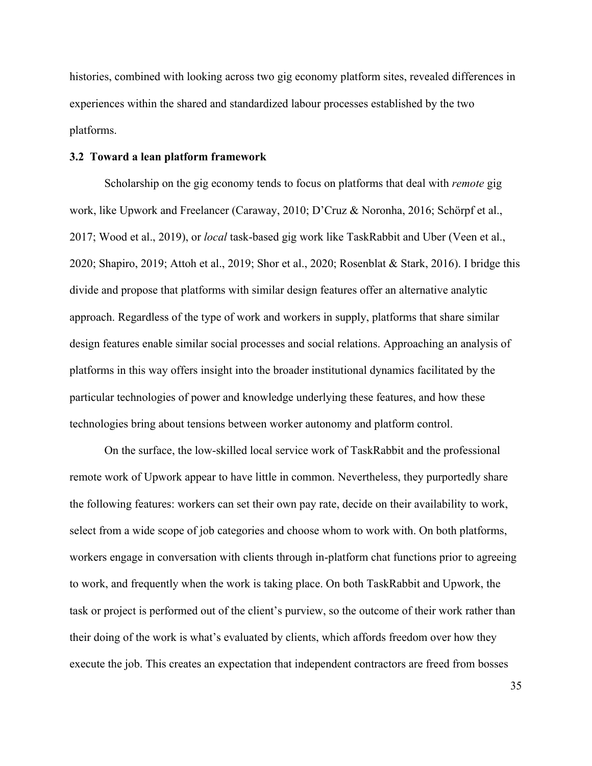histories, combined with looking across two gig economy platform sites, revealed differences in experiences within the shared and standardized labour processes established by the two platforms.

### 3.2 Toward a lean platform framework

Scholarship on the gig economy tends to focus on platforms that deal with *remote* gig work, like Upwork and Freelancer (Caraway, 2010; D'Cruz & Noronha, 2016; Schörpf et al., 2017; Wood et al., 2019), or *local* task-based gig work like TaskRabbit and Uber (Veen et al., 2020; Shapiro, 2019; Attoh et al., 2019; Shor et al., 2020; Rosenblat & Stark, 2016). I bridge this divide and propose that platforms with similar design features offer an alternative analytic approach. Regardless of the type of work and workers in supply, platforms that share similar design features enable similar social processes and social relations. Approaching an analysis of platforms in this way offers insight into the broader institutional dynamics facilitated by the particular technologies of power and knowledge underlying these features, and how these technologies bring about tensions between worker autonomy and platform control.

On the surface, the low-skilled local service work of TaskRabbit and the professional remote work of Upwork appear to have little in common. Nevertheless, they purportedly share the following features: workers can set their own pay rate, decide on their availability to work, select from a wide scope of job categories and choose whom to work with. On both platforms, workers engage in conversation with clients through in-platform chat functions prior to agreeing to work, and frequently when the work is taking place. On both TaskRabbit and Upwork, the task or project is performed out of the client's purview, so the outcome of their work rather than their doing of the work is what's evaluated by clients, which affords freedom over how they execute the job. This creates an expectation that independent contractors are freed from bosses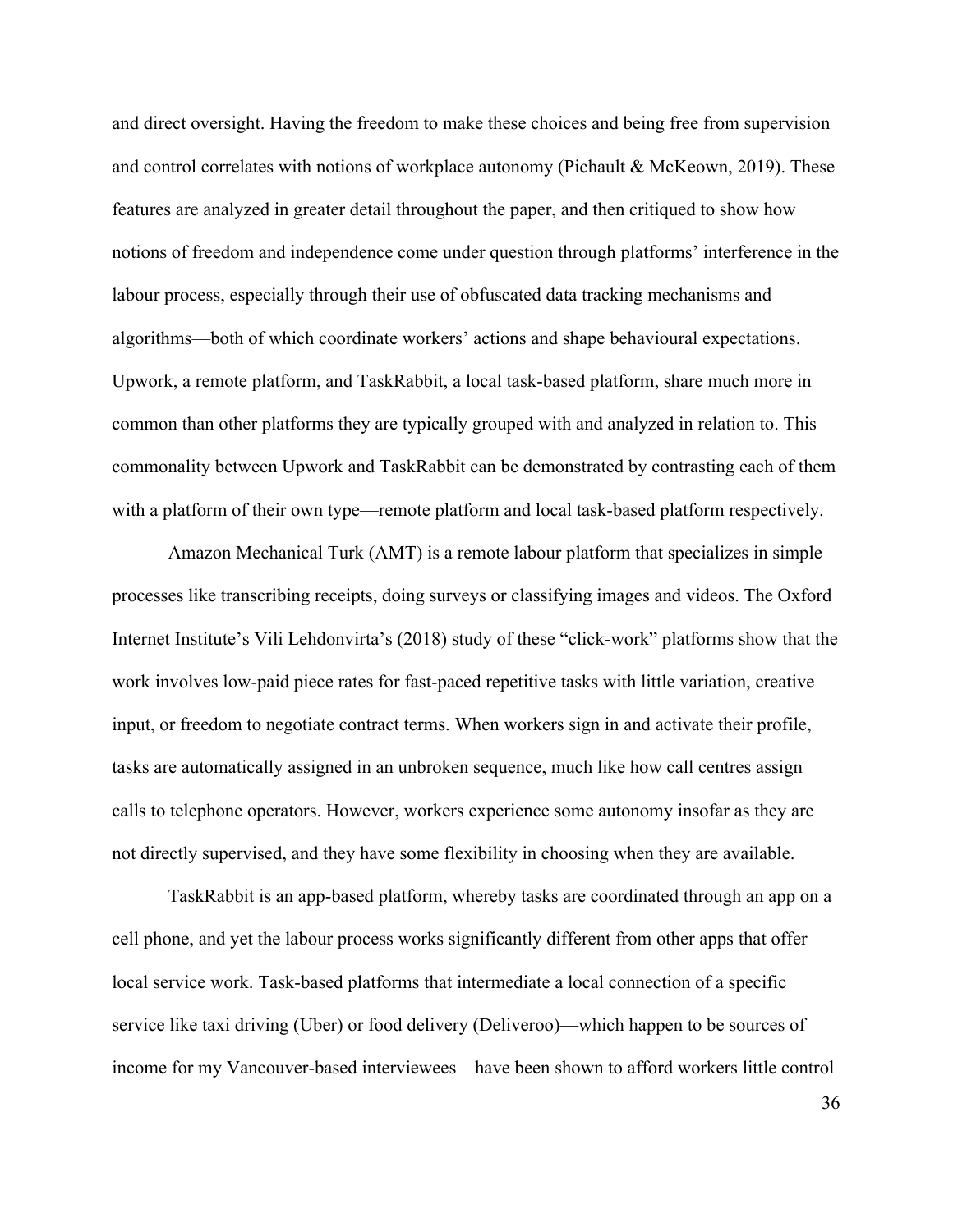and direct oversight. Having the freedom to make these choices and being free from supervision and control correlates with notions of workplace autonomy (Pichault & McKeown, 2019). These features are analyzed in greater detail throughout the paper, and then critiqued to show how notions of freedom and independence come under question through platforms' interference in the labour process, especially through their use of obfuscated data tracking mechanisms and algorithms—both of which coordinate workers' actions and shape behavioural expectations. Upwork, a remote platform, and TaskRabbit, a local task-based platform, share much more in common than other platforms they are typically grouped with and analyzed in relation to. This commonality between Upwork and TaskRabbit can be demonstrated by contrasting each of them with a platform of their own type—remote platform and local task-based platform respectively.

Amazon Mechanical Turk (AMT) is a remote labour platform that specializes in simple processes like transcribing receipts, doing surveys or classifying images and videos. The Oxford Internet Institute's Vili Lehdonvirta's (2018) study of these "click-work" platforms show that the work involves low-paid piece rates for fast-paced repetitive tasks with little variation, creative input, or freedom to negotiate contract terms. When workers sign in and activate their profile, tasks are automatically assigned in an unbroken sequence, much like how call centres assign calls to telephone operators. However, workers experience some autonomy insofar as they are not directly supervised, and they have some flexibility in choosing when they are available.

TaskRabbit is an app-based platform, whereby tasks are coordinated through an app on a cell phone, and yet the labour process works significantly different from other apps that offer local service work. Task-based platforms that intermediate a local connection of a specific service like taxi driving (Uber) or food delivery (Deliveroo)—which happen to be sources of income for my Vancouver-based interviewees—have been shown to afford workers little control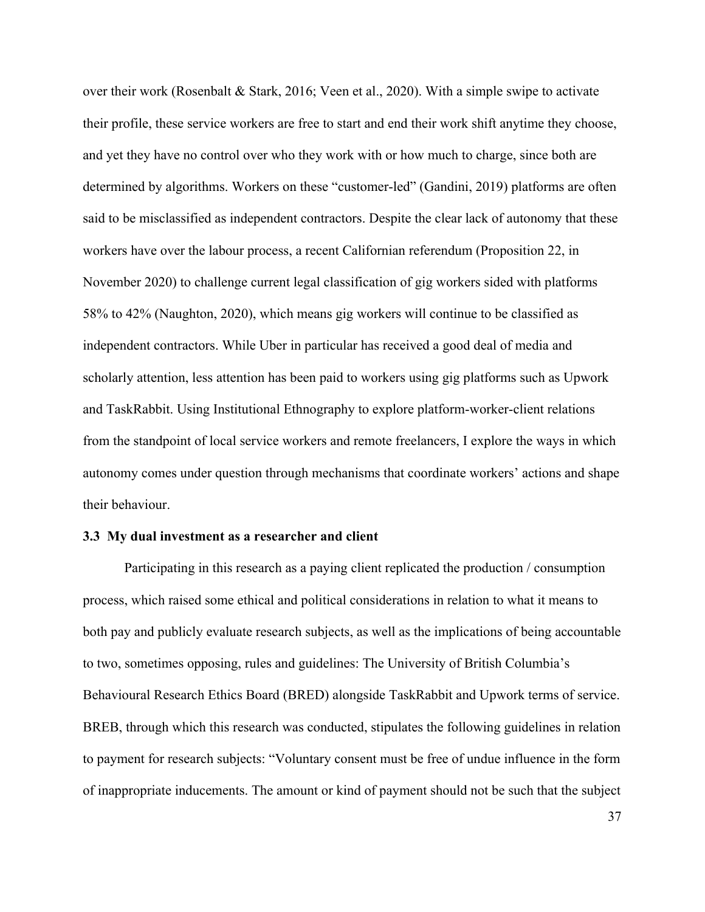over their work (Rosenbalt & Stark, 2016; Veen et al., 2020). With a simple swipe to activate their profile, these service workers are free to start and end their work shift anytime they choose, and yet they have no control over who they work with or how much to charge, since both are determined by algorithms. Workers on these "customer-led" (Gandini, 2019) platforms are often said to be misclassified as independent contractors. Despite the clear lack of autonomy that these workers have over the labour process, a recent Californian referendum (Proposition 22, in November 2020) to challenge current legal classification of gig workers sided with platforms 58% to 42% (Naughton, 2020), which means gig workers will continue to be classified as independent contractors. While Uber in particular has received a good deal of media and scholarly attention, less attention has been paid to workers using gig platforms such as Upwork and TaskRabbit. Using Institutional Ethnography to explore platform-worker-client relations from the standpoint of local service workers and remote freelancers, I explore the ways in which autonomy comes under question through mechanisms that coordinate workers' actions and shape their behaviour.

### 3.3 My dual investment as a researcher and client

Participating in this research as a paying client replicated the production / consumption process, which raised some ethical and political considerations in relation to what it means to both pay and publicly evaluate research subjects, as well as the implications of being accountable to two, sometimes opposing, rules and guidelines: The University of British Columbia's Behavioural Research Ethics Board (BRED) alongside TaskRabbit and Upwork terms of service. BREB, through which this research was conducted, stipulates the following guidelines in relation to payment for research subjects: "Voluntary consent must be free of undue influence in the form of inappropriate inducements. The amount or kind of payment should not be such that the subject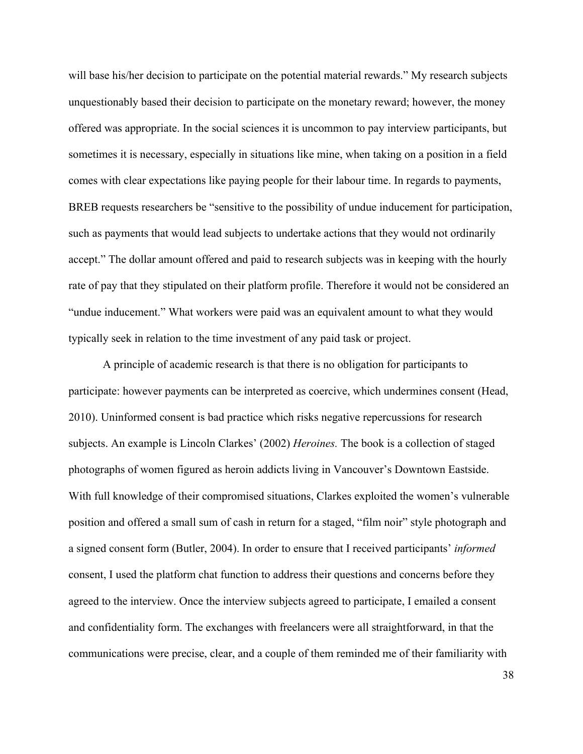will base his/her decision to participate on the potential material rewards." My research subjects unquestionably based their decision to participate on the monetary reward; however, the money offered was appropriate. In the social sciences it is uncommon to pay interview participants, but sometimes it is necessary, especially in situations like mine, when taking on a position in a field comes with clear expectations like paying people for their labour time. In regards to payments, BREB requests researchers be "sensitive to the possibility of undue inducement for participation, such as payments that would lead subjects to undertake actions that they would not ordinarily accept." The dollar amount offered and paid to research subjects was in keeping with the hourly rate of pay that they stipulated on their platform profile. Therefore it would not be considered an "undue inducement." What workers were paid was an equivalent amount to what they would typically seek in relation to the time investment of any paid task or project.

A principle of academic research is that there is no obligation for participants to participate: however payments can be interpreted as coercive, which undermines consent (Head, 2010). Uninformed consent is bad practice which risks negative repercussions for research subjects. An example is Lincoln Clarkes' (2002) *Heroines.* The book is a collection of staged photographs of women figured as heroin addicts living in Vancouver's Downtown Eastside. With full knowledge of their compromised situations, Clarkes exploited the women's vulnerable position and offered a small sum of cash in return for a staged, "film noir" style photograph and a signed consent form (Butler, 2004). In order to ensure that I received participants' *informed* consent, I used the platform chat function to address their questions and concerns before they agreed to the interview. Once the interview subjects agreed to participate, I emailed a consent and confidentiality form. The exchanges with freelancers were all straightforward, in that the communications were precise, clear, and a couple of them reminded me of their familiarity with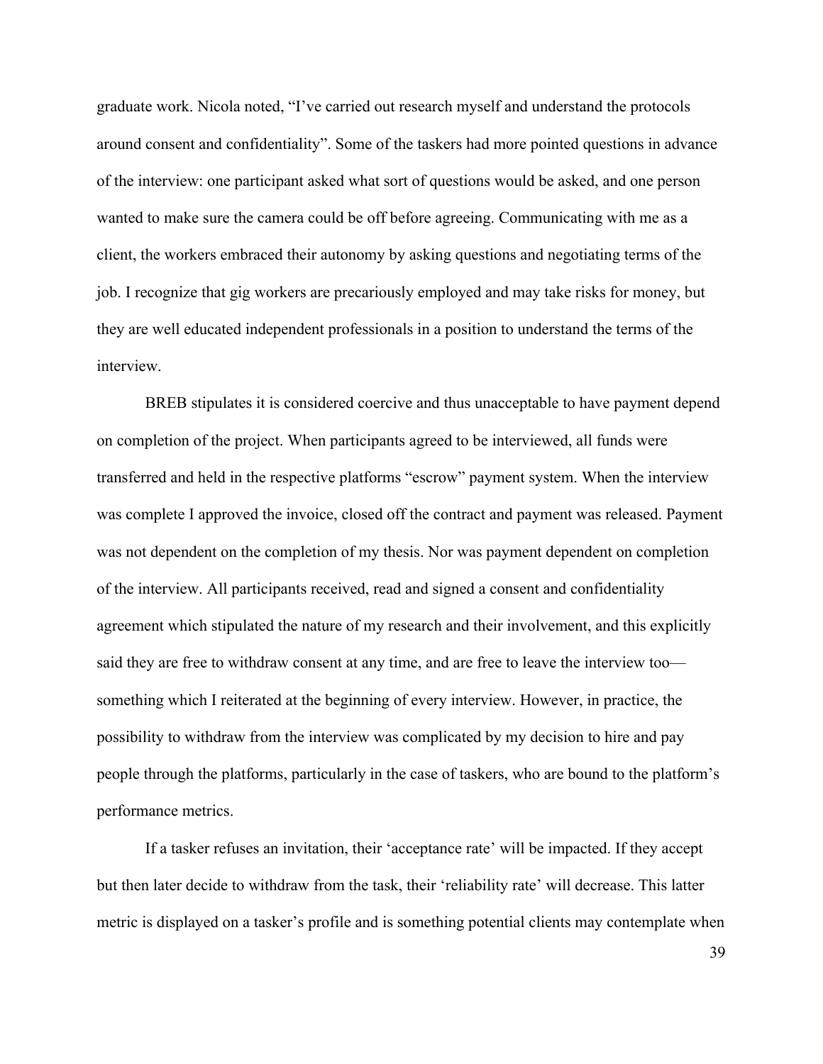graduate work. Nicola noted, "I've carried out research myself and understand the protocols around consent and confidentiality". Some of the taskers had more pointed questions in advance of the interview: one participant asked what sort of questions would be asked, and one person wanted to make sure the camera could be off before agreeing. Communicating with me as a client, the workers embraced their autonomy by asking questions and negotiating terms of the job. I recognize that gig workers are precariously employed and may take risks for money, but they are well educated independent professionals in a position to understand the terms of the interview.

BREB stipulates it is considered coercive and thus unacceptable to have payment depend on completion of the project. When participants agreed to be interviewed, all funds were transferred and held in the respective platforms "escrow" payment system. When the interview was complete I approved the invoice, closed off the contract and payment was released. Payment was not dependent on the completion of my thesis. Nor was payment dependent on completion of the interview. All participants received, read and signed a consent and confidentiality agreement which stipulated the nature of my research and their involvement, and this explicitly said they are free to withdraw consent at any time, and are free to leave the interview too—something which I reiterated at the beginning of every interview. However, in practice, the possibility to withdraw from the interview was complicated by my decision to hire and pay people through the platforms, particularly in the case of taskers, who are bound to the platform's performance metrics.

If a tasker refuses an invitation, their 'acceptance rate' will be impacted. If they accept but then later decide to withdraw from the task, their 'reliability rate' will decrease. This latter metric is displayed on a tasker's profile and is something potential clients may contemplate when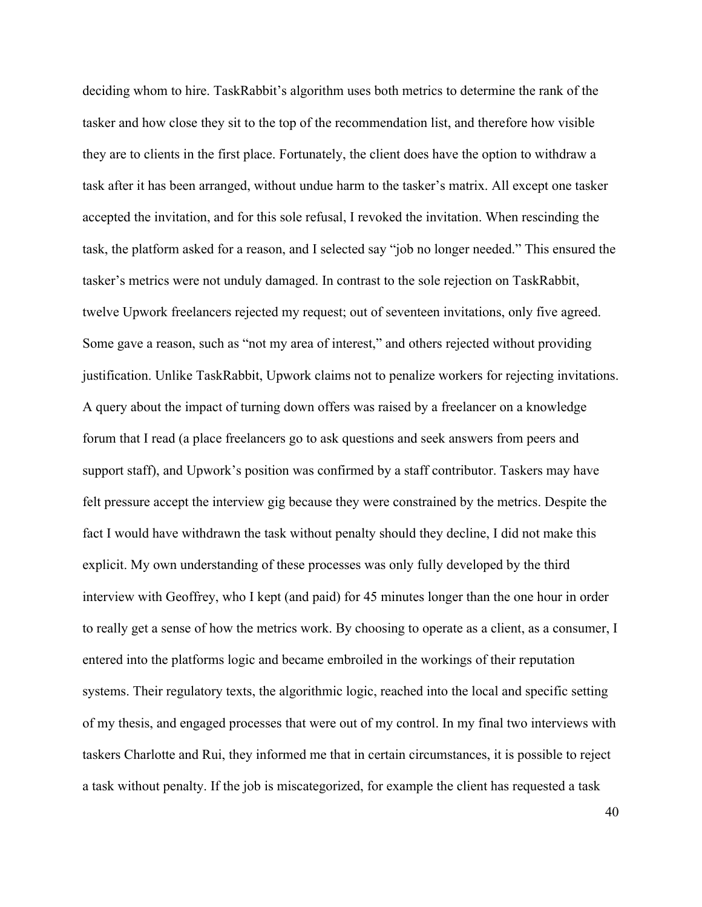deciding whom to hire. TaskRabbit's algorithm uses both metrics to determine the rank of the tasker and how close they sit to the top of the recommendation list, and therefore how visible they are to clients in the first place. Fortunately, the client does have the option to withdraw a task after it has been arranged, without undue harm to the tasker's matrix. All except one tasker accepted the invitation, and for this sole refusal, I revoked the invitation. When rescinding the task, the platform asked for a reason, and I selected say "job no longer needed." This ensured the tasker's metrics were not unduly damaged. In contrast to the sole rejection on TaskRabbit, twelve Upwork freelancers rejected my request; out of seventeen invitations, only five agreed. Some gave a reason, such as "not my area of interest," and others rejected without providing justification. Unlike TaskRabbit, Upwork claims not to penalize workers for rejecting invitations. A query about the impact of turning down offers was raised by a freelancer on a knowledge forum that I read (a place freelancers go to ask questions and seek answers from peers and support staff), and Upwork's position was confirmed by a staff contributor. Taskers may have felt pressure accept the interview gig because they were constrained by the metrics. Despite the fact I would have withdrawn the task without penalty should they decline, I did not make this explicit. My own understanding of these processes was only fully developed by the third interview with Geoffrey, who I kept (and paid) for 45 minutes longer than the one hour in order to really get a sense of how the metrics work. By choosing to operate as a client, as a consumer, I entered into the platforms logic and became embroiled in the workings of their reputation systems. Their regulatory texts, the algorithmic logic, reached into the local and specific setting of my thesis, and engaged processes that were out of my control. In my final two interviews with taskers Charlotte and Rui, they informed me that in certain circumstances, it is possible to reject a task without penalty. If the job is miscategorized, for example the client has requested a task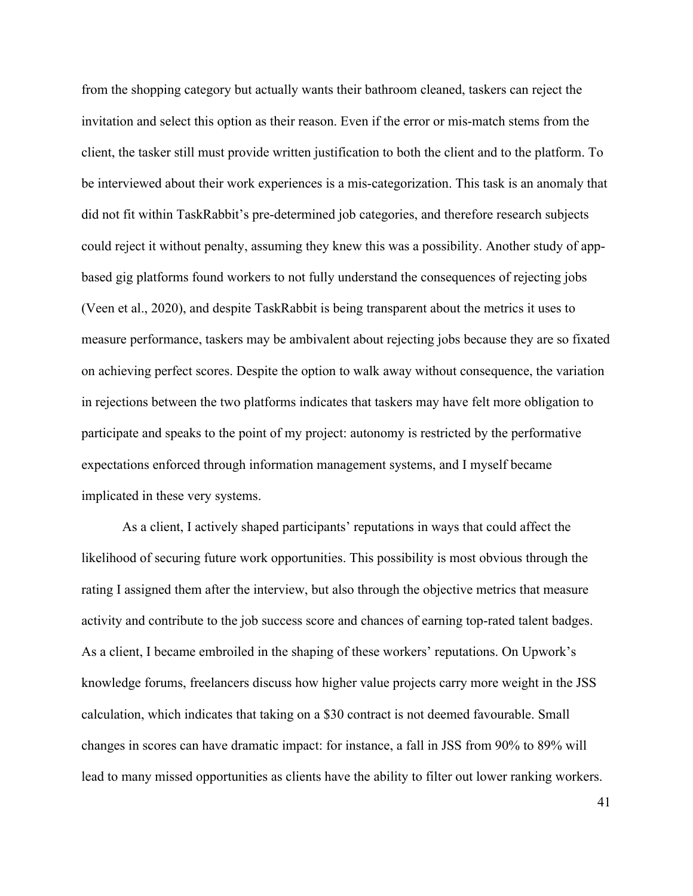from the shopping category but actually wants their bathroom cleaned, taskers can reject the invitation and select this option as their reason. Even if the error or mis-match stems from the client, the tasker still must provide written justification to both the client and to the platform. To be interviewed about their work experiences is a mis-categorization. This task is an anomaly that did not fit within TaskRabbit's pre-determined job categories, and therefore research subjects could reject it without penalty, assuming they knew this was a possibility. Another study of app-based gig platforms found workers to not fully understand the consequences of rejecting jobs (Veen et al., 2020), and despite TaskRabbit is being transparent about the metrics it uses to measure performance, taskers may be ambivalent about rejecting jobs because they are so fixated on achieving perfect scores. Despite the option to walk away without consequence, the variation in rejections between the two platforms indicates that taskers may have felt more obligation to participate and speaks to the point of my project: autonomy is restricted by the performative expectations enforced through information management systems, and I myself became implicated in these very systems.

As a client, I actively shaped participants' reputations in ways that could affect the likelihood of securing future work opportunities. This possibility is most obvious through the rating I assigned them after the interview, but also through the objective metrics that measure activity and contribute to the job success score and chances of earning top-rated talent badges. As a client, I became embroiled in the shaping of these workers' reputations. On Upwork's knowledge forums, freelancers discuss how higher value projects carry more weight in the JSS calculation, which indicates that taking on a $30 contract is not deemed favourable. Small changes in scores can have dramatic impact: for instance, a fall in JSS from 90% to 89% will lead to many missed opportunities as clients have the ability to filter out lower ranking workers.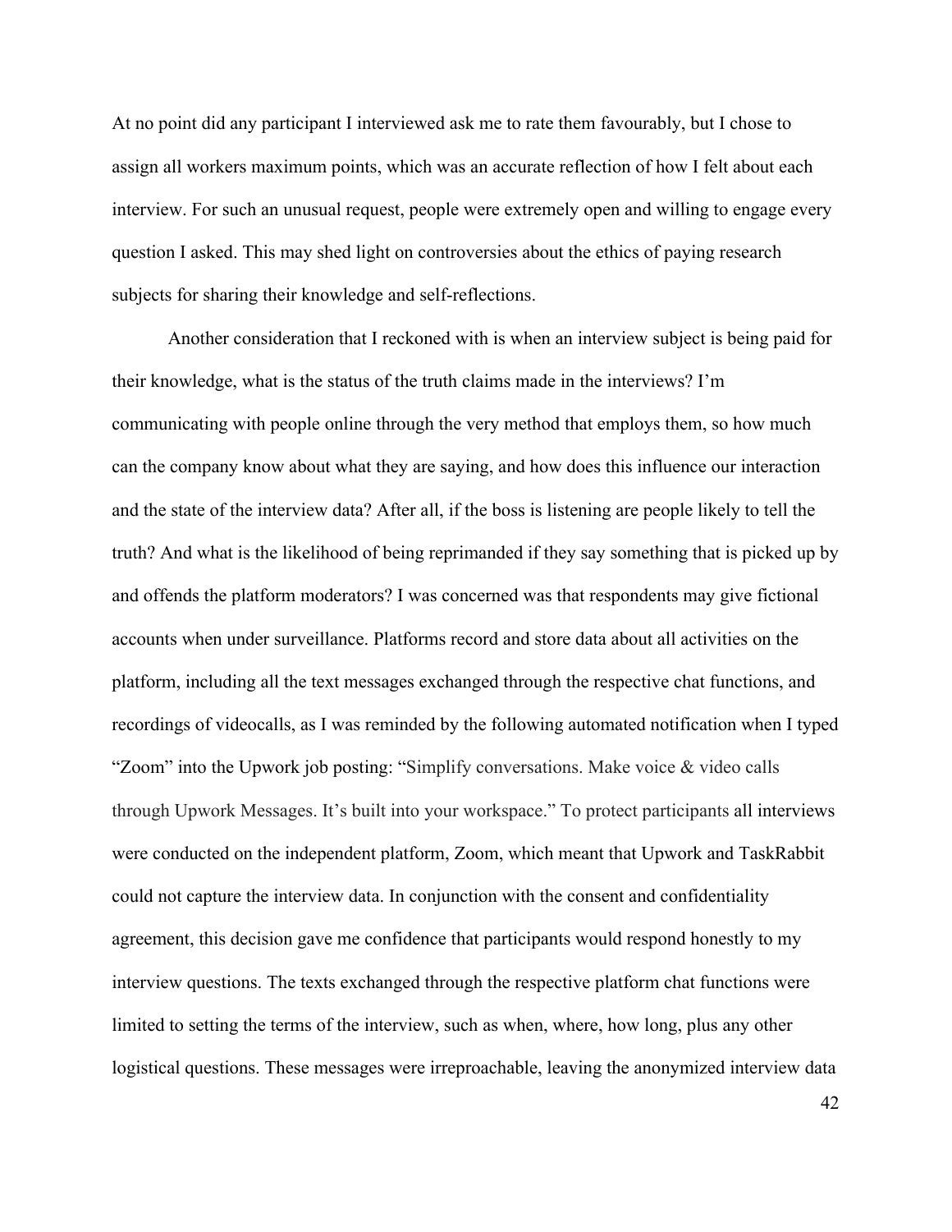At no point did any participant I interviewed ask me to rate them favourably, but I chose to assign all workers maximum points, which was an accurate reflection of how I felt about each interview. For such an unusual request, people were extremely open and willing to engage every question I asked. This may shed light on controversies about the ethics of paying research subjects for sharing their knowledge and self-reflections.

Another consideration that I reckoned with is when an interview subject is being paid for their knowledge, what is the status of the truth claims made in the interviews? I'm communicating with people online through the very method that employs them, so how much can the company know about what they are saying, and how does this influence our interaction and the state of the interview data? After all, if the boss is listening are people likely to tell the truth? And what is the likelihood of being reprimanded if they say something that is picked up by and offends the platform moderators? I was concerned was that respondents may give fictional accounts when under surveillance. Platforms record and store data about all activities on the platform, including all the text messages exchanged through the respective chat functions, and recordings of videocalls, as I was reminded by the following automated notification when I typed "Zoom" into the Upwork job posting: "Simplify conversations. Make voice & video calls through Upwork Messages. It's built into your workspace." To protect participants all interviews were conducted on the independent platform, Zoom, which meant that Upwork and TaskRabbit could not capture the interview data. In conjunction with the consent and confidentiality agreement, this decision gave me confidence that participants would respond honestly to my interview questions. The texts exchanged through the respective platform chat functions were limited to setting the terms of the interview, such as when, where, how long, plus any other logistical questions. These messages were irreproachable, leaving the anonymized interview data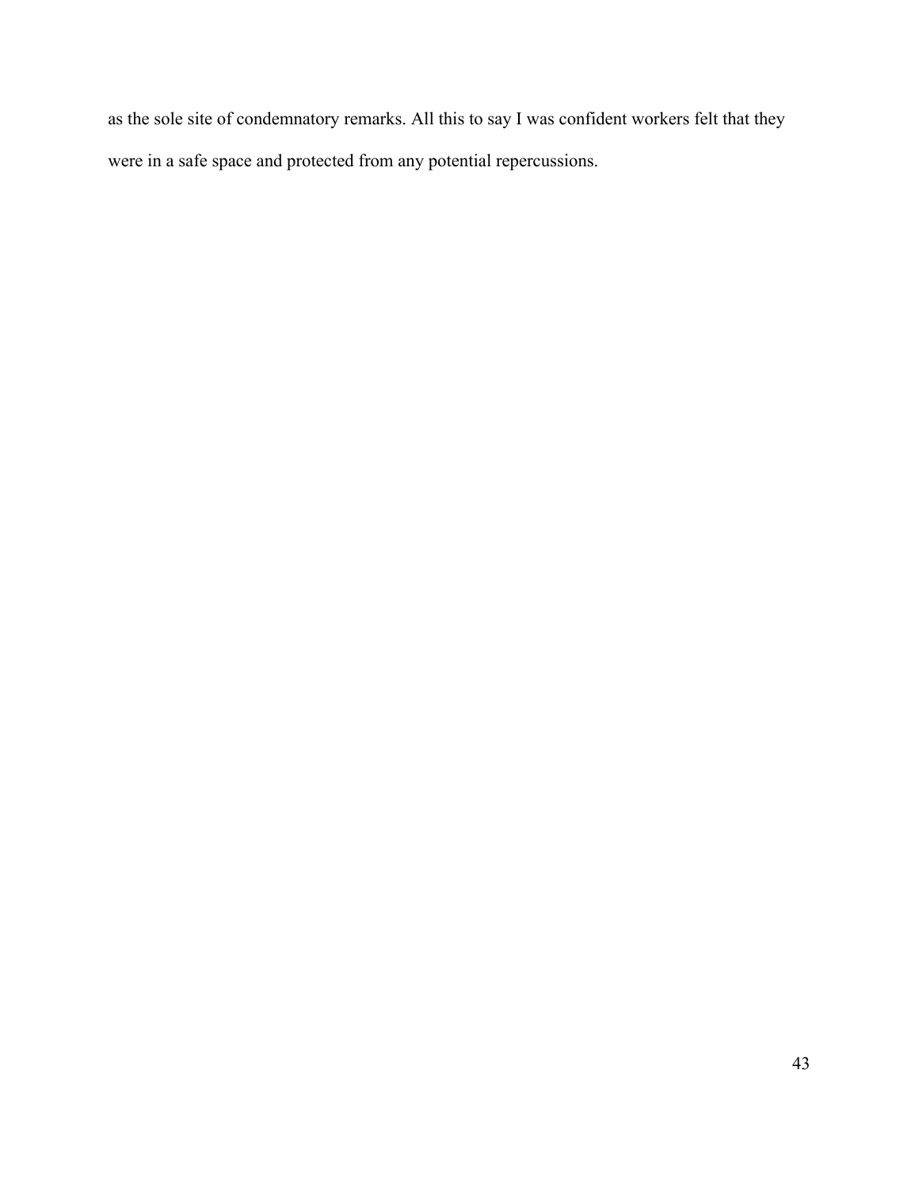as the sole site of condemnatory remarks. All this to say I was confident workers felt that they were in a safe space and protected from any potential repercussions.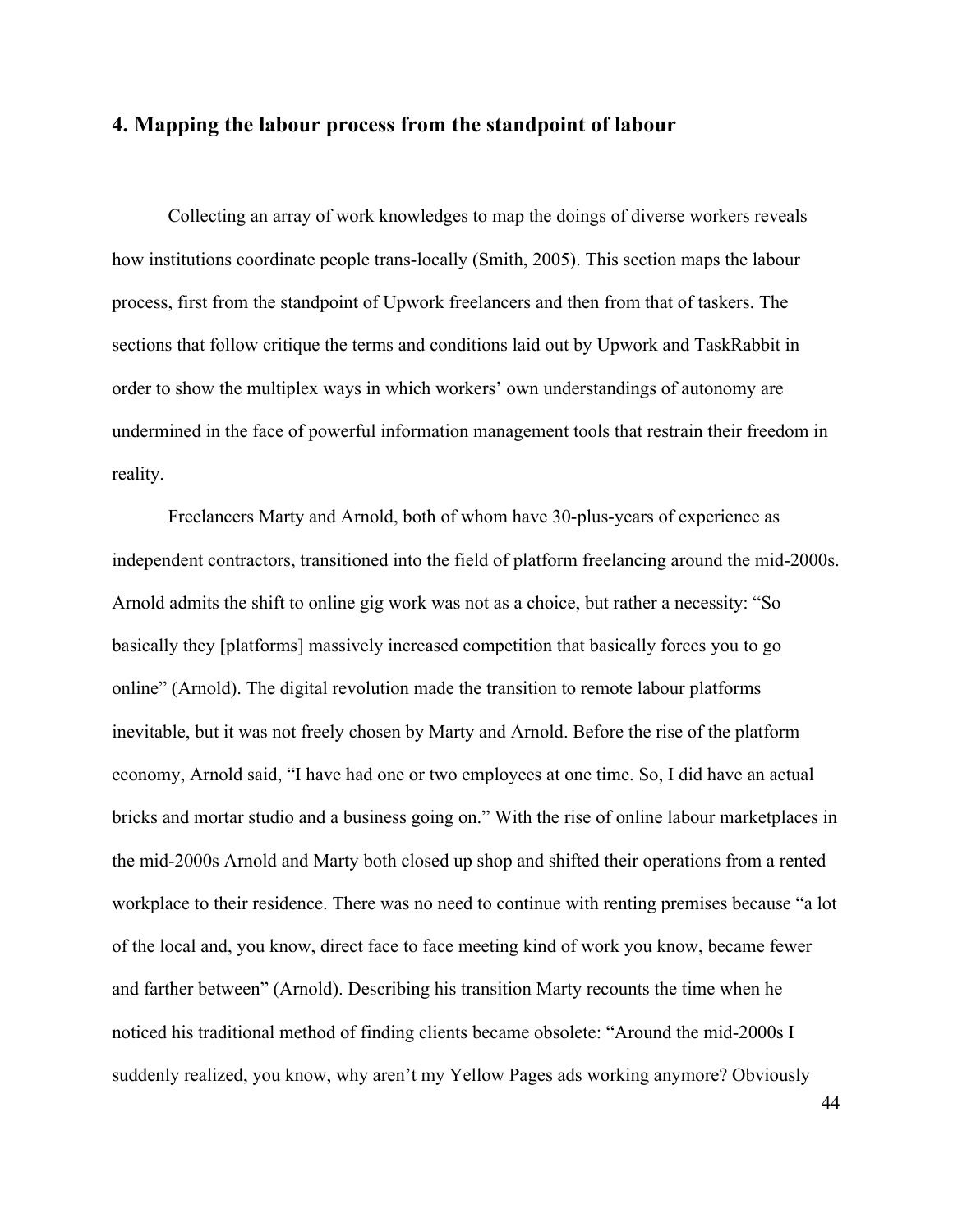## 4. Mapping the labour process from the standpoint of labour

Collecting an array of work knowledges to map the doings of diverse workers reveals how institutions coordinate people trans-locally (Smith, 2005). This section maps the labour process, first from the standpoint of Upwork freelancers and then from that of taskers. The sections that follow critique the terms and conditions laid out by Upwork and TaskRabbit in order to show the multiplex ways in which workers' own understandings of autonomy are undermined in the face of powerful information management tools that restrain their freedom in reality.

Freelancers Marty and Arnold, both of whom have 30-plus-years of experience as independent contractors, transitioned into the field of platform freelancing around the mid-2000s. Arnold admits the shift to online gig work was not as a choice, but rather a necessity: "So basically they [platforms] massively increased competition that basically forces you to go online" (Arnold). The digital revolution made the transition to remote labour platforms inevitable, but it was not freely chosen by Marty and Arnold. Before the rise of the platform economy, Arnold said, "I have had one or two employees at one time. So, I did have an actual bricks and mortar studio and a business going on." With the rise of online labour marketplaces in the mid-2000s Arnold and Marty both closed up shop and shifted their operations from a rented workplace to their residence. There was no need to continue with renting premises because "a lot of the local and, you know, direct face to face meeting kind of work you know, became fewer and farther between" (Arnold). Describing his transition Marty recounts the time when he noticed his traditional method of finding clients became obsolete: "Around the mid-2000s I suddenly realized, you know, why aren't my Yellow Pages ads working anymore? Obviously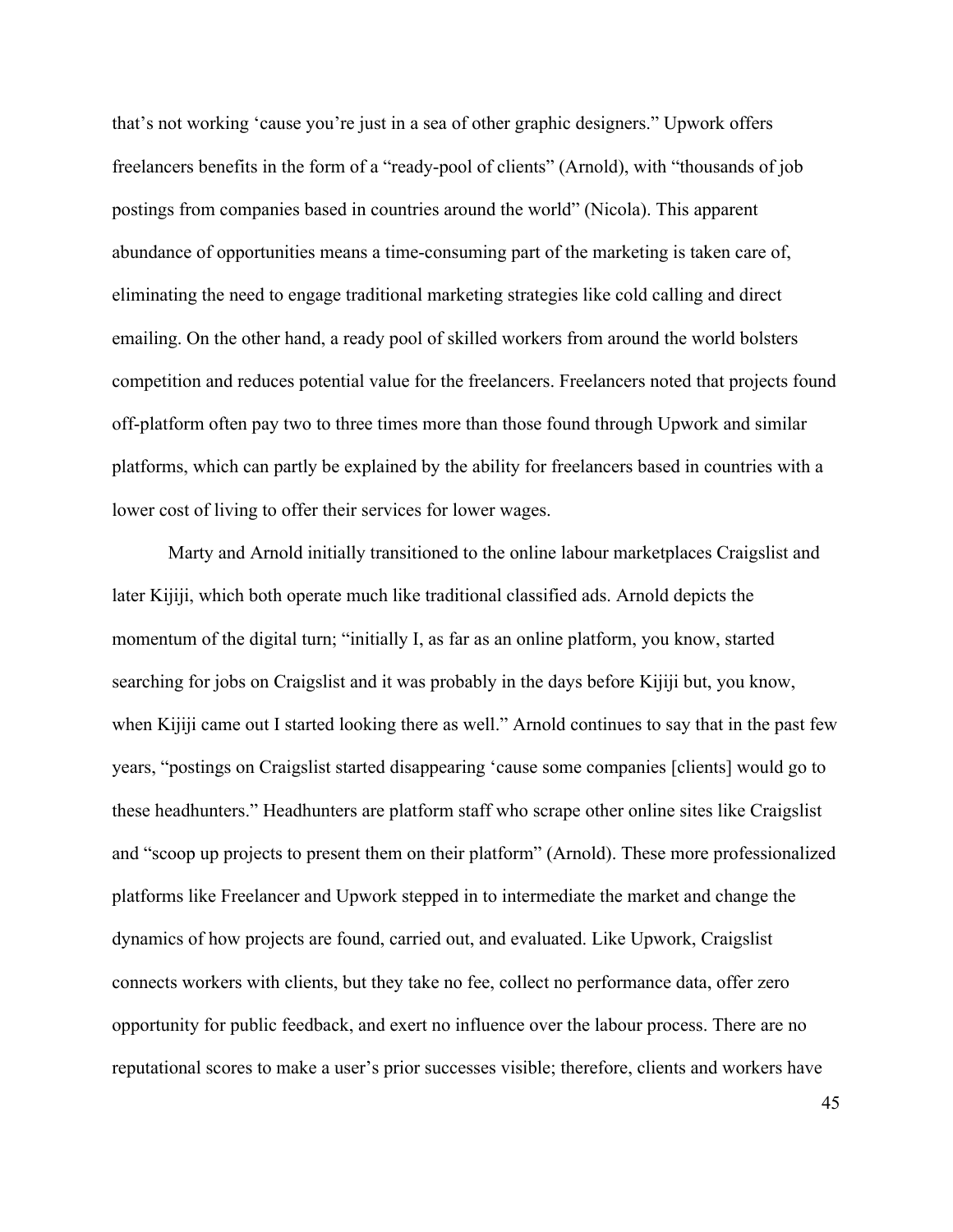that's not working 'cause you're just in a sea of other graphic designers." Upwork offers freelancers benefits in the form of a "ready-pool of clients" (Arnold), with "thousands of job postings from companies based in countries around the world" (Nicola). This apparent abundance of opportunities means a time-consuming part of the marketing is taken care of, eliminating the need to engage traditional marketing strategies like cold calling and direct emailing. On the other hand, a ready pool of skilled workers from around the world bolsters competition and reduces potential value for the freelancers. Freelancers noted that projects found off-platform often pay two to three times more than those found through Upwork and similar platforms, which can partly be explained by the ability for freelancers based in countries with a lower cost of living to offer their services for lower wages.

Marty and Arnold initially transitioned to the online labour marketplaces Craigslist and later Kijiji, which both operate much like traditional classified ads. Arnold depicts the momentum of the digital turn; "initially I, as far as an online platform, you know, started searching for jobs on Craigslist and it was probably in the days before Kijiji but, you know, when Kijiji came out I started looking there as well." Arnold continues to say that in the past few years, "postings on Craigslist started disappearing 'cause some companies [clients] would go to these headhunters." Headhunters are platform staff who scrape other online sites like Craigslist and "scoop up projects to present them on their platform" (Arnold). These more professionalized platforms like Freelancer and Upwork stepped in to intermediate the market and change the dynamics of how projects are found, carried out, and evaluated. Like Upwork, Craigslist connects workers with clients, but they take no fee, collect no performance data, offer zero opportunity for public feedback, and exert no influence over the labour process. There are no reputational scores to make a user's prior successes visible; therefore, clients and workers have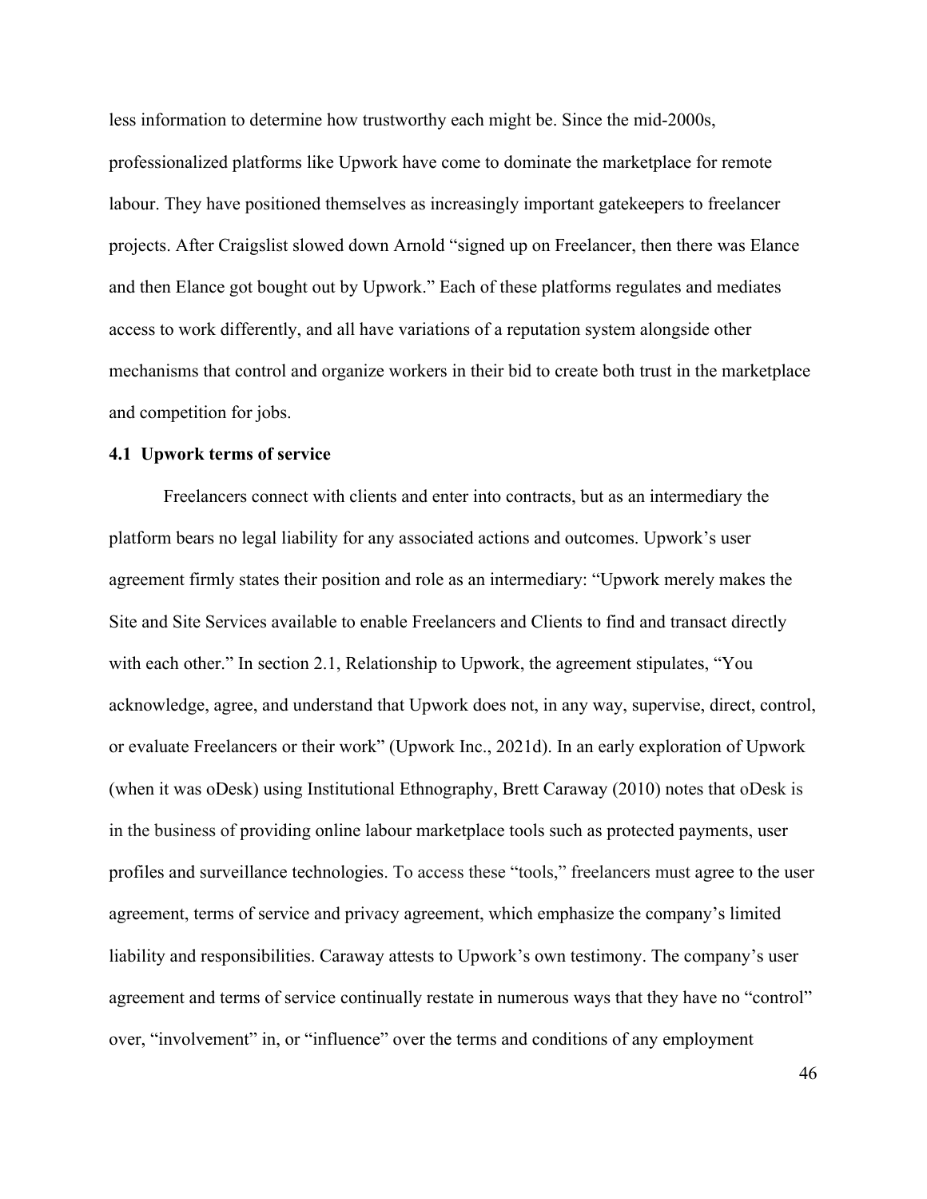less information to determine how trustworthy each might be. Since the mid-2000s, professionalized platforms like Upwork have come to dominate the marketplace for remote labour. They have positioned themselves as increasingly important gatekeepers to freelancer projects. After Craigslist slowed down Arnold "signed up on Freelancer, then there was Elance and then Elance got bought out by Upwork." Each of these platforms regulates and mediates access to work differently, and all have variations of a reputation system alongside other mechanisms that control and organize workers in their bid to create both trust in the marketplace and competition for jobs.

### 4.1 Upwork terms of service

Freelancers connect with clients and enter into contracts, but as an intermediary the platform bears no legal liability for any associated actions and outcomes. Upwork's user agreement firmly states their position and role as an intermediary: "Upwork merely makes the Site and Site Services available to enable Freelancers and Clients to find and transact directly with each other." In section 2.1, Relationship to Upwork, the agreement stipulates, "You acknowledge, agree, and understand that Upwork does not, in any way, supervise, direct, control, or evaluate Freelancers or their work" (Upwork Inc., 2021d). In an early exploration of Upwork (when it was oDesk) using Institutional Ethnography, Brett Caraway (2010) notes that oDesk is in the business of providing online labour marketplace tools such as protected payments, user profiles and surveillance technologies. To access these "tools," freelancers must agree to the user agreement, terms of service and privacy agreement, which emphasize the company's limited liability and responsibilities. Caraway attests to Upwork's own testimony. The company's user agreement and terms of service continually restate in numerous ways that they have no "control" over, "involvement" in, or "influence" over the terms and conditions of any employment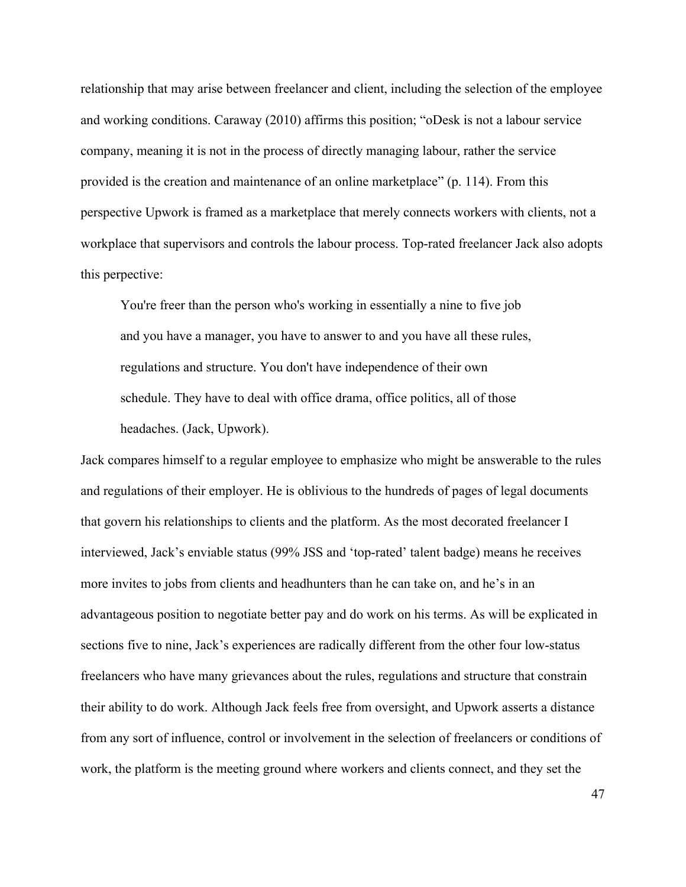relationship that may arise between freelancer and client, including the selection of the employee and working conditions. Caraway (2010) affirms this position; "oDesk is not a labour service company, meaning it is not in the process of directly managing labour, rather the service provided is the creation and maintenance of an online marketplace" (p. 114). From this perspective Upwork is framed as a marketplace that merely connects workers with clients, not a workplace that supervisors and controls the labour process. Top-rated freelancer Jack also adopts this perpective:

> You're freer than the person who's working in essentially a nine to five job and you have a manager, you have to answer to and you have all these rules, regulations and structure. You don't have independence of their own schedule. They have to deal with office drama, office politics, all of those headaches. (Jack, Upwork).

Jack compares himself to a regular employee to emphasize who might be answerable to the rules and regulations of their employer. He is oblivious to the hundreds of pages of legal documents that govern his relationships to clients and the platform. As the most decorated freelancer I interviewed, Jack's enviable status (99% JSS and 'top-rated' talent badge) means he receives more invites to jobs from clients and headhunters than he can take on, and he's in an advantageous position to negotiate better pay and do work on his terms. As will be explicated in sections five to nine, Jack's experiences are radically different from the other four low-status freelancers who have many grievances about the rules, regulations and structure that constrain their ability to do work. Although Jack feels free from oversight, and Upwork asserts a distance from any sort of influence, control or involvement in the selection of freelancers or conditions of work, the platform is the meeting ground where workers and clients connect, and they set the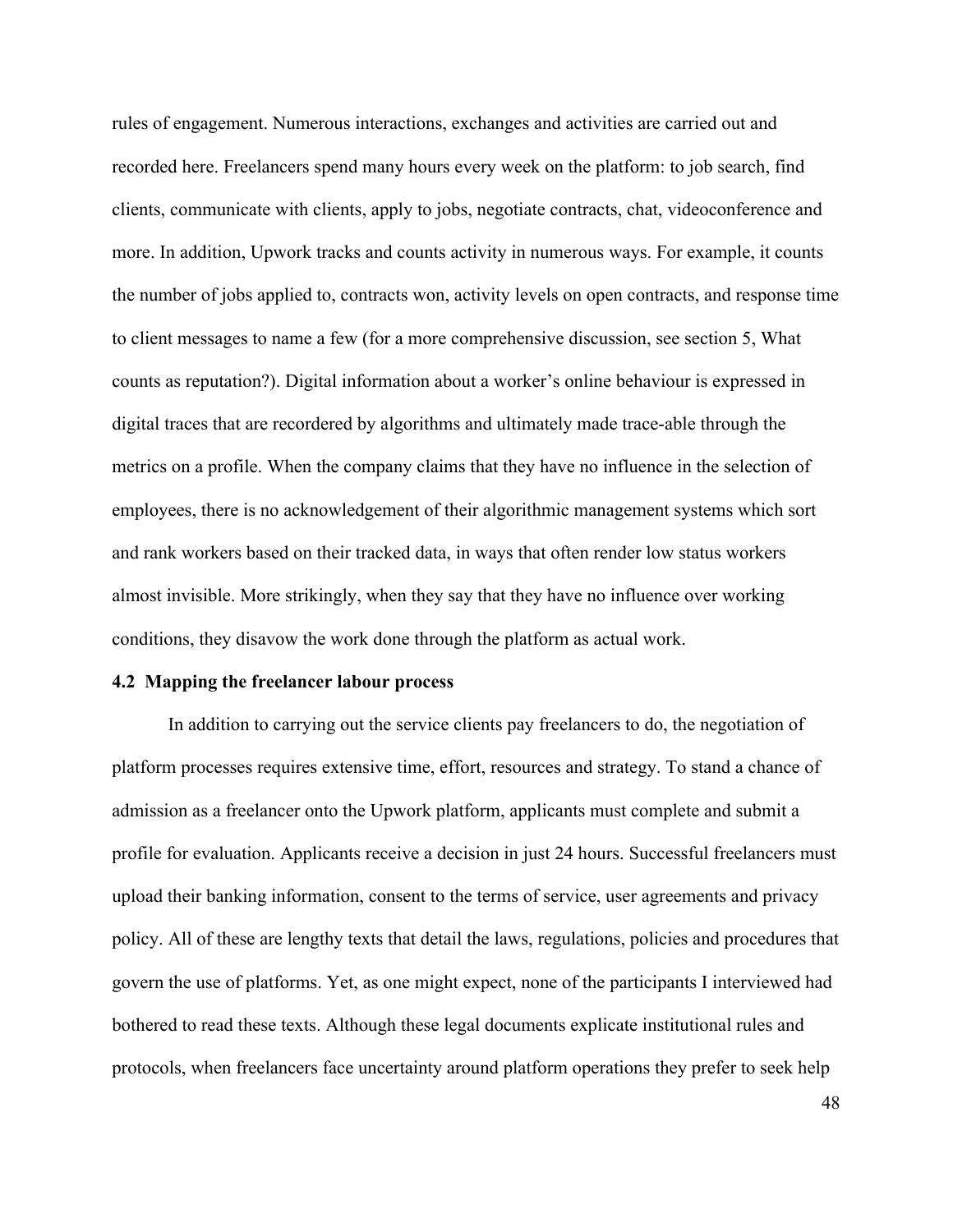rules of engagement. Numerous interactions, exchanges and activities are carried out and recorded here. Freelancers spend many hours every week on the platform: to job search, find clients, communicate with clients, apply to jobs, negotiate contracts, chat, videoconference and more. In addition, Upwork tracks and counts activity in numerous ways. For example, it counts the number of jobs applied to, contracts won, activity levels on open contracts, and response time to client messages to name a few (for a more comprehensive discussion, see section 5, What counts as reputation?). Digital information about a worker's online behaviour is expressed in digital traces that are recordered by algorithms and ultimately made trace-able through the metrics on a profile. When the company claims that they have no influence in the selection of employees, there is no acknowledgement of their algorithmic management systems which sort and rank workers based on their tracked data, in ways that often render low status workers almost invisible. More strikingly, when they say that they have no influence over working conditions, they disavow the work done through the platform as actual work.

### 4.2 Mapping the freelancer labour process

In addition to carrying out the service clients pay freelancers to do, the negotiation of platform processes requires extensive time, effort, resources and strategy. To stand a chance of admission as a freelancer onto the Upwork platform, applicants must complete and submit a profile for evaluation. Applicants receive a decision in just 24 hours. Successful freelancers must upload their banking information, consent to the terms of service, user agreements and privacy policy. All of these are lengthy texts that detail the laws, regulations, policies and procedures that govern the use of platforms. Yet, as one might expect, none of the participants I interviewed had bothered to read these texts. Although these legal documents explicate institutional rules and protocols, when freelancers face uncertainty around platform operations they prefer to seek help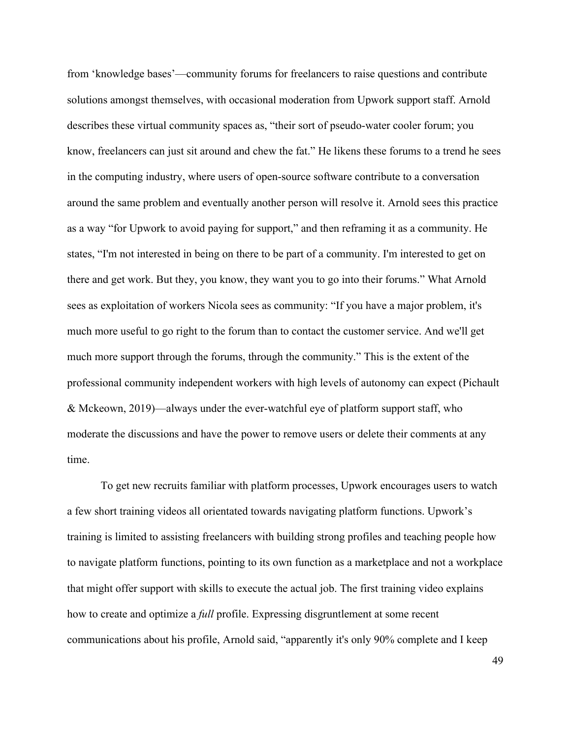from ‘knowledge bases’—community forums for freelancers to raise questions and contribute solutions amongst themselves, with occasional moderation from Upwork support staff. Arnold describes these virtual community spaces as, “their sort of pseudo-water cooler forum; you know, freelancers can just sit around and chew the fat.” He likens these forums to a trend he sees in the computing industry, where users of open-source software contribute to a conversation around the same problem and eventually another person will resolve it. Arnold sees this practice as a way “for Upwork to avoid paying for support,” and then reframing it as a community. He states, “I'm not interested in being on there to be part of a community. I'm interested to get on there and get work. But they, you know, they want you to go into their forums.” What Arnold sees as exploitation of workers Nicola sees as community: “If you have a major problem, it's much more useful to go right to the forum than to contact the customer service. And we'll get much more support through the forums, through the community.” This is the extent of the professional community independent workers with high levels of autonomy can expect (Pichault & Mckeown, 2019)—always under the ever-watchful eye of platform support staff, who moderate the discussions and have the power to remove users or delete their comments at any time.

To get new recruits familiar with platform processes, Upwork encourages users to watch a few short training videos all orientated towards navigating platform functions. Upwork’s training is limited to assisting freelancers with building strong profiles and teaching people how to navigate platform functions, pointing to its own function as a marketplace and not a workplace that might offer support with skills to execute the actual job. The first training video explains how to create and optimize a *full* profile. Expressing disgruntlement at some recent communications about his profile, Arnold said, “apparently it's only 90% complete and I keep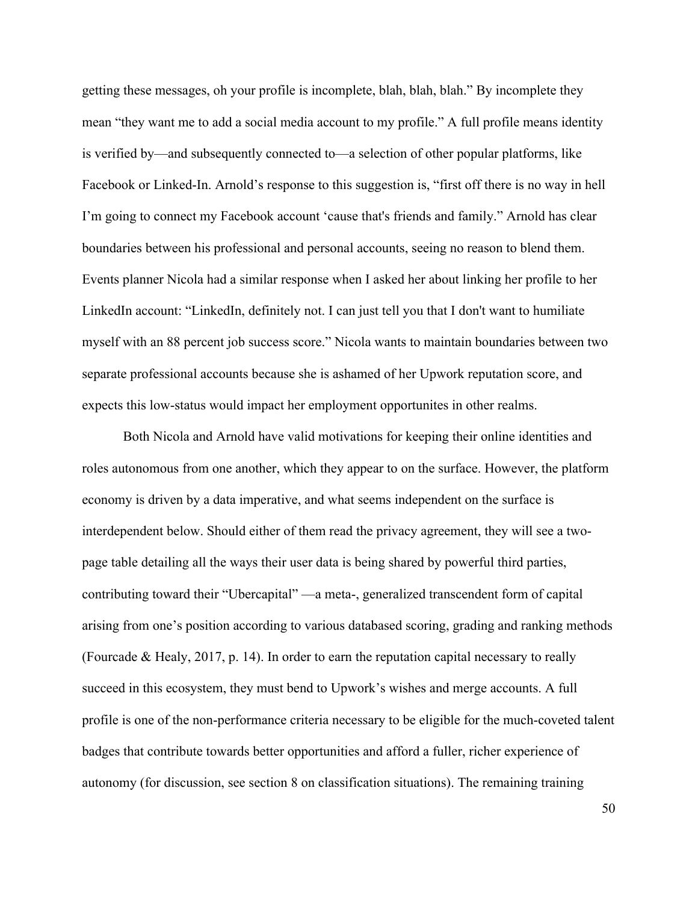getting these messages, oh your profile is incomplete, blah, blah, blah." By incomplete they mean "they want me to add a social media account to my profile." A full profile means identity is verified by—and subsequently connected to—a selection of other popular platforms, like Facebook or Linked-In. Arnold's response to this suggestion is, "first off there is no way in hell I'm going to connect my Facebook account 'cause that's friends and family." Arnold has clear boundaries between his professional and personal accounts, seeing no reason to blend them. Events planner Nicola had a similar response when I asked her about linking her profile to her LinkedIn account: "LinkedIn, definitely not. I can just tell you that I don't want to humiliate myself with an 88 percent job success score." Nicola wants to maintain boundaries between two separate professional accounts because she is ashamed of her Upwork reputation score, and expects this low-status would impact her employment opportunites in other realms.

Both Nicola and Arnold have valid motivations for keeping their online identities and roles autonomous from one another, which they appear to on the surface. However, the platform economy is driven by a data imperative, and what seems independent on the surface is interdependent below. Should either of them read the privacy agreement, they will see a two-page table detailing all the ways their user data is being shared by powerful third parties, contributing toward their "Ubercapital" —a meta-, generalized transcendent form of capital arising from one's position according to various databased scoring, grading and ranking methods (Fourcade & Healy, 2017, p. 14). In order to earn the reputation capital necessary to really succeed in this ecosystem, they must bend to Upwork's wishes and merge accounts. A full profile is one of the non-performance criteria necessary to be eligible for the much-coveted talent badges that contribute towards better opportunities and afford a fuller, richer experience of autonomy (for discussion, see section 8 on classification situations). The remaining training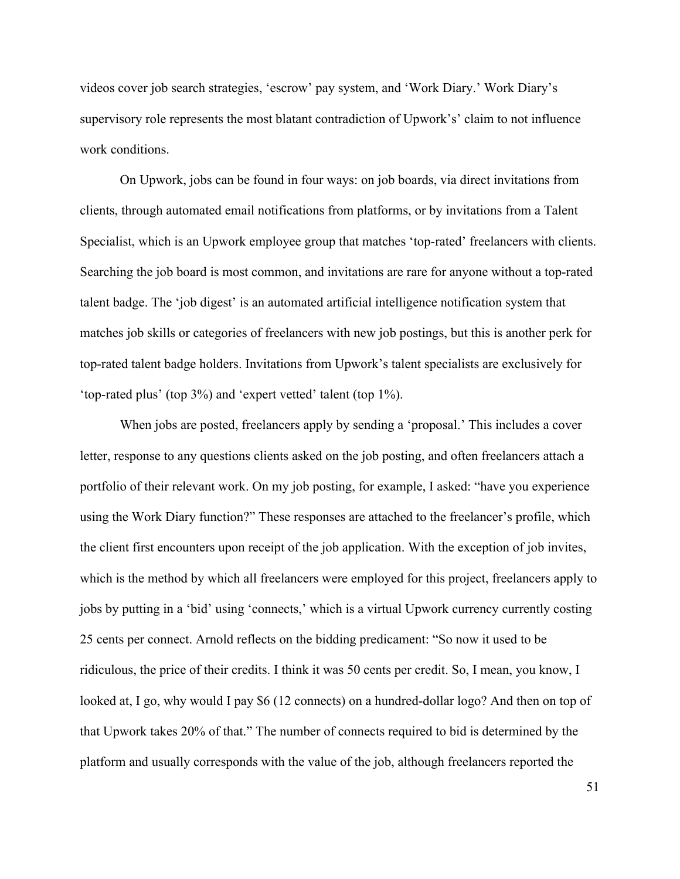videos cover job search strategies, 'escrow' pay system, and 'Work Diary.' Work Diary's supervisory role represents the most blatant contradiction of Upwork's' claim to not influence work conditions.

On Upwork, jobs can be found in four ways: on job boards, via direct invitations from clients, through automated email notifications from platforms, or by invitations from a Talent Specialist, which is an Upwork employee group that matches 'top-rated' freelancers with clients. Searching the job board is most common, and invitations are rare for anyone without a top-rated talent badge. The 'job digest' is an automated artificial intelligence notification system that matches job skills or categories of freelancers with new job postings, but this is another perk for top-rated talent badge holders. Invitations from Upwork's talent specialists are exclusively for 'top-rated plus' (top 3%) and 'expert vetted' talent (top 1%).

When jobs are posted, freelancers apply by sending a 'proposal.' This includes a cover letter, response to any questions clients asked on the job posting, and often freelancers attach a portfolio of their relevant work. On my job posting, for example, I asked: "have you experience using the Work Diary function?" These responses are attached to the freelancer's profile, which the client first encounters upon receipt of the job application. With the exception of job invites, which is the method by which all freelancers were employed for this project, freelancers apply to jobs by putting in a 'bid' using 'connects,' which is a virtual Upwork currency currently costing 25 cents per connect. Arnold reflects on the bidding predicament: "So now it used to be ridiculous, the price of their credits. I think it was 50 cents per credit. So, I mean, you know, I looked at, I go, why would I pay $6 (12 connects) on a hundred-dollar logo? And then on top of that Upwork takes 20% of that." The number of connects required to bid is determined by the platform and usually corresponds with the value of the job, although freelancers reported the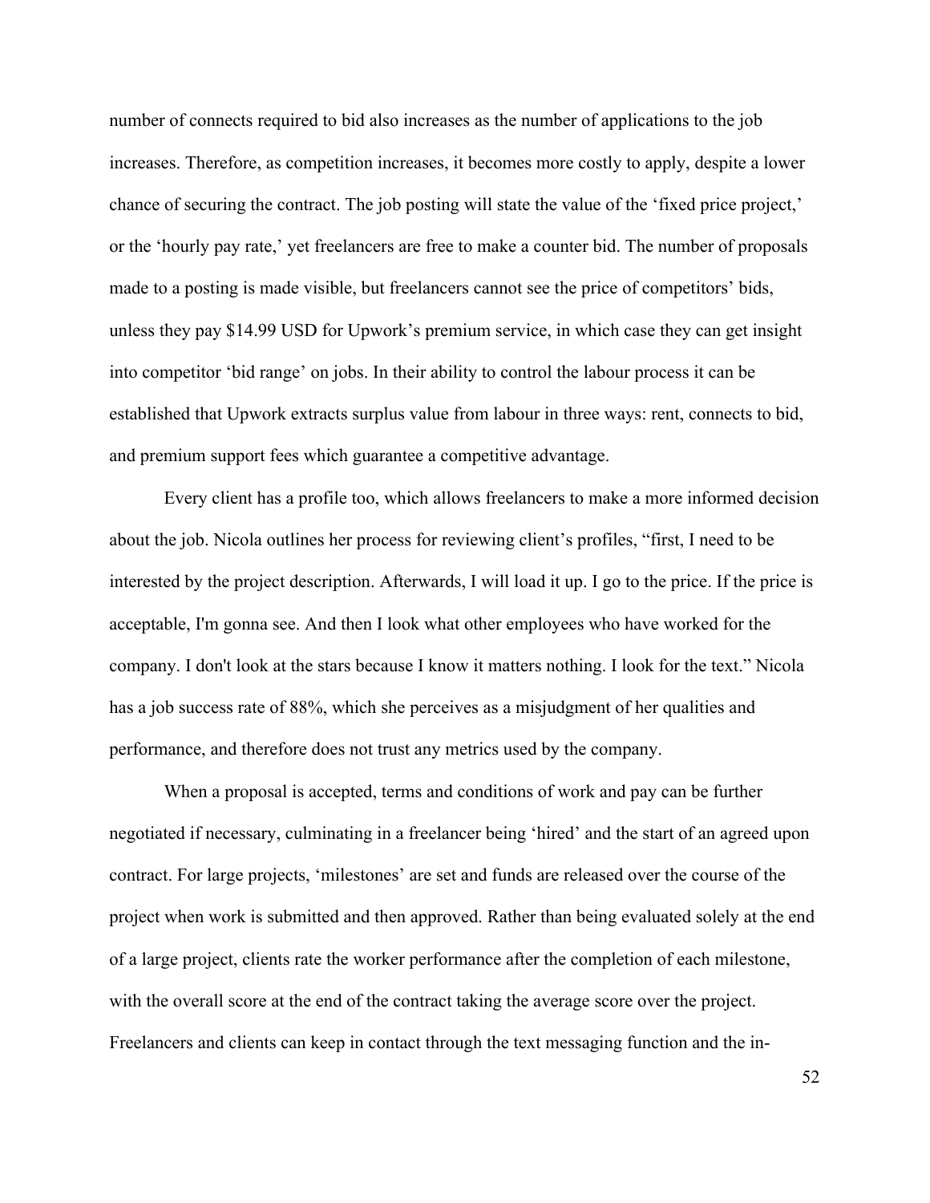number of connects required to bid also increases as the number of applications to the job increases. Therefore, as competition increases, it becomes more costly to apply, despite a lower chance of securing the contract. The job posting will state the value of the 'fixed price project,' or the 'hourly pay rate,' yet freelancers are free to make a counter bid. The number of proposals made to a posting is made visible, but freelancers cannot see the price of competitors' bids, unless they pay $14.99 USD for Upwork's premium service, in which case they can get insight into competitor 'bid range' on jobs. In their ability to control the labour process it can be established that Upwork extracts surplus value from labour in three ways: rent, connects to bid, and premium support fees which guarantee a competitive advantage.

Every client has a profile too, which allows freelancers to make a more informed decision about the job. Nicola outlines her process for reviewing client's profiles, "first, I need to be interested by the project description. Afterwards, I will load it up. I go to the price. If the price is acceptable, I'm gonna see. And then I look what other employees who have worked for the company. I don't look at the stars because I know it matters nothing. I look for the text." Nicola has a job success rate of 88%, which she perceives as a misjudgment of her qualities and performance, and therefore does not trust any metrics used by the company.

When a proposal is accepted, terms and conditions of work and pay can be further negotiated if necessary, culminating in a freelancer being 'hired' and the start of an agreed upon contract. For large projects, 'milestones' are set and funds are released over the course of the project when work is submitted and then approved. Rather than being evaluated solely at the end of a large project, clients rate the worker performance after the completion of each milestone, with the overall score at the end of the contract taking the average score over the project. Freelancers and clients can keep in contact through the text messaging function and the in-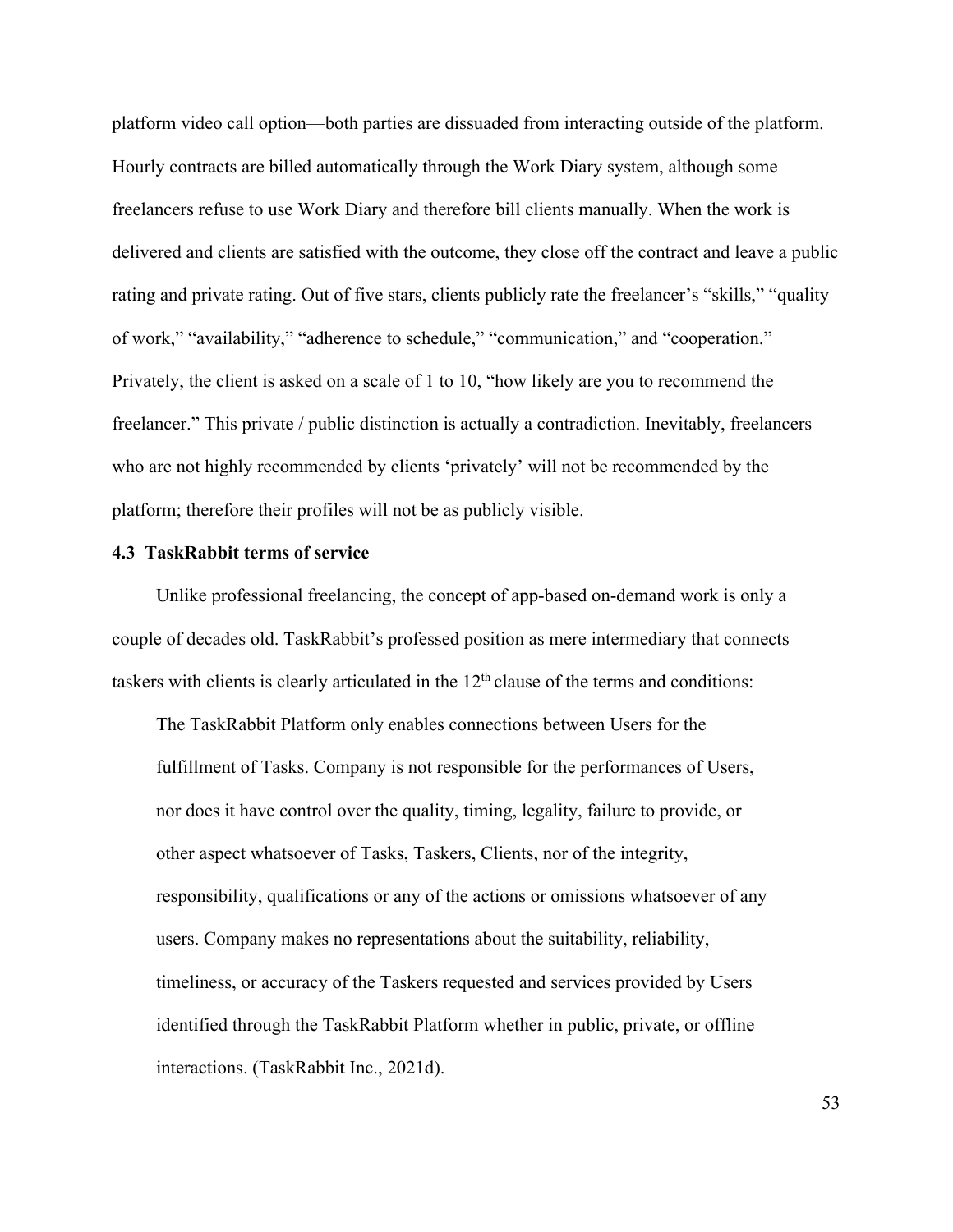platform video call option—both parties are dissuaded from interacting outside of the platform. Hourly contracts are billed automatically through the Work Diary system, although some freelancers refuse to use Work Diary and therefore bill clients manually. When the work is delivered and clients are satisfied with the outcome, they close off the contract and leave a public rating and private rating. Out of five stars, clients publicly rate the freelancer's "skills," "quality of work," "availability," "adherence to schedule," "communication," and "cooperation." Privately, the client is asked on a scale of 1 to 10, "how likely are you to recommend the freelancer." This private / public distinction is actually a contradiction. Inevitably, freelancers who are not highly recommended by clients 'privately' will not be recommended by the platform; therefore their profiles will not be as publicly visible.

### 4.3 TaskRabbit terms of service

Unlike professional freelancing, the concept of app-based on-demand work is only a couple of decades old. TaskRabbit's professed position as mere intermediary that connects taskers with clients is clearly articulated in the 12th clause of the terms and conditions:

> The TaskRabbit Platform only enables connections between Users for the fulfillment of Tasks. Company is not responsible for the performances of Users, nor does it have control over the quality, timing, legality, failure to provide, or other aspect whatsoever of Tasks, Taskers, Clients, nor of the integrity, responsibility, qualifications or any of the actions or omissions whatsoever of any users. Company makes no representations about the suitability, reliability, timeliness, or accuracy of the Taskers requested and services provided by Users identified through the TaskRabbit Platform whether in public, private, or offline interactions. (TaskRabbit Inc., 2021d).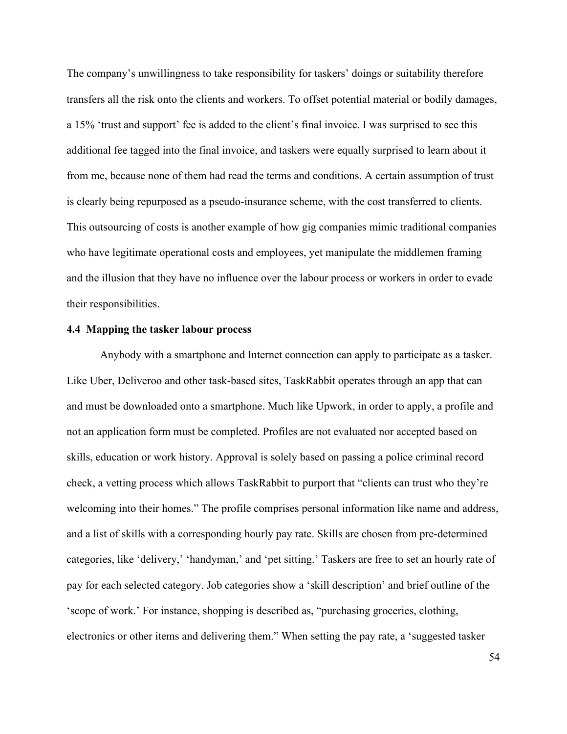The company's unwillingness to take responsibility for taskers' doings or suitability therefore transfers all the risk onto the clients and workers. To offset potential material or bodily damages, a 15% 'trust and support' fee is added to the client's final invoice. I was surprised to see this additional fee tagged into the final invoice, and taskers were equally surprised to learn about it from me, because none of them had read the terms and conditions. A certain assumption of trust is clearly being repurposed as a pseudo-insurance scheme, with the cost transferred to clients. This outsourcing of costs is another example of how gig companies mimic traditional companies who have legitimate operational costs and employees, yet manipulate the middlemen framing and the illusion that they have no influence over the labour process or workers in order to evade their responsibilities.

### 4.4 Mapping the tasker labour process

Anybody with a smartphone and Internet connection can apply to participate as a tasker. Like Uber, Deliveroo and other task-based sites, TaskRabbit operates through an app that can and must be downloaded onto a smartphone. Much like Upwork, in order to apply, a profile and not an application form must be completed. Profiles are not evaluated nor accepted based on skills, education or work history. Approval is solely based on passing a police criminal record check, a vetting process which allows TaskRabbit to purport that "clients can trust who they're welcoming into their homes." The profile comprises personal information like name and address, and a list of skills with a corresponding hourly pay rate. Skills are chosen from pre-determined categories, like 'delivery,' 'handyman,' and 'pet sitting.' Taskers are free to set an hourly rate of pay for each selected category. Job categories show a 'skill description' and brief outline of the 'scope of work.' For instance, shopping is described as, "purchasing groceries, clothing, electronics or other items and delivering them." When setting the pay rate, a 'suggested tasker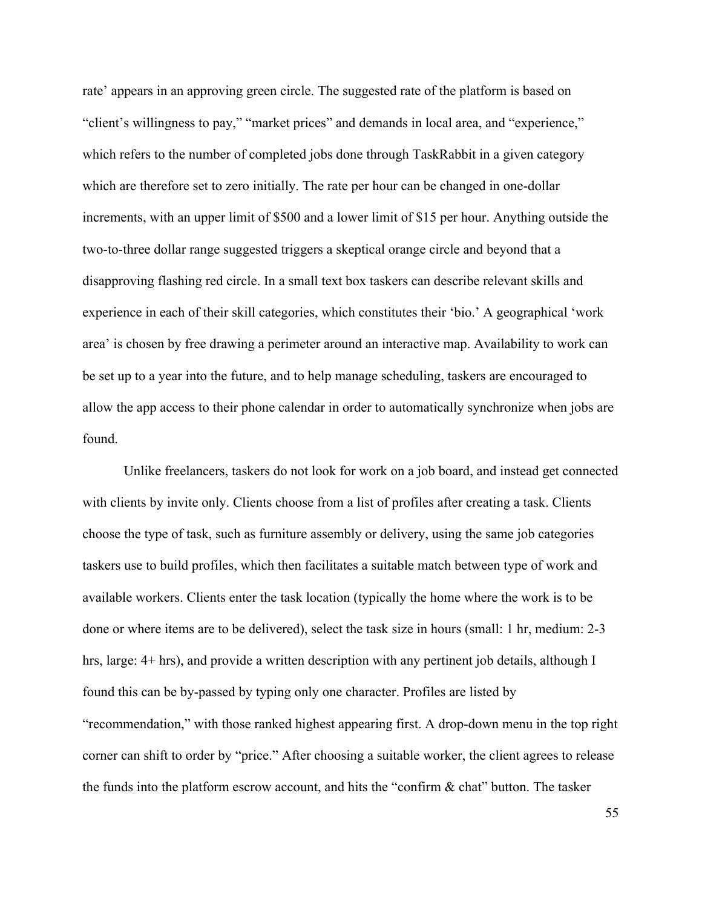rate' appears in an approving green circle. The suggested rate of the platform is based on "client's willingness to pay," "market prices" and demands in local area, and "experience," which refers to the number of completed jobs done through TaskRabbit in a given category which are therefore set to zero initially. The rate per hour can be changed in one-dollar increments, with an upper limit of $500 and a lower limit of $15 per hour. Anything outside the two-to-three dollar range suggested triggers a skeptical orange circle and beyond that a disapproving flashing red circle. In a small text box taskers can describe relevant skills and experience in each of their skill categories, which constitutes their 'bio.' A geographical 'work area' is chosen by free drawing a perimeter around an interactive map. Availability to work can be set up to a year into the future, and to help manage scheduling, taskers are encouraged to allow the app access to their phone calendar in order to automatically synchronize when jobs are found.

Unlike freelancers, taskers do not look for work on a job board, and instead get connected with clients by invite only. Clients choose from a list of profiles after creating a task. Clients choose the type of task, such as furniture assembly or delivery, using the same job categories taskers use to build profiles, which then facilitates a suitable match between type of work and available workers. Clients enter the task location (typically the home where the work is to be done or where items are to be delivered), select the task size in hours (small: 1 hr, medium: 2-3 hrs, large: 4+ hrs), and provide a written description with any pertinent job details, although I found this can be by-passed by typing only one character. Profiles are listed by "recommendation," with those ranked highest appearing first. A drop-down menu in the top right corner can shift to order by "price." After choosing a suitable worker, the client agrees to release the funds into the platform escrow account, and hits the "confirm & chat" button. The tasker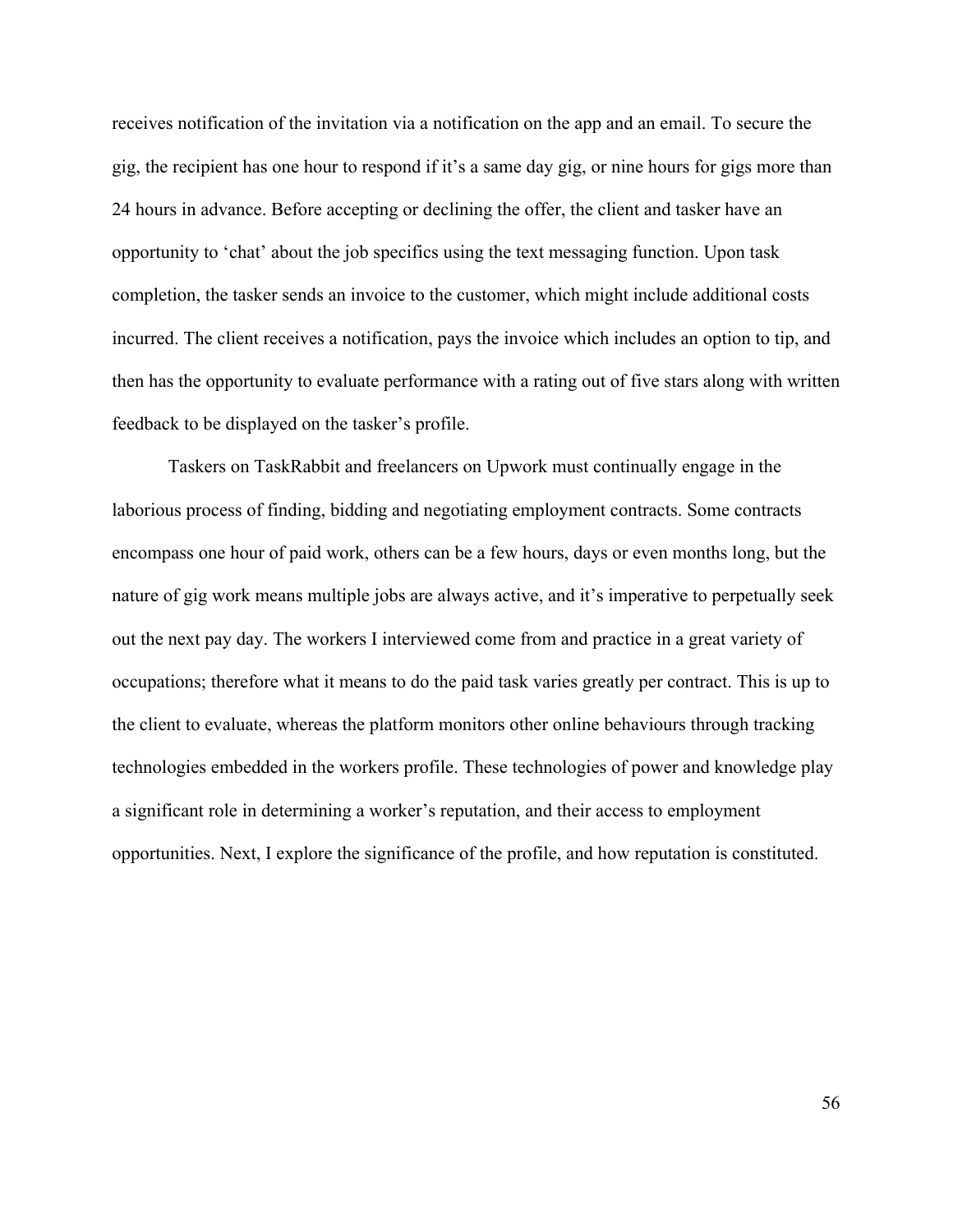receives notification of the invitation via a notification on the app and an email. To secure the gig, the recipient has one hour to respond if it's a same day gig, or nine hours for gigs more than 24 hours in advance. Before accepting or declining the offer, the client and tasker have an opportunity to 'chat' about the job specifics using the text messaging function. Upon task completion, the tasker sends an invoice to the customer, which might include additional costs incurred. The client receives a notification, pays the invoice which includes an option to tip, and then has the opportunity to evaluate performance with a rating out of five stars along with written feedback to be displayed on the tasker's profile.

Taskers on TaskRabbit and freelancers on Upwork must continually engage in the laborious process of finding, bidding and negotiating employment contracts. Some contracts encompass one hour of paid work, others can be a few hours, days or even months long, but the nature of gig work means multiple jobs are always active, and it's imperative to perpetually seek out the next pay day. The workers I interviewed come from and practice in a great variety of occupations; therefore what it means to do the paid task varies greatly per contract. This is up to the client to evaluate, whereas the platform monitors other online behaviours through tracking technologies embedded in the workers profile. These technologies of power and knowledge play a significant role in determining a worker's reputation, and their access to employment opportunities. Next, I explore the significance of the profile, and how reputation is constituted.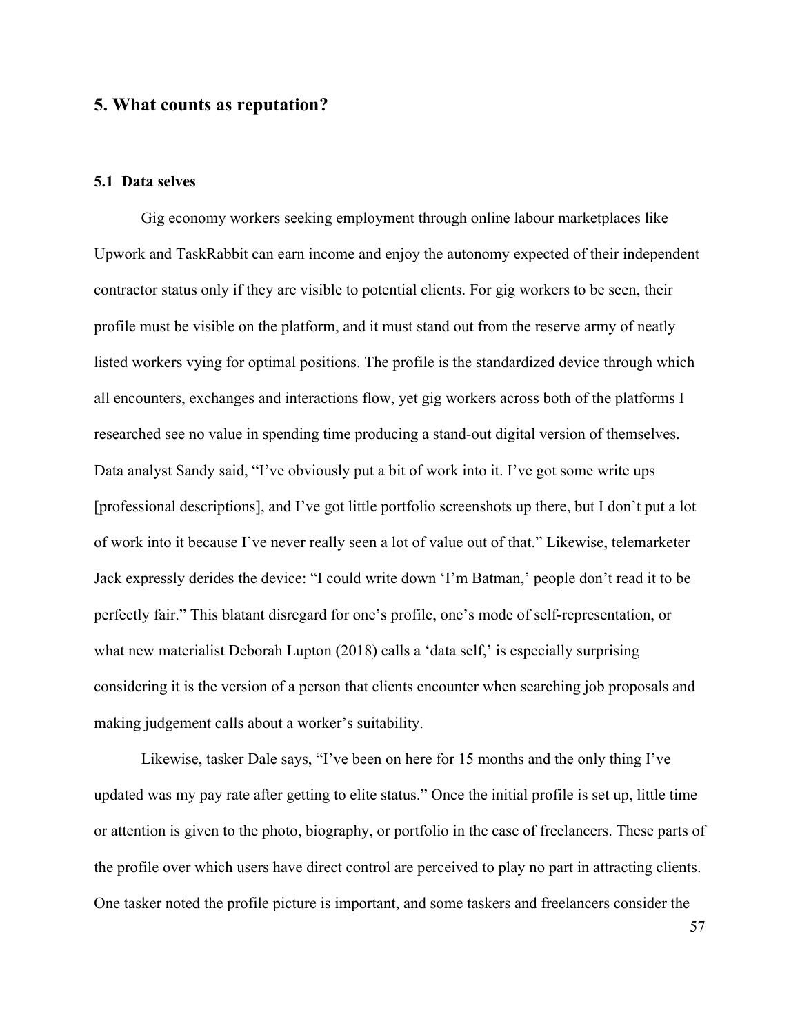## 5. What counts as reputation?

### 5.1 Data selves

Gig economy workers seeking employment through online labour marketplaces like Upwork and TaskRabbit can earn income and enjoy the autonomy expected of their independent contractor status only if they are visible to potential clients. For gig workers to be seen, their profile must be visible on the platform, and it must stand out from the reserve army of neatly listed workers vying for optimal positions. The profile is the standardized device through which all encounters, exchanges and interactions flow, yet gig workers across both of the platforms I researched see no value in spending time producing a stand-out digital version of themselves. Data analyst Sandy said, "I've obviously put a bit of work into it. I've got some write ups [professional descriptions], and I've got little portfolio screenshots up there, but I don't put a lot of work into it because I've never really seen a lot of value out of that." Likewise, telemarketer Jack expressly derides the device: "I could write down 'I'm Batman,' people don't read it to be perfectly fair." This blatant disregard for one's profile, one's mode of self-representation, or what new materialist Deborah Lupton (2018) calls a 'data self,' is especially surprising considering it is the version of a person that clients encounter when searching job proposals and making judgement calls about a worker's suitability.

Likewise, tasker Dale says, "I've been on here for 15 months and the only thing I've updated was my pay rate after getting to elite status." Once the initial profile is set up, little time or attention is given to the photo, biography, or portfolio in the case of freelancers. These parts of the profile over which users have direct control are perceived to play no part in attracting clients. One tasker noted the profile picture is important, and some taskers and freelancers consider the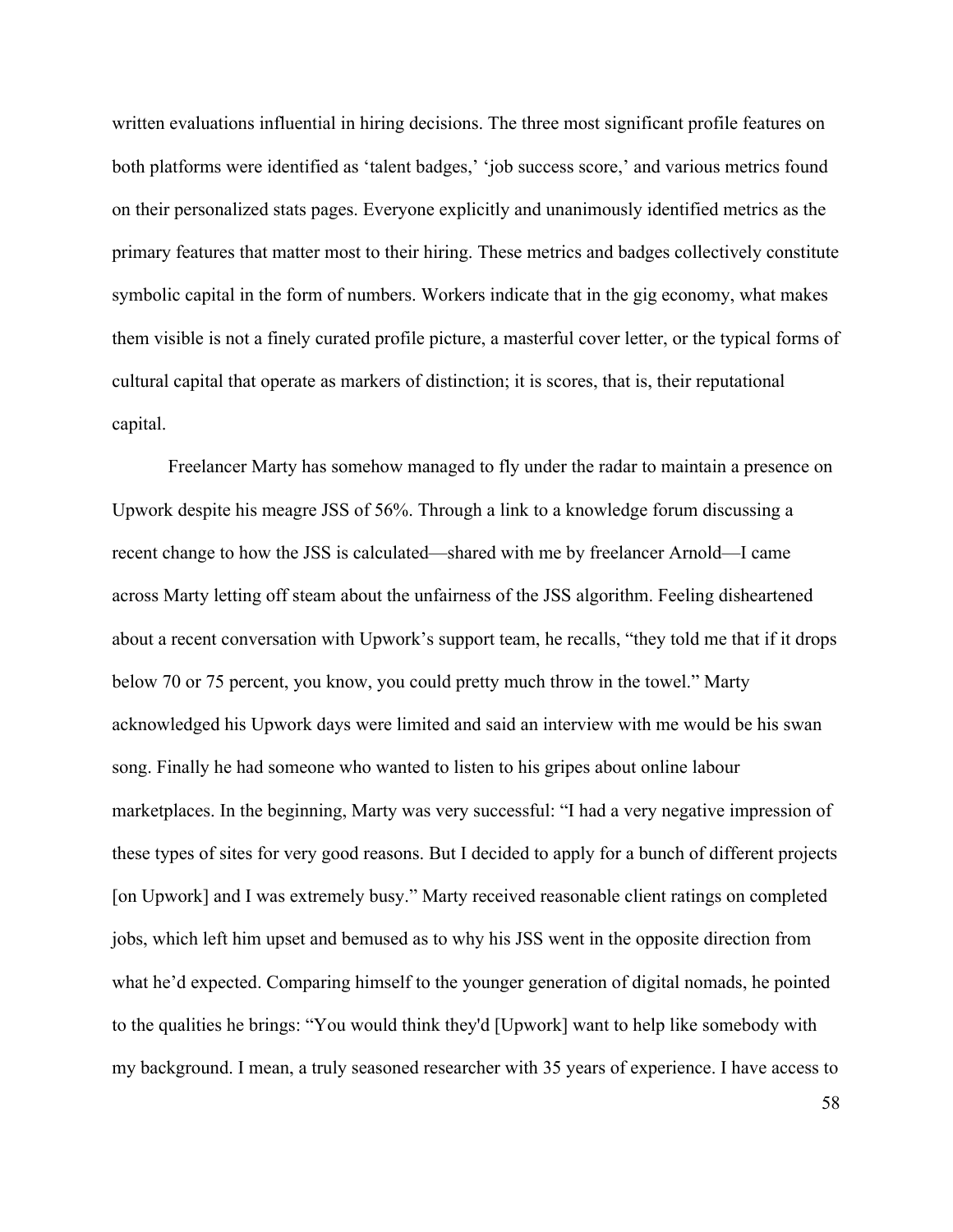written evaluations influential in hiring decisions. The three most significant profile features on both platforms were identified as 'talent badges,' 'job success score,' and various metrics found on their personalized stats pages. Everyone explicitly and unanimously identified metrics as the primary features that matter most to their hiring. These metrics and badges collectively constitute symbolic capital in the form of numbers. Workers indicate that in the gig economy, what makes them visible is not a finely curated profile picture, a masterful cover letter, or the typical forms of cultural capital that operate as markers of distinction; it is scores, that is, their reputational capital.

Freelancer Marty has somehow managed to fly under the radar to maintain a presence on Upwork despite his meagre JSS of 56%. Through a link to a knowledge forum discussing a recent change to how the JSS is calculated—shared with me by freelancer Arnold—I came across Marty letting off steam about the unfairness of the JSS algorithm. Feeling disheartened about a recent conversation with Upwork's support team, he recalls, "they told me that if it drops below 70 or 75 percent, you know, you could pretty much throw in the towel." Marty acknowledged his Upwork days were limited and said an interview with me would be his swan song. Finally he had someone who wanted to listen to his gripes about online labour marketplaces. In the beginning, Marty was very successful: "I had a very negative impression of these types of sites for very good reasons. But I decided to apply for a bunch of different projects [on Upwork] and I was extremely busy." Marty received reasonable client ratings on completed jobs, which left him upset and bemused as to why his JSS went in the opposite direction from what he'd expected. Comparing himself to the younger generation of digital nomads, he pointed to the qualities he brings: "You would think they'd [Upwork] want to help like somebody with my background. I mean, a truly seasoned researcher with 35 years of experience. I have access to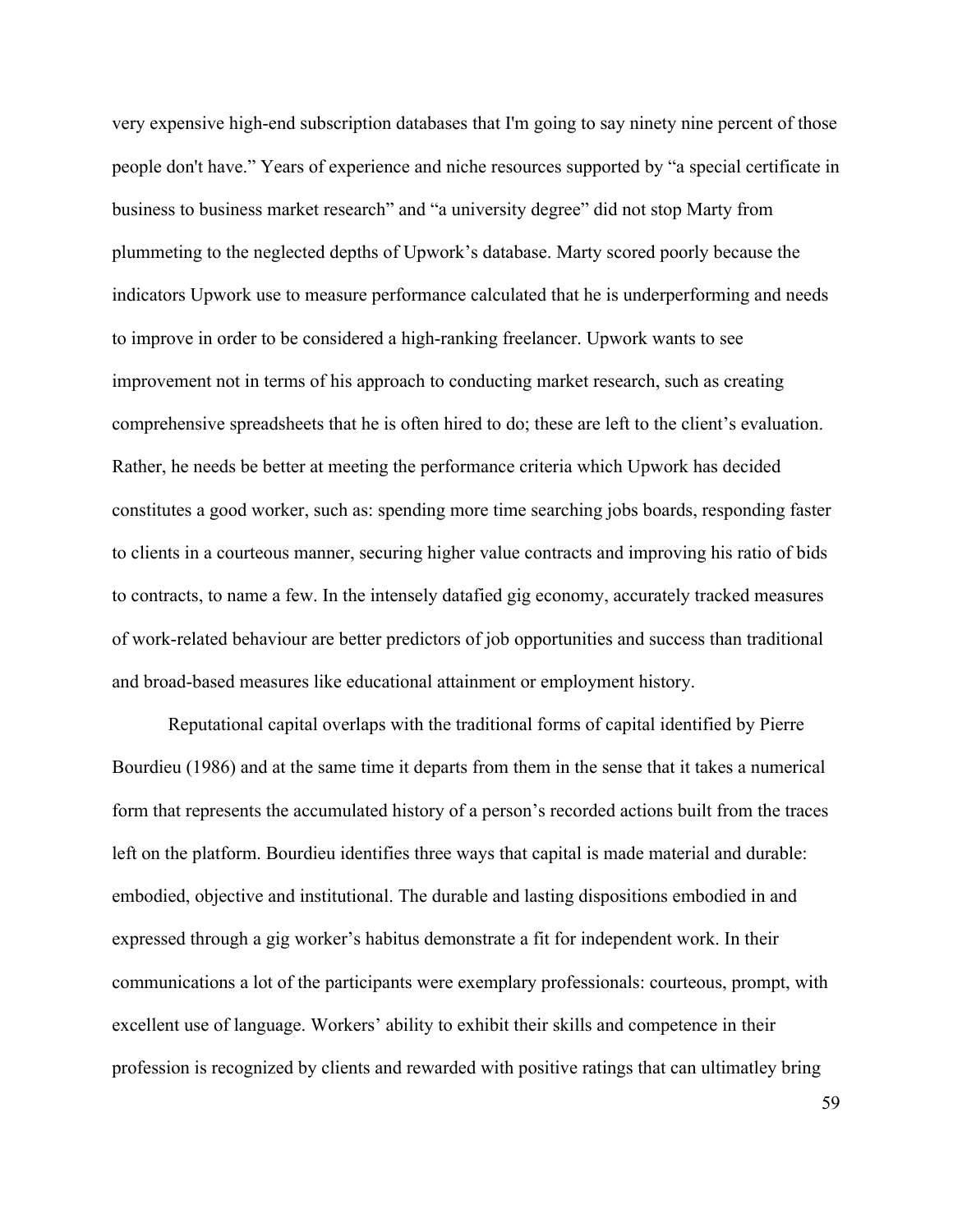very expensive high-end subscription databases that I'm going to say ninety nine percent of those people don't have." Years of experience and niche resources supported by "a special certificate in business to business market research" and "a university degree" did not stop Marty from plummeting to the neglected depths of Upwork's database. Marty scored poorly because the indicators Upwork use to measure performance calculated that he is underperforming and needs to improve in order to be considered a high-ranking freelancer. Upwork wants to see improvement not in terms of his approach to conducting market research, such as creating comprehensive spreadsheets that he is often hired to do; these are left to the client's evaluation. Rather, he needs be better at meeting the performance criteria which Upwork has decided constitutes a good worker, such as: spending more time searching jobs boards, responding faster to clients in a courteous manner, securing higher value contracts and improving his ratio of bids to contracts, to name a few. In the intensely datafied gig economy, accurately tracked measures of work-related behaviour are better predictors of job opportunities and success than traditional and broad-based measures like educational attainment or employment history.

Reputational capital overlaps with the traditional forms of capital identified by Pierre Bourdieu (1986) and at the same time it departs from them in the sense that it takes a numerical form that represents the accumulated history of a person's recorded actions built from the traces left on the platform. Bourdieu identifies three ways that capital is made material and durable: embodied, objective and institutional. The durable and lasting dispositions embodied in and expressed through a gig worker's habitus demonstrate a fit for independent work. In their communications a lot of the participants were exemplary professionals: courteous, prompt, with excellent use of language. Workers' ability to exhibit their skills and competence in their profession is recognized by clients and rewarded with positive ratings that can ultimatley bring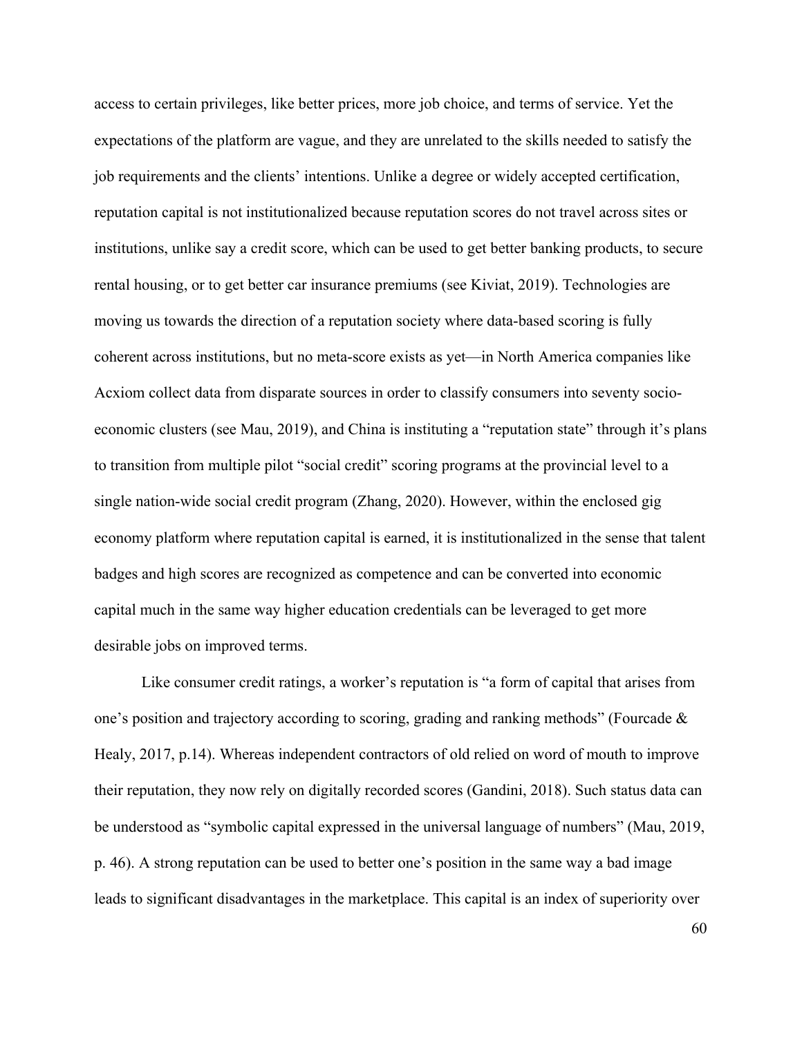access to certain privileges, like better prices, more job choice, and terms of service. Yet the expectations of the platform are vague, and they are unrelated to the skills needed to satisfy the job requirements and the clients' intentions. Unlike a degree or widely accepted certification, reputation capital is not institutionalized because reputation scores do not travel across sites or institutions, unlike say a credit score, which can be used to get better banking products, to secure rental housing, or to get better car insurance premiums (see Kiviat, 2019). Technologies are moving us towards the direction of a reputation society where data-based scoring is fully coherent across institutions, but no meta-score exists as yet—in North America companies like Acxiom collect data from disparate sources in order to classify consumers into seventy socio-economic clusters (see Mau, 2019), and China is instituting a "reputation state" through it's plans to transition from multiple pilot "social credit" scoring programs at the provincial level to a single nation-wide social credit program (Zhang, 2020). However, within the enclosed gig economy platform where reputation capital is earned, it is institutionalized in the sense that talent badges and high scores are recognized as competence and can be converted into economic capital much in the same way higher education credentials can be leveraged to get more desirable jobs on improved terms.

Like consumer credit ratings, a worker's reputation is "a form of capital that arises from one's position and trajectory according to scoring, grading and ranking methods" (Fourcade & Healy, 2017, p.14). Whereas independent contractors of old relied on word of mouth to improve their reputation, they now rely on digitally recorded scores (Gandini, 2018). Such status data can be understood as "symbolic capital expressed in the universal language of numbers" (Mau, 2019, p. 46). A strong reputation can be used to better one's position in the same way a bad image leads to significant disadvantages in the marketplace. This capital is an index of superiority over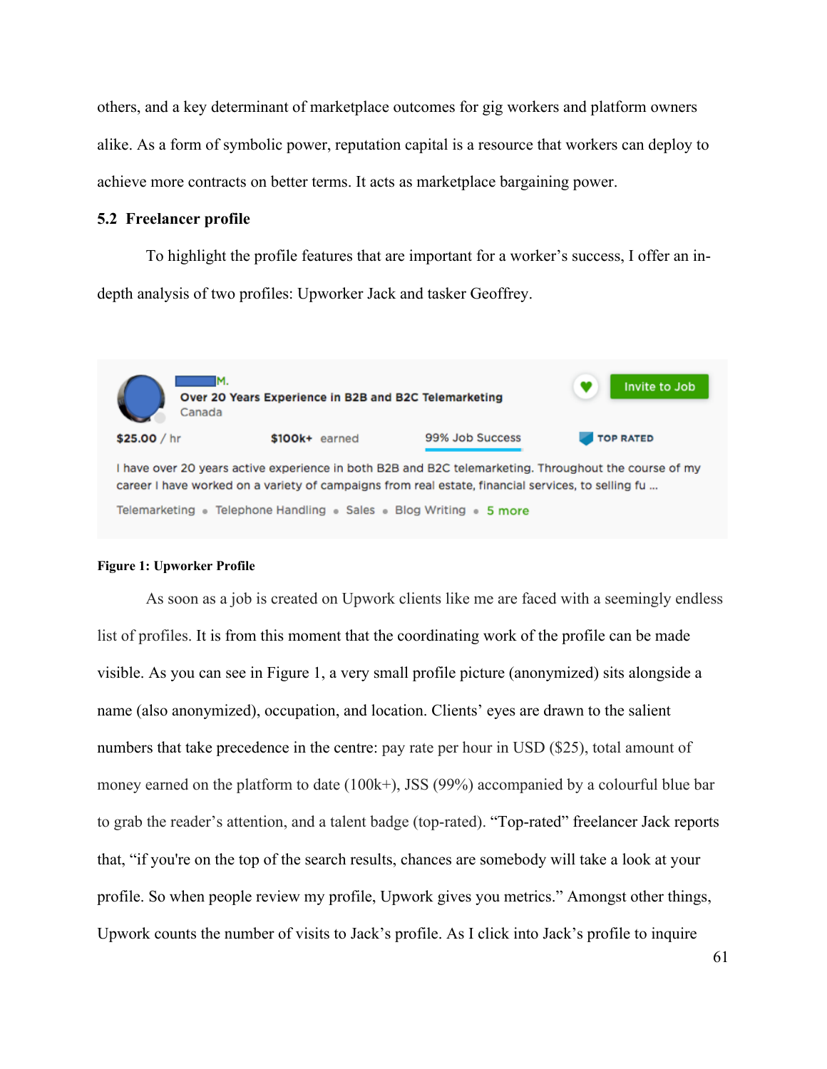others, and a key determinant of marketplace outcomes for gig workers and platform owners alike. As a form of symbolic power, reputation capital is a resource that workers can deploy to achieve more contracts on better terms. It acts as marketplace bargaining power.

### 5.2 Freelancer profile

To highlight the profile features that are important for a worker's success, I offer an in-depth analysis of two profiles: Upworker Jack and tasker Geoffrey.

**Figure 1: Upworker Profile**

As soon as a job is created on Upwork clients like me are faced with a seemingly endless list of profiles. It is from this moment that the coordinating work of the profile can be made visible. As you can see in Figure 1, a very small profile picture (anonymized) sits alongside a name (also anonymized), occupation, and location. Clients' eyes are drawn to the salient numbers that take precedence in the centre: pay rate per hour in USD ($25), total amount of money earned on the platform to date (100k+), JSS (99%) accompanied by a colourful blue bar to grab the reader's attention, and a talent badge (top-rated). "Top-rated" freelancer Jack reports that, "if you're on the top of the search results, chances are somebody will take a look at your profile. So when people review my profile, Upwork gives you metrics." Amongst other things, Upwork counts the number of visits to Jack's profile. As I click into Jack's profile to inquire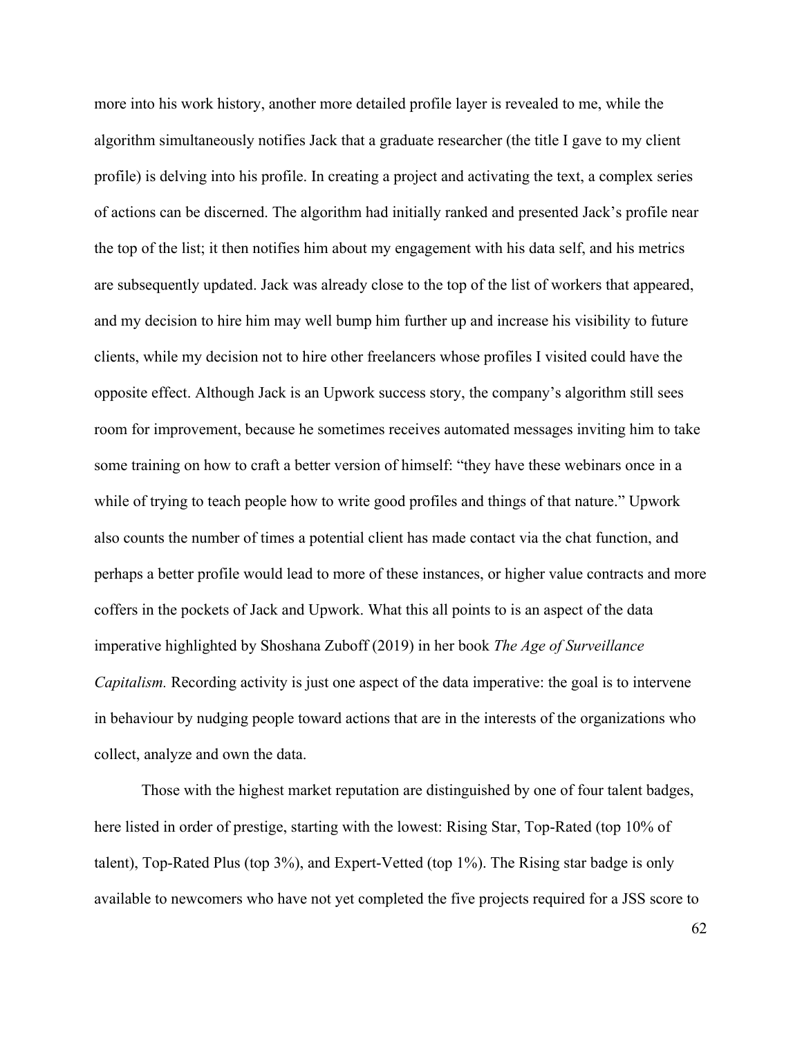more into his work history, another more detailed profile layer is revealed to me, while the algorithm simultaneously notifies Jack that a graduate researcher (the title I gave to my client profile) is delving into his profile. In creating a project and activating the text, a complex series of actions can be discerned. The algorithm had initially ranked and presented Jack's profile near the top of the list; it then notifies him about my engagement with his data self, and his metrics are subsequently updated. Jack was already close to the top of the list of workers that appeared, and my decision to hire him may well bump him further up and increase his visibility to future clients, while my decision not to hire other freelancers whose profiles I visited could have the opposite effect. Although Jack is an Upwork success story, the company's algorithm still sees room for improvement, because he sometimes receives automated messages inviting him to take some training on how to craft a better version of himself: "they have these webinars once in a while of trying to teach people how to write good profiles and things of that nature." Upwork also counts the number of times a potential client has made contact via the chat function, and perhaps a better profile would lead to more of these instances, or higher value contracts and more coffers in the pockets of Jack and Upwork. What this all points to is an aspect of the data imperative highlighted by Shoshana Zuboff (2019) in her book *The Age of Surveillance Capitalism.* Recording activity is just one aspect of the data imperative: the goal is to intervene in behaviour by nudging people toward actions that are in the interests of the organizations who collect, analyze and own the data.

Those with the highest market reputation are distinguished by one of four talent badges, here listed in order of prestige, starting with the lowest: Rising Star, Top-Rated (top 10% of talent), Top-Rated Plus (top 3%), and Expert-Vetted (top 1%). The Rising star badge is only available to newcomers who have not yet completed the five projects required for a JSS score to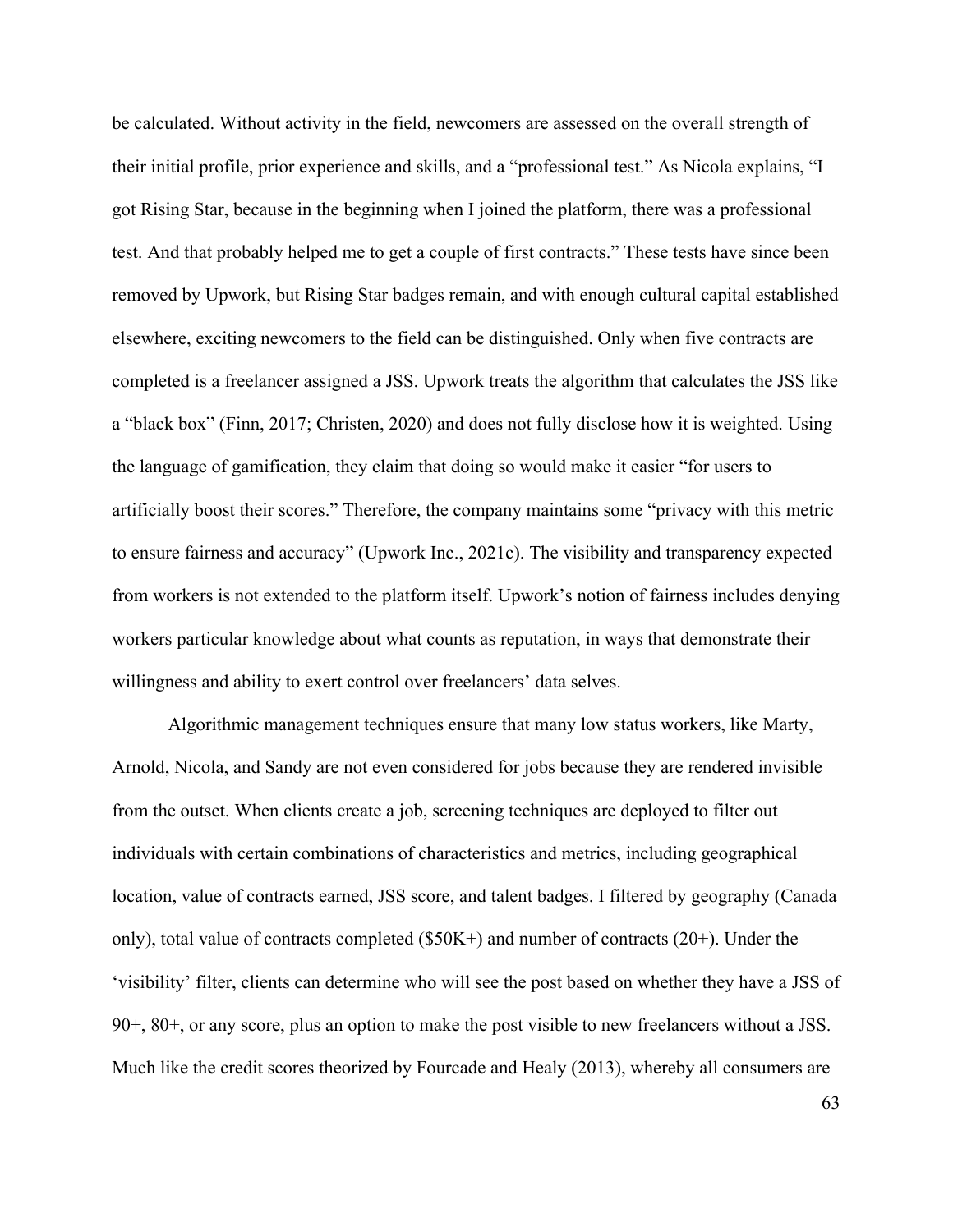be calculated. Without activity in the field, newcomers are assessed on the overall strength of their initial profile, prior experience and skills, and a "professional test." As Nicola explains, "I got Rising Star, because in the beginning when I joined the platform, there was a professional test. And that probably helped me to get a couple of first contracts." These tests have since been removed by Upwork, but Rising Star badges remain, and with enough cultural capital established elsewhere, exciting newcomers to the field can be distinguished. Only when five contracts are completed is a freelancer assigned a JSS. Upwork treats the algorithm that calculates the JSS like a "black box" (Finn, 2017; Christen, 2020) and does not fully disclose how it is weighted. Using the language of gamification, they claim that doing so would make it easier "for users to artificially boost their scores." Therefore, the company maintains some "privacy with this metric to ensure fairness and accuracy" (Upwork Inc., 2021c). The visibility and transparency expected from workers is not extended to the platform itself. Upwork's notion of fairness includes denying workers particular knowledge about what counts as reputation, in ways that demonstrate their willingness and ability to exert control over freelancers' data selves.

Algorithmic management techniques ensure that many low status workers, like Marty, Arnold, Nicola, and Sandy are not even considered for jobs because they are rendered invisible from the outset. When clients create a job, screening techniques are deployed to filter out individuals with certain combinations of characteristics and metrics, including geographical location, value of contracts earned, JSS score, and talent badges. I filtered by geography (Canada only), total value of contracts completed ($50K+) and number of contracts (20+). Under the 'visibility' filter, clients can determine who will see the post based on whether they have a JSS of 90+, 80+, or any score, plus an option to make the post visible to new freelancers without a JSS. Much like the credit scores theorized by Fourcade and Healy (2013), whereby all consumers are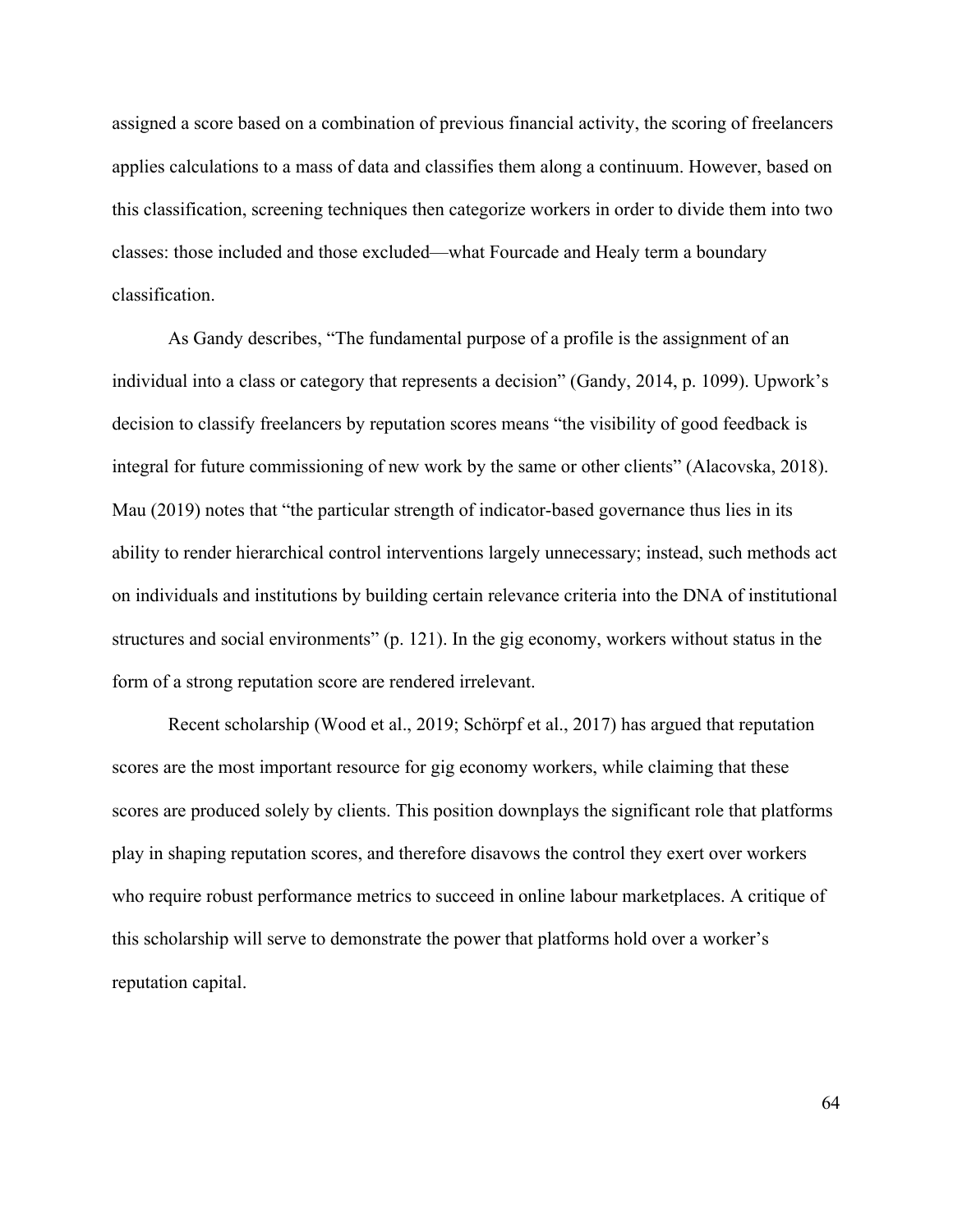assigned a score based on a combination of previous financial activity, the scoring of freelancers applies calculations to a mass of data and classifies them along a continuum. However, based on this classification, screening techniques then categorize workers in order to divide them into two classes: those included and those excluded—what Fourcade and Healy term a boundary classification.

As Gandy describes, "The fundamental purpose of a profile is the assignment of an individual into a class or category that represents a decision" (Gandy, 2014, p. 1099). Upwork's decision to classify freelancers by reputation scores means "the visibility of good feedback is integral for future commissioning of new work by the same or other clients" (Alacovska, 2018). Mau (2019) notes that "the particular strength of indicator-based governance thus lies in its ability to render hierarchical control interventions largely unnecessary; instead, such methods act on individuals and institutions by building certain relevance criteria into the DNA of institutional structures and social environments" (p. 121). In the gig economy, workers without status in the form of a strong reputation score are rendered irrelevant.

Recent scholarship (Wood et al., 2019; Schörpf et al., 2017) has argued that reputation scores are the most important resource for gig economy workers, while claiming that these scores are produced solely by clients. This position downplays the significant role that platforms play in shaping reputation scores, and therefore disavows the control they exert over workers who require robust performance metrics to succeed in online labour marketplaces. A critique of this scholarship will serve to demonstrate the power that platforms hold over a worker's reputation capital.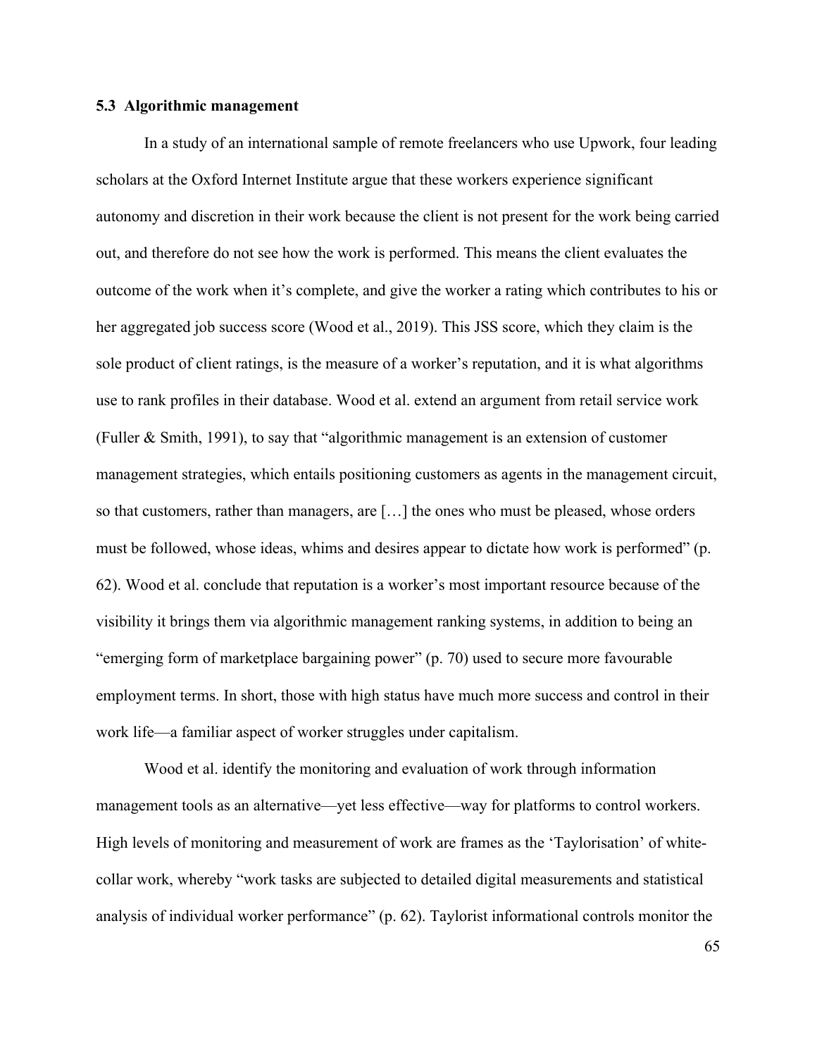### 5.3 Algorithmic management

In a study of an international sample of remote freelancers who use Upwork, four leading scholars at the Oxford Internet Institute argue that these workers experience significant autonomy and discretion in their work because the client is not present for the work being carried out, and therefore do not see how the work is performed. This means the client evaluates the outcome of the work when it's complete, and give the worker a rating which contributes to his or her aggregated job success score (Wood et al., 2019). This JSS score, which they claim is the sole product of client ratings, is the measure of a worker's reputation, and it is what algorithms use to rank profiles in their database. Wood et al. extend an argument from retail service work (Fuller & Smith, 1991), to say that "algorithmic management is an extension of customer management strategies, which entails positioning customers as agents in the management circuit, so that customers, rather than managers, are […] the ones who must be pleased, whose orders must be followed, whose ideas, whims and desires appear to dictate how work is performed" (p. 62). Wood et al. conclude that reputation is a worker's most important resource because of the visibility it brings them via algorithmic management ranking systems, in addition to being an "emerging form of marketplace bargaining power" (p. 70) used to secure more favourable employment terms. In short, those with high status have much more success and control in their work life—a familiar aspect of worker struggles under capitalism.

Wood et al. identify the monitoring and evaluation of work through information management tools as an alternative—yet less effective—way for platforms to control workers. High levels of monitoring and measurement of work are frames as the 'Taylorisation' of white-collar work, whereby "work tasks are subjected to detailed digital measurements and statistical analysis of individual worker performance" (p. 62). Taylorist informational controls monitor the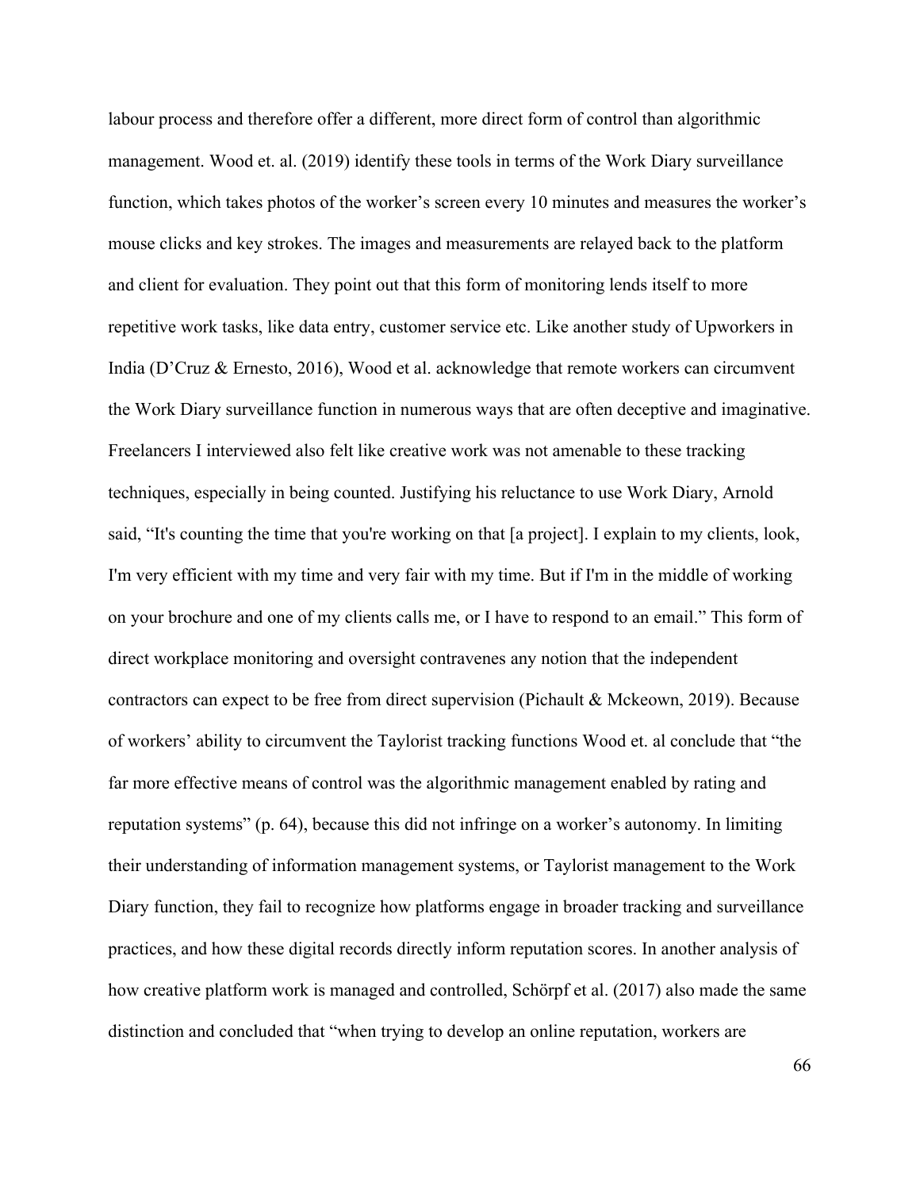labour process and therefore offer a different, more direct form of control than algorithmic management. Wood et. al. (2019) identify these tools in terms of the Work Diary surveillance function, which takes photos of the worker's screen every 10 minutes and measures the worker's mouse clicks and key strokes. The images and measurements are relayed back to the platform and client for evaluation. They point out that this form of monitoring lends itself to more repetitive work tasks, like data entry, customer service etc. Like another study of Upworkers in India (D'Cruz & Ernesto, 2016), Wood et al. acknowledge that remote workers can circumvent the Work Diary surveillance function in numerous ways that are often deceptive and imaginative. Freelancers I interviewed also felt like creative work was not amenable to these tracking techniques, especially in being counted. Justifying his reluctance to use Work Diary, Arnold said, "It's counting the time that you're working on that [a project]. I explain to my clients, look, I'm very efficient with my time and very fair with my time. But if I'm in the middle of working on your brochure and one of my clients calls me, or I have to respond to an email." This form of direct workplace monitoring and oversight contravenes any notion that the independent contractors can expect to be free from direct supervision (Pichault & Mckeown, 2019). Because of workers' ability to circumvent the Taylorist tracking functions Wood et. al conclude that "the far more effective means of control was the algorithmic management enabled by rating and reputation systems" (p. 64), because this did not infringe on a worker's autonomy. In limiting their understanding of information management systems, or Taylorist management to the Work Diary function, they fail to recognize how platforms engage in broader tracking and surveillance practices, and how these digital records directly inform reputation scores. In another analysis of how creative platform work is managed and controlled, Schörpf et al. (2017) also made the same distinction and concluded that "when trying to develop an online reputation, workers are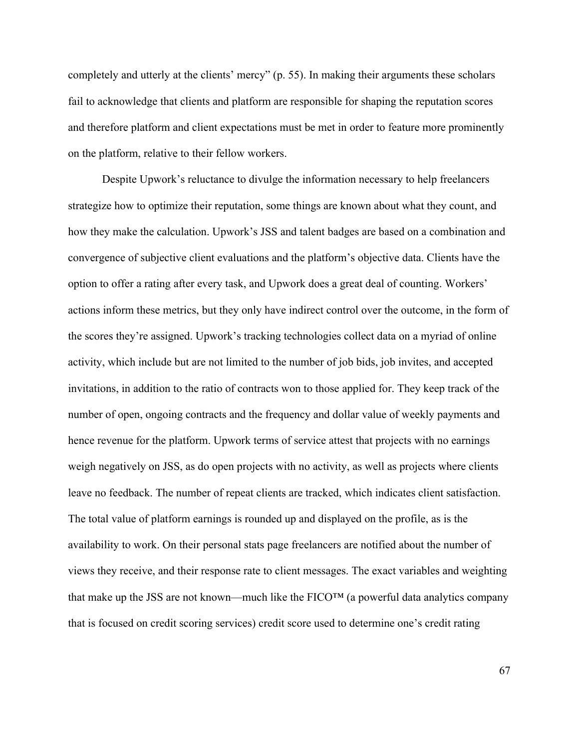completely and utterly at the clients' mercy" (p. 55). In making their arguments these scholars fail to acknowledge that clients and platform are responsible for shaping the reputation scores and therefore platform and client expectations must be met in order to feature more prominently on the platform, relative to their fellow workers.

Despite Upwork's reluctance to divulge the information necessary to help freelancers strategize how to optimize their reputation, some things are known about what they count, and how they make the calculation. Upwork's JSS and talent badges are based on a combination and convergence of subjective client evaluations and the platform's objective data. Clients have the option to offer a rating after every task, and Upwork does a great deal of counting. Workers' actions inform these metrics, but they only have indirect control over the outcome, in the form of the scores they're assigned. Upwork's tracking technologies collect data on a myriad of online activity, which include but are not limited to the number of job bids, job invites, and accepted invitations, in addition to the ratio of contracts won to those applied for. They keep track of the number of open, ongoing contracts and the frequency and dollar value of weekly payments and hence revenue for the platform. Upwork terms of service attest that projects with no earnings weigh negatively on JSS, as do open projects with no activity, as well as projects where clients leave no feedback. The number of repeat clients are tracked, which indicates client satisfaction. The total value of platform earnings is rounded up and displayed on the profile, as is the availability to work. On their personal stats page freelancers are notified about the number of views they receive, and their response rate to client messages. The exact variables and weighting that make up the JSS are not known—much like the FICO™ (a powerful data analytics company that is focused on credit scoring services) credit score used to determine one's credit rating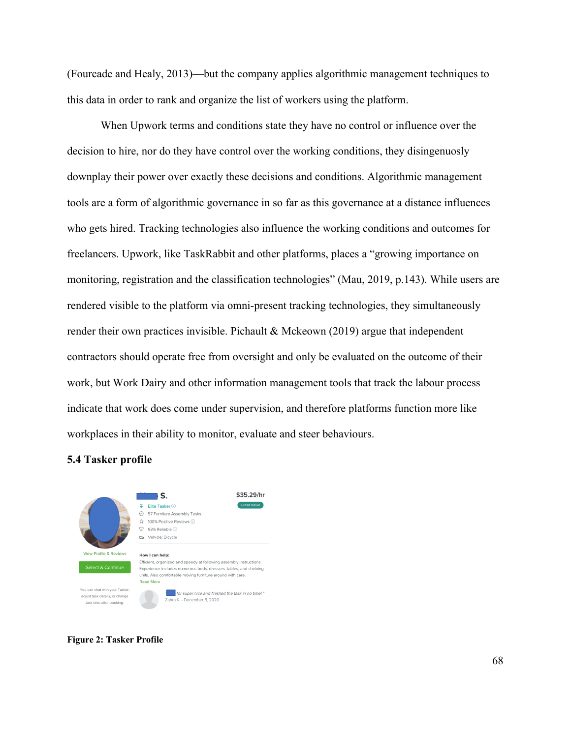(Fourcade and Healy, 2013)—but the company applies algorithmic management techniques to this data in order to rank and organize the list of workers using the platform.

When Upwork terms and conditions state they have no control or influence over the decision to hire, nor do they have control over the working conditions, they disingenuosly downplay their power over exactly these decisions and conditions. Algorithmic management tools are a form of algorithmic governance in so far as this governance at a distance influences who gets hired. Tracking technologies also influence the working conditions and outcomes for freelancers. Upwork, like TaskRabbit and other platforms, places a "growing importance on monitoring, registration and the classification technologies" (Mau, 2019, p.143). While users are rendered visible to the platform via omni-present tracking technologies, they simultaneously render their own practices invisible. Pichault & Mckeown (2019) argue that independent contractors should operate free from oversight and only be evaluated on the outcome of their work, but Work Dairy and other information management tools that track the labour process indicate that work does come under supervision, and therefore platforms function more like workplaces in their ability to monitor, evaluate and steer behaviours.

### 5.4 Tasker profile

**Figure 2: Tasker Profile**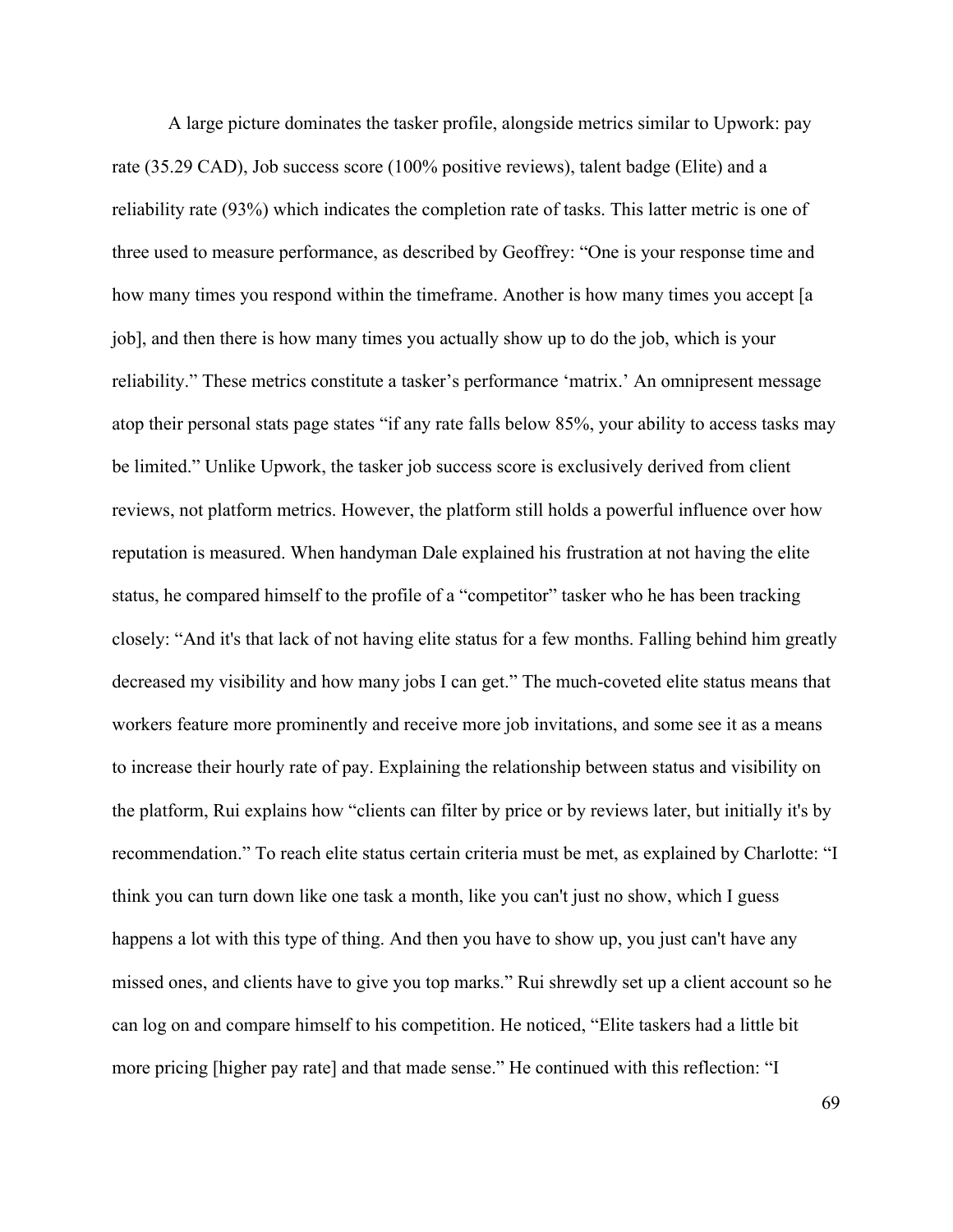A large picture dominates the tasker profile, alongside metrics similar to Upwork: pay rate (35.29 CAD), Job success score (100% positive reviews), talent badge (Elite) and a reliability rate (93%) which indicates the completion rate of tasks. This latter metric is one of three used to measure performance, as described by Geoffrey: "One is your response time and how many times you respond within the timeframe. Another is how many times you accept [a job], and then there is how many times you actually show up to do the job, which is your reliability." These metrics constitute a tasker's performance 'matrix.' An omnipresent message atop their personal stats page states "if any rate falls below 85%, your ability to access tasks may be limited." Unlike Upwork, the tasker job success score is exclusively derived from client reviews, not platform metrics. However, the platform still holds a powerful influence over how reputation is measured. When handyman Dale explained his frustration at not having the elite status, he compared himself to the profile of a "competitor" tasker who he has been tracking closely: "And it's that lack of not having elite status for a few months. Falling behind him greatly decreased my visibility and how many jobs I can get." The much-coveted elite status means that workers feature more prominently and receive more job invitations, and some see it as a means to increase their hourly rate of pay. Explaining the relationship between status and visibility on the platform, Rui explains how "clients can filter by price or by reviews later, but initially it's by recommendation." To reach elite status certain criteria must be met, as explained by Charlotte: "I think you can turn down like one task a month, like you can't just no show, which I guess happens a lot with this type of thing. And then you have to show up, you just can't have any missed ones, and clients have to give you top marks." Rui shrewdly set up a client account so he can log on and compare himself to his competition. He noticed, "Elite taskers had a little bit more pricing [higher pay rate] and that made sense." He continued with this reflection: "I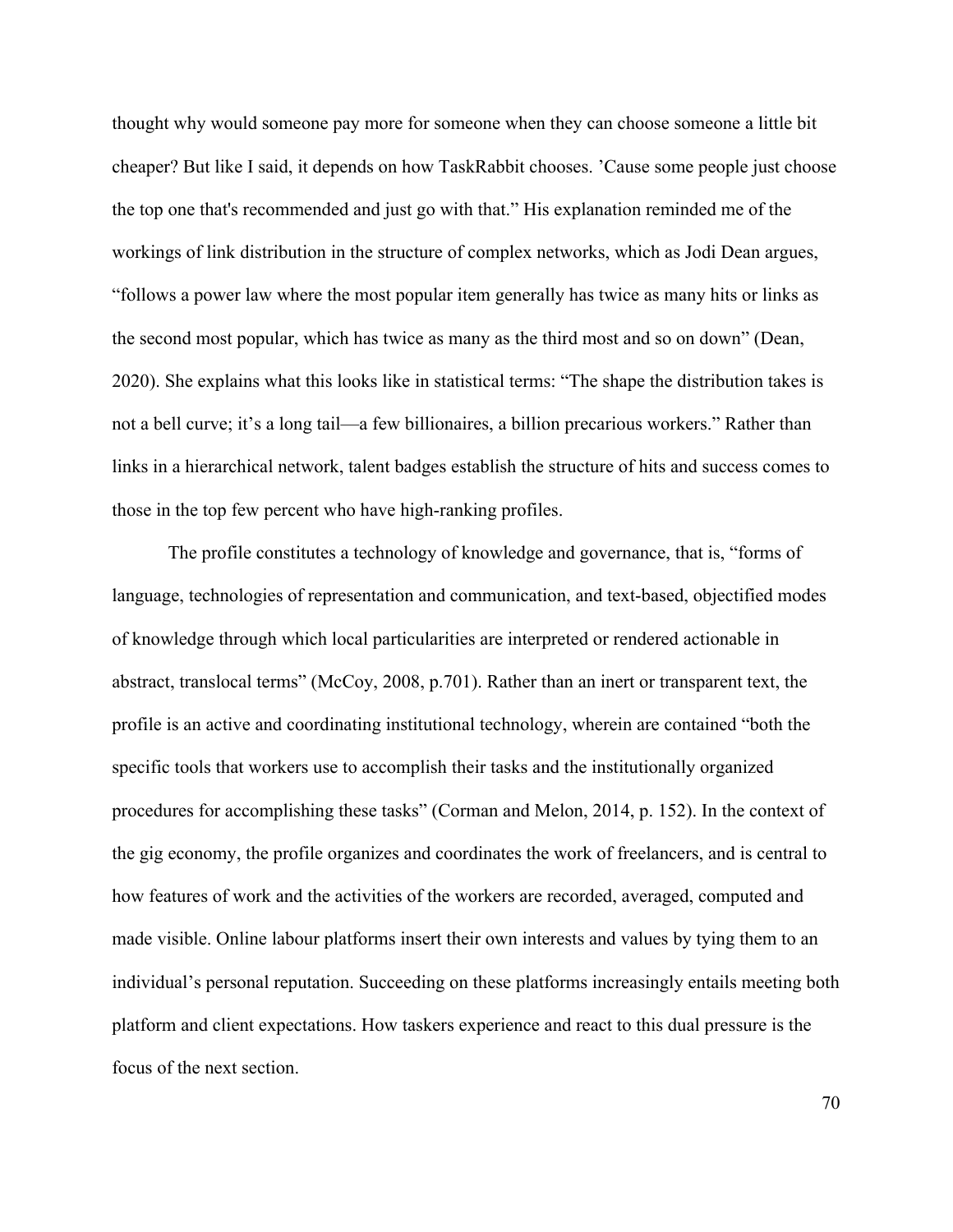thought why would someone pay more for someone when they can choose someone a little bit cheaper? But like I said, it depends on how TaskRabbit chooses. 'Cause some people just choose the top one that's recommended and just go with that." His explanation reminded me of the workings of link distribution in the structure of complex networks, which as Jodi Dean argues, "follows a power law where the most popular item generally has twice as many hits or links as the second most popular, which has twice as many as the third most and so on down" (Dean, 2020). She explains what this looks like in statistical terms: "The shape the distribution takes is not a bell curve; it's a long tail—a few billionaires, a billion precarious workers." Rather than links in a hierarchical network, talent badges establish the structure of hits and success comes to those in the top few percent who have high-ranking profiles.

The profile constitutes a technology of knowledge and governance, that is, "forms of language, technologies of representation and communication, and text-based, objectified modes of knowledge through which local particularities are interpreted or rendered actionable in abstract, translocal terms" (McCoy, 2008, p.701). Rather than an inert or transparent text, the profile is an active and coordinating institutional technology, wherein are contained "both the specific tools that workers use to accomplish their tasks and the institutionally organized procedures for accomplishing these tasks" (Corman and Melon, 2014, p. 152). In the context of the gig economy, the profile organizes and coordinates the work of freelancers, and is central to how features of work and the activities of the workers are recorded, averaged, computed and made visible. Online labour platforms insert their own interests and values by tying them to an individual's personal reputation. Succeeding on these platforms increasingly entails meeting both platform and client expectations. How taskers experience and react to this dual pressure is the focus of the next section.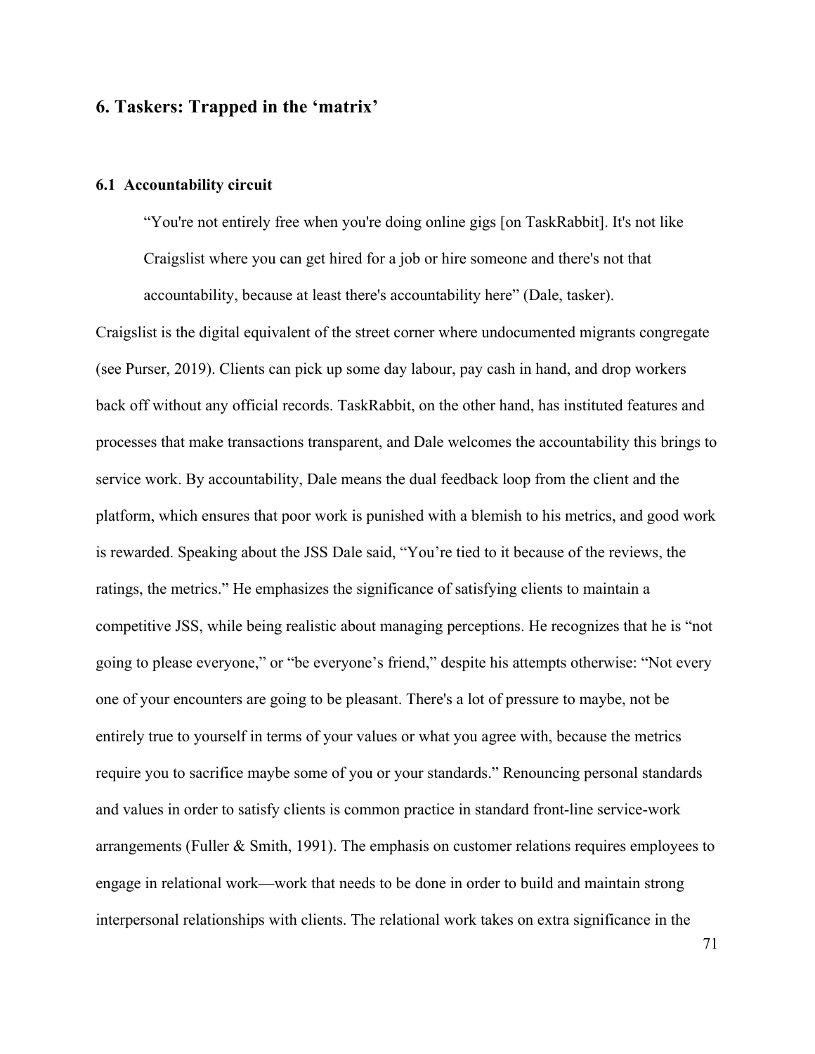## 6. Taskers: Trapped in the 'matrix'

### 6.1 Accountability circuit

> "You're not entirely free when you're doing online gigs [on TaskRabbit]. It's not like Craigslist where you can get hired for a job or hire someone and there's not that accountability, because at least there's accountability here" (Dale, tasker).

Craigslist is the digital equivalent of the street corner where undocumented migrants congregate (see Purser, 2019). Clients can pick up some day labour, pay cash in hand, and drop workers back off without any official records. TaskRabbit, on the other hand, has instituted features and processes that make transactions transparent, and Dale welcomes the accountability this brings to service work. By accountability, Dale means the dual feedback loop from the client and the platform, which ensures that poor work is punished with a blemish to his metrics, and good work is rewarded. Speaking about the JSS Dale said, "You're tied to it because of the reviews, the ratings, the metrics." He emphasizes the significance of satisfying clients to maintain a competitive JSS, while being realistic about managing perceptions. He recognizes that he is "not going to please everyone," or "be everyone's friend," despite his attempts otherwise: "Not every one of your encounters are going to be pleasant. There's a lot of pressure to maybe, not be entirely true to yourself in terms of your values or what you agree with, because the metrics require you to sacrifice maybe some of you or your standards." Renouncing personal standards and values in order to satisfy clients is common practice in standard front-line service-work arrangements (Fuller & Smith, 1991). The emphasis on customer relations requires employees to engage in relational work—work that needs to be done in order to build and maintain strong interpersonal relationships with clients. The relational work takes on extra significance in the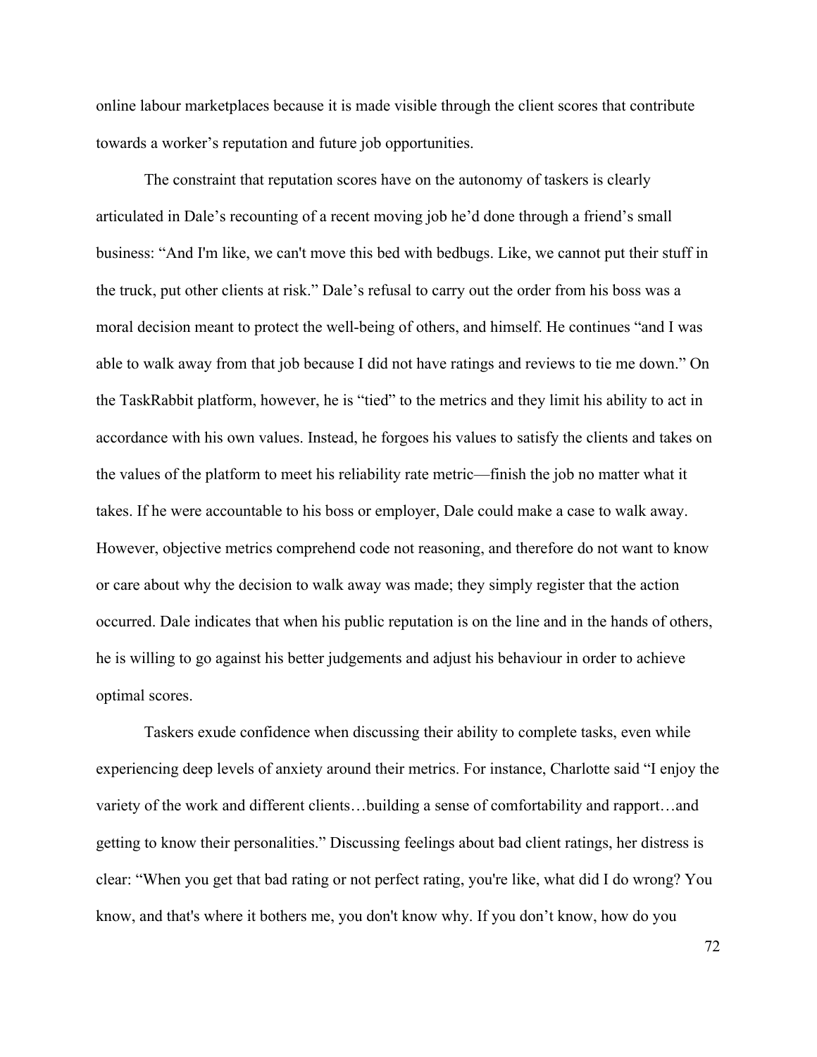online labour marketplaces because it is made visible through the client scores that contribute towards a worker's reputation and future job opportunities.

The constraint that reputation scores have on the autonomy of taskers is clearly articulated in Dale's recounting of a recent moving job he'd done through a friend's small business: "And I'm like, we can't move this bed with bedbugs. Like, we cannot put their stuff in the truck, put other clients at risk." Dale's refusal to carry out the order from his boss was a moral decision meant to protect the well-being of others, and himself. He continues "and I was able to walk away from that job because I did not have ratings and reviews to tie me down." On the TaskRabbit platform, however, he is "tied" to the metrics and they limit his ability to act in accordance with his own values. Instead, he forgoes his values to satisfy the clients and takes on the values of the platform to meet his reliability rate metric—finish the job no matter what it takes. If he were accountable to his boss or employer, Dale could make a case to walk away. However, objective metrics comprehend code not reasoning, and therefore do not want to know or care about why the decision to walk away was made; they simply register that the action occurred. Dale indicates that when his public reputation is on the line and in the hands of others, he is willing to go against his better judgements and adjust his behaviour in order to achieve optimal scores.

Taskers exude confidence when discussing their ability to complete tasks, even while experiencing deep levels of anxiety around their metrics. For instance, Charlotte said "I enjoy the variety of the work and different clients…building a sense of comfortability and rapport…and getting to know their personalities." Discussing feelings about bad client ratings, her distress is clear: "When you get that bad rating or not perfect rating, you're like, what did I do wrong? You know, and that's where it bothers me, you don't know why. If you don't know, how do you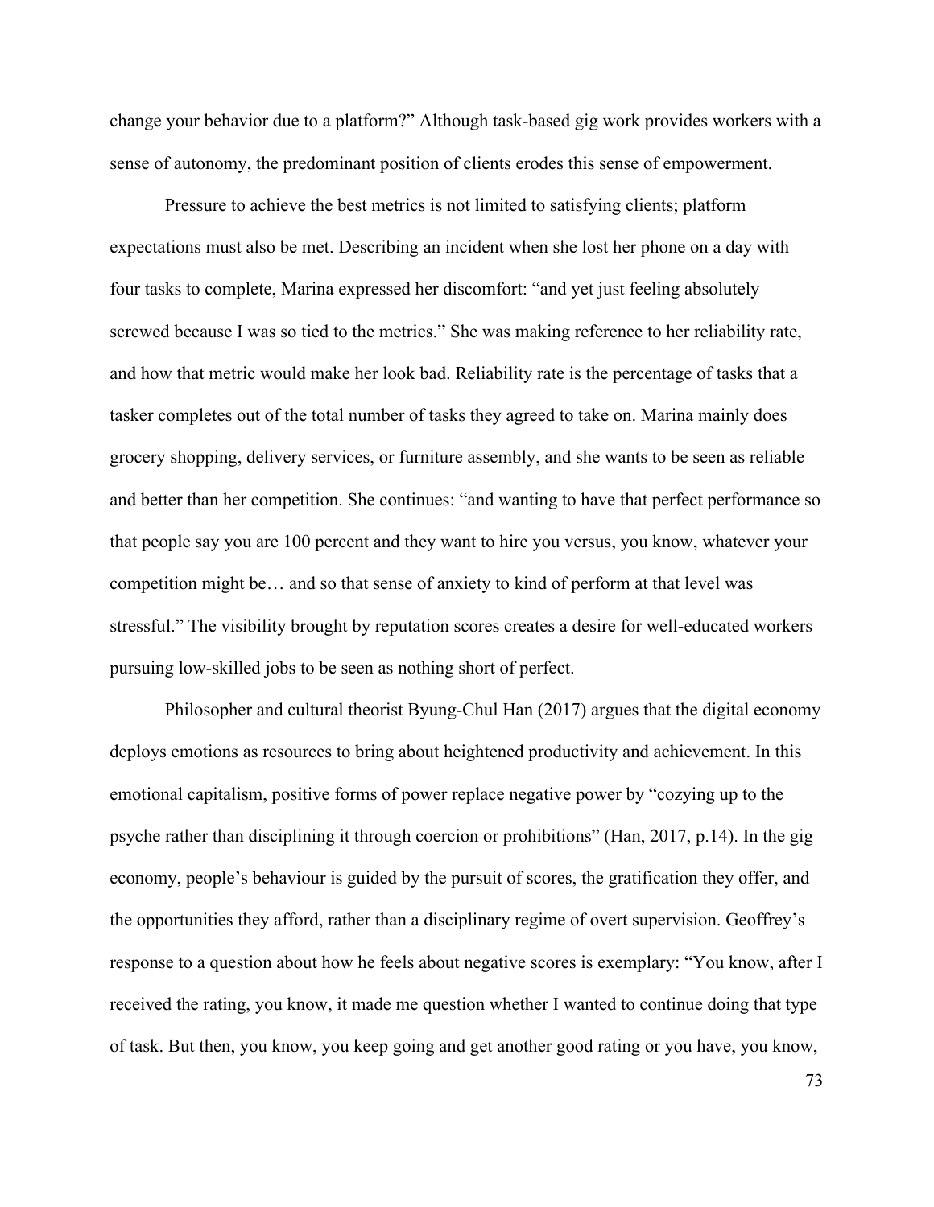change your behavior due to a platform?" Although task-based gig work provides workers with a sense of autonomy, the predominant position of clients erodes this sense of empowerment.

Pressure to achieve the best metrics is not limited to satisfying clients; platform expectations must also be met. Describing an incident when she lost her phone on a day with four tasks to complete, Marina expressed her discomfort: "and yet just feeling absolutely screwed because I was so tied to the metrics." She was making reference to her reliability rate, and how that metric would make her look bad. Reliability rate is the percentage of tasks that a tasker completes out of the total number of tasks they agreed to take on. Marina mainly does grocery shopping, delivery services, or furniture assembly, and she wants to be seen as reliable and better than her competition. She continues: "and wanting to have that perfect performance so that people say you are 100 percent and they want to hire you versus, you know, whatever your competition might be… and so that sense of anxiety to kind of perform at that level was stressful." The visibility brought by reputation scores creates a desire for well-educated workers pursuing low-skilled jobs to be seen as nothing short of perfect.

Philosopher and cultural theorist Byung-Chul Han (2017) argues that the digital economy deploys emotions as resources to bring about heightened productivity and achievement. In this emotional capitalism, positive forms of power replace negative power by "cozying up to the psyche rather than disciplining it through coercion or prohibitions" (Han, 2017, p.14). In the gig economy, people's behaviour is guided by the pursuit of scores, the gratification they offer, and the opportunities they afford, rather than a disciplinary regime of overt supervision. Geoffrey's response to a question about how he feels about negative scores is exemplary: "You know, after I received the rating, you know, it made me question whether I wanted to continue doing that type of task. But then, you know, you keep going and get another good rating or you have, you know,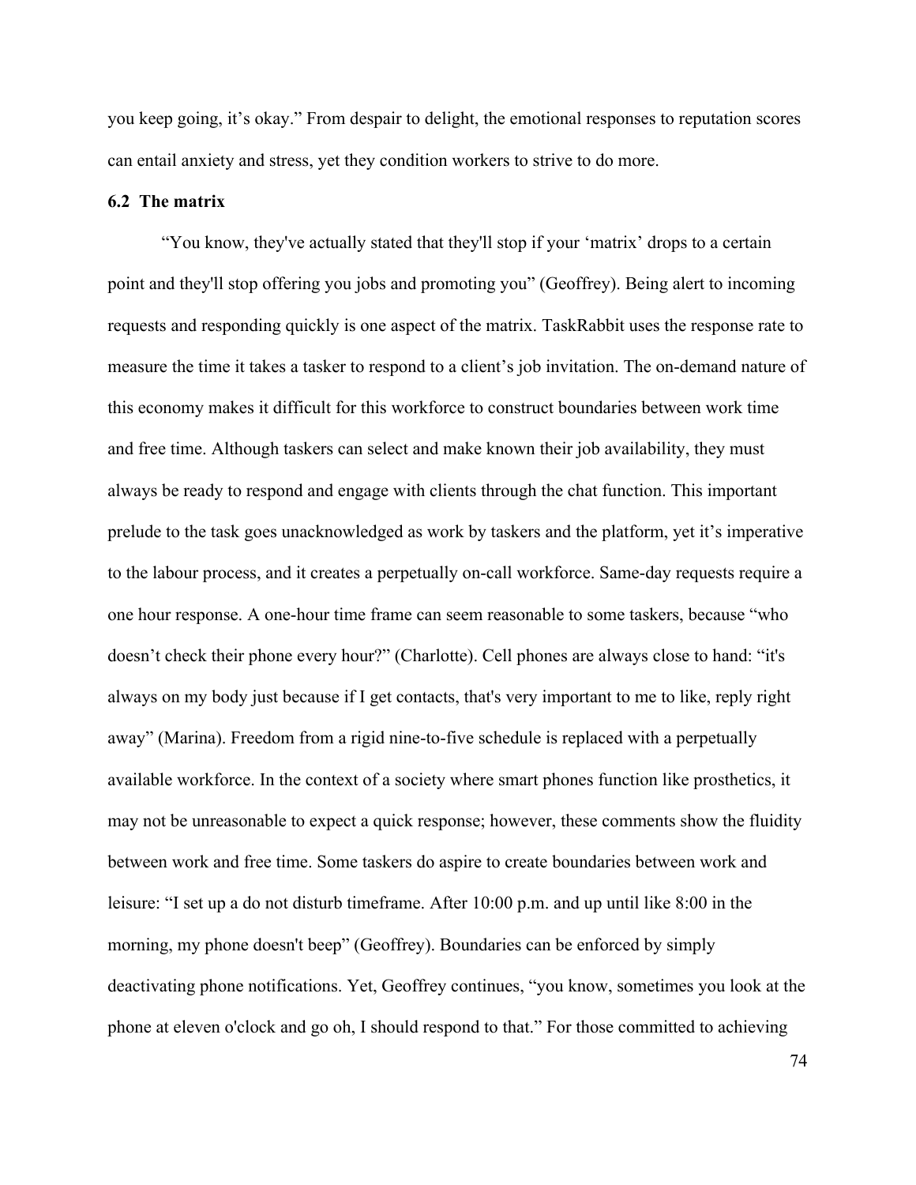you keep going, it's okay." From despair to delight, the emotional responses to reputation scores can entail anxiety and stress, yet they condition workers to strive to do more.

### 6.2 The matrix

"You know, they've actually stated that they'll stop if your 'matrix' drops to a certain point and they'll stop offering you jobs and promoting you" (Geoffrey). Being alert to incoming requests and responding quickly is one aspect of the matrix. TaskRabbit uses the response rate to measure the time it takes a tasker to respond to a client's job invitation. The on-demand nature of this economy makes it difficult for this workforce to construct boundaries between work time and free time. Although taskers can select and make known their job availability, they must always be ready to respond and engage with clients through the chat function. This important prelude to the task goes unacknowledged as work by taskers and the platform, yet it's imperative to the labour process, and it creates a perpetually on-call workforce. Same-day requests require a one hour response. A one-hour time frame can seem reasonable to some taskers, because "who doesn't check their phone every hour?" (Charlotte). Cell phones are always close to hand: "it's always on my body just because if I get contacts, that's very important to me to like, reply right away" (Marina). Freedom from a rigid nine-to-five schedule is replaced with a perpetually available workforce. In the context of a society where smart phones function like prosthetics, it may not be unreasonable to expect a quick response; however, these comments show the fluidity between work and free time. Some taskers do aspire to create boundaries between work and leisure: "I set up a do not disturb timeframe. After 10:00 p.m. and up until like 8:00 in the morning, my phone doesn't beep" (Geoffrey). Boundaries can be enforced by simply deactivating phone notifications. Yet, Geoffrey continues, "you know, sometimes you look at the phone at eleven o'clock and go oh, I should respond to that." For those committed to achieving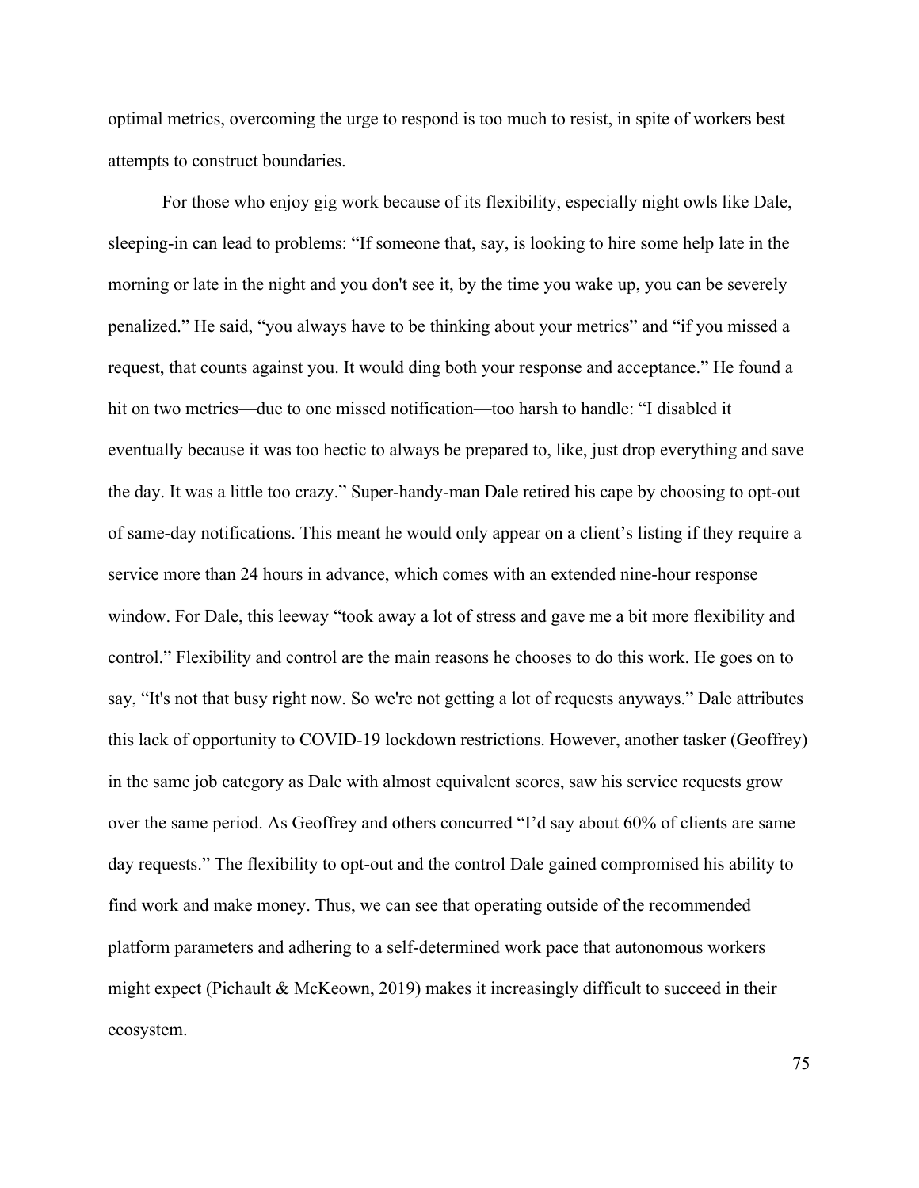optimal metrics, overcoming the urge to respond is too much to resist, in spite of workers best attempts to construct boundaries.

For those who enjoy gig work because of its flexibility, especially night owls like Dale, sleeping-in can lead to problems: "If someone that, say, is looking to hire some help late in the morning or late in the night and you don't see it, by the time you wake up, you can be severely penalized." He said, "you always have to be thinking about your metrics" and "if you missed a request, that counts against you. It would ding both your response and acceptance." He found a hit on two metrics—due to one missed notification—too harsh to handle: "I disabled it eventually because it was too hectic to always be prepared to, like, just drop everything and save the day. It was a little too crazy." Super-handy-man Dale retired his cape by choosing to opt-out of same-day notifications. This meant he would only appear on a client's listing if they require a service more than 24 hours in advance, which comes with an extended nine-hour response window. For Dale, this leeway "took away a lot of stress and gave me a bit more flexibility and control." Flexibility and control are the main reasons he chooses to do this work. He goes on to say, "It's not that busy right now. So we're not getting a lot of requests anyways." Dale attributes this lack of opportunity to COVID-19 lockdown restrictions. However, another tasker (Geoffrey) in the same job category as Dale with almost equivalent scores, saw his service requests grow over the same period. As Geoffrey and others concurred "I'd say about 60% of clients are same day requests." The flexibility to opt-out and the control Dale gained compromised his ability to find work and make money. Thus, we can see that operating outside of the recommended platform parameters and adhering to a self-determined work pace that autonomous workers might expect (Pichault & McKeown, 2019) makes it increasingly difficult to succeed in their ecosystem.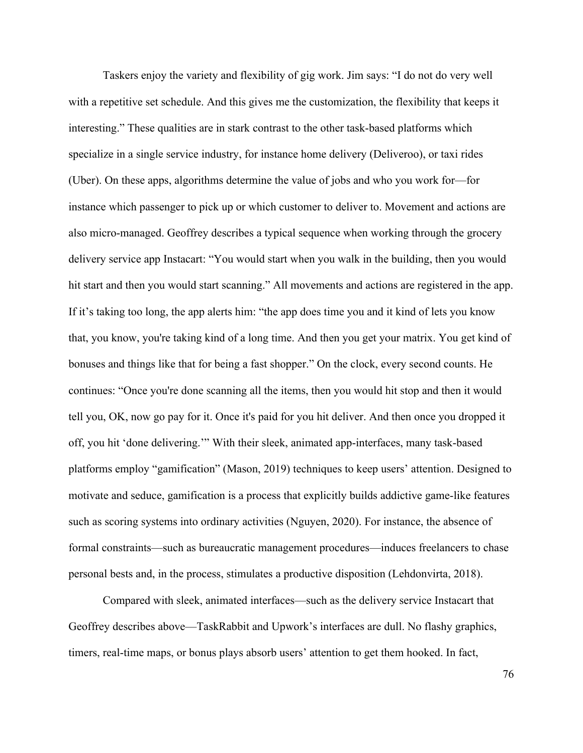Taskers enjoy the variety and flexibility of gig work. Jim says: "I do not do very well with a repetitive set schedule. And this gives me the customization, the flexibility that keeps it interesting." These qualities are in stark contrast to the other task-based platforms which specialize in a single service industry, for instance home delivery (Deliveroo), or taxi rides (Uber). On these apps, algorithms determine the value of jobs and who you work for—for instance which passenger to pick up or which customer to deliver to. Movement and actions are also micro-managed. Geoffrey describes a typical sequence when working through the grocery delivery service app Instacart: "You would start when you walk in the building, then you would hit start and then you would start scanning." All movements and actions are registered in the app. If it's taking too long, the app alerts him: "the app does time you and it kind of lets you know that, you know, you're taking kind of a long time. And then you get your matrix. You get kind of bonuses and things like that for being a fast shopper." On the clock, every second counts. He continues: "Once you're done scanning all the items, then you would hit stop and then it would tell you, OK, now go pay for it. Once it's paid for you hit deliver. And then once you dropped it off, you hit 'done delivering.'" With their sleek, animated app-interfaces, many task-based platforms employ "gamification" (Mason, 2019) techniques to keep users' attention. Designed to motivate and seduce, gamification is a process that explicitly builds addictive game-like features such as scoring systems into ordinary activities (Nguyen, 2020). For instance, the absence of formal constraints—such as bureaucratic management procedures—induces freelancers to chase personal bests and, in the process, stimulates a productive disposition (Lehdonvirta, 2018).

Compared with sleek, animated interfaces—such as the delivery service Instacart that Geoffrey describes above—TaskRabbit and Upwork's interfaces are dull. No flashy graphics, timers, real-time maps, or bonus plays absorb users' attention to get them hooked. In fact,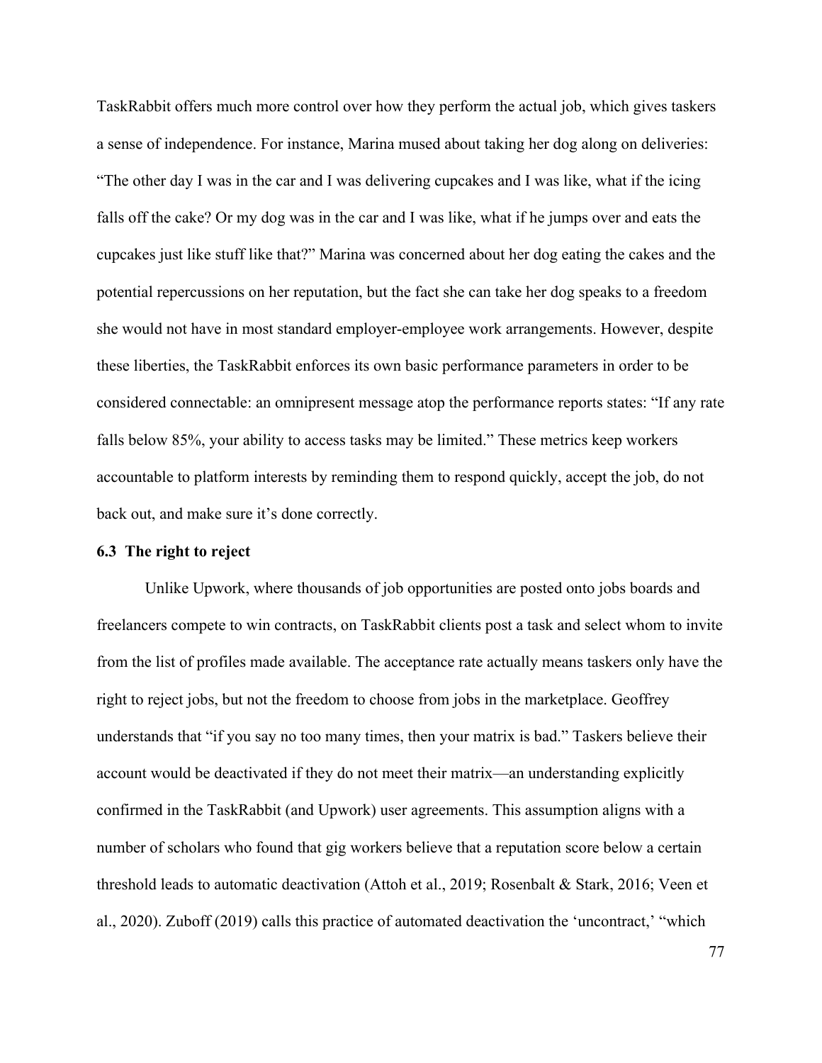TaskRabbit offers much more control over how they perform the actual job, which gives taskers a sense of independence. For instance, Marina mused about taking her dog along on deliveries: "The other day I was in the car and I was delivering cupcakes and I was like, what if the icing falls off the cake? Or my dog was in the car and I was like, what if he jumps over and eats the cupcakes just like stuff like that?" Marina was concerned about her dog eating the cakes and the potential repercussions on her reputation, but the fact she can take her dog speaks to a freedom she would not have in most standard employer-employee work arrangements. However, despite these liberties, the TaskRabbit enforces its own basic performance parameters in order to be considered connectable: an omnipresent message atop the performance reports states: "If any rate falls below 85%, your ability to access tasks may be limited." These metrics keep workers accountable to platform interests by reminding them to respond quickly, accept the job, do not back out, and make sure it's done correctly.

### 6.3 The right to reject

Unlike Upwork, where thousands of job opportunities are posted onto jobs boards and freelancers compete to win contracts, on TaskRabbit clients post a task and select whom to invite from the list of profiles made available. The acceptance rate actually means taskers only have the right to reject jobs, but not the freedom to choose from jobs in the marketplace. Geoffrey understands that "if you say no too many times, then your matrix is bad." Taskers believe their account would be deactivated if they do not meet their matrix—an understanding explicitly confirmed in the TaskRabbit (and Upwork) user agreements. This assumption aligns with a number of scholars who found that gig workers believe that a reputation score below a certain threshold leads to automatic deactivation (Attoh et al., 2019; Rosenbalt & Stark, 2016; Veen et al., 2020). Zuboff (2019) calls this practice of automated deactivation the 'uncontract,' "which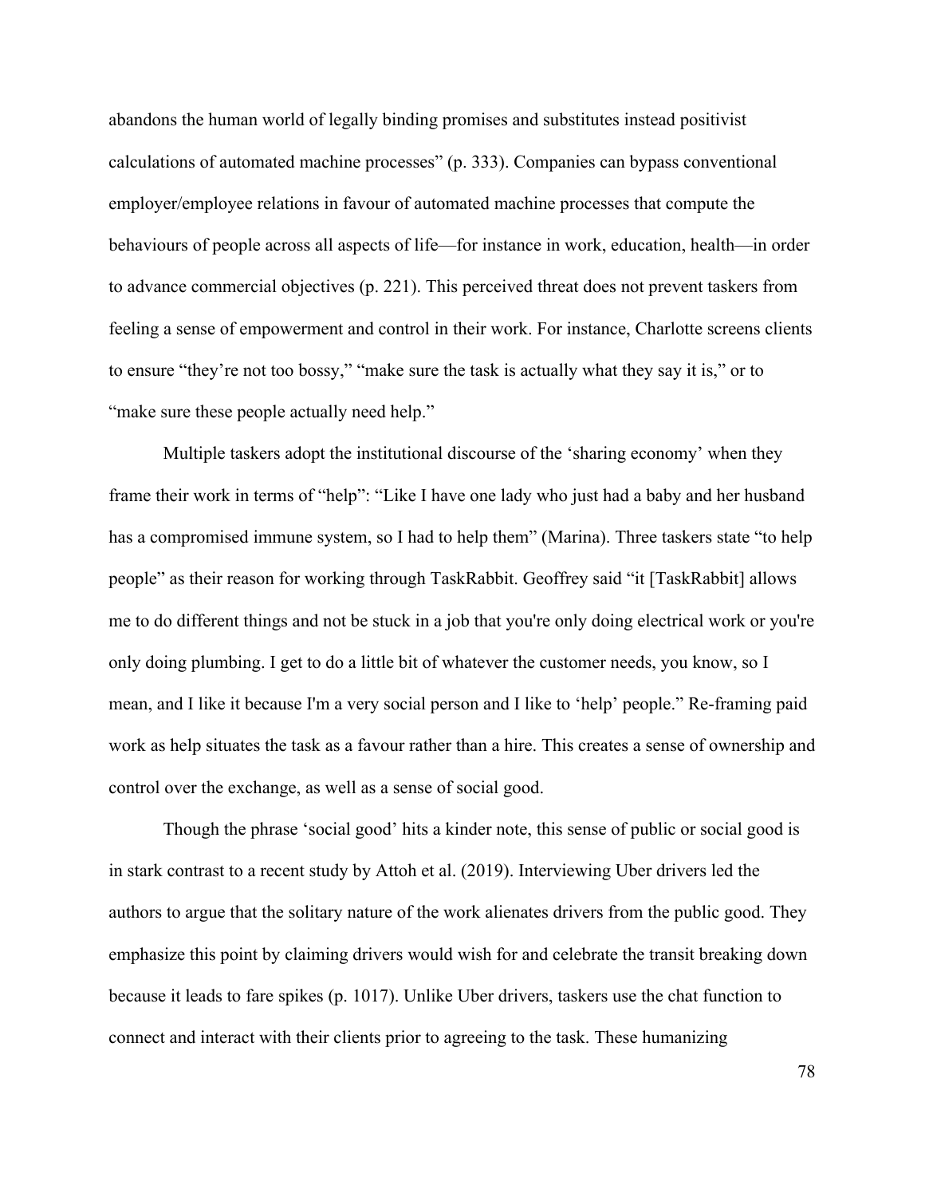abandons the human world of legally binding promises and substitutes instead positivist calculations of automated machine processes” (p. 333). Companies can bypass conventional employer/employee relations in favour of automated machine processes that compute the behaviours of people across all aspects of life—for instance in work, education, health—in order to advance commercial objectives (p. 221). This perceived threat does not prevent taskers from feeling a sense of empowerment and control in their work. For instance, Charlotte screens clients to ensure “they’re not too bossy,” “make sure the task is actually what they say it is,” or to “make sure these people actually need help.”

Multiple taskers adopt the institutional discourse of the ‘sharing economy’ when they frame their work in terms of “help”: “Like I have one lady who just had a baby and her husband has a compromised immune system, so I had to help them” (Marina). Three taskers state “to help people” as their reason for working through TaskRabbit. Geoffrey said “it [TaskRabbit] allows me to do different things and not be stuck in a job that you're only doing electrical work or you're only doing plumbing. I get to do a little bit of whatever the customer needs, you know, so I mean, and I like it because I'm a very social person and I like to ‘help’ people.” Re-framing paid work as help situates the task as a favour rather than a hire. This creates a sense of ownership and control over the exchange, as well as a sense of social good.

Though the phrase ‘social good’ hits a kinder note, this sense of public or social good is in stark contrast to a recent study by Attoh et al. (2019). Interviewing Uber drivers led the authors to argue that the solitary nature of the work alienates drivers from the public good. They emphasize this point by claiming drivers would wish for and celebrate the transit breaking down because it leads to fare spikes (p. 1017). Unlike Uber drivers, taskers use the chat function to connect and interact with their clients prior to agreeing to the task. These humanizing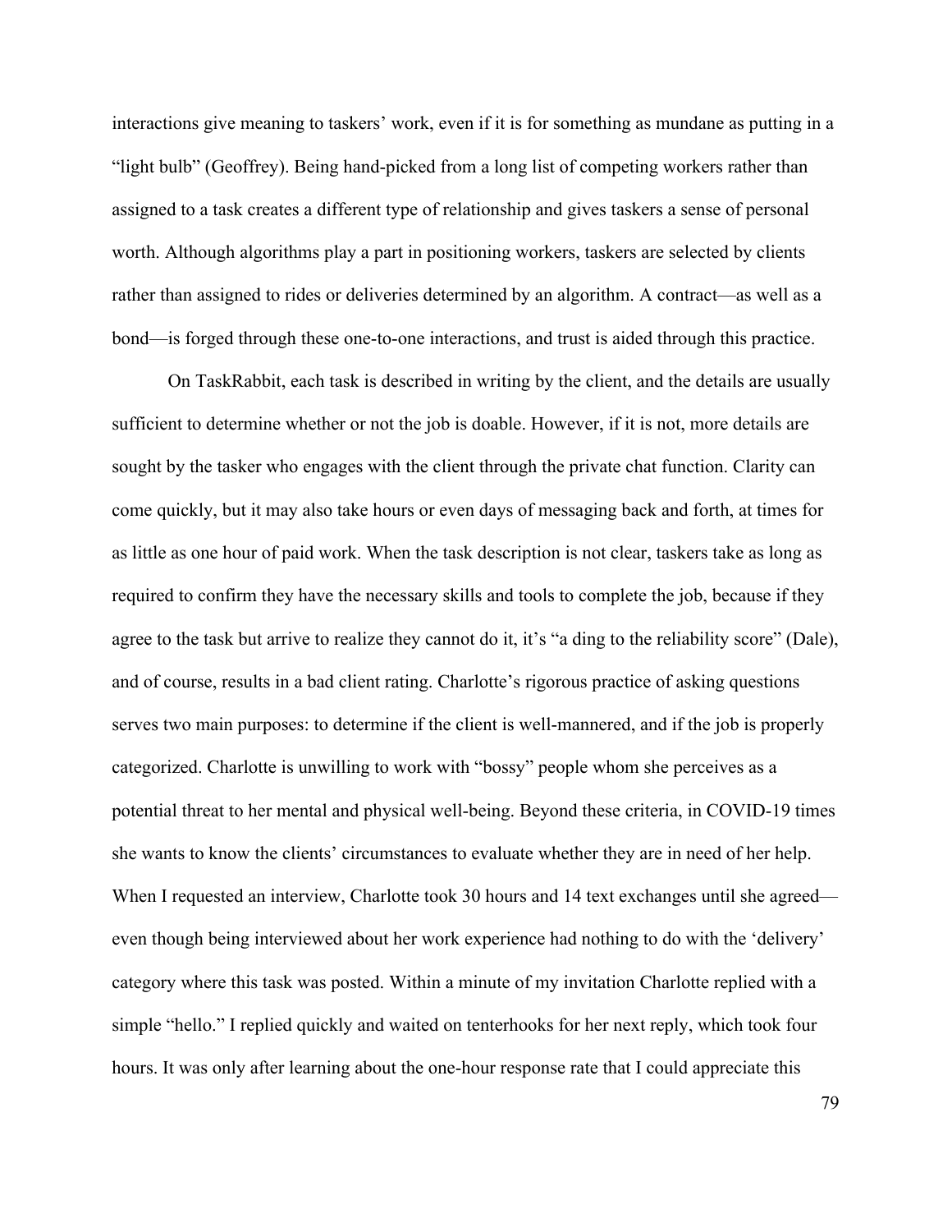interactions give meaning to taskers' work, even if it is for something as mundane as putting in a "light bulb" (Geoffrey). Being hand-picked from a long list of competing workers rather than assigned to a task creates a different type of relationship and gives taskers a sense of personal worth. Although algorithms play a part in positioning workers, taskers are selected by clients rather than assigned to rides or deliveries determined by an algorithm. A contract—as well as a bond—is forged through these one-to-one interactions, and trust is aided through this practice.

On TaskRabbit, each task is described in writing by the client, and the details are usually sufficient to determine whether or not the job is doable. However, if it is not, more details are sought by the tasker who engages with the client through the private chat function. Clarity can come quickly, but it may also take hours or even days of messaging back and forth, at times for as little as one hour of paid work. When the task description is not clear, taskers take as long as required to confirm they have the necessary skills and tools to complete the job, because if they agree to the task but arrive to realize they cannot do it, it's "a ding to the reliability score" (Dale), and of course, results in a bad client rating. Charlotte's rigorous practice of asking questions serves two main purposes: to determine if the client is well-mannered, and if the job is properly categorized. Charlotte is unwilling to work with "bossy" people whom she perceives as a potential threat to her mental and physical well-being. Beyond these criteria, in COVID-19 times she wants to know the clients' circumstances to evaluate whether they are in need of her help. When I requested an interview, Charlotte took 30 hours and 14 text exchanges until she agreed—even though being interviewed about her work experience had nothing to do with the 'delivery' category where this task was posted. Within a minute of my invitation Charlotte replied with a simple "hello." I replied quickly and waited on tenterhooks for her next reply, which took four hours. It was only after learning about the one-hour response rate that I could appreciate this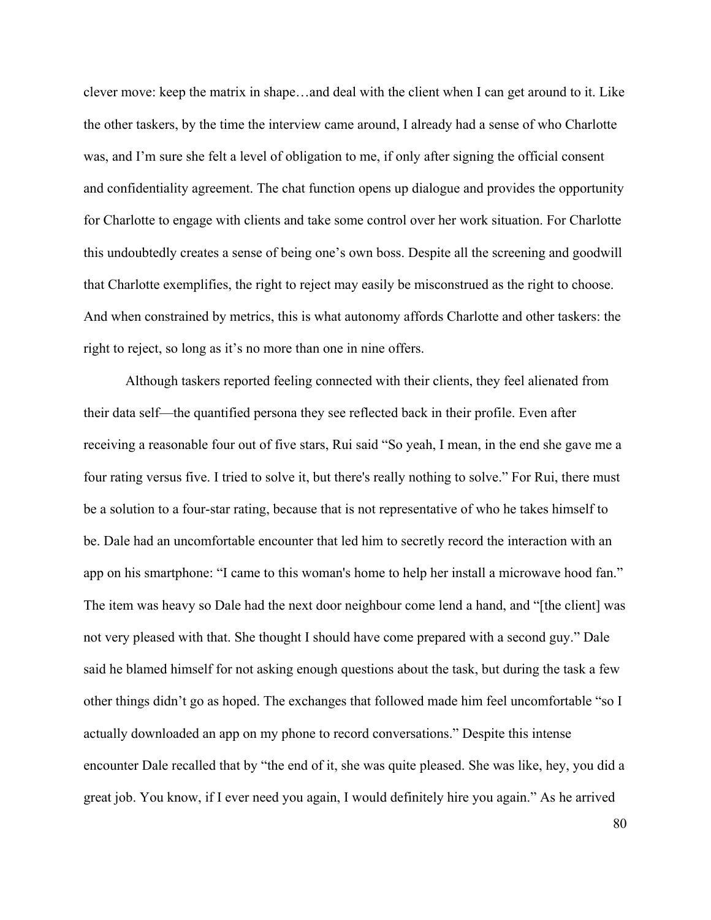clever move: keep the matrix in shape…and deal with the client when I can get around to it. Like the other taskers, by the time the interview came around, I already had a sense of who Charlotte was, and I'm sure she felt a level of obligation to me, if only after signing the official consent and confidentiality agreement. The chat function opens up dialogue and provides the opportunity for Charlotte to engage with clients and take some control over her work situation. For Charlotte this undoubtedly creates a sense of being one's own boss. Despite all the screening and goodwill that Charlotte exemplifies, the right to reject may easily be misconstrued as the right to choose. And when constrained by metrics, this is what autonomy affords Charlotte and other taskers: the right to reject, so long as it's no more than one in nine offers.

Although taskers reported feeling connected with their clients, they feel alienated from their data self—the quantified persona they see reflected back in their profile. Even after receiving a reasonable four out of five stars, Rui said "So yeah, I mean, in the end she gave me a four rating versus five. I tried to solve it, but there's really nothing to solve." For Rui, there must be a solution to a four-star rating, because that is not representative of who he takes himself to be. Dale had an uncomfortable encounter that led him to secretly record the interaction with an app on his smartphone: "I came to this woman's home to help her install a microwave hood fan." The item was heavy so Dale had the next door neighbour come lend a hand, and "[the client] was not very pleased with that. She thought I should have come prepared with a second guy." Dale said he blamed himself for not asking enough questions about the task, but during the task a few other things didn't go as hoped. The exchanges that followed made him feel uncomfortable "so I actually downloaded an app on my phone to record conversations." Despite this intense encounter Dale recalled that by "the end of it, she was quite pleased. She was like, hey, you did a great job. You know, if I ever need you again, I would definitely hire you again." As he arrived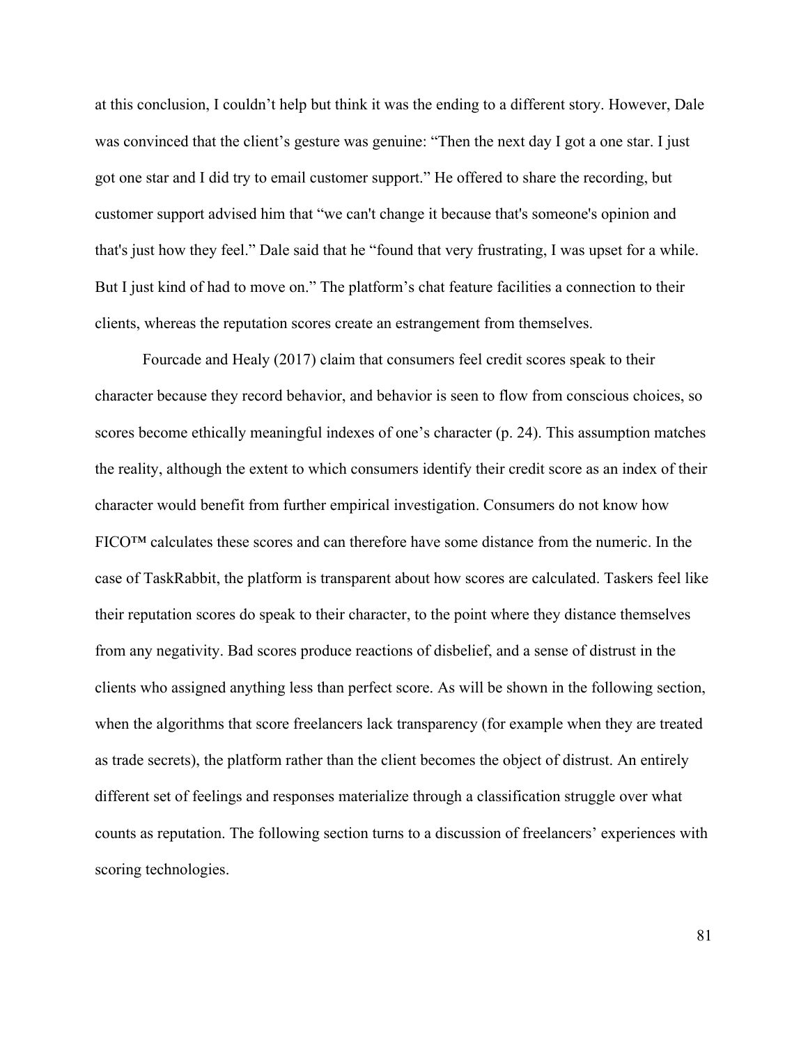at this conclusion, I couldn't help but think it was the ending to a different story. However, Dale was convinced that the client's gesture was genuine: "Then the next day I got a one star. I just got one star and I did try to email customer support." He offered to share the recording, but customer support advised him that "we can't change it because that's someone's opinion and that's just how they feel." Dale said that he "found that very frustrating, I was upset for a while. But I just kind of had to move on." The platform's chat feature facilities a connection to their clients, whereas the reputation scores create an estrangement from themselves.

Fourcade and Healy (2017) claim that consumers feel credit scores speak to their character because they record behavior, and behavior is seen to flow from conscious choices, so scores become ethically meaningful indexes of one's character (p. 24). This assumption matches the reality, although the extent to which consumers identify their credit score as an index of their character would benefit from further empirical investigation. Consumers do not know how FICO™ calculates these scores and can therefore have some distance from the numeric. In the case of TaskRabbit, the platform is transparent about how scores are calculated. Taskers feel like their reputation scores do speak to their character, to the point where they distance themselves from any negativity. Bad scores produce reactions of disbelief, and a sense of distrust in the clients who assigned anything less than perfect score. As will be shown in the following section, when the algorithms that score freelancers lack transparency (for example when they are treated as trade secrets), the platform rather than the client becomes the object of distrust. An entirely different set of feelings and responses materialize through a classification struggle over what counts as reputation. The following section turns to a discussion of freelancers' experiences with scoring technologies.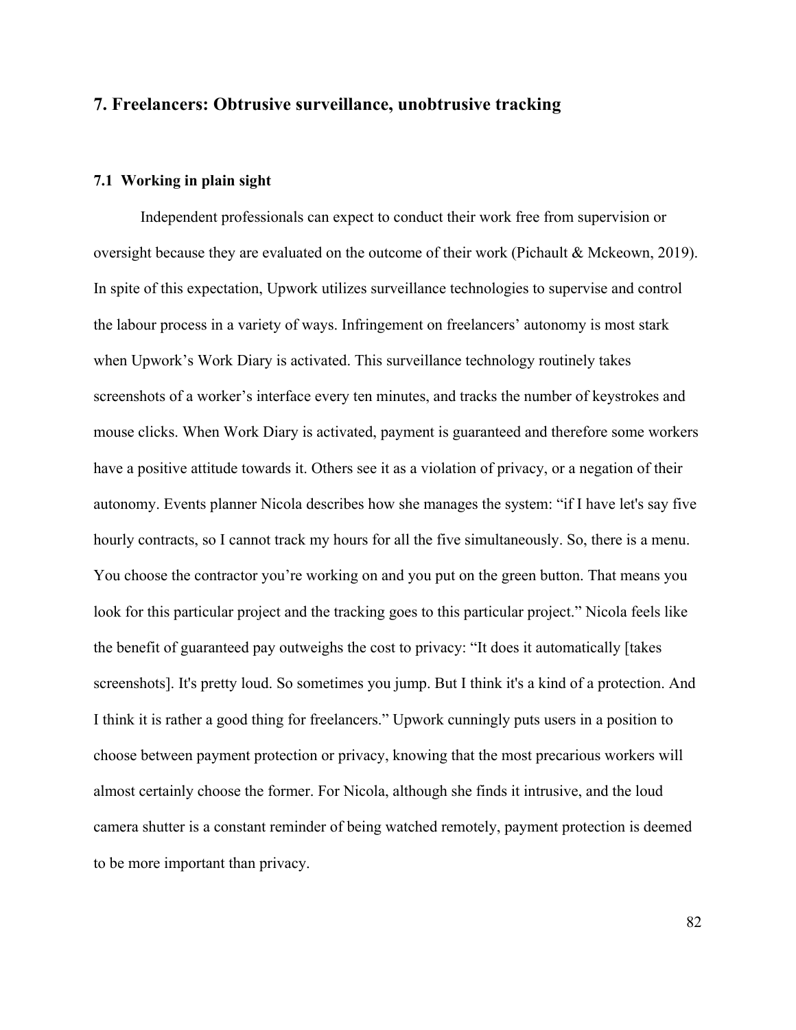# 7. Freelancers: Obtrusive surveillance, unobtrusive tracking

## 7.1 Working in plain sight

Independent professionals can expect to conduct their work free from supervision or oversight because they are evaluated on the outcome of their work (Pichault & Mckeown, 2019). In spite of this expectation, Upwork utilizes surveillance technologies to supervise and control the labour process in a variety of ways. Infringement on freelancers' autonomy is most stark when Upwork's Work Diary is activated. This surveillance technology routinely takes screenshots of a worker's interface every ten minutes, and tracks the number of keystrokes and mouse clicks. When Work Diary is activated, payment is guaranteed and therefore some workers have a positive attitude towards it. Others see it as a violation of privacy, or a negation of their autonomy. Events planner Nicola describes how she manages the system: "if I have let's say five hourly contracts, so I cannot track my hours for all the five simultaneously. So, there is a menu. You choose the contractor you're working on and you put on the green button. That means you look for this particular project and the tracking goes to this particular project." Nicola feels like the benefit of guaranteed pay outweighs the cost to privacy: "It does it automatically [takes screenshots]. It's pretty loud. So sometimes you jump. But I think it's a kind of a protection. And I think it is rather a good thing for freelancers." Upwork cunningly puts users in a position to choose between payment protection or privacy, knowing that the most precarious workers will almost certainly choose the former. For Nicola, although she finds it intrusive, and the loud camera shutter is a constant reminder of being watched remotely, payment protection is deemed to be more important than privacy.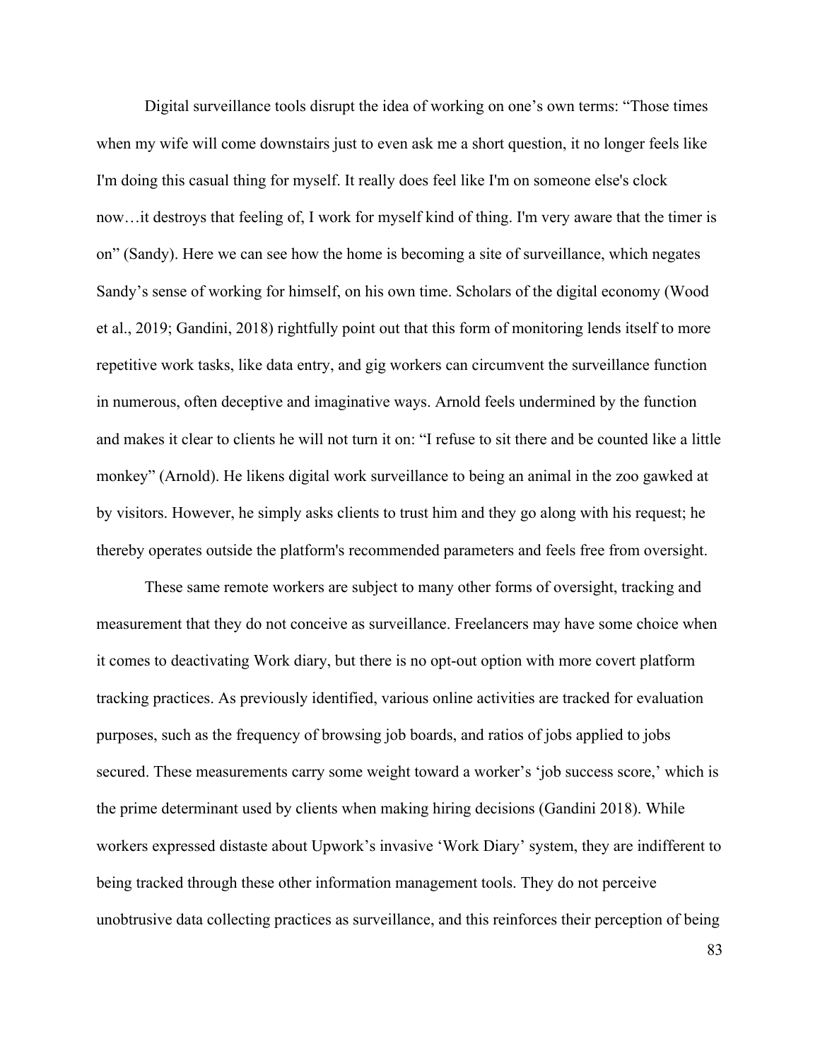Digital surveillance tools disrupt the idea of working on one's own terms: "Those times when my wife will come downstairs just to even ask me a short question, it no longer feels like I'm doing this casual thing for myself. It really does feel like I'm on someone else's clock now…it destroys that feeling of, I work for myself kind of thing. I'm very aware that the timer is on" (Sandy). Here we can see how the home is becoming a site of surveillance, which negates Sandy's sense of working for himself, on his own time. Scholars of the digital economy (Wood et al., 2019; Gandini, 2018) rightfully point out that this form of monitoring lends itself to more repetitive work tasks, like data entry, and gig workers can circumvent the surveillance function in numerous, often deceptive and imaginative ways. Arnold feels undermined by the function and makes it clear to clients he will not turn it on: "I refuse to sit there and be counted like a little monkey" (Arnold). He likens digital work surveillance to being an animal in the zoo gawked at by visitors. However, he simply asks clients to trust him and they go along with his request; he thereby operates outside the platform's recommended parameters and feels free from oversight.

These same remote workers are subject to many other forms of oversight, tracking and measurement that they do not conceive as surveillance. Freelancers may have some choice when it comes to deactivating Work diary, but there is no opt-out option with more covert platform tracking practices. As previously identified, various online activities are tracked for evaluation purposes, such as the frequency of browsing job boards, and ratios of jobs applied to jobs secured. These measurements carry some weight toward a worker's 'job success score,' which is the prime determinant used by clients when making hiring decisions (Gandini 2018). While workers expressed distaste about Upwork's invasive 'Work Diary' system, they are indifferent to being tracked through these other information management tools. They do not perceive unobtrusive data collecting practices as surveillance, and this reinforces their perception of being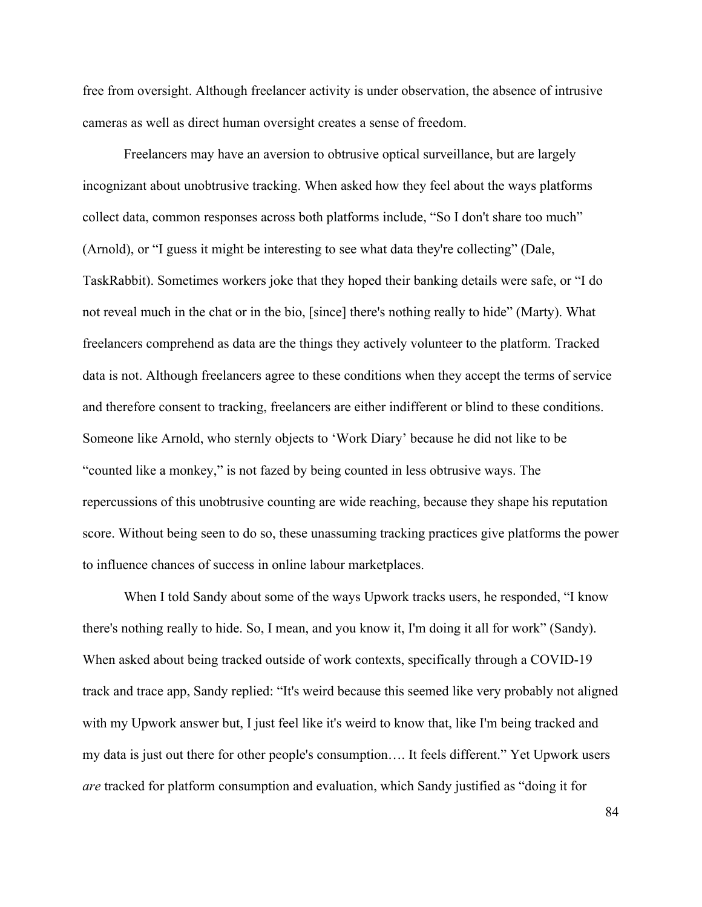free from oversight. Although freelancer activity is under observation, the absence of intrusive cameras as well as direct human oversight creates a sense of freedom.

Freelancers may have an aversion to obtrusive optical surveillance, but are largely incognizant about unobtrusive tracking. When asked how they feel about the ways platforms collect data, common responses across both platforms include, "So I don't share too much" (Arnold), or "I guess it might be interesting to see what data they're collecting" (Dale, TaskRabbit). Sometimes workers joke that they hoped their banking details were safe, or "I do not reveal much in the chat or in the bio, [since] there's nothing really to hide" (Marty). What freelancers comprehend as data are the things they actively volunteer to the platform. Tracked data is not. Although freelancers agree to these conditions when they accept the terms of service and therefore consent to tracking, freelancers are either indifferent or blind to these conditions. Someone like Arnold, who sternly objects to 'Work Diary' because he did not like to be "counted like a monkey," is not fazed by being counted in less obtrusive ways. The repercussions of this unobtrusive counting are wide reaching, because they shape his reputation score. Without being seen to do so, these unassuming tracking practices give platforms the power to influence chances of success in online labour marketplaces.

When I told Sandy about some of the ways Upwork tracks users, he responded, "I know there's nothing really to hide. So, I mean, and you know it, I'm doing it all for work" (Sandy). When asked about being tracked outside of work contexts, specifically through a COVID-19 track and trace app, Sandy replied: "It's weird because this seemed like very probably not aligned with my Upwork answer but, I just feel like it's weird to know that, like I'm being tracked and my data is just out there for other people's consumption…. It feels different." Yet Upwork users *are* tracked for platform consumption and evaluation, which Sandy justified as "doing it for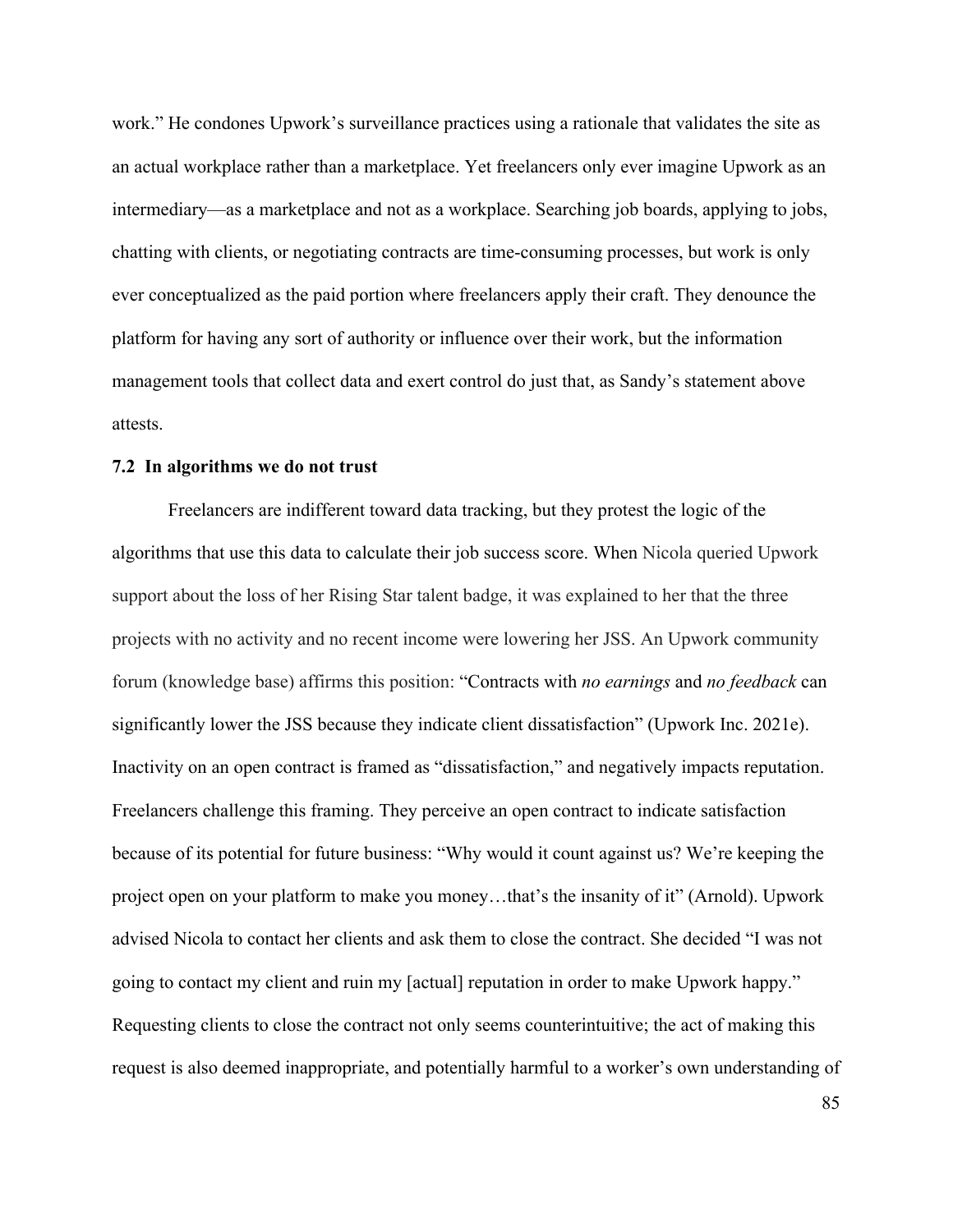work." He condones Upwork's surveillance practices using a rationale that validates the site as an actual workplace rather than a marketplace. Yet freelancers only ever imagine Upwork as an intermediary—as a marketplace and not as a workplace. Searching job boards, applying to jobs, chatting with clients, or negotiating contracts are time-consuming processes, but work is only ever conceptualized as the paid portion where freelancers apply their craft. They denounce the platform for having any sort of authority or influence over their work, but the information management tools that collect data and exert control do just that, as Sandy's statement above attests.

### 7.2 In algorithms we do not trust

Freelancers are indifferent toward data tracking, but they protest the logic of the algorithms that use this data to calculate their job success score. When Nicola queried Upwork support about the loss of her Rising Star talent badge, it was explained to her that the three projects with no activity and no recent income were lowering her JSS. An Upwork community forum (knowledge base) affirms this position: "Contracts with *no earnings* and *no feedback* can significantly lower the JSS because they indicate client dissatisfaction" (Upwork Inc. 2021e). Inactivity on an open contract is framed as "dissatisfaction," and negatively impacts reputation. Freelancers challenge this framing. They perceive an open contract to indicate satisfaction because of its potential for future business: "Why would it count against us? We're keeping the project open on your platform to make you money…that's the insanity of it" (Arnold). Upwork advised Nicola to contact her clients and ask them to close the contract. She decided "I was not going to contact my client and ruin my [actual] reputation in order to make Upwork happy." Requesting clients to close the contract not only seems counterintuitive; the act of making this request is also deemed inappropriate, and potentially harmful to a worker's own understanding of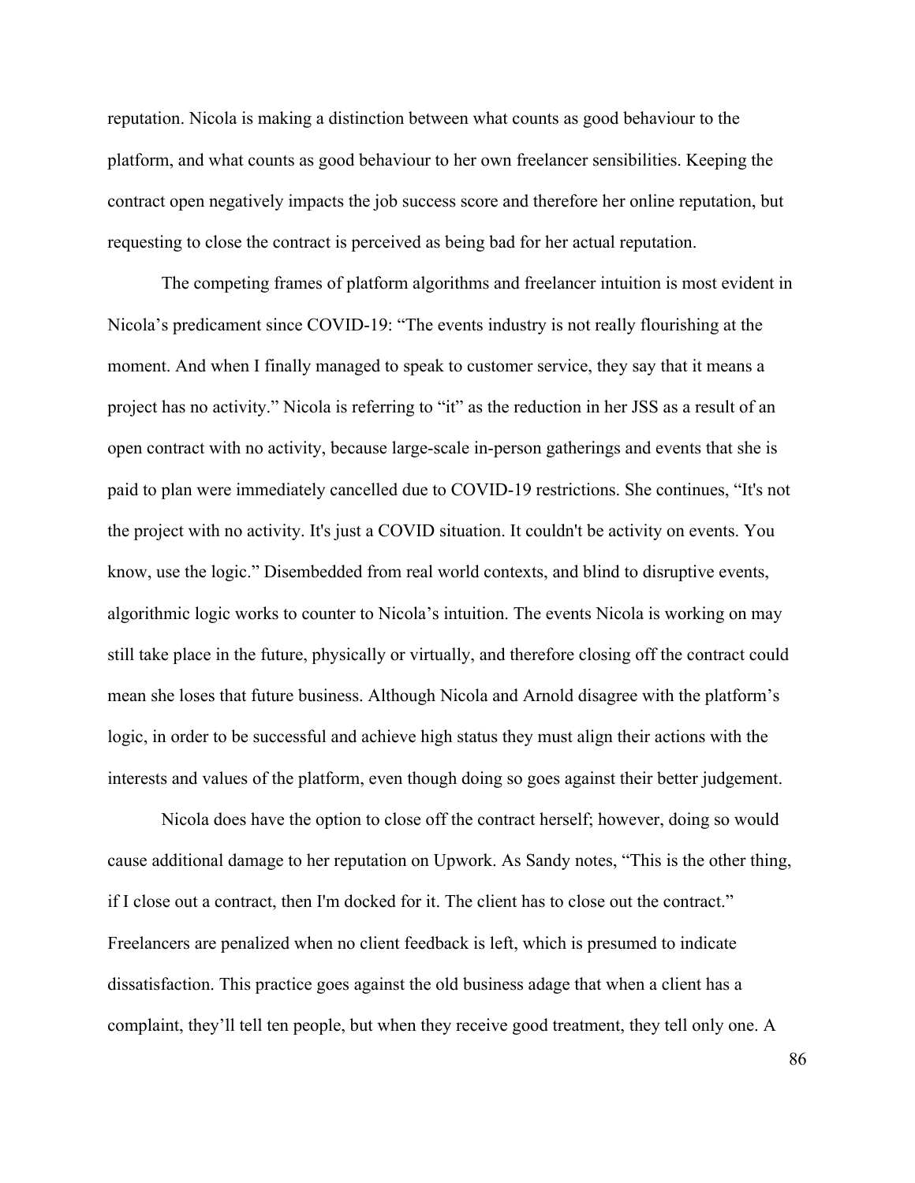reputation. Nicola is making a distinction between what counts as good behaviour to the platform, and what counts as good behaviour to her own freelancer sensibilities. Keeping the contract open negatively impacts the job success score and therefore her online reputation, but requesting to close the contract is perceived as being bad for her actual reputation.

The competing frames of platform algorithms and freelancer intuition is most evident in Nicola's predicament since COVID-19: "The events industry is not really flourishing at the moment. And when I finally managed to speak to customer service, they say that it means a project has no activity." Nicola is referring to "it" as the reduction in her JSS as a result of an open contract with no activity, because large-scale in-person gatherings and events that she is paid to plan were immediately cancelled due to COVID-19 restrictions. She continues, "It's not the project with no activity. It's just a COVID situation. It couldn't be activity on events. You know, use the logic." Disembedded from real world contexts, and blind to disruptive events, algorithmic logic works to counter to Nicola's intuition. The events Nicola is working on may still take place in the future, physically or virtually, and therefore closing off the contract could mean she loses that future business. Although Nicola and Arnold disagree with the platform's logic, in order to be successful and achieve high status they must align their actions with the interests and values of the platform, even though doing so goes against their better judgement.

Nicola does have the option to close off the contract herself; however, doing so would cause additional damage to her reputation on Upwork. As Sandy notes, "This is the other thing, if I close out a contract, then I'm docked for it. The client has to close out the contract." Freelancers are penalized when no client feedback is left, which is presumed to indicate dissatisfaction. This practice goes against the old business adage that when a client has a complaint, they'll tell ten people, but when they receive good treatment, they tell only one. A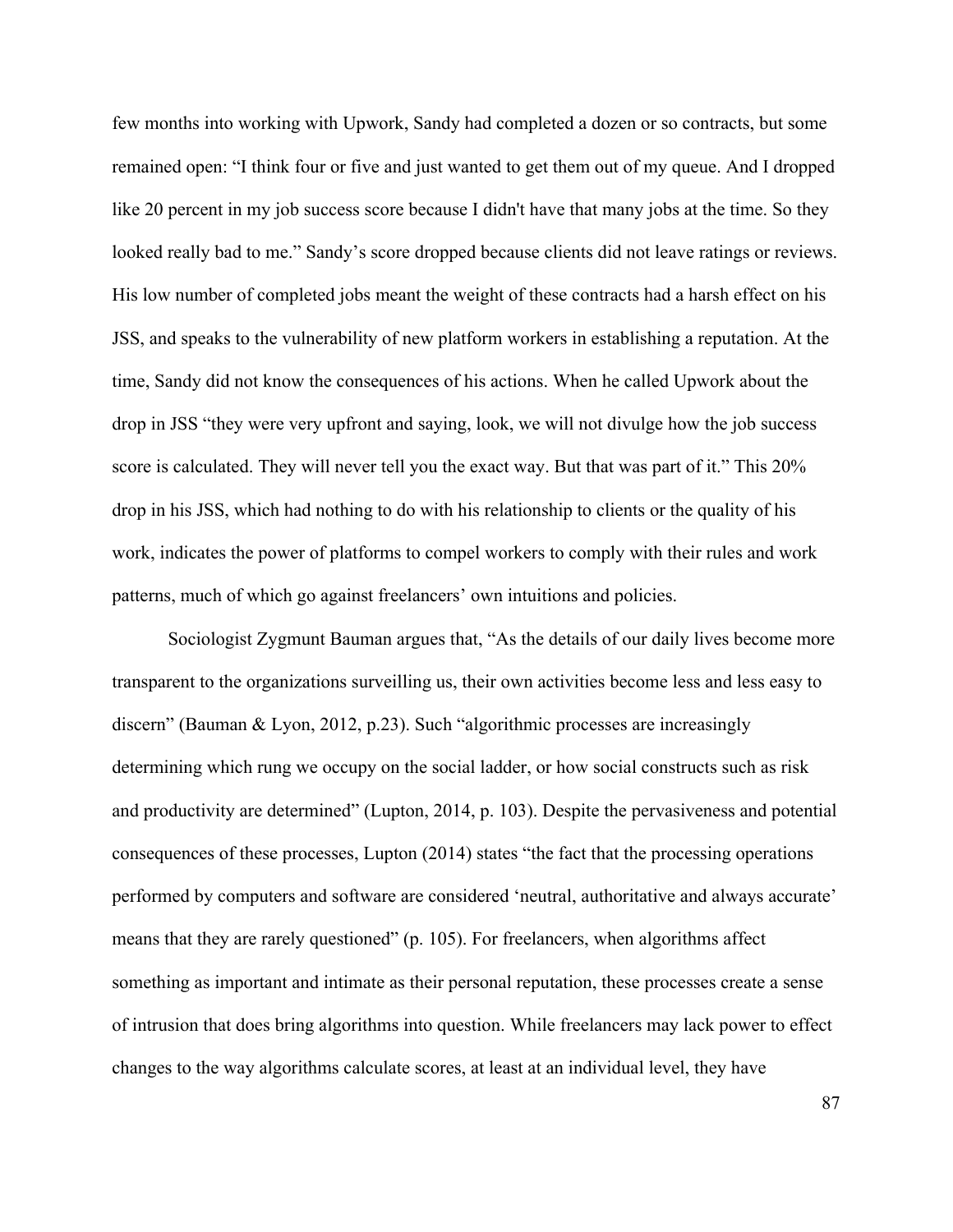few months into working with Upwork, Sandy had completed a dozen or so contracts, but some remained open: "I think four or five and just wanted to get them out of my queue. And I dropped like 20 percent in my job success score because I didn't have that many jobs at the time. So they looked really bad to me." Sandy's score dropped because clients did not leave ratings or reviews. His low number of completed jobs meant the weight of these contracts had a harsh effect on his JSS, and speaks to the vulnerability of new platform workers in establishing a reputation. At the time, Sandy did not know the consequences of his actions. When he called Upwork about the drop in JSS "they were very upfront and saying, look, we will not divulge how the job success score is calculated. They will never tell you the exact way. But that was part of it." This 20% drop in his JSS, which had nothing to do with his relationship to clients or the quality of his work, indicates the power of platforms to compel workers to comply with their rules and work patterns, much of which go against freelancers' own intuitions and policies.

Sociologist Zygmunt Bauman argues that, "As the details of our daily lives become more transparent to the organizations surveilling us, their own activities become less and less easy to discern" (Bauman & Lyon, 2012, p.23). Such "algorithmic processes are increasingly determining which rung we occupy on the social ladder, or how social constructs such as risk and productivity are determined" (Lupton, 2014, p. 103). Despite the pervasiveness and potential consequences of these processes, Lupton (2014) states "the fact that the processing operations performed by computers and software are considered 'neutral, authoritative and always accurate' means that they are rarely questioned" (p. 105). For freelancers, when algorithms affect something as important and intimate as their personal reputation, these processes create a sense of intrusion that does bring algorithms into question. While freelancers may lack power to effect changes to the way algorithms calculate scores, at least at an individual level, they have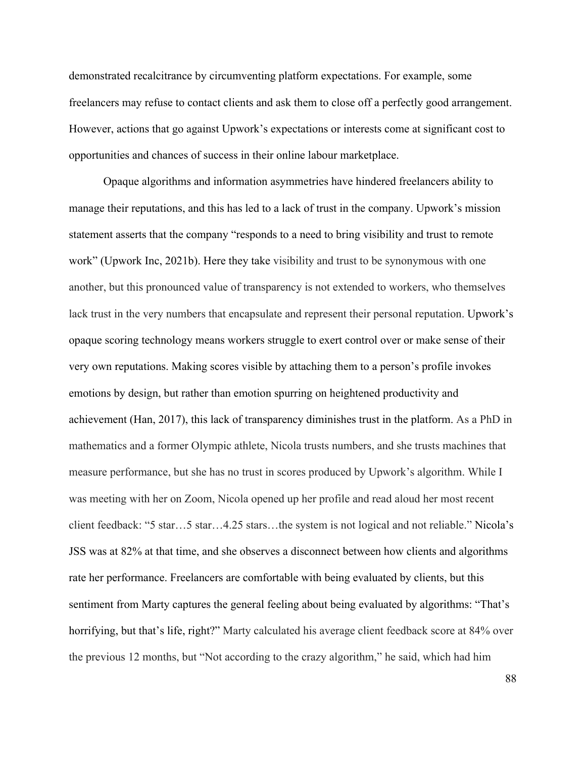demonstrated recalcitrance by circumventing platform expectations. For example, some freelancers may refuse to contact clients and ask them to close off a perfectly good arrangement. However, actions that go against Upwork's expectations or interests come at significant cost to opportunities and chances of success in their online labour marketplace.

Opaque algorithms and information asymmetries have hindered freelancers ability to manage their reputations, and this has led to a lack of trust in the company. Upwork's mission statement asserts that the company "responds to a need to bring visibility and trust to remote work" (Upwork Inc, 2021b). Here they take visibility and trust to be synonymous with one another, but this pronounced value of transparency is not extended to workers, who themselves lack trust in the very numbers that encapsulate and represent their personal reputation. Upwork's opaque scoring technology means workers struggle to exert control over or make sense of their very own reputations. Making scores visible by attaching them to a person's profile invokes emotions by design, but rather than emotion spurring on heightened productivity and achievement (Han, 2017), this lack of transparency diminishes trust in the platform. As a PhD in mathematics and a former Olympic athlete, Nicola trusts numbers, and she trusts machines that measure performance, but she has no trust in scores produced by Upwork's algorithm. While I was meeting with her on Zoom, Nicola opened up her profile and read aloud her most recent client feedback: "5 star…5 star…4.25 stars…the system is not logical and not reliable." Nicola's JSS was at 82% at that time, and she observes a disconnect between how clients and algorithms rate her performance. Freelancers are comfortable with being evaluated by clients, but this sentiment from Marty captures the general feeling about being evaluated by algorithms: "That's horrifying, but that's life, right?" Marty calculated his average client feedback score at 84% over the previous 12 months, but "Not according to the crazy algorithm," he said, which had him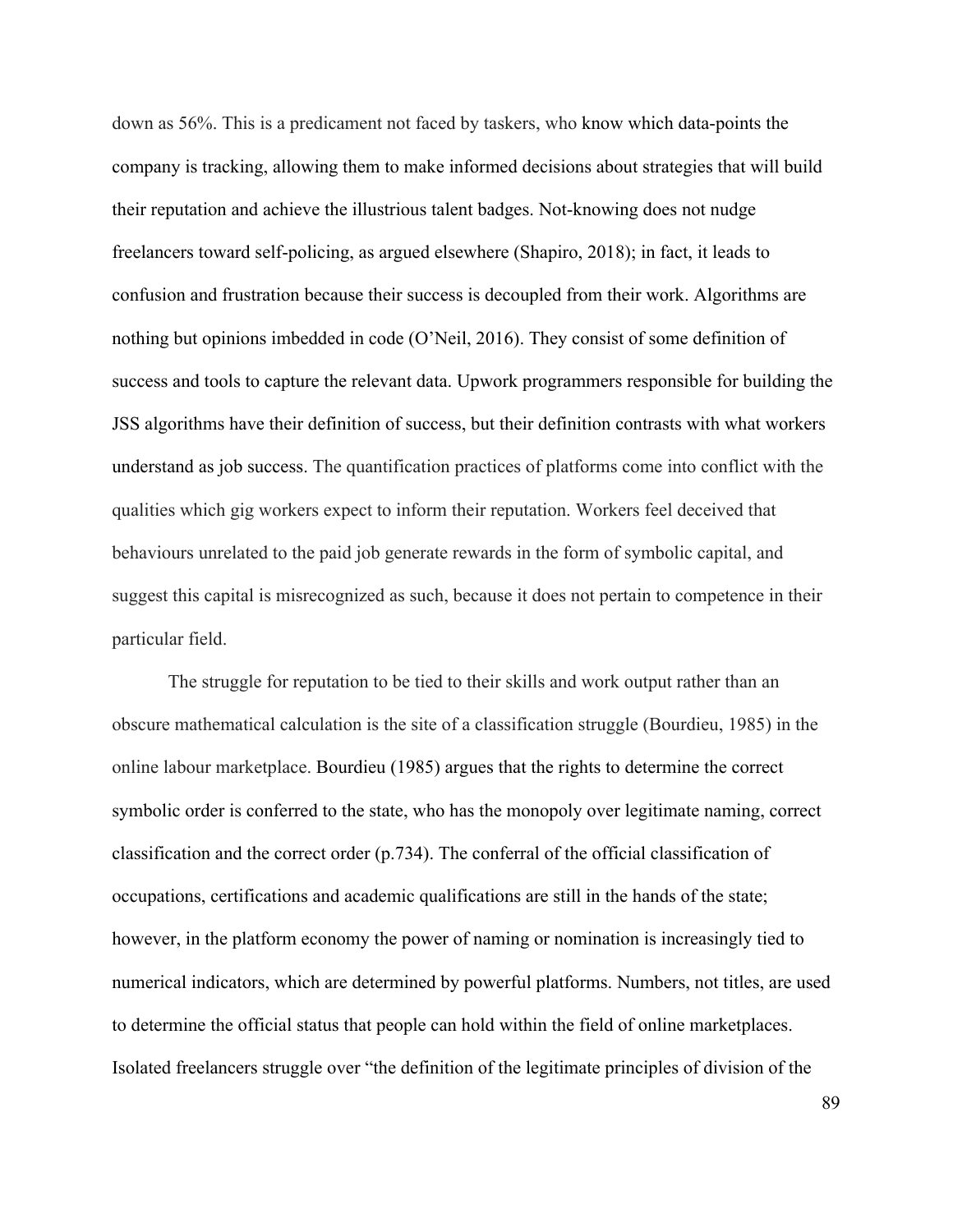down as 56%. This is a predicament not faced by taskers, who know which data-points the company is tracking, allowing them to make informed decisions about strategies that will build their reputation and achieve the illustrious talent badges. Not-knowing does not nudge freelancers toward self-policing, as argued elsewhere (Shapiro, 2018); in fact, it leads to confusion and frustration because their success is decoupled from their work. Algorithms are nothing but opinions imbedded in code (O'Neil, 2016). They consist of some definition of success and tools to capture the relevant data. Upwork programmers responsible for building the JSS algorithms have their definition of success, but their definition contrasts with what workers understand as job success. The quantification practices of platforms come into conflict with the qualities which gig workers expect to inform their reputation. Workers feel deceived that behaviours unrelated to the paid job generate rewards in the form of symbolic capital, and suggest this capital is misrecognized as such, because it does not pertain to competence in their particular field.

The struggle for reputation to be tied to their skills and work output rather than an obscure mathematical calculation is the site of a classification struggle (Bourdieu, 1985) in the online labour marketplace. Bourdieu (1985) argues that the rights to determine the correct symbolic order is conferred to the state, who has the monopoly over legitimate naming, correct classification and the correct order (p.734). The conferral of the official classification of occupations, certifications and academic qualifications are still in the hands of the state; however, in the platform economy the power of naming or nomination is increasingly tied to numerical indicators, which are determined by powerful platforms. Numbers, not titles, are used to determine the official status that people can hold within the field of online marketplaces. Isolated freelancers struggle over "the definition of the legitimate principles of division of the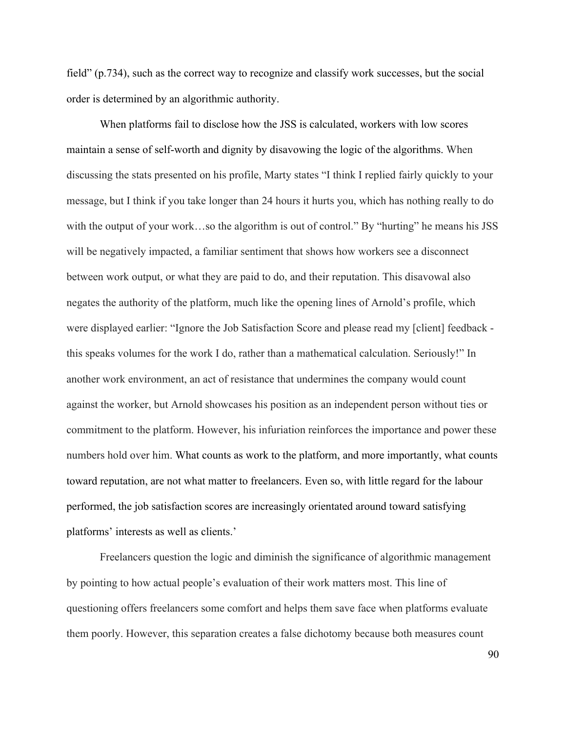field" (p.734), such as the correct way to recognize and classify work successes, but the social order is determined by an algorithmic authority.

When platforms fail to disclose how the JSS is calculated, workers with low scores maintain a sense of self-worth and dignity by disavowing the logic of the algorithms. When discussing the stats presented on his profile, Marty states "I think I replied fairly quickly to your message, but I think if you take longer than 24 hours it hurts you, which has nothing really to do with the output of your work…so the algorithm is out of control." By "hurting" he means his JSS will be negatively impacted, a familiar sentiment that shows how workers see a disconnect between work output, or what they are paid to do, and their reputation. This disavowal also negates the authority of the platform, much like the opening lines of Arnold's profile, which were displayed earlier: "Ignore the Job Satisfaction Score and please read my [client] feedback - this speaks volumes for the work I do, rather than a mathematical calculation. Seriously!" In another work environment, an act of resistance that undermines the company would count against the worker, but Arnold showcases his position as an independent person without ties or commitment to the platform. However, his infuriation reinforces the importance and power these numbers hold over him. What counts as work to the platform, and more importantly, what counts toward reputation, are not what matter to freelancers. Even so, with little regard for the labour performed, the job satisfaction scores are increasingly orientated around toward satisfying platforms' interests as well as clients.'

Freelancers question the logic and diminish the significance of algorithmic management by pointing to how actual people's evaluation of their work matters most. This line of questioning offers freelancers some comfort and helps them save face when platforms evaluate them poorly. However, this separation creates a false dichotomy because both measures count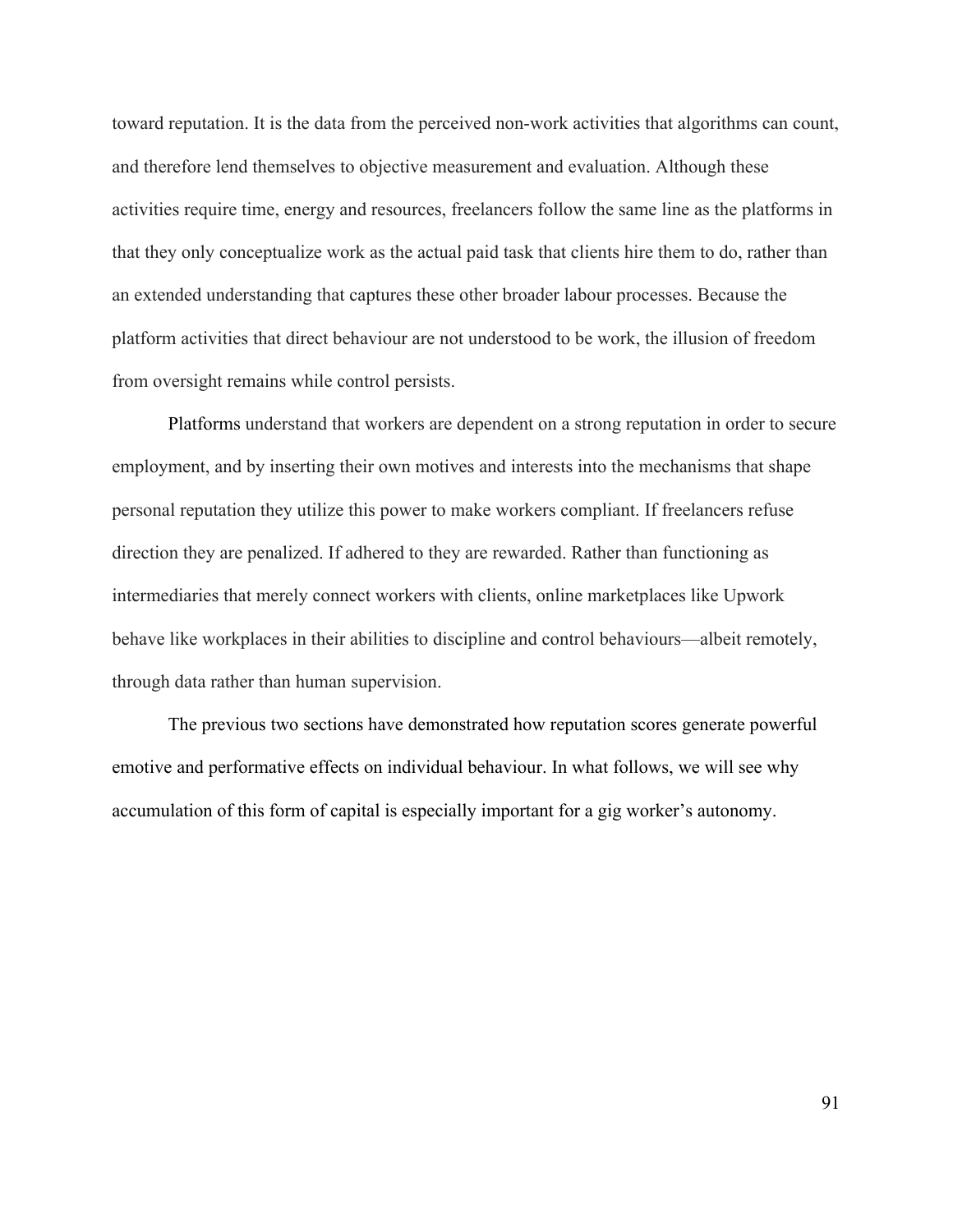toward reputation. It is the data from the perceived non-work activities that algorithms can count, and therefore lend themselves to objective measurement and evaluation. Although these activities require time, energy and resources, freelancers follow the same line as the platforms in that they only conceptualize work as the actual paid task that clients hire them to do, rather than an extended understanding that captures these other broader labour processes. Because the platform activities that direct behaviour are not understood to be work, the illusion of freedom from oversight remains while control persists.

Platforms understand that workers are dependent on a strong reputation in order to secure employment, and by inserting their own motives and interests into the mechanisms that shape personal reputation they utilize this power to make workers compliant. If freelancers refuse direction they are penalized. If adhered to they are rewarded. Rather than functioning as intermediaries that merely connect workers with clients, online marketplaces like Upwork behave like workplaces in their abilities to discipline and control behaviours—albeit remotely, through data rather than human supervision.

The previous two sections have demonstrated how reputation scores generate powerful emotive and performative effects on individual behaviour. In what follows, we will see why accumulation of this form of capital is especially important for a gig worker's autonomy.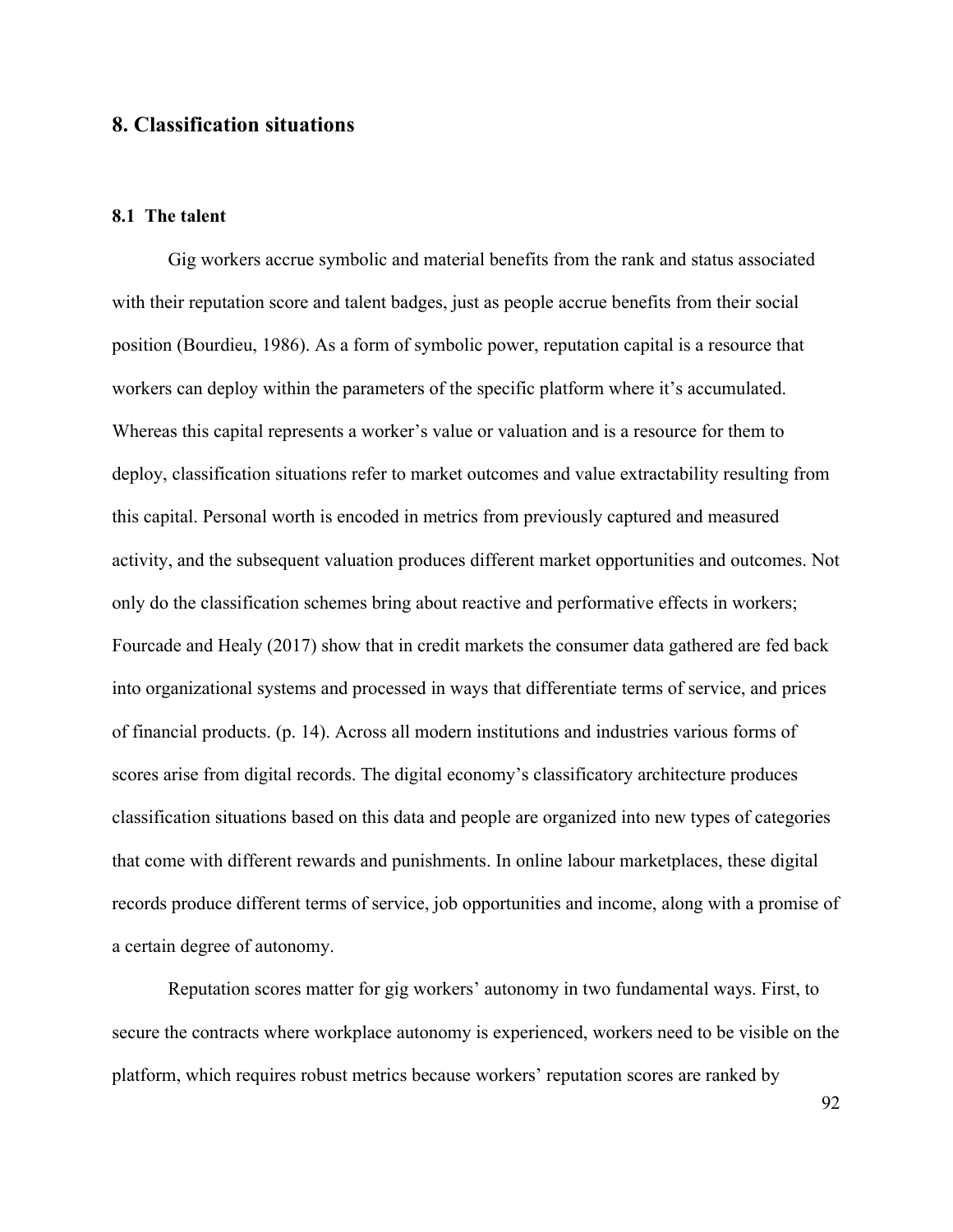# 8. Classification situations

## 8.1 The talent

Gig workers accrue symbolic and material benefits from the rank and status associated with their reputation score and talent badges, just as people accrue benefits from their social position (Bourdieu, 1986). As a form of symbolic power, reputation capital is a resource that workers can deploy within the parameters of the specific platform where it's accumulated. Whereas this capital represents a worker's value or valuation and is a resource for them to deploy, classification situations refer to market outcomes and value extractability resulting from this capital. Personal worth is encoded in metrics from previously captured and measured activity, and the subsequent valuation produces different market opportunities and outcomes. Not only do the classification schemes bring about reactive and performative effects in workers; Fourcade and Healy (2017) show that in credit markets the consumer data gathered are fed back into organizational systems and processed in ways that differentiate terms of service, and prices of financial products. (p. 14). Across all modern institutions and industries various forms of scores arise from digital records. The digital economy's classificatory architecture produces classification situations based on this data and people are organized into new types of categories that come with different rewards and punishments. In online labour marketplaces, these digital records produce different terms of service, job opportunities and income, along with a promise of a certain degree of autonomy.

Reputation scores matter for gig workers' autonomy in two fundamental ways. First, to secure the contracts where workplace autonomy is experienced, workers need to be visible on the platform, which requires robust metrics because workers' reputation scores are ranked by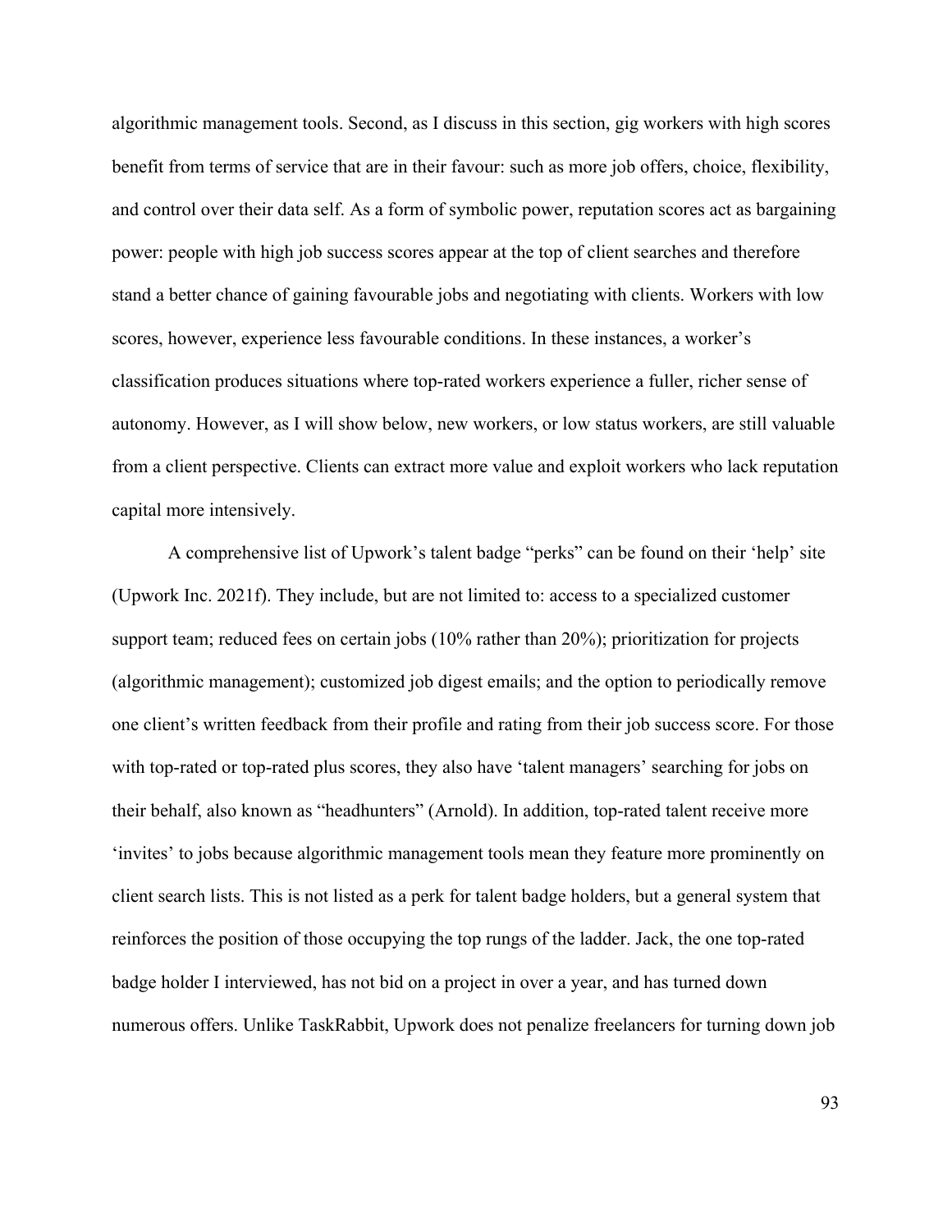algorithmic management tools. Second, as I discuss in this section, gig workers with high scores benefit from terms of service that are in their favour: such as more job offers, choice, flexibility, and control over their data self. As a form of symbolic power, reputation scores act as bargaining power: people with high job success scores appear at the top of client searches and therefore stand a better chance of gaining favourable jobs and negotiating with clients. Workers with low scores, however, experience less favourable conditions. In these instances, a worker's classification produces situations where top-rated workers experience a fuller, richer sense of autonomy. However, as I will show below, new workers, or low status workers, are still valuable from a client perspective. Clients can extract more value and exploit workers who lack reputation capital more intensively.

A comprehensive list of Upwork's talent badge "perks" can be found on their 'help' site (Upwork Inc. 2021f). They include, but are not limited to: access to a specialized customer support team; reduced fees on certain jobs (10% rather than 20%); prioritization for projects (algorithmic management); customized job digest emails; and the option to periodically remove one client's written feedback from their profile and rating from their job success score. For those with top-rated or top-rated plus scores, they also have 'talent managers' searching for jobs on their behalf, also known as "headhunters" (Arnold). In addition, top-rated talent receive more 'invites' to jobs because algorithmic management tools mean they feature more prominently on client search lists. This is not listed as a perk for talent badge holders, but a general system that reinforces the position of those occupying the top rungs of the ladder. Jack, the one top-rated badge holder I interviewed, has not bid on a project in over a year, and has turned down numerous offers. Unlike TaskRabbit, Upwork does not penalize freelancers for turning down job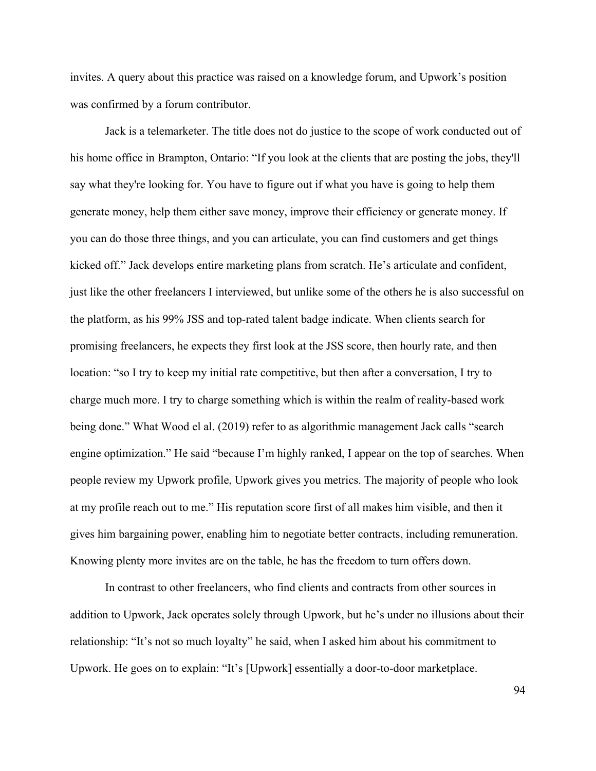invites. A query about this practice was raised on a knowledge forum, and Upwork's position was confirmed by a forum contributor.

Jack is a telemarketer. The title does not do justice to the scope of work conducted out of his home office in Brampton, Ontario: "If you look at the clients that are posting the jobs, they'll say what they're looking for. You have to figure out if what you have is going to help them generate money, help them either save money, improve their efficiency or generate money. If you can do those three things, and you can articulate, you can find customers and get things kicked off." Jack develops entire marketing plans from scratch. He's articulate and confident, just like the other freelancers I interviewed, but unlike some of the others he is also successful on the platform, as his 99% JSS and top-rated talent badge indicate. When clients search for promising freelancers, he expects they first look at the JSS score, then hourly rate, and then location: "so I try to keep my initial rate competitive, but then after a conversation, I try to charge much more. I try to charge something which is within the realm of reality-based work being done." What Wood el al. (2019) refer to as algorithmic management Jack calls "search engine optimization." He said "because I'm highly ranked, I appear on the top of searches. When people review my Upwork profile, Upwork gives you metrics. The majority of people who look at my profile reach out to me." His reputation score first of all makes him visible, and then it gives him bargaining power, enabling him to negotiate better contracts, including remuneration. Knowing plenty more invites are on the table, he has the freedom to turn offers down.

In contrast to other freelancers, who find clients and contracts from other sources in addition to Upwork, Jack operates solely through Upwork, but he's under no illusions about their relationship: "It's not so much loyalty" he said, when I asked him about his commitment to Upwork. He goes on to explain: "It's [Upwork] essentially a door-to-door marketplace.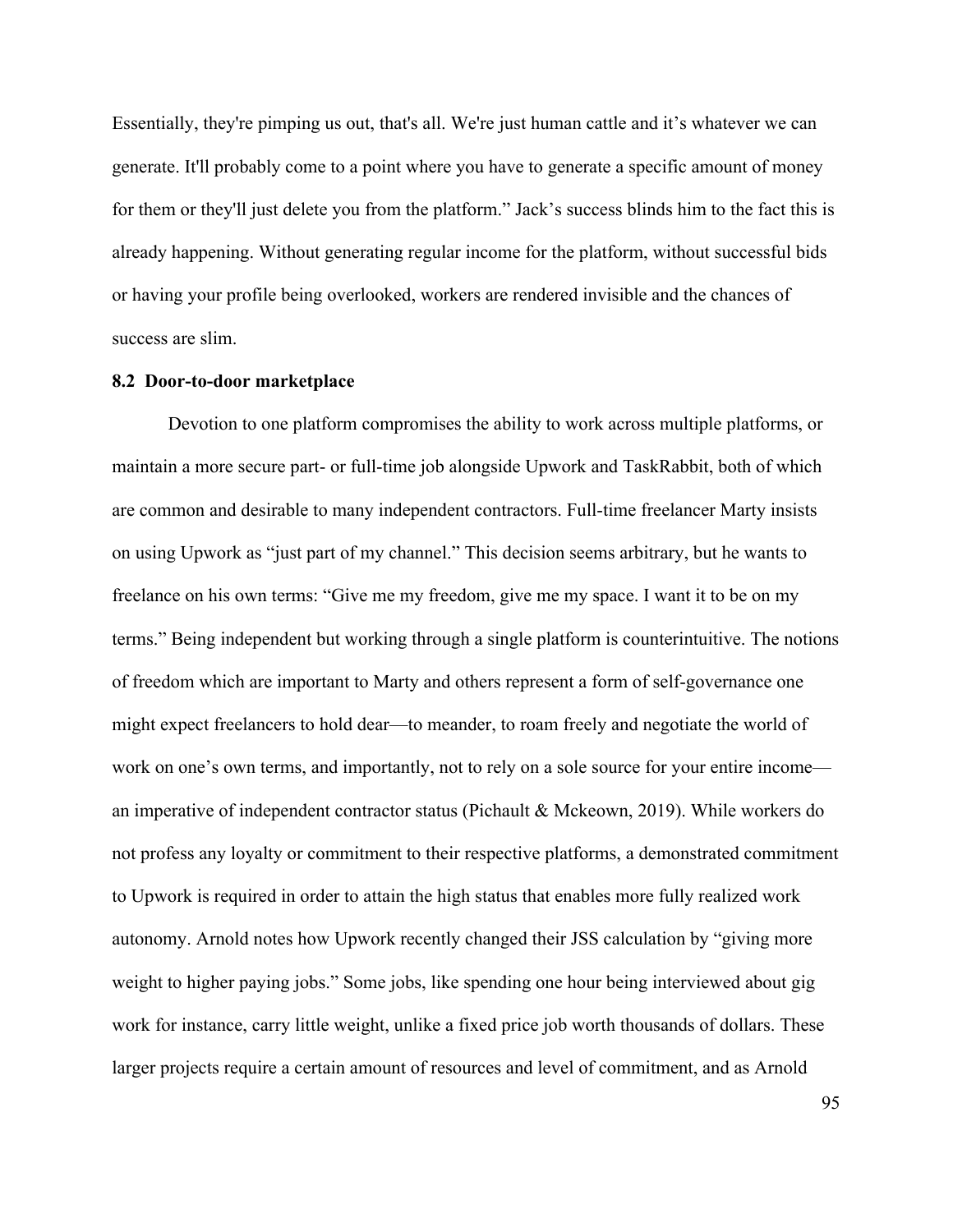Essentially, they're pimping us out, that's all. We're just human cattle and it's whatever we can generate. It'll probably come to a point where you have to generate a specific amount of money for them or they'll just delete you from the platform." Jack's success blinds him to the fact this is already happening. Without generating regular income for the platform, without successful bids or having your profile being overlooked, workers are rendered invisible and the chances of success are slim.

### 8.2 Door-to-door marketplace

Devotion to one platform compromises the ability to work across multiple platforms, or maintain a more secure part- or full-time job alongside Upwork and TaskRabbit, both of which are common and desirable to many independent contractors. Full-time freelancer Marty insists on using Upwork as "just part of my channel." This decision seems arbitrary, but he wants to freelance on his own terms: "Give me my freedom, give me my space. I want it to be on my terms." Being independent but working through a single platform is counterintuitive. The notions of freedom which are important to Marty and others represent a form of self-governance one might expect freelancers to hold dear—to meander, to roam freely and negotiate the world of work on one's own terms, and importantly, not to rely on a sole source for your entire income—an imperative of independent contractor status (Pichault & Mckeown, 2019). While workers do not profess any loyalty or commitment to their respective platforms, a demonstrated commitment to Upwork is required in order to attain the high status that enables more fully realized work autonomy. Arnold notes how Upwork recently changed their JSS calculation by "giving more weight to higher paying jobs." Some jobs, like spending one hour being interviewed about gig work for instance, carry little weight, unlike a fixed price job worth thousands of dollars. These larger projects require a certain amount of resources and level of commitment, and as Arnold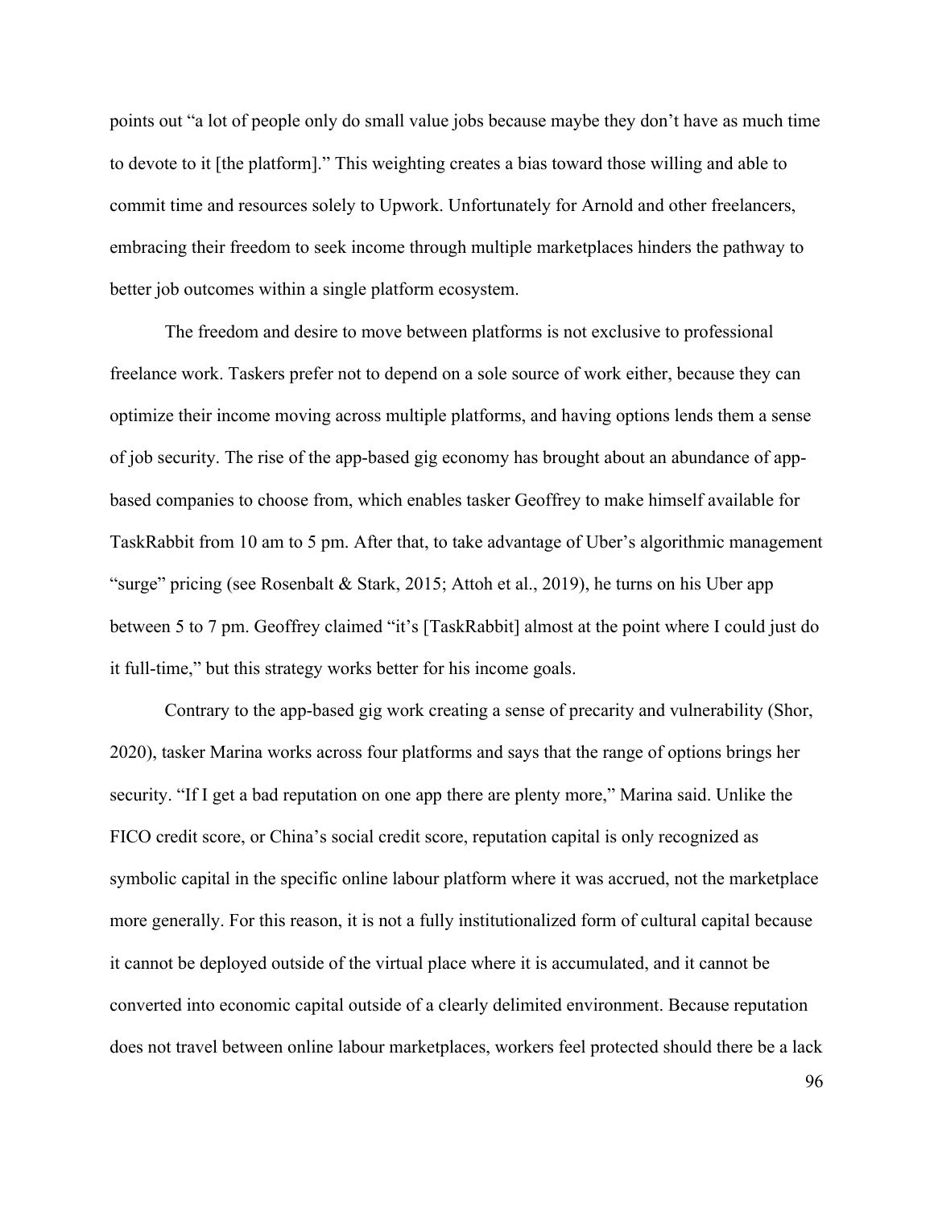points out "a lot of people only do small value jobs because maybe they don't have as much time to devote to it [the platform]." This weighting creates a bias toward those willing and able to commit time and resources solely to Upwork. Unfortunately for Arnold and other freelancers, embracing their freedom to seek income through multiple marketplaces hinders the pathway to better job outcomes within a single platform ecosystem.

The freedom and desire to move between platforms is not exclusive to professional freelance work. Taskers prefer not to depend on a sole source of work either, because they can optimize their income moving across multiple platforms, and having options lends them a sense of job security. The rise of the app-based gig economy has brought about an abundance of app-based companies to choose from, which enables tasker Geoffrey to make himself available for TaskRabbit from 10 am to 5 pm. After that, to take advantage of Uber's algorithmic management "surge" pricing (see Rosenbalt & Stark, 2015; Attoh et al., 2019), he turns on his Uber app between 5 to 7 pm. Geoffrey claimed "it's [TaskRabbit] almost at the point where I could just do it full-time," but this strategy works better for his income goals.

Contrary to the app-based gig work creating a sense of precarity and vulnerability (Shor, 2020), tasker Marina works across four platforms and says that the range of options brings her security. "If I get a bad reputation on one app there are plenty more," Marina said. Unlike the FICO credit score, or China's social credit score, reputation capital is only recognized as symbolic capital in the specific online labour platform where it was accrued, not the marketplace more generally. For this reason, it is not a fully institutionalized form of cultural capital because it cannot be deployed outside of the virtual place where it is accumulated, and it cannot be converted into economic capital outside of a clearly delimited environment. Because reputation does not travel between online labour marketplaces, workers feel protected should there be a lack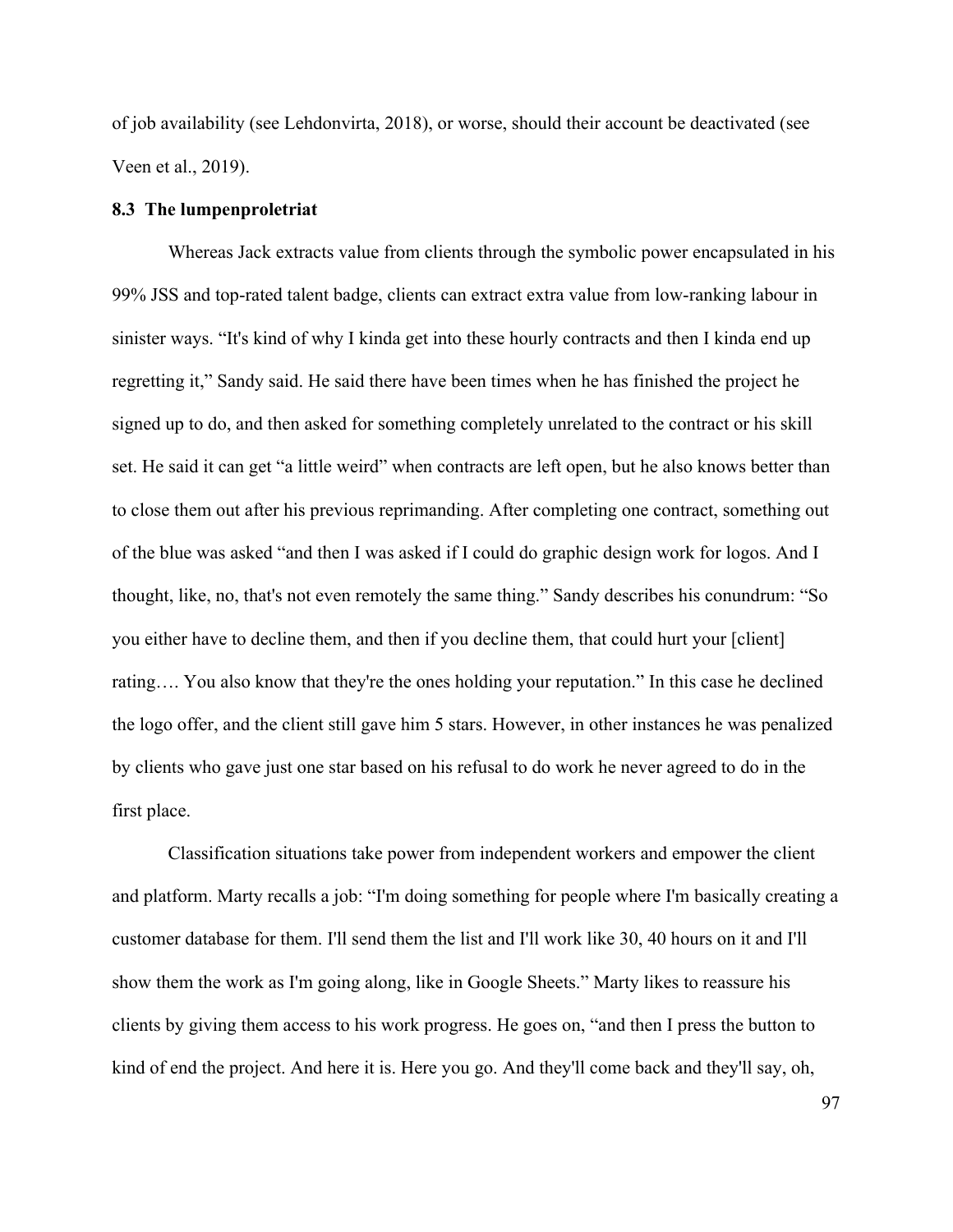of job availability (see Lehdonvirta, 2018), or worse, should their account be deactivated (see Veen et al., 2019).

### 8.3 The lumpenproletriat

Whereas Jack extracts value from clients through the symbolic power encapsulated in his 99% JSS and top-rated talent badge, clients can extract extra value from low-ranking labour in sinister ways. "It's kind of why I kinda get into these hourly contracts and then I kinda end up regretting it," Sandy said. He said there have been times when he has finished the project he signed up to do, and then asked for something completely unrelated to the contract or his skill set. He said it can get "a little weird" when contracts are left open, but he also knows better than to close them out after his previous reprimanding. After completing one contract, something out of the blue was asked "and then I was asked if I could do graphic design work for logos. And I thought, like, no, that's not even remotely the same thing." Sandy describes his conundrum: "So you either have to decline them, and then if you decline them, that could hurt your [client] rating…. You also know that they're the ones holding your reputation." In this case he declined the logo offer, and the client still gave him 5 stars. However, in other instances he was penalized by clients who gave just one star based on his refusal to do work he never agreed to do in the first place.

Classification situations take power from independent workers and empower the client and platform. Marty recalls a job: "I'm doing something for people where I'm basically creating a customer database for them. I'll send them the list and I'll work like 30, 40 hours on it and I'll show them the work as I'm going along, like in Google Sheets." Marty likes to reassure his clients by giving them access to his work progress. He goes on, "and then I press the button to kind of end the project. And here it is. Here you go. And they'll come back and they'll say, oh,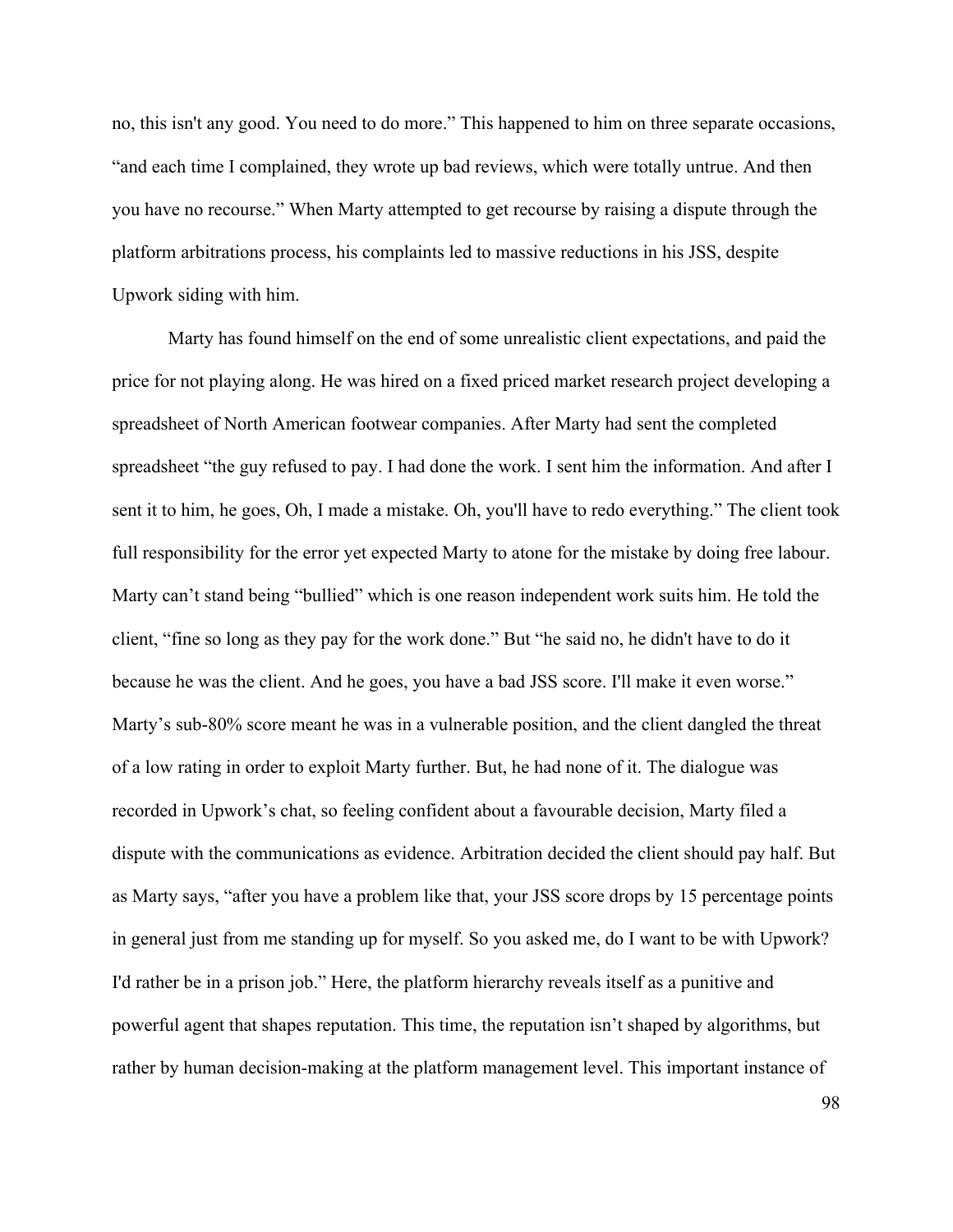no, this isn't any good. You need to do more." This happened to him on three separate occasions, "and each time I complained, they wrote up bad reviews, which were totally untrue. And then you have no recourse." When Marty attempted to get recourse by raising a dispute through the platform arbitrations process, his complaints led to massive reductions in his JSS, despite Upwork siding with him.

Marty has found himself on the end of some unrealistic client expectations, and paid the price for not playing along. He was hired on a fixed priced market research project developing a spreadsheet of North American footwear companies. After Marty had sent the completed spreadsheet "the guy refused to pay. I had done the work. I sent him the information. And after I sent it to him, he goes, Oh, I made a mistake. Oh, you'll have to redo everything." The client took full responsibility for the error yet expected Marty to atone for the mistake by doing free labour. Marty can't stand being "bullied" which is one reason independent work suits him. He told the client, "fine so long as they pay for the work done." But "he said no, he didn't have to do it because he was the client. And he goes, you have a bad JSS score. I'll make it even worse." Marty's sub-80% score meant he was in a vulnerable position, and the client dangled the threat of a low rating in order to exploit Marty further. But, he had none of it. The dialogue was recorded in Upwork's chat, so feeling confident about a favourable decision, Marty filed a dispute with the communications as evidence. Arbitration decided the client should pay half. But as Marty says, "after you have a problem like that, your JSS score drops by 15 percentage points in general just from me standing up for myself. So you asked me, do I want to be with Upwork? I'd rather be in a prison job." Here, the platform hierarchy reveals itself as a punitive and powerful agent that shapes reputation. This time, the reputation isn't shaped by algorithms, but rather by human decision-making at the platform management level. This important instance of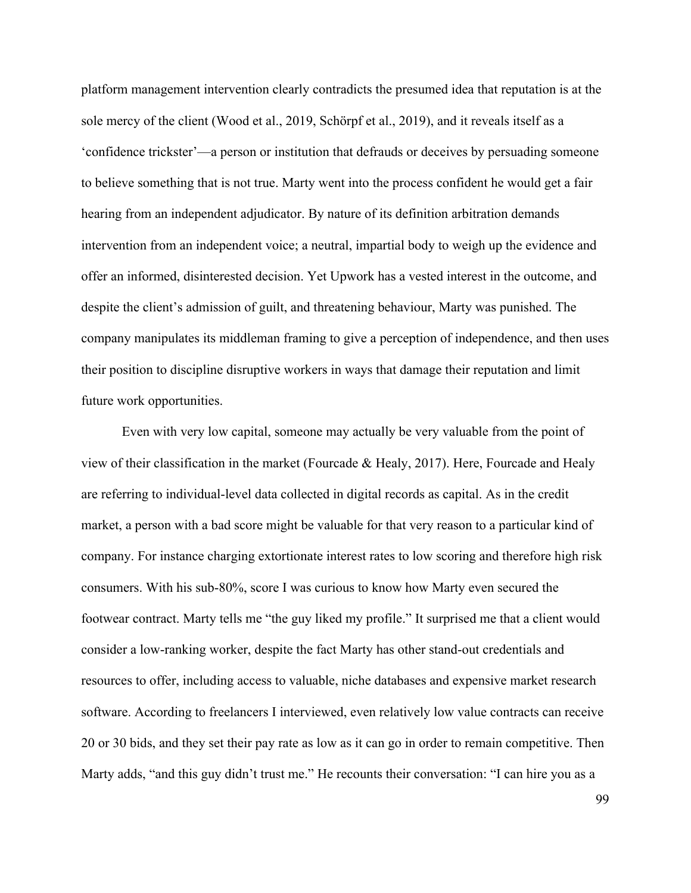platform management intervention clearly contradicts the presumed idea that reputation is at the sole mercy of the client (Wood et al., 2019, Schörpf et al., 2019), and it reveals itself as a 'confidence trickster'—a person or institution that defrauds or deceives by persuading someone to believe something that is not true. Marty went into the process confident he would get a fair hearing from an independent adjudicator. By nature of its definition arbitration demands intervention from an independent voice; a neutral, impartial body to weigh up the evidence and offer an informed, disinterested decision. Yet Upwork has a vested interest in the outcome, and despite the client's admission of guilt, and threatening behaviour, Marty was punished. The company manipulates its middleman framing to give a perception of independence, and then uses their position to discipline disruptive workers in ways that damage their reputation and limit future work opportunities.

Even with very low capital, someone may actually be very valuable from the point of view of their classification in the market (Fourcade & Healy, 2017). Here, Fourcade and Healy are referring to individual-level data collected in digital records as capital. As in the credit market, a person with a bad score might be valuable for that very reason to a particular kind of company. For instance charging extortionate interest rates to low scoring and therefore high risk consumers. With his sub-80%, score I was curious to know how Marty even secured the footwear contract. Marty tells me "the guy liked my profile." It surprised me that a client would consider a low-ranking worker, despite the fact Marty has other stand-out credentials and resources to offer, including access to valuable, niche databases and expensive market research software. According to freelancers I interviewed, even relatively low value contracts can receive 20 or 30 bids, and they set their pay rate as low as it can go in order to remain competitive. Then Marty adds, "and this guy didn't trust me." He recounts their conversation: "I can hire you as a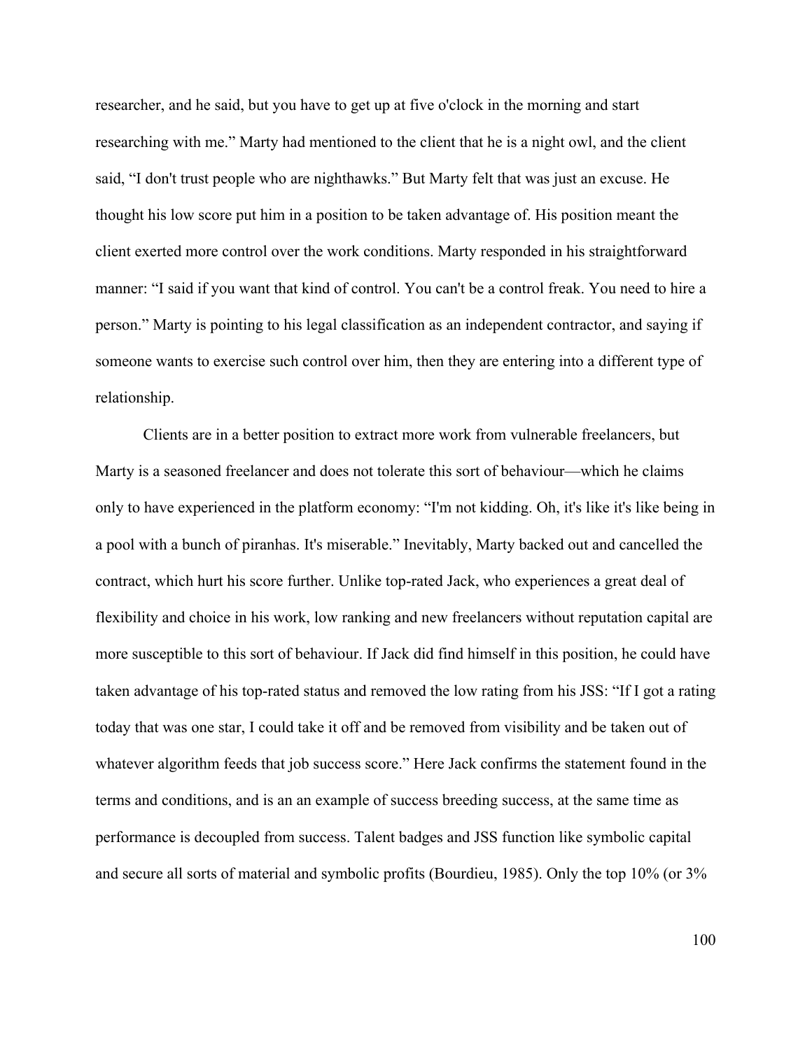researcher, and he said, but you have to get up at five o'clock in the morning and start researching with me." Marty had mentioned to the client that he is a night owl, and the client said, "I don't trust people who are nighthawks." But Marty felt that was just an excuse. He thought his low score put him in a position to be taken advantage of. His position meant the client exerted more control over the work conditions. Marty responded in his straightforward manner: "I said if you want that kind of control. You can't be a control freak. You need to hire a person." Marty is pointing to his legal classification as an independent contractor, and saying if someone wants to exercise such control over him, then they are entering into a different type of relationship.

Clients are in a better position to extract more work from vulnerable freelancers, but Marty is a seasoned freelancer and does not tolerate this sort of behaviour—which he claims only to have experienced in the platform economy: "I'm not kidding. Oh, it's like it's like being in a pool with a bunch of piranhas. It's miserable." Inevitably, Marty backed out and cancelled the contract, which hurt his score further. Unlike top-rated Jack, who experiences a great deal of flexibility and choice in his work, low ranking and new freelancers without reputation capital are more susceptible to this sort of behaviour. If Jack did find himself in this position, he could have taken advantage of his top-rated status and removed the low rating from his JSS: "If I got a rating today that was one star, I could take it off and be removed from visibility and be taken out of whatever algorithm feeds that job success score." Here Jack confirms the statement found in the terms and conditions, and is an an example of success breeding success, at the same time as performance is decoupled from success. Talent badges and JSS function like symbolic capital and secure all sorts of material and symbolic profits (Bourdieu, 1985). Only the top 10% (or 3%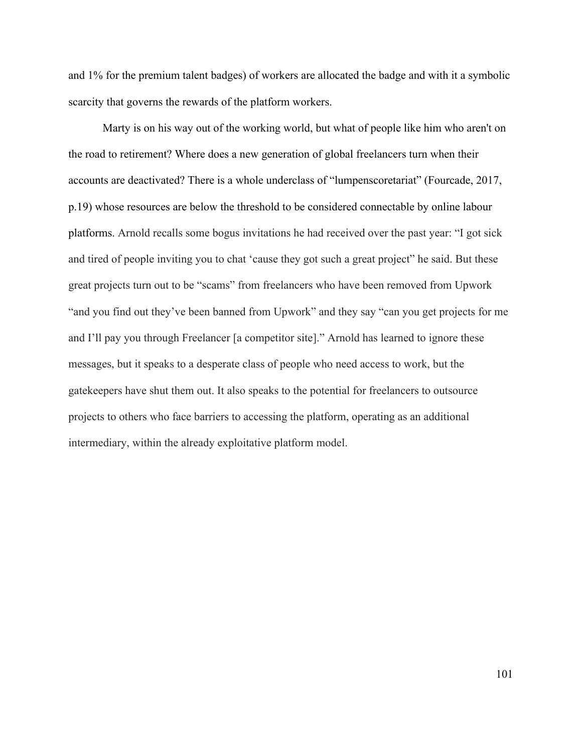and 1% for the premium talent badges) of workers are allocated the badge and with it a symbolic scarcity that governs the rewards of the platform workers.

Marty is on his way out of the working world, but what of people like him who aren't on the road to retirement? Where does a new generation of global freelancers turn when their accounts are deactivated? There is a whole underclass of "lumpenscoretariat" (Fourcade, 2017, p.19) whose resources are below the threshold to be considered connectable by online labour platforms. Arnold recalls some bogus invitations he had received over the past year: "I got sick and tired of people inviting you to chat 'cause they got such a great project" he said. But these great projects turn out to be "scams" from freelancers who have been removed from Upwork "and you find out they've been banned from Upwork" and they say "can you get projects for me and I'll pay you through Freelancer [a competitor site]." Arnold has learned to ignore these messages, but it speaks to a desperate class of people who need access to work, but the gatekeepers have shut them out. It also speaks to the potential for freelancers to outsource projects to others who face barriers to accessing the platform, operating as an additional intermediary, within the already exploitative platform model.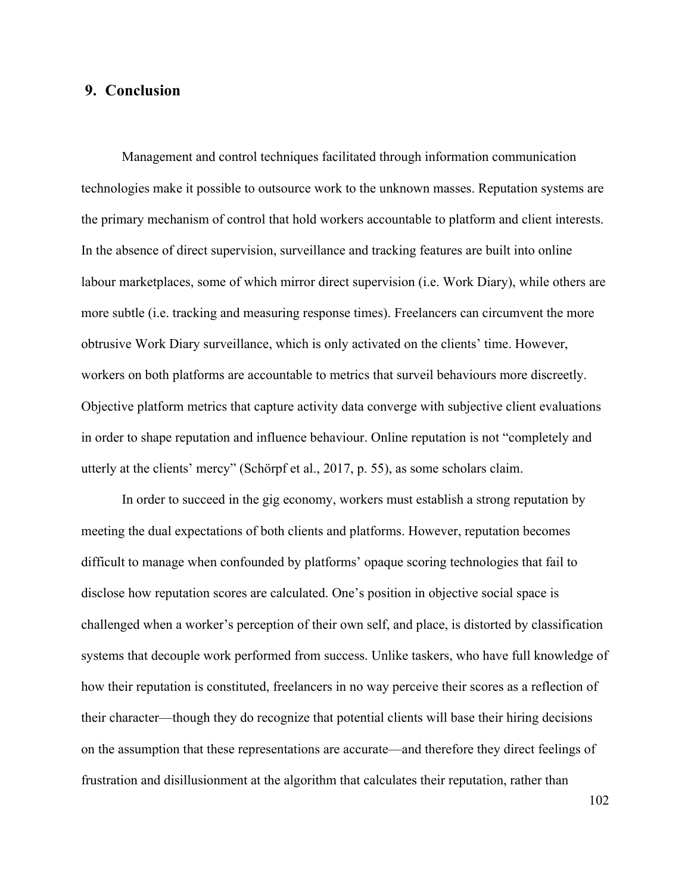## 9. Conclusion

Management and control techniques facilitated through information communication technologies make it possible to outsource work to the unknown masses. Reputation systems are the primary mechanism of control that hold workers accountable to platform and client interests. In the absence of direct supervision, surveillance and tracking features are built into online labour marketplaces, some of which mirror direct supervision (i.e. Work Diary), while others are more subtle (i.e. tracking and measuring response times). Freelancers can circumvent the more obtrusive Work Diary surveillance, which is only activated on the clients' time. However, workers on both platforms are accountable to metrics that surveil behaviours more discreetly. Objective platform metrics that capture activity data converge with subjective client evaluations in order to shape reputation and influence behaviour. Online reputation is not "completely and utterly at the clients' mercy" (Schörpf et al., 2017, p. 55), as some scholars claim.

In order to succeed in the gig economy, workers must establish a strong reputation by meeting the dual expectations of both clients and platforms. However, reputation becomes difficult to manage when confounded by platforms' opaque scoring technologies that fail to disclose how reputation scores are calculated. One's position in objective social space is challenged when a worker's perception of their own self, and place, is distorted by classification systems that decouple work performed from success. Unlike taskers, who have full knowledge of how their reputation is constituted, freelancers in no way perceive their scores as a reflection of their character—though they do recognize that potential clients will base their hiring decisions on the assumption that these representations are accurate—and therefore they direct feelings of frustration and disillusionment at the algorithm that calculates their reputation, rather than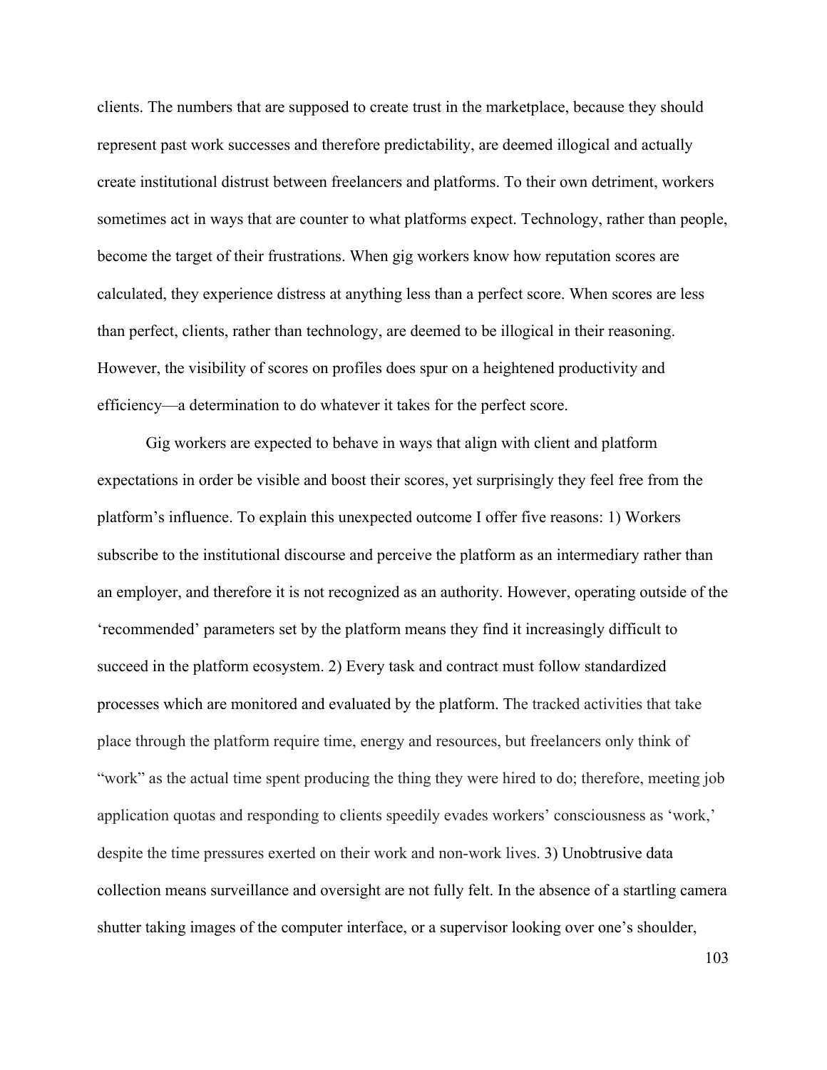clients. The numbers that are supposed to create trust in the marketplace, because they should represent past work successes and therefore predictability, are deemed illogical and actually create institutional distrust between freelancers and platforms. To their own detriment, workers sometimes act in ways that are counter to what platforms expect. Technology, rather than people, become the target of their frustrations. When gig workers know how reputation scores are calculated, they experience distress at anything less than a perfect score. When scores are less than perfect, clients, rather than technology, are deemed to be illogical in their reasoning. However, the visibility of scores on profiles does spur on a heightened productivity and efficiency—a determination to do whatever it takes for the perfect score.

Gig workers are expected to behave in ways that align with client and platform expectations in order be visible and boost their scores, yet surprisingly they feel free from the platform's influence. To explain this unexpected outcome I offer five reasons: 1) Workers subscribe to the institutional discourse and perceive the platform as an intermediary rather than an employer, and therefore it is not recognized as an authority. However, operating outside of the 'recommended' parameters set by the platform means they find it increasingly difficult to succeed in the platform ecosystem. 2) Every task and contract must follow standardized processes which are monitored and evaluated by the platform. The tracked activities that take place through the platform require time, energy and resources, but freelancers only think of "work" as the actual time spent producing the thing they were hired to do; therefore, meeting job application quotas and responding to clients speedily evades workers' consciousness as 'work,' despite the time pressures exerted on their work and non-work lives. 3) Unobtrusive data collection means surveillance and oversight are not fully felt. In the absence of a startling camera shutter taking images of the computer interface, or a supervisor looking over one's shoulder,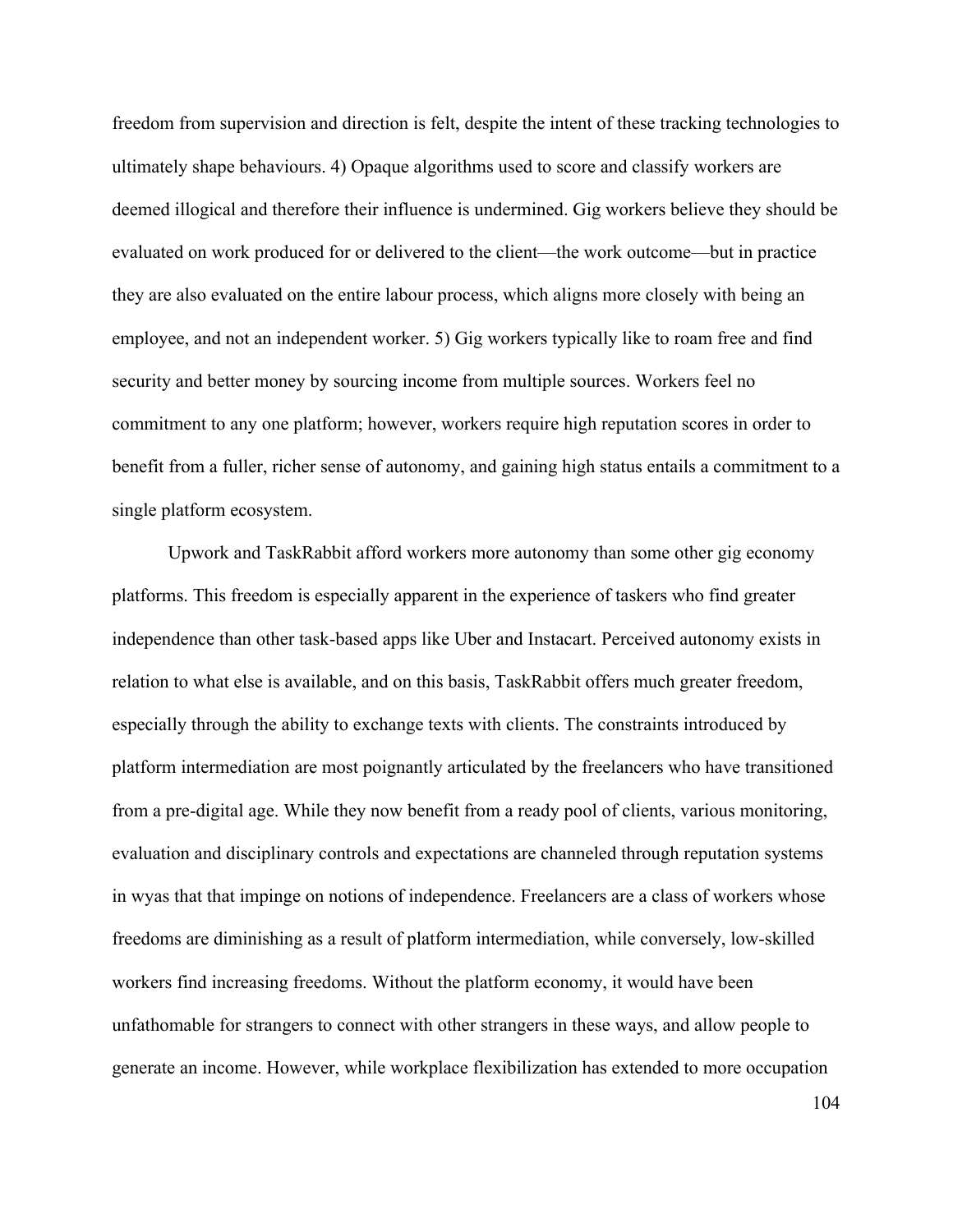freedom from supervision and direction is felt, despite the intent of these tracking technologies to ultimately shape behaviours. 4) Opaque algorithms used to score and classify workers are deemed illogical and therefore their influence is undermined. Gig workers believe they should be evaluated on work produced for or delivered to the client—the work outcome—but in practice they are also evaluated on the entire labour process, which aligns more closely with being an employee, and not an independent worker. 5) Gig workers typically like to roam free and find security and better money by sourcing income from multiple sources. Workers feel no commitment to any one platform; however, workers require high reputation scores in order to benefit from a fuller, richer sense of autonomy, and gaining high status entails a commitment to a single platform ecosystem.

Upwork and TaskRabbit afford workers more autonomy than some other gig economy platforms. This freedom is especially apparent in the experience of taskers who find greater independence than other task-based apps like Uber and Instacart. Perceived autonomy exists in relation to what else is available, and on this basis, TaskRabbit offers much greater freedom, especially through the ability to exchange texts with clients. The constraints introduced by platform intermediation are most poignantly articulated by the freelancers who have transitioned from a pre-digital age. While they now benefit from a ready pool of clients, various monitoring, evaluation and disciplinary controls and expectations are channeled through reputation systems in wyas that that impinge on notions of independence. Freelancers are a class of workers whose freedoms are diminishing as a result of platform intermediation, while conversely, low-skilled workers find increasing freedoms. Without the platform economy, it would have been unfathomable for strangers to connect with other strangers in these ways, and allow people to generate an income. However, while workplace flexibilization has extended to more occupation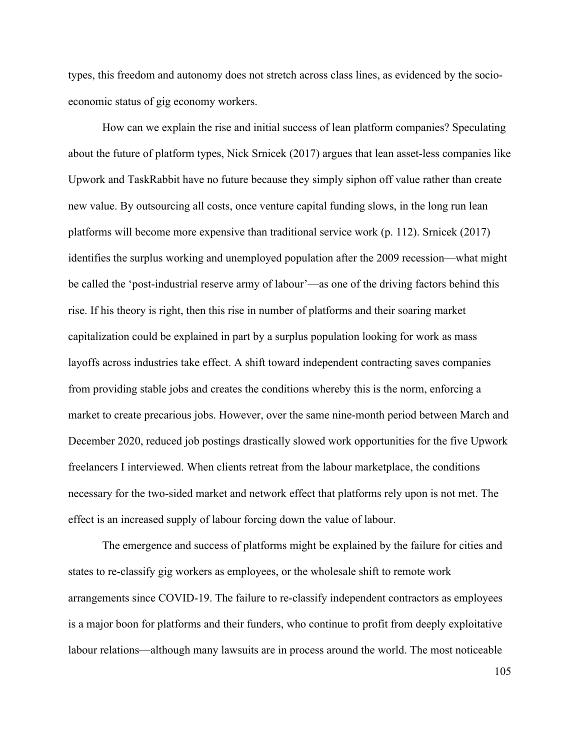types, this freedom and autonomy does not stretch across class lines, as evidenced by the socio-economic status of gig economy workers.

How can we explain the rise and initial success of lean platform companies? Speculating about the future of platform types, Nick Srnicek (2017) argues that lean asset-less companies like Upwork and TaskRabbit have no future because they simply siphon off value rather than create new value. By outsourcing all costs, once venture capital funding slows, in the long run lean platforms will become more expensive than traditional service work (p. 112). Srnicek (2017) identifies the surplus working and unemployed population after the 2009 recession—what might be called the 'post-industrial reserve army of labour'—as one of the driving factors behind this rise. If his theory is right, then this rise in number of platforms and their soaring market capitalization could be explained in part by a surplus population looking for work as mass layoffs across industries take effect. A shift toward independent contracting saves companies from providing stable jobs and creates the conditions whereby this is the norm, enforcing a market to create precarious jobs. However, over the same nine-month period between March and December 2020, reduced job postings drastically slowed work opportunities for the five Upwork freelancers I interviewed. When clients retreat from the labour marketplace, the conditions necessary for the two-sided market and network effect that platforms rely upon is not met. The effect is an increased supply of labour forcing down the value of labour.

The emergence and success of platforms might be explained by the failure for cities and states to re-classify gig workers as employees, or the wholesale shift to remote work arrangements since COVID-19. The failure to re-classify independent contractors as employees is a major boon for platforms and their funders, who continue to profit from deeply exploitative labour relations—although many lawsuits are in process around the world. The most noticeable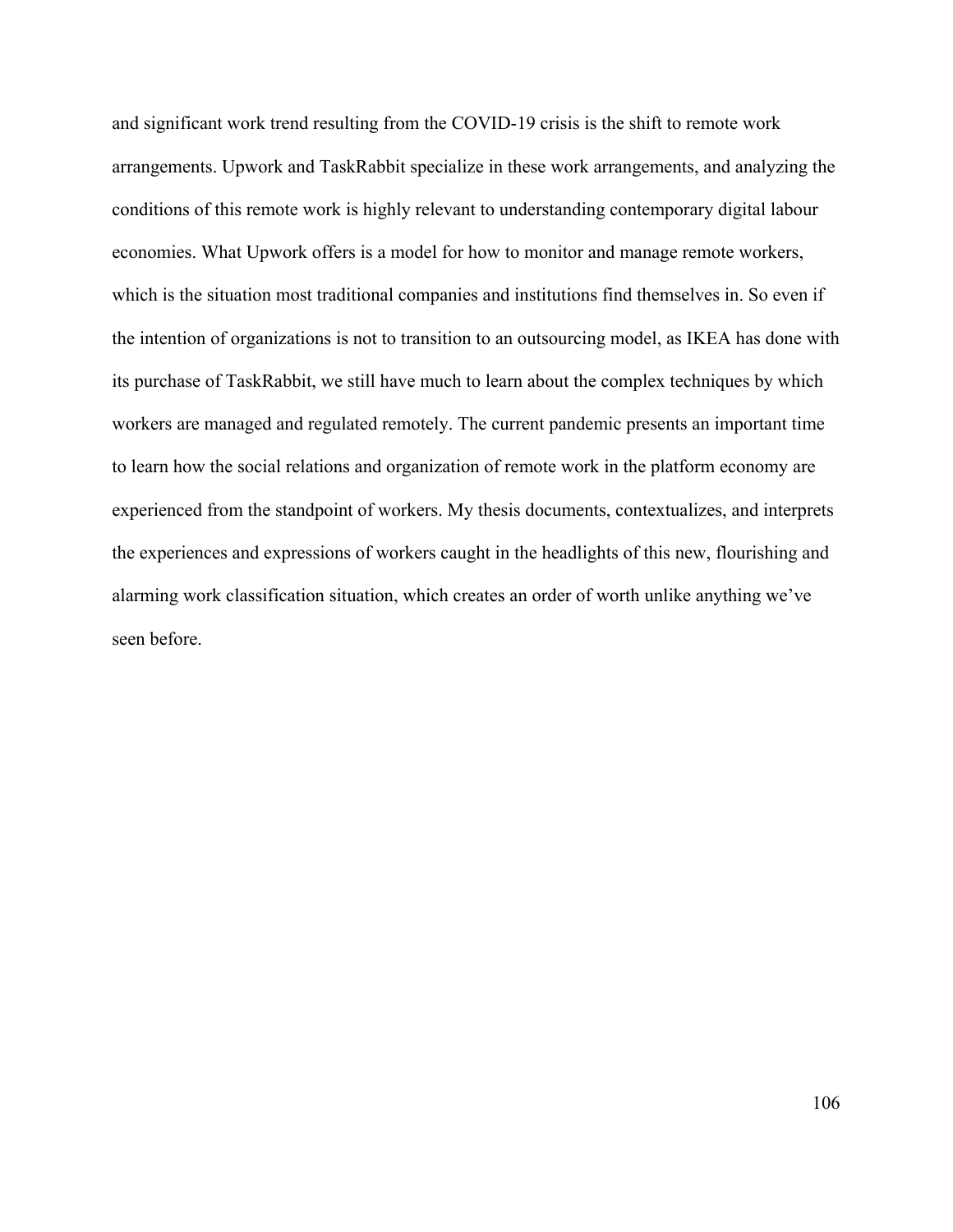and significant work trend resulting from the COVID-19 crisis is the shift to remote work arrangements. Upwork and TaskRabbit specialize in these work arrangements, and analyzing the conditions of this remote work is highly relevant to understanding contemporary digital labour economies. What Upwork offers is a model for how to monitor and manage remote workers, which is the situation most traditional companies and institutions find themselves in. So even if the intention of organizations is not to transition to an outsourcing model, as IKEA has done with its purchase of TaskRabbit, we still have much to learn about the complex techniques by which workers are managed and regulated remotely. The current pandemic presents an important time to learn how the social relations and organization of remote work in the platform economy are experienced from the standpoint of workers. My thesis documents, contextualizes, and interprets the experiences and expressions of workers caught in the headlights of this new, flourishing and alarming work classification situation, which creates an order of worth unlike anything we've seen before.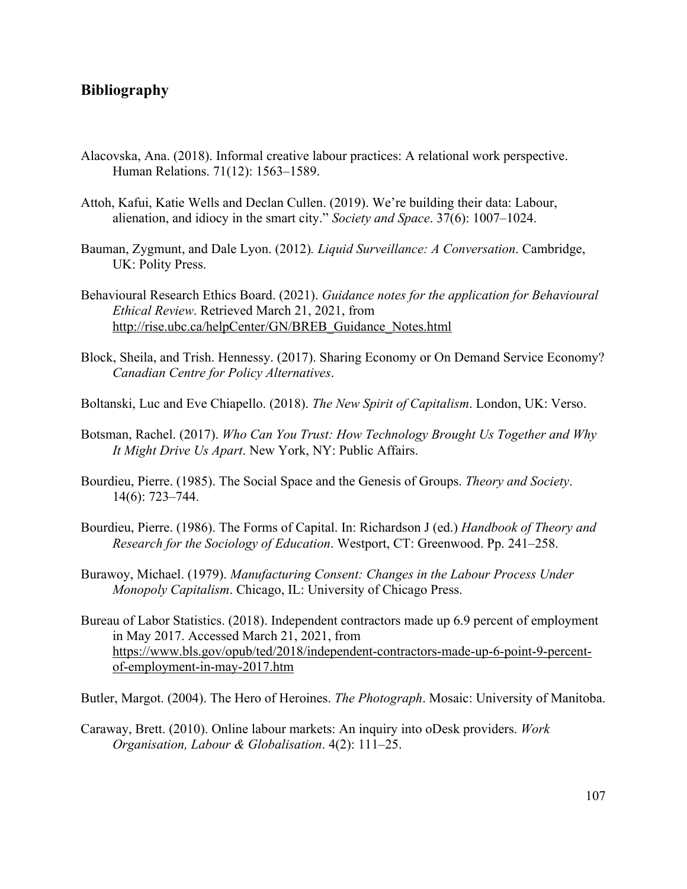## Bibliography

Alacovska, Ana. (2018). Informal creative labour practices: A relational work perspective. Human Relations. 71(12): 1563–1589.

Attoh, Kafui, Katie Wells and Declan Cullen. (2019). We're building their data: Labour, alienation, and idiocy in the smart city." *Society and Space*. 37(6): 1007–1024.

Bauman, Zygmunt, and Dale Lyon. (2012). *Liquid Surveillance: A Conversation*. Cambridge, UK: Polity Press.

Behavioural Research Ethics Board. (2021). *Guidance notes for the application for Behavioural Ethical Review*. Retrieved March 21, 2021, from http://rise.ubc.ca/helpCenter/GN/BREB_Guidance_Notes.html

Block, Sheila, and Trish. Hennessy. (2017). Sharing Economy or On Demand Service Economy? *Canadian Centre for Policy Alternatives*.

Boltanski, Luc and Eve Chiapello. (2018). *The New Spirit of Capitalism*. London, UK: Verso.

Botsman, Rachel. (2017). *Who Can You Trust: How Technology Brought Us Together and Why It Might Drive Us Apart*. New York, NY: Public Affairs.

Bourdieu, Pierre. (1985). The Social Space and the Genesis of Groups. *Theory and Society*. 14(6): 723–744.

Bourdieu, Pierre. (1986). The Forms of Capital. In: Richardson J (ed.) *Handbook of Theory and Research for the Sociology of Education*. Westport, CT: Greenwood. Pp. 241–258.

Burawoy, Michael. (1979). *Manufacturing Consent: Changes in the Labour Process Under Monopoly Capitalism*. Chicago, IL: University of Chicago Press.

Bureau of Labor Statistics. (2018). Independent contractors made up 6.9 percent of employment in May 2017. Accessed March 21, 2021, from https://www.bls.gov/opub/ted/2018/independent-contractors-made-up-6-point-9-percent-of-employment-in-may-2017.htm

Butler, Margot. (2004). The Hero of Heroines. *The Photograph*. Mosaic: University of Manitoba.

Caraway, Brett. (2010). Online labour markets: An inquiry into oDesk providers. *Work Organisation, Labour & Globalisation*. 4(2): 111–25.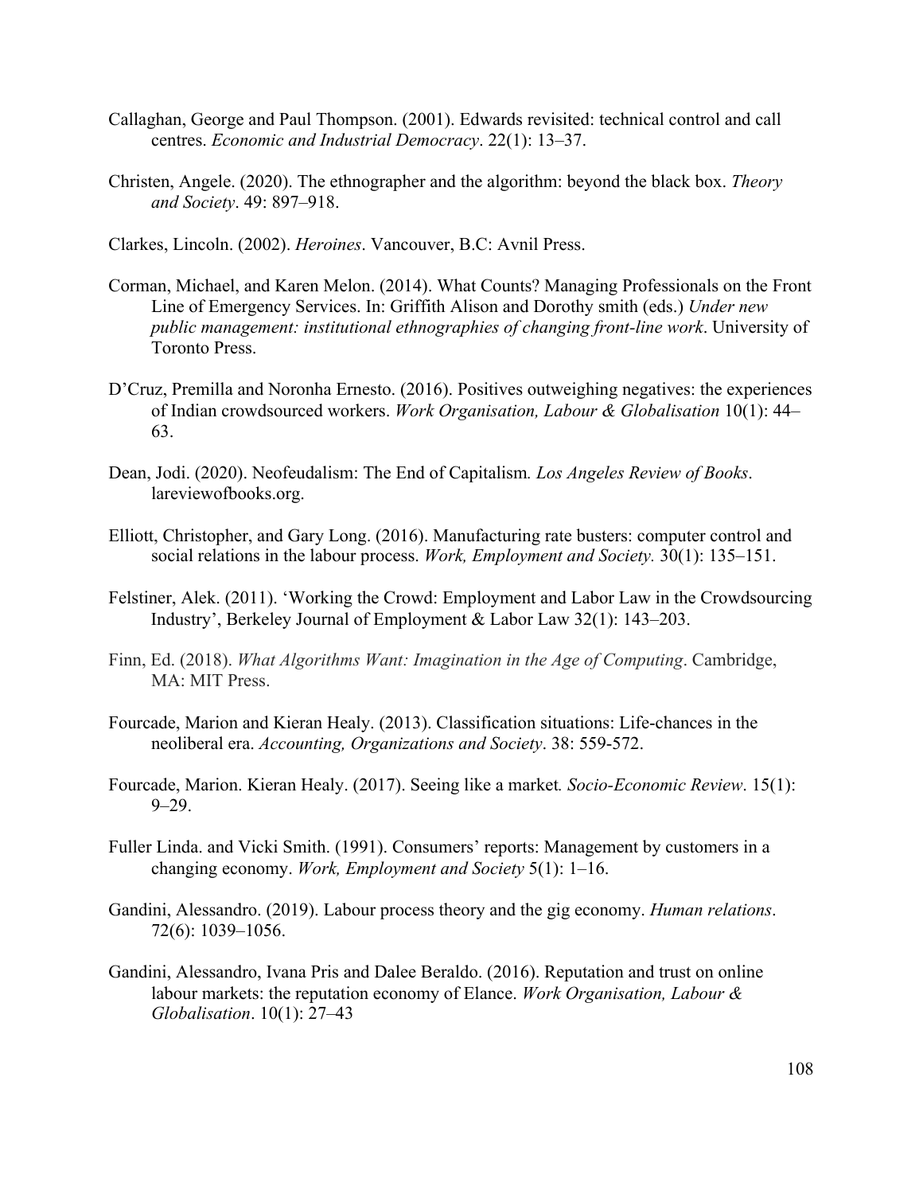Callaghan, George and Paul Thompson. (2001). Edwards revisited: technical control and call centres. *Economic and Industrial Democracy*. 22(1): 13–37.

Christen, Angele. (2020). The ethnographer and the algorithm: beyond the black box. *Theory and Society*. 49: 897–918.

Clarkes, Lincoln. (2002). *Heroines*. Vancouver, B.C: Avnil Press.

Corman, Michael, and Karen Melon. (2014). What Counts? Managing Professionals on the Front Line of Emergency Services. In: Griffith Alison and Dorothy smith (eds.) *Under new public management: institutional ethnographies of changing front-line work*. University of Toronto Press.

D'Cruz, Premilla and Noronha Ernesto. (2016). Positives outweighing negatives: the experiences of Indian crowdsourced workers. *Work Organisation, Labour & Globalisation* 10(1): 44–63.

Dean, Jodi. (2020). Neofeudalism: The End of Capitalism*. Los Angeles Review of Books*. lareviewofbooks.org.

Elliott, Christopher, and Gary Long. (2016). Manufacturing rate busters: computer control and social relations in the labour process. *Work, Employment and Society.* 30(1): 135–151.

Felstiner, Alek. (2011). 'Working the Crowd: Employment and Labor Law in the Crowdsourcing Industry', Berkeley Journal of Employment & Labor Law 32(1): 143–203.

Finn, Ed. (2018). *What Algorithms Want: Imagination in the Age of Computing*. Cambridge, MA: MIT Press.

Fourcade, Marion and Kieran Healy. (2013). Classification situations: Life-chances in the neoliberal era. *Accounting, Organizations and Society*. 38: 559-572.

Fourcade, Marion. Kieran Healy. (2017). Seeing like a market*. Socio-Economic Review*. 15(1): 9–29.

Fuller Linda. and Vicki Smith. (1991). Consumers' reports: Management by customers in a changing economy. *Work, Employment and Society* 5(1): 1–16.

Gandini, Alessandro. (2019). Labour process theory and the gig economy. *Human relations*. 72(6): 1039–1056.

Gandini, Alessandro, Ivana Pris and Dalee Beraldo. (2016). Reputation and trust on online labour markets: the reputation economy of Elance. *Work Organisation, Labour & Globalisation*. 10(1): 27–43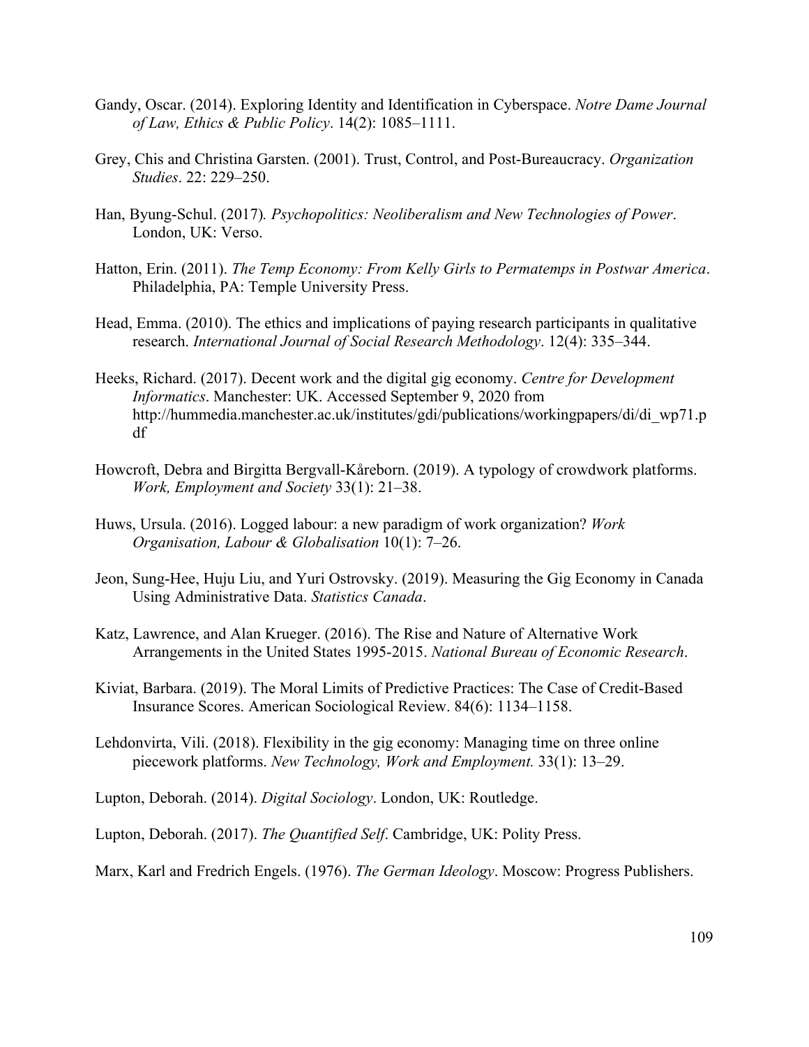Gandy, Oscar. (2014). Exploring Identity and Identification in Cyberspace. *Notre Dame Journal of Law, Ethics & Public Policy*. 14(2): 1085–1111.

Grey, Chis and Christina Garsten. (2001). Trust, Control, and Post-Bureaucracy. *Organization Studies*. 22: 229–250.

Han, Byung-Schul. (2017). *Psychopolitics: Neoliberalism and New Technologies of Power*. London, UK: Verso.

Hatton, Erin. (2011). *The Temp Economy: From Kelly Girls to Permatemps in Postwar America*. Philadelphia, PA: Temple University Press.

Head, Emma. (2010). The ethics and implications of paying research participants in qualitative research. *International Journal of Social Research Methodology*. 12(4): 335–344.

Heeks, Richard. (2017). Decent work and the digital gig economy. *Centre for Development Informatics*. Manchester: UK. Accessed September 9, 2020 from http://hummedia.manchester.ac.uk/institutes/gdi/publications/workingpapers/di/di_wp71.pdf

Howcroft, Debra and Birgitta Bergvall-Kåreborn. (2019). A typology of crowdwork platforms. *Work, Employment and Society* 33(1): 21–38.

Huws, Ursula. (2016). Logged labour: a new paradigm of work organization? *Work Organisation, Labour & Globalisation* 10(1): 7–26.

Jeon, Sung-Hee, Huju Liu, and Yuri Ostrovsky. (2019). Measuring the Gig Economy in Canada Using Administrative Data. *Statistics Canada*.

Katz, Lawrence, and Alan Krueger. (2016). The Rise and Nature of Alternative Work Arrangements in the United States 1995-2015. *National Bureau of Economic Research*.

Kiviat, Barbara. (2019). The Moral Limits of Predictive Practices: The Case of Credit-Based Insurance Scores. American Sociological Review. 84(6): 1134–1158.

Lehdonvirta, Vili. (2018). Flexibility in the gig economy: Managing time on three online piecework platforms. *New Technology, Work and Employment.* 33(1): 13–29.

Lupton, Deborah. (2014). *Digital Sociology*. London, UK: Routledge.

Lupton, Deborah. (2017). *The Quantified Self*. Cambridge, UK: Polity Press.

Marx, Karl and Fredrich Engels. (1976). *The German Ideology*. Moscow: Progress Publishers.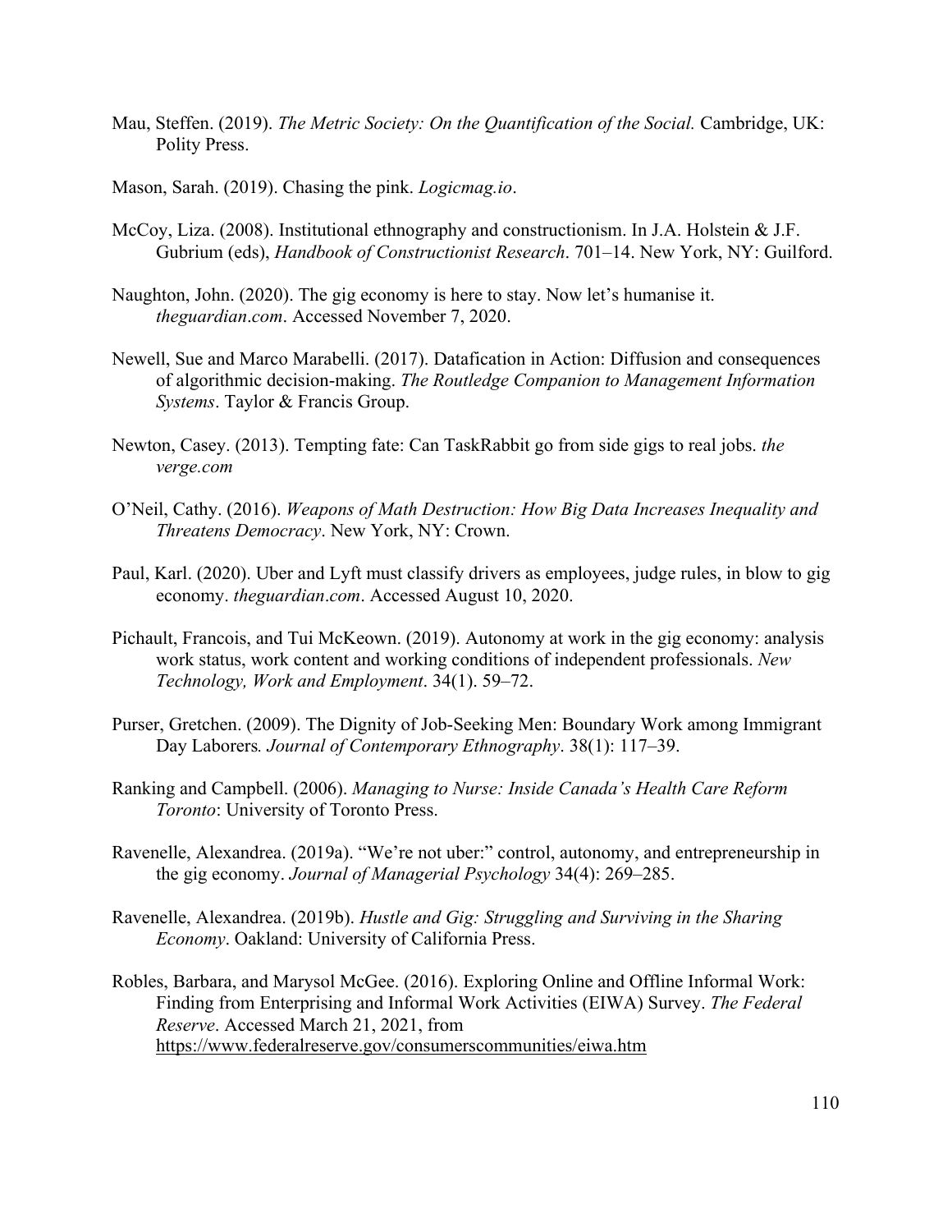Mau, Steffen. (2019). *The Metric Society: On the Quantification of the Social.* Cambridge, UK: Polity Press.

Mason, Sarah. (2019). Chasing the pink. *Logicmag.io*.

McCoy, Liza. (2008). Institutional ethnography and constructionism. In J.A. Holstein & J.F. Gubrium (eds), *Handbook of Constructionist Research*. 701–14. New York, NY: Guilford.

Naughton, John. (2020). The gig economy is here to stay. Now let's humanise it. *theguardian.com*. Accessed November 7, 2020.

Newell, Sue and Marco Marabelli. (2017). Datafication in Action: Diffusion and consequences of algorithmic decision-making. *The Routledge Companion to Management Information Systems*. Taylor & Francis Group.

Newton, Casey. (2013). Tempting fate: Can TaskRabbit go from side gigs to real jobs. *the verge.com*

O'Neil, Cathy. (2016). *Weapons of Math Destruction: How Big Data Increases Inequality and Threatens Democracy*. New York, NY: Crown.

Paul, Karl. (2020). Uber and Lyft must classify drivers as employees, judge rules, in blow to gig economy. *theguardian.com*. Accessed August 10, 2020.

Pichault, Francois, and Tui McKeown. (2019). Autonomy at work in the gig economy: analysis work status, work content and working conditions of independent professionals. *New Technology, Work and Employment*. 34(1). 59–72.

Purser, Gretchen. (2009). The Dignity of Job-Seeking Men: Boundary Work among Immigrant Day Laborers*. Journal of Contemporary Ethnography*. 38(1): 117–39.

Ranking and Campbell. (2006). *Managing to Nurse: Inside Canada's Health Care Reform Toronto*: University of Toronto Press.

Ravenelle, Alexandrea. (2019a). "We're not uber:" control, autonomy, and entrepreneurship in the gig economy. *Journal of Managerial Psychology* 34(4): 269–285.

Ravenelle, Alexandrea. (2019b). *Hustle and Gig: Struggling and Surviving in the Sharing Economy*. Oakland: University of California Press.

Robles, Barbara, and Marysol McGee. (2016). Exploring Online and Offline Informal Work: Finding from Enterprising and Informal Work Activities (EIWA) Survey. *The Federal Reserve*. Accessed March 21, 2021, from https://www.federalreserve.gov/consumerscommunities/eiwa.htm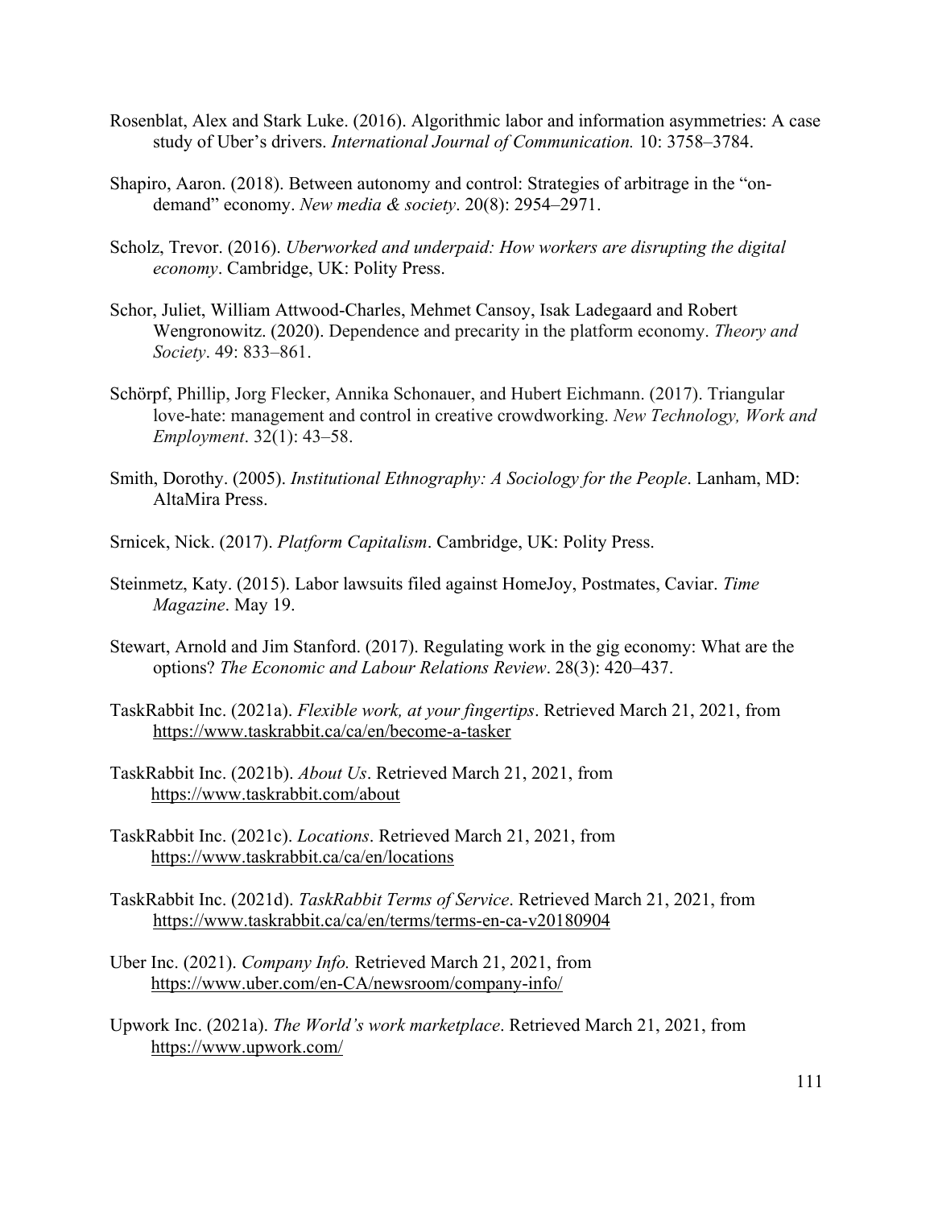Rosenblat, Alex and Stark Luke. (2016). Algorithmic labor and information asymmetries: A case study of Uber's drivers. *International Journal of Communication.* 10: 3758–3784.

Shapiro, Aaron. (2018). Between autonomy and control: Strategies of arbitrage in the "on-demand" economy. *New media & society*. 20(8): 2954–2971.

Scholz, Trevor. (2016). *Uberworked and underpaid: How workers are disrupting the digital economy*. Cambridge, UK: Polity Press.

Schor, Juliet, William Attwood-Charles, Mehmet Cansoy, Isak Ladegaard and Robert Wengronowitz. (2020). Dependence and precarity in the platform economy. *Theory and Society*. 49: 833–861.

Schörpf, Phillip, Jorg Flecker, Annika Schonauer, and Hubert Eichmann. (2017). Triangular love-hate: management and control in creative crowdworking. *New Technology, Work and Employment*. 32(1): 43–58.

Smith, Dorothy. (2005). *Institutional Ethnography: A Sociology for the People*. Lanham, MD: AltaMira Press.

Srnicek, Nick. (2017). *Platform Capitalism*. Cambridge, UK: Polity Press.

Steinmetz, Katy. (2015). Labor lawsuits filed against HomeJoy, Postmates, Caviar. *Time Magazine*. May 19.

Stewart, Arnold and Jim Stanford. (2017). Regulating work in the gig economy: What are the options? *The Economic and Labour Relations Review*. 28(3): 420–437.

TaskRabbit Inc. (2021a). *Flexible work, at your fingertips*. Retrieved March 21, 2021, from https://www.taskrabbit.ca/ca/en/become-a-tasker

TaskRabbit Inc. (2021b). *About Us*. Retrieved March 21, 2021, from https://www.taskrabbit.com/about

TaskRabbit Inc. (2021c). *Locations*. Retrieved March 21, 2021, from https://www.taskrabbit.ca/ca/en/locations

TaskRabbit Inc. (2021d). *TaskRabbit Terms of Service*. Retrieved March 21, 2021, from https://www.taskrabbit.ca/ca/en/terms/terms-en-ca-v20180904

Uber Inc. (2021). *Company Info.* Retrieved March 21, 2021, from https://www.uber.com/en-CA/newsroom/company-info/

Upwork Inc. (2021a). *The World's work marketplace*. Retrieved March 21, 2021, from https://www.upwork.com/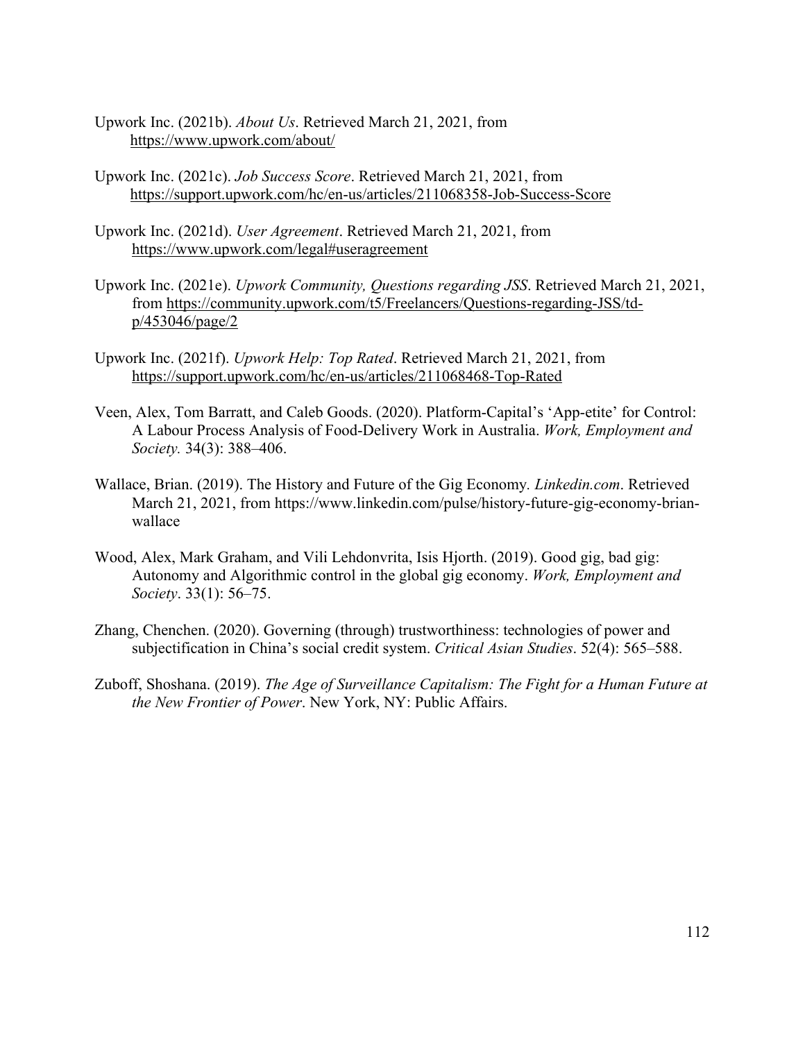Upwork Inc. (2021b). *About Us*. Retrieved March 21, 2021, from https://www.upwork.com/about/

Upwork Inc. (2021c). *Job Success Score*. Retrieved March 21, 2021, from https://support.upwork.com/hc/en-us/articles/211068358-Job-Success-Score

Upwork Inc. (2021d). *User Agreement*. Retrieved March 21, 2021, from https://www.upwork.com/legal#useragreement

Upwork Inc. (2021e). *Upwork Community, Questions regarding JSS*. Retrieved March 21, 2021, from https://community.upwork.com/t5/Freelancers/Questions-regarding-JSS/td-p/453046/page/2

Upwork Inc. (2021f). *Upwork Help: Top Rated*. Retrieved March 21, 2021, from https://support.upwork.com/hc/en-us/articles/211068468-Top-Rated

Veen, Alex, Tom Barratt, and Caleb Goods. (2020). Platform-Capital's 'App-etite' for Control: A Labour Process Analysis of Food-Delivery Work in Australia. *Work, Employment and Society.* 34(3): 388–406.

Wallace, Brian. (2019). The History and Future of the Gig Economy*. Linkedin.com*. Retrieved March 21, 2021, from https://www.linkedin.com/pulse/history-future-gig-economy-brian-wallace

Wood, Alex, Mark Graham, and Vili Lehdonvrita, Isis Hjorth. (2019). Good gig, bad gig: Autonomy and Algorithmic control in the global gig economy. *Work, Employment and Society*. 33(1): 56–75.

Zhang, Chenchen. (2020). Governing (through) trustworthiness: technologies of power and subjectification in China's social credit system. *Critical Asian Studies*. 52(4): 565–588.

Zuboff, Shoshana. (2019). *The Age of Surveillance Capitalism: The Fight for a Human Future at the New Frontier of Power*. New York, NY: Public Affairs.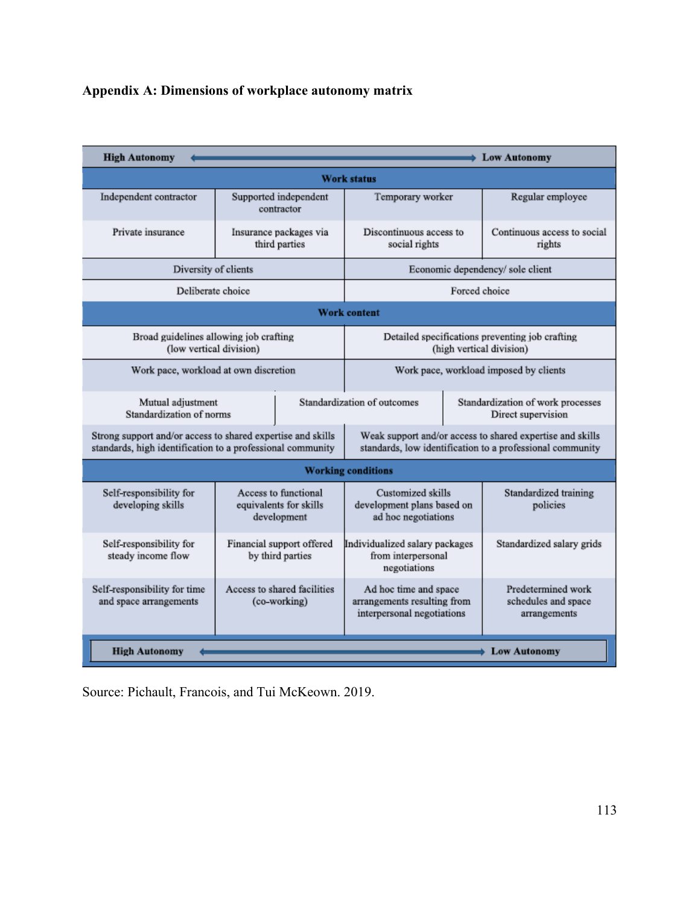## Appendix A: Dimensions of workplace autonomy matrix

| **High Autonomy** ⟵⟶ **Low Autonomy** | | | |
|---|---|---|---|
| **Work status** | | | |
| Independent contractor | Supported independent contractor | Temporary worker | Regular employee |
| Private insurance | Insurance packages via third parties | Discontinuous access to social rights | Continuous access to social rights |
| Diversity of clients | | Economic dependency/ sole client | |
| Deliberate choice | | Forced choice | |
| **Work content** | | | |
| Broad guidelines allowing job crafting (low vertical division) | | Detailed specifications preventing job crafting (high vertical division) | |
| Work pace, workload at own discretion | | Work pace, workload imposed by clients | |
| Mutual adjustment Standardization of norms | Standardization of outcomes | | Standardization of work processes Direct supervision |
| Strong support and/or access to shared expertise and skills standards, high identification to a professional community | | Weak support and/or access to shared expertise and skills standards, low identification to a professional community | |
| **Working conditions** | | | |
| Self-responsibility for developing skills | Access to functional equivalents for skills development | Customized skills development plans based on ad hoc negotiations | Standardized training policies |
| Self-responsibility for steady income flow | Financial support offered by third parties | Individualized salary packages from interpersonal negotiations | Standardized salary grids |
| Self-responsibility for time and space arrangements | Access to shared facilities (co-working) | Ad hoc time and space arrangements resulting from interpersonal negotiations | Predetermined work schedules and space arrangements |
| **High Autonomy** ⟵⟶ **Low Autonomy** | | | |

Source: Pichault, Francois, and Tui McKeown. 2019.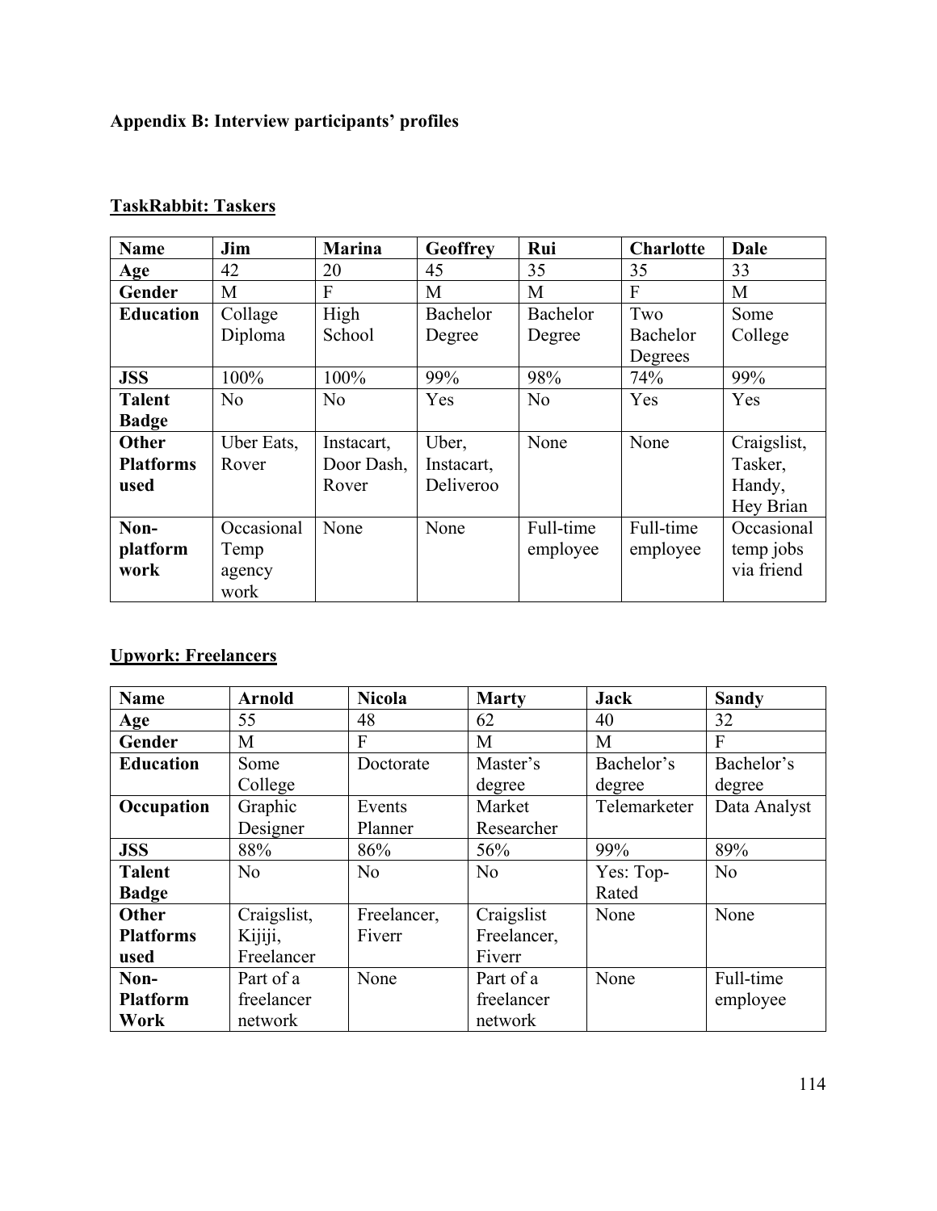**Appendix B: Interview participants' profiles**

**TaskRabbit: Taskers**

| Name | Jim | Marina | Geoffrey | Rui | Charlotte | Dale |
|---|---|---|---|---|---|---|
| Age | 42 | 20 | 45 | 35 | 35 | 33 |
| Gender | M | F | M | M | F | M |
| Education | Collage Diploma | High School | Bachelor Degree | Bachelor Degree | Two Bachelor Degrees | Some College |
| JSS | 100% | 100% | 99% | 98% | 74% | 99% |
| Talent Badge | No | No | Yes | No | Yes | Yes |
| Other Platforms used | Uber Eats, Rover | Instacart, Door Dash, Rover | Uber, Instacart, Deliveroo | None | None | Craigslist, Tasker, Handy, Hey Brian |
| Non-platform work | Occasional Temp agency work | None | None | Full-time employee | Full-time employee | Occasional temp jobs via friend |

**Upwork: Freelancers**

| Name | Arnold | Nicola | Marty | Jack | Sandy |
|---|---|---|---|---|---|
| Age | 55 | 48 | 62 | 40 | 32 |
| Gender | M | F | M | M | F |
| Education | Some College | Doctorate | Master's degree | Bachelor's degree | Bachelor's degree |
| Occupation | Graphic Designer | Events Planner | Market Researcher | Telemarketer | Data Analyst |
| JSS | 88% | 86% | 56% | 99% | 89% |
| Talent Badge | No | No | No | Yes: Top-Rated | No |
| Other Platforms used | Craigslist, Kijiji, Freelancer | Freelancer, Fiverr | Craigslist Freelancer, Fiverr | None | None |
| Non-Platform Work | Part of a freelancer network | None | Part of a freelancer network | None | Full-time employee |